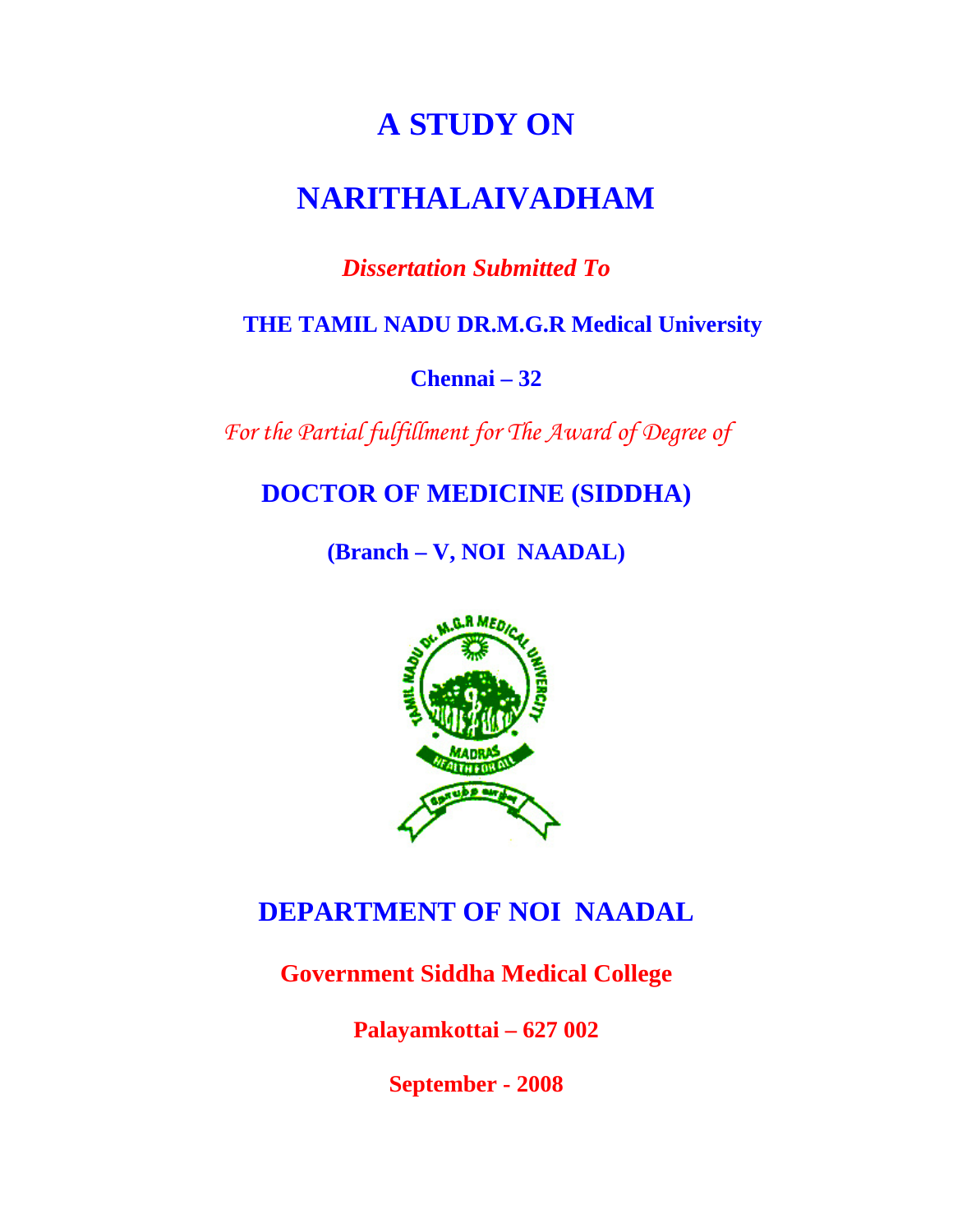# A STUDY ON

# NARITHALAIVADHAM

***Dissertation Submitted To***

**THE TAMIL NADU DR.M.G.R Medical University**

**Chennai – 32**

*For the Partial fulfillment for The Award of Degree of*

## DOCTOR OF MEDICINE (SIDDHA)

**(Branch – V, NOI NAADAL)**

## DEPARTMENT OF NOI NAADAL

**Government Siddha Medical College**

**Palayamkottai – 627 002**

**September - 2008**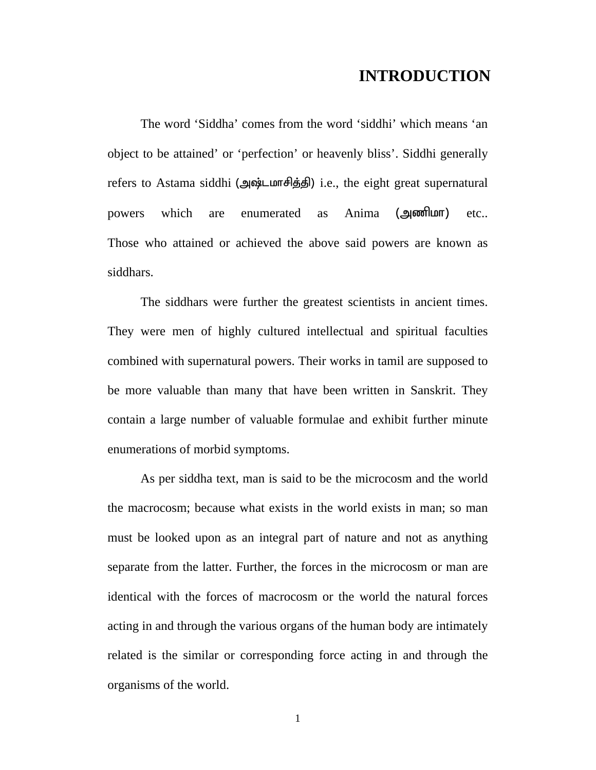# INTRODUCTION

The word ‘Siddha’ comes from the word ‘siddhi’ which means ‘an object to be attained’ or ‘perfection’ or heavenly bliss’. Siddhi generally refers to Astama siddhi (அஷ்டமாசித்தி) i.e., the eight great supernatural powers which are enumerated as Anima (அணிமா) etc.. Those who attained or achieved the above said powers are known as siddhars.

The siddhars were further the greatest scientists in ancient times. They were men of highly cultured intellectual and spiritual faculties combined with supernatural powers. Their works in tamil are supposed to be more valuable than many that have been written in Sanskrit. They contain a large number of valuable formulae and exhibit further minute enumerations of morbid symptoms.

As per siddha text, man is said to be the microcosm and the world the macrocosm; because what exists in the world exists in man; so man must be looked upon as an integral part of nature and not as anything separate from the latter. Further, the forces in the microcosm or man are identical with the forces of macrocosm or the world the natural forces acting in and through the various organs of the human body are intimately related is the similar or corresponding force acting in and through the organisms of the world.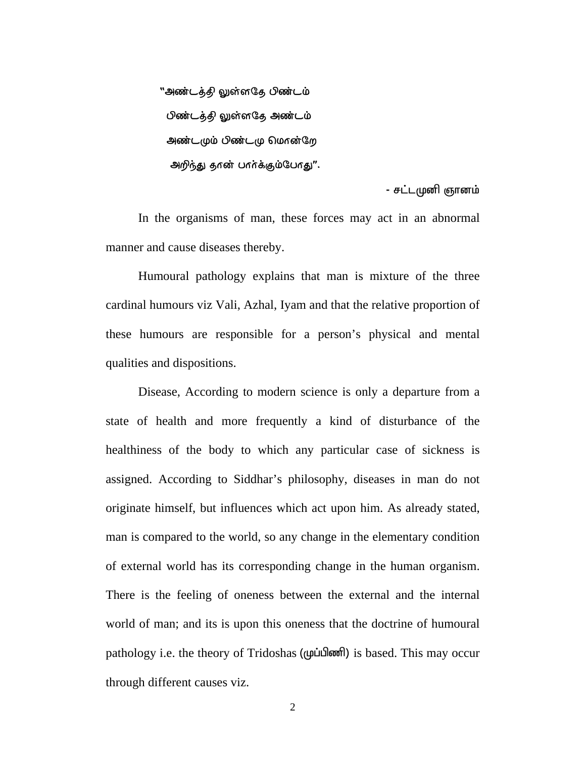"அண்டத்தி லுள்ளதே பிண்டம்
பிண்டத்தி லுள்ளதே அண்டம்
அண்டமும் பிண்டமு மொன்றே
அறிந்து தான் பார்க்கும்போது".

- சட்டமுனி ஞானம்

In the organisms of man, these forces may act in an abnormal manner and cause diseases thereby.

Humoural pathology explains that man is mixture of the three cardinal humours viz Vali, Azhal, Iyam and that the relative proportion of these humours are responsible for a person's physical and mental qualities and dispositions.

Disease, According to modern science is only a departure from a state of health and more frequently a kind of disturbance of the healthiness of the body to which any particular case of sickness is assigned. According to Siddhar's philosophy, diseases in man do not originate himself, but influences which act upon him. As already stated, man is compared to the world, so any change in the elementary condition of external world has its corresponding change in the human organism. There is the feeling of oneness between the external and the internal world of man; and its is upon this oneness that the doctrine of humoural pathology i.e. the theory of Tridoshas (முப்பிணி) is based. This may occur through different causes viz.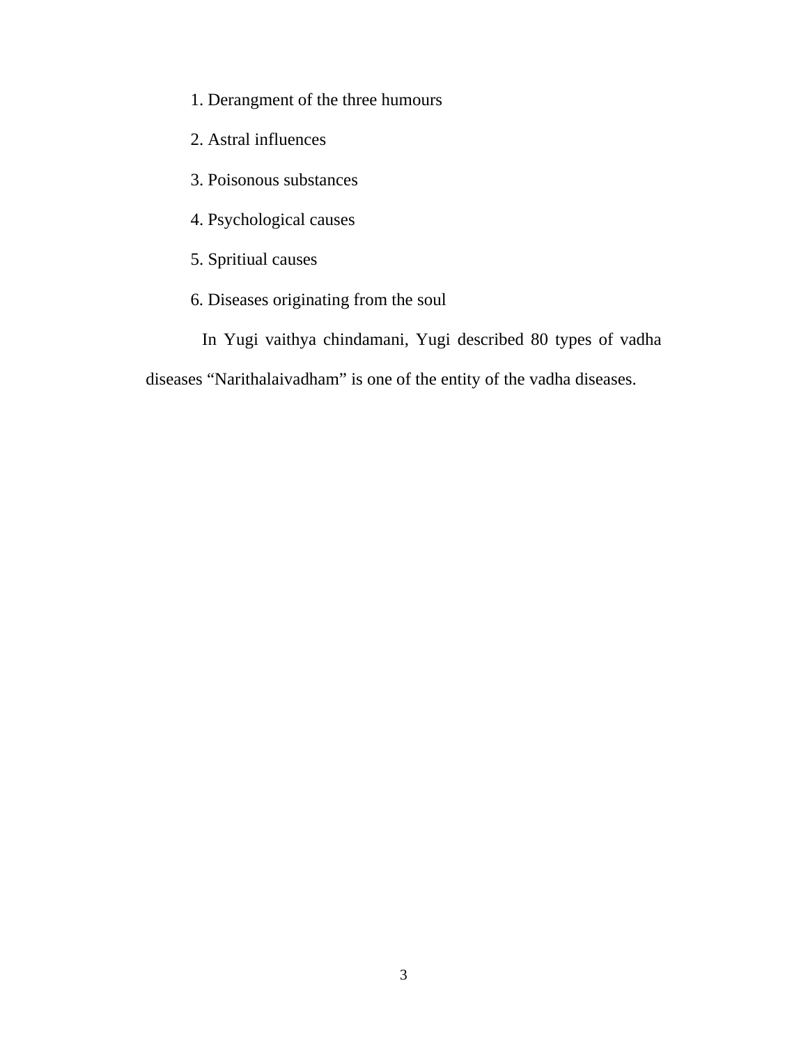1. Derangment of the three humours
2. Astral influences
3. Poisonous substances
4. Psychological causes
5. Spritiual causes
6. Diseases originating from the soul

In Yugi vaithya chindamani, Yugi described 80 types of vadha diseases “Narithalaivadham” is one of the entity of the vadha diseases.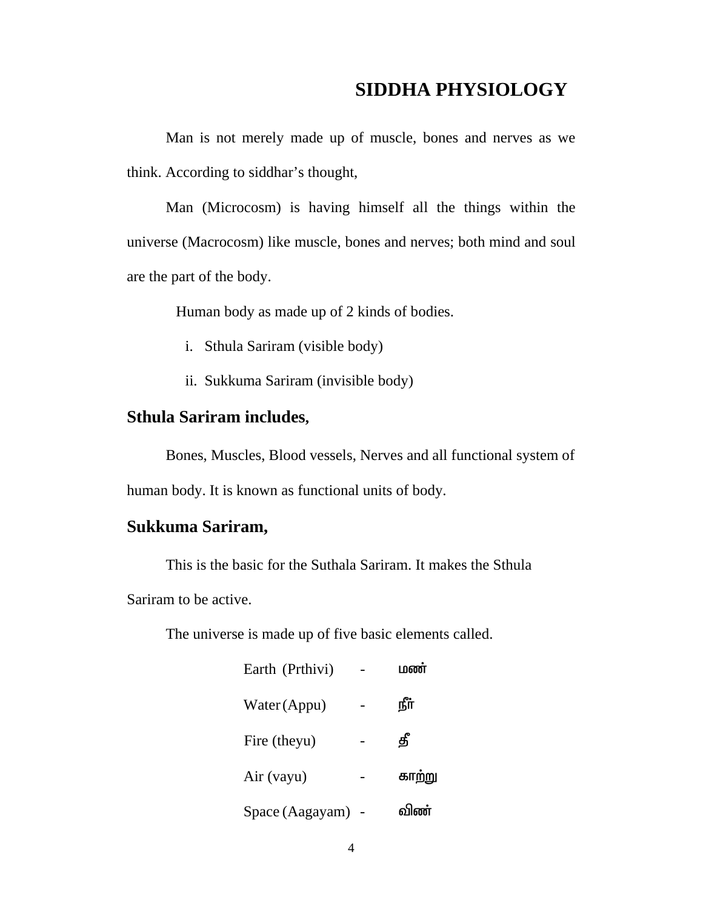# SIDDHA PHYSIOLOGY

Man is not merely made up of muscle, bones and nerves as we think. According to siddhar's thought,

Man (Microcosm) is having himself all the things within the universe (Macrocosm) like muscle, bones and nerves; both mind and soul are the part of the body.

Human body as made up of 2 kinds of bodies.

i. Sthula Sariram (visible body)

ii. Sukkuma Sariram (invisible body)

## Sthula Sariram includes,

Bones, Muscles, Blood vessels, Nerves and all functional system of human body. It is known as functional units of body.

## Sukkuma Sariram,

This is the basic for the Suthala Sariram. It makes the Sthula Sariram to be active.

The universe is made up of five basic elements called.

Earth (Prthivi) - மண்

Water (Appu) - நீர்

Fire (theyu) - தீ

Air (vayu) - காற்று

Space (Aagayam) - விண்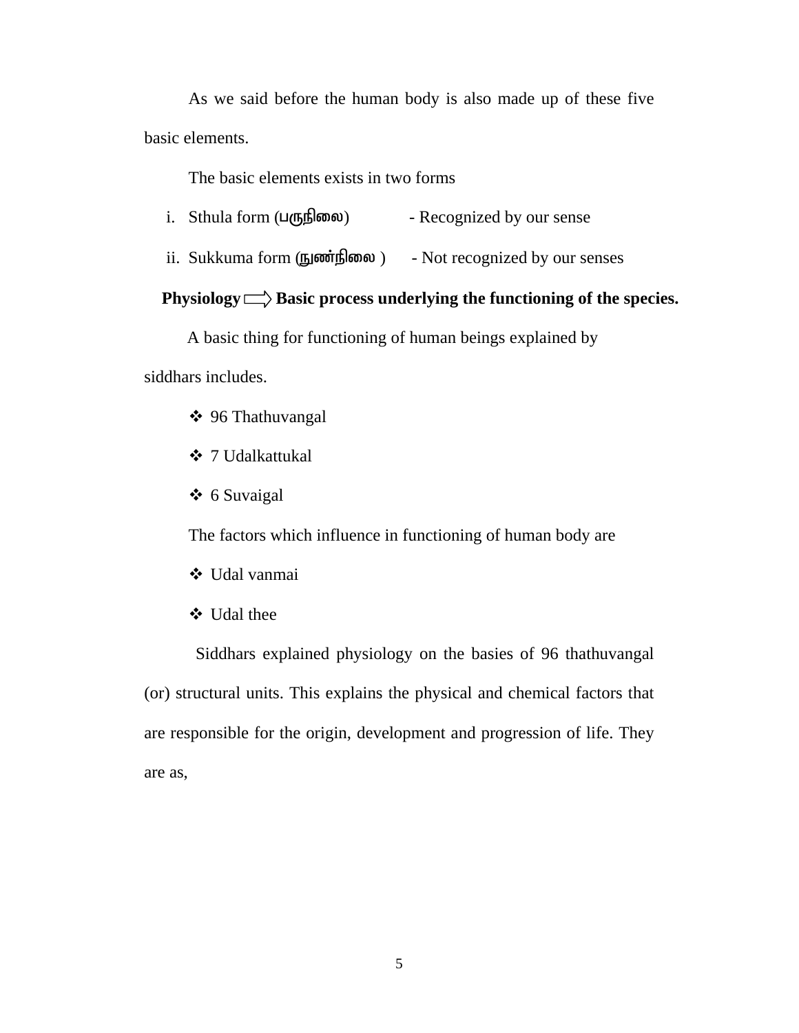As we said before the human body is also made up of these five basic elements.

The basic elements exists in two forms

i. Sthula form (பருநிலை) - Recognized by our sense
ii. Sukkuma form (நுண்நிலை ) - Not recognized by our senses

**Physiology ⇨ Basic process underlying the functioning of the species.**

A basic thing for functioning of human beings explained by siddhars includes.

- 96 Thathuvangal
- 7 Udalkattukal
- 6 Suvaigal

The factors which influence in functioning of human body are

- Udal vanmai
- Udal thee

Siddhars explained physiology on the basies of 96 thathuvangal (or) structural units. This explains the physical and chemical factors that are responsible for the origin, development and progression of life. They are as,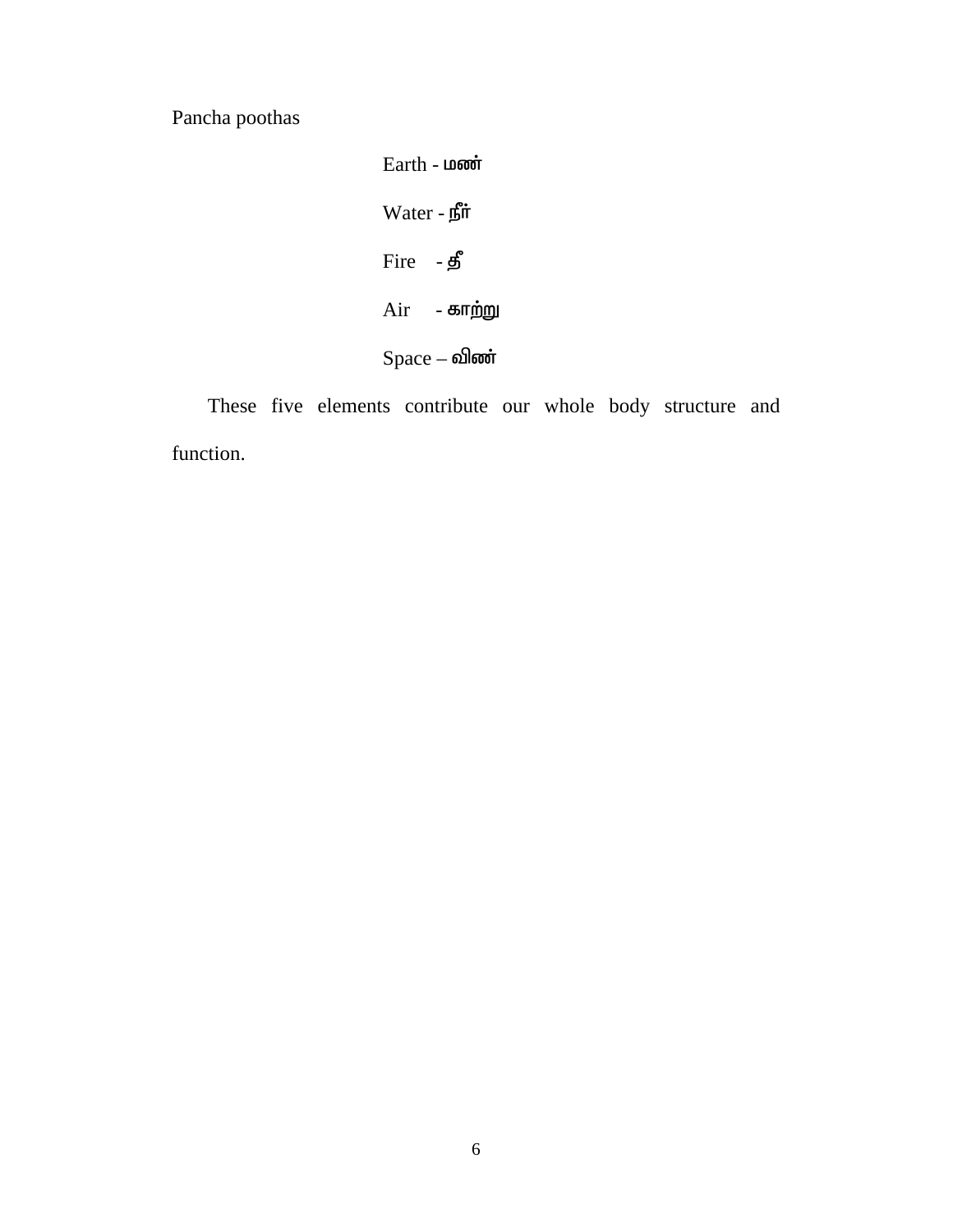Pancha poothas

Earth - மண்

Water - நீர்

Fire - தீ

Air - காற்று

Space – விண்

These five elements contribute our whole body structure and function.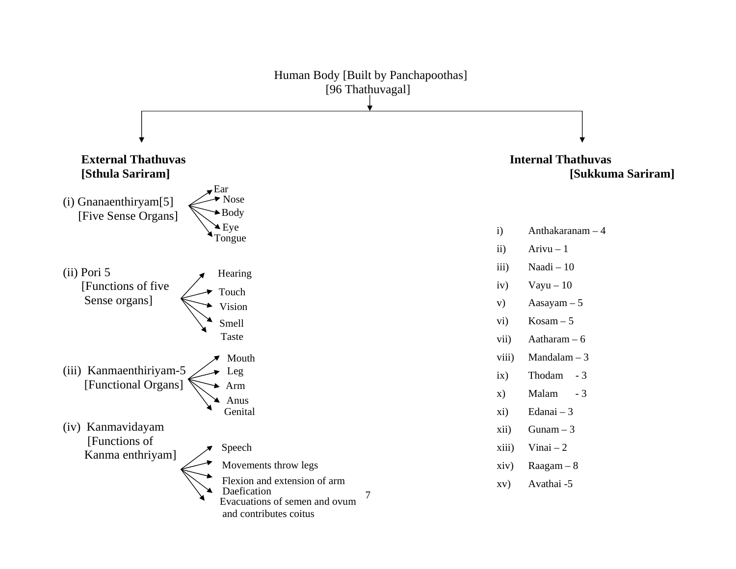Human Body [Built by Panchapoothas]
[96 Thathuvagal]

**External Thathuvas**
**[Sthula Sariram]**

(i) Gnanaenthiryam[5]
[Five Sense Organs]

- Ear
- Nose
- Body
- Eye
- Tongue

(ii) Pori 5
[Functions of five Sense organs]

- Hearing
- Touch
- Vision
- Smell
- Taste

(iii) Kanmaenthiriyam-5
[Functional Organs]

- Mouth
- Leg
- Arm
- Anus
- Genital

(iv) Kanmavidayam
[Functions of Kanma enthriyam]

- Speech
- Movements throw legs
- Flexion and extension of arm
- Daefication
- Evacuations of semen and ovum and contributes coitus

**Internal Thathuvas**
**[Sukkuma Sariram]**

i) Anthakaranam – 4
ii) Arivu – 1
iii) Naadi – 10
iv) Vayu – 10
v) Aasayam – 5
vi) Kosam – 5
vii) Aatharam – 6
viii) Mandalam – 3
ix) Thodam - 3
x) Malam - 3
xi) Edanai – 3
xii) Gunam – 3
xiii) Vinai – 2
xiv) Raagam – 8
xv) Avathai -5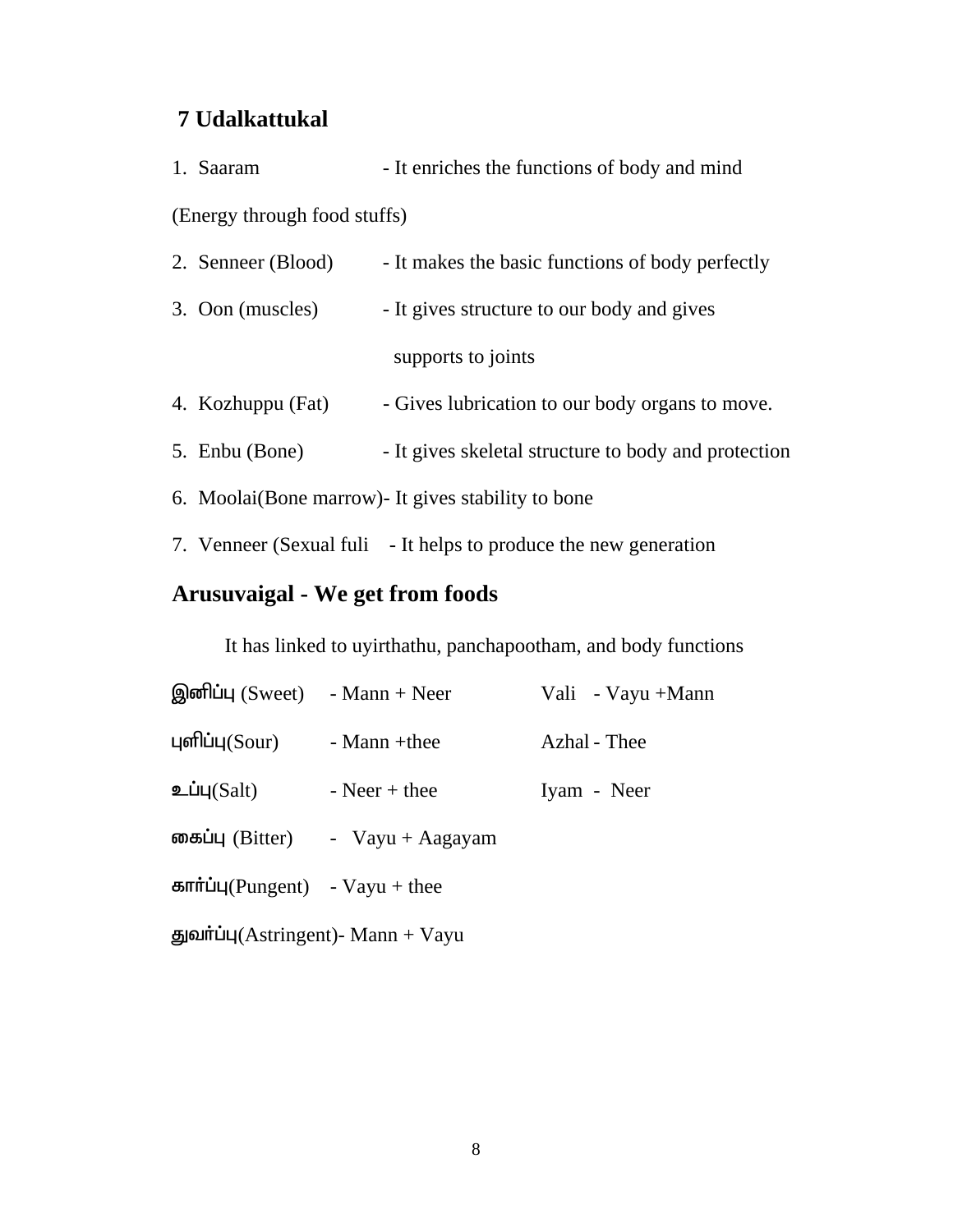## 7 Udalkattukal

1. Saaram - It enriches the functions of body and mind

(Energy through food stuffs)

2. Senneer (Blood) - It makes the basic functions of body perfectly
3. Oon (muscles) - It gives structure to our body and gives supports to joints
4. Kozhuppu (Fat) - Gives lubrication to our body organs to move.
5. Enbu (Bone) - It gives skeletal structure to body and protection
6. Moolai(Bone marrow)- It gives stability to bone
7. Venneer (Sexual fuli - It helps to produce the new generation

## Arusuvaigal - We get from foods

It has linked to uyirthathu, panchapootham, and body functions

| | | |
|---|---|---|
| இனிப்பு (Sweet) | - Mann + Neer | Vali - Vayu +Mann |
| புளிப்பு(Sour) | - Mann +thee | Azhal - Thee |
| உப்பு(Salt) | - Neer + thee | Iyam - Neer |
| கைப்பு (Bitter) | - Vayu + Aagayam | |
| கார்ப்பு(Pungent) | - Vayu + thee | |
| துவர்ப்பு(Astringent) | - Mann + Vayu | |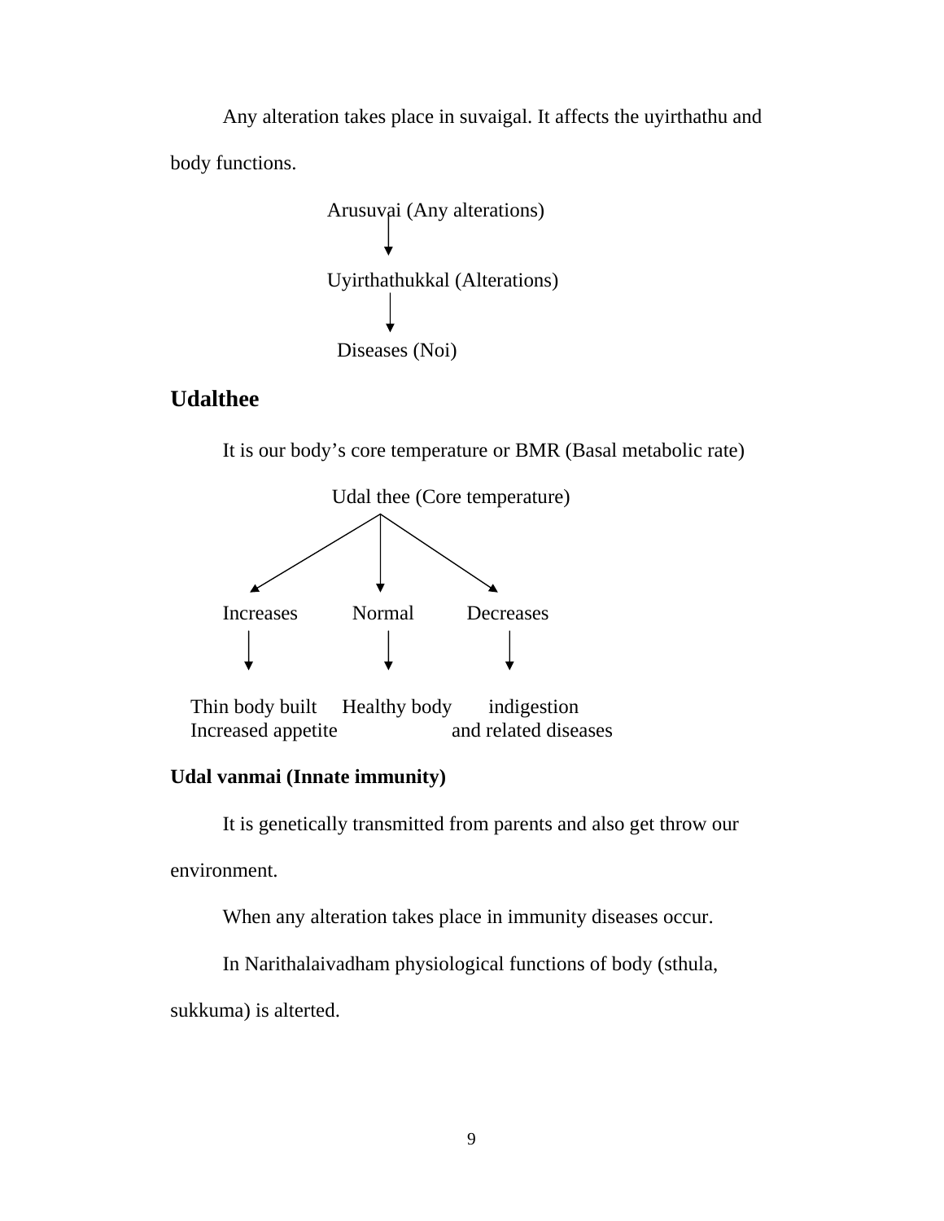Any alteration takes place in suvaigal. It affects the uyirthathu and body functions.

Arusuvai (Any alterations)

↓

Uyirthathukkal (Alterations)

↓

Diseases (Noi)

## Udalthee

It is our body’s core temperature or BMR (Basal metabolic rate)

Udal thee (Core temperature)

| Increases | Normal | Decreases |
|---|---|---|
| ↓ | ↓ | ↓ |
| Thin body built<br>Increased appetite | Healthy body | indigestion<br>and related diseases |

**Udal vanmai (Innate immunity)**

It is genetically transmitted from parents and also get throw our environment.

When any alteration takes place in immunity diseases occur.

In Narithalaivadham physiological functions of body (sthula, sukkuma) is alterted.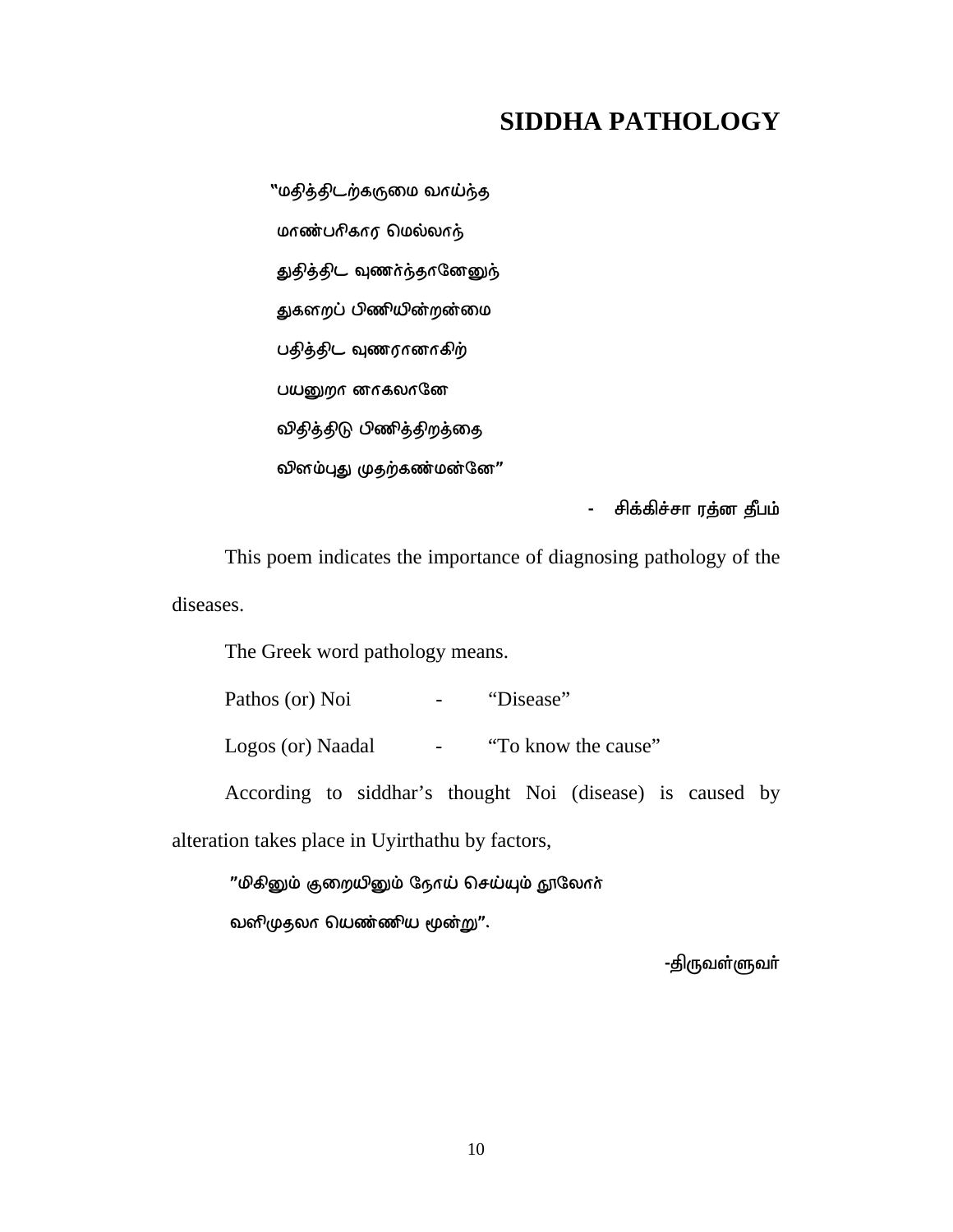# SIDDHA PATHOLOGY

"மதித்திடற்கருமை வாய்ந்த

மாண்பரிகார மெல்லாந்

துதித்திட வுணர்ந்தானேனுந்

துகளறப் பிணியின்றன்மை

பதித்திட வுணரானாகிற்

பயனுறா னாகலானே

விதித்திடு பிணித்திறத்தை

விளம்புது முதற்கண்மன்னே"

- சிக்கிச்சா ரத்ன தீபம்

This poem indicates the importance of diagnosing pathology of the diseases.

The Greek word pathology means.

| | | |
|---|---|---|
| Pathos (or) Noi | - | "Disease" |
| Logos (or) Naadal | - | "To know the cause" |

According to siddhar's thought Noi (disease) is caused by alteration takes place in Uyirthathu by factors,

"மிகினும் குறையினும் நோய் செய்யும் நூலோர்

வளிமுதலா யெண்ணிய மூன்று".

-திருவள்ளுவர்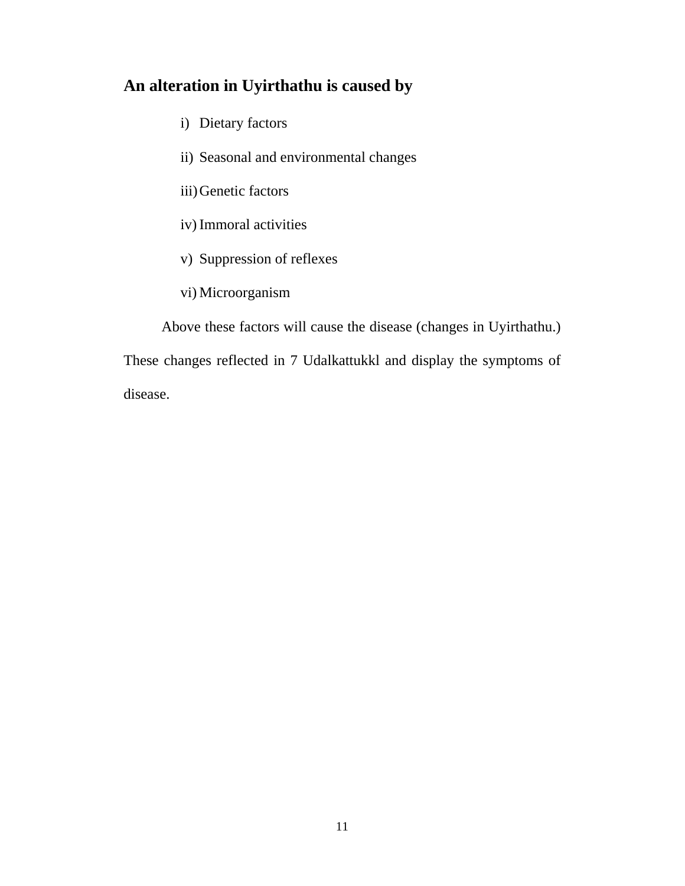## An alteration in Uyirthathu is caused by

i) Dietary factors

ii) Seasonal and environmental changes

iii) Genetic factors

iv) Immoral activities

v) Suppression of reflexes

vi) Microorganism

Above these factors will cause the disease (changes in Uyirthathu.) These changes reflected in 7 Udalkattukkl and display the symptoms of disease.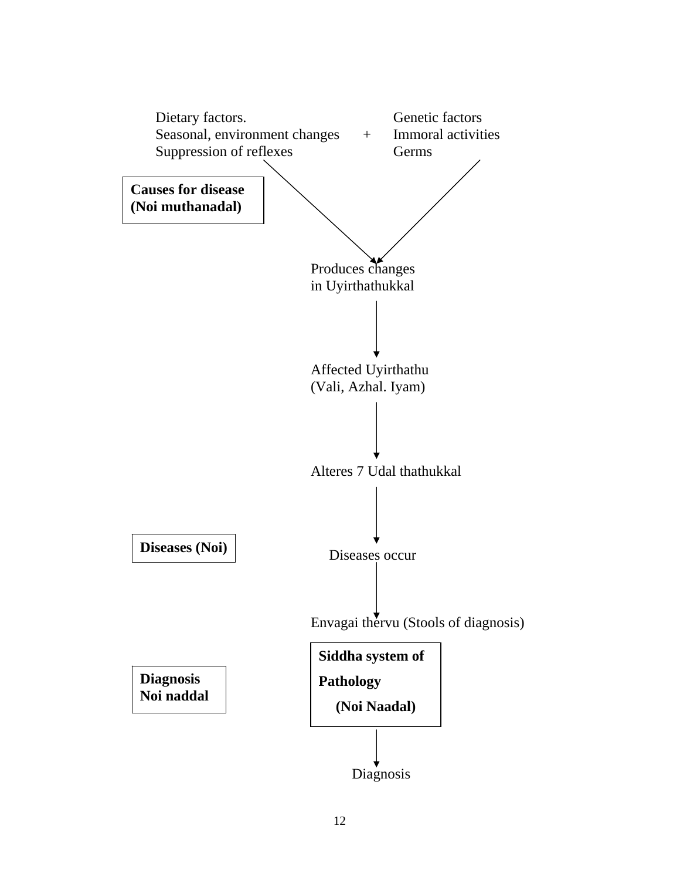Dietary factors.
Seasonal, environment changes
Suppression of reflexes

\+

Genetic factors
Immoral activities
Germs

**Causes for disease (Noi muthanadal)**

↓

Produces changes in Uyirthathukkal

↓

Affected Uyirthathu (Vali, Azhal. Iyam)

↓

Alteres 7 Udal thathukkal

↓

**Diseases (Noi)**

Diseases occur

↓

Envagai thervu (Stools of diagnosis)

**Diagnosis Noi naddal**

**Siddha system of Pathology (Noi Naadal)**

↓

Diagnosis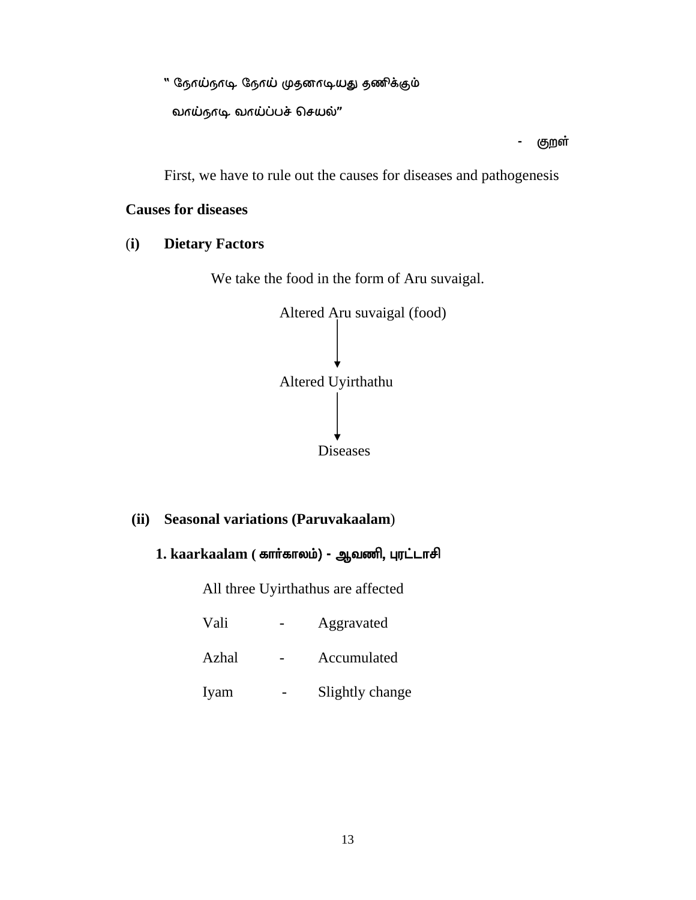" நோய்நாடி நோய் முதனாடியது தணிக்கும்

வாய்நாடி வாய்ப்பச் செயல்"

\- குறள்

First, we have to rule out the causes for diseases and pathogenesis

**Causes for diseases**

**(i) Dietary Factors**

We take the food in the form of Aru suvaigal.

Altered Aru suvaigal (food)

↓

Altered Uyirthathu

↓

Diseases

**(ii) Seasonal variations (Paruvakaalam)**

**1. kaarkaalam ( கார்காலம்) - ஆவணி, புரட்டாசி**

All three Uyirthathus are affected

| | | |
|---|---|---|
| Vali | - | Aggravated |
| Azhal | - | Accumulated |
| Iyam | - | Slightly change |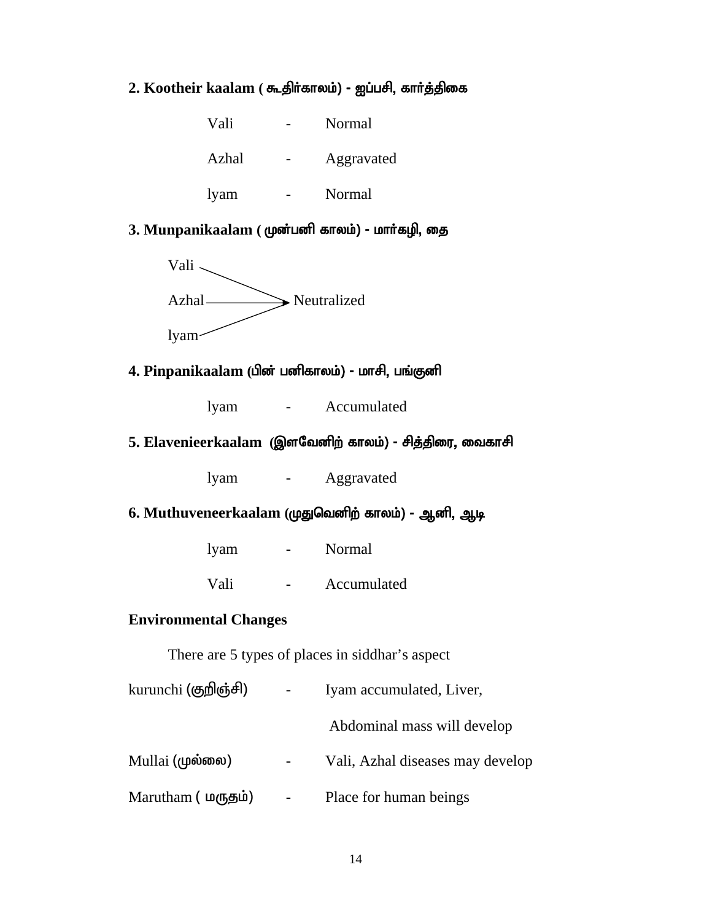**2. Kootheir kaalam ( கூதிர்காலம்) - ஐப்பசி, கார்த்திகை**

| | | |
|---|---|---|
| Vali | - | Normal |
| Azhal | - | Aggravated |
| Iyam | - | Normal |

**3. Munpanikaalam ( முன்பனி காலம்) - மார்கழி, தை**

Vali, Azhal, Iyam → Neutralized

**4. Pinpanikaalam (பின் பனிகாலம்) - மாசி, பங்குனி**

| | | |
|---|---|---|
| Iyam | - | Accumulated |

**5. Elavenieerkaalam (இளவேனிற் காலம்) - சித்திரை, வைகாசி**

| | | |
|---|---|---|
| Iyam | - | Aggravated |

**6. Muthuveneerkaalam (முதுவெனிற் காலம்) - ஆனி, ஆடி**

| | | |
|---|---|---|
| Iyam | - | Normal |
| Vali | - | Accumulated |

**Environmental Changes**

There are 5 types of places in siddhar's aspect

| | | |
|---|---|---|
| kurunchi (குறிஞ்சி) | - | Iyam accumulated, Liver, Abdominal mass will develop |
| Mullai (முல்லை) | - | Vali, Azhal diseases may develop |
| Marutham ( மருதம்) | - | Place for human beings |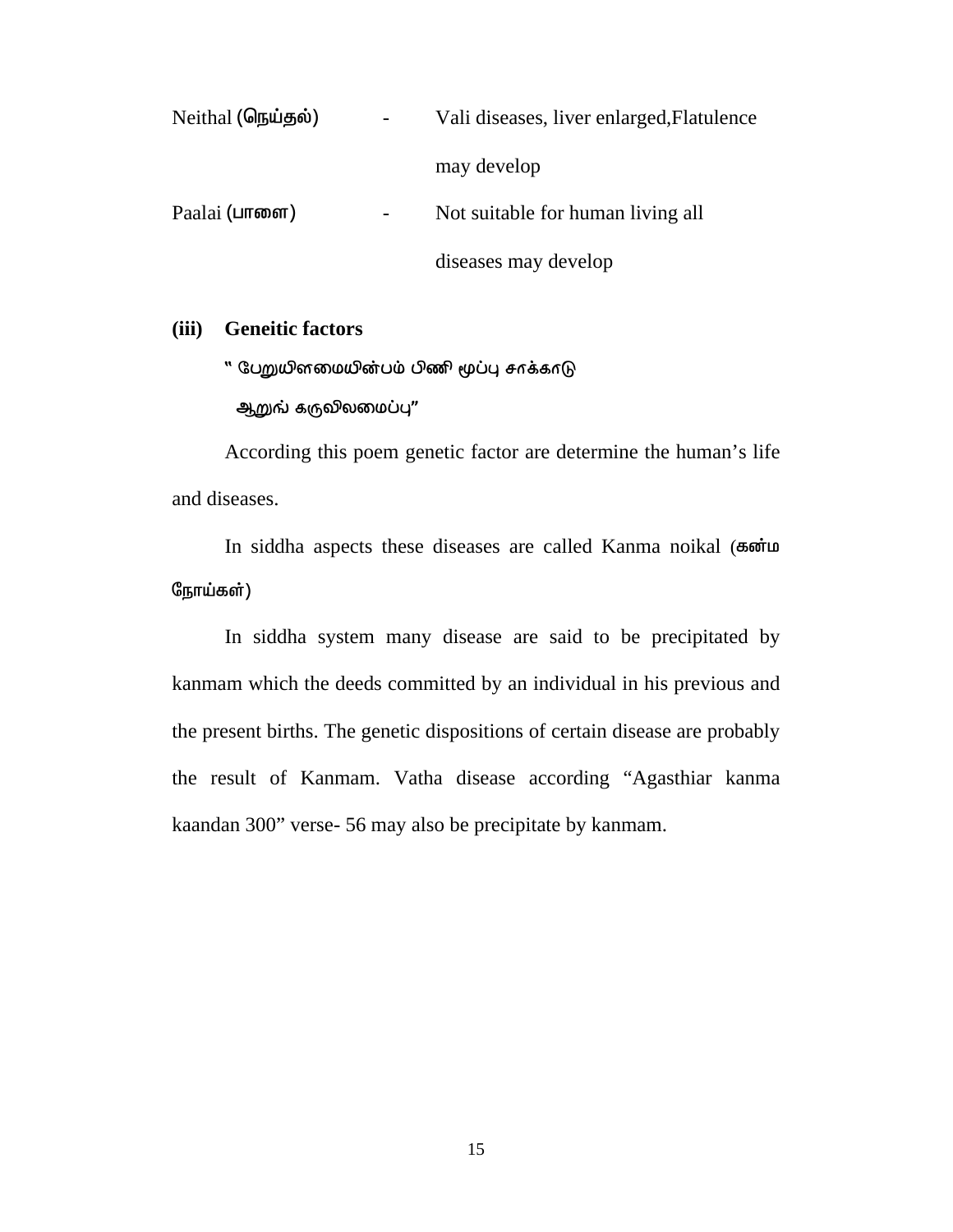| | | |
|---|---|---|
| Neithal (நெய்தல்) | - | Vali diseases, liver enlarged,Flatulence may develop |
| Paalai (பாலை) | - | Not suitable for human living all diseases may develop |

**(iii) Geneitic factors**

" பேறுயிளமையின்பம் பிணி மூப்பு சாக்காடு
ஆறுங் கருவிலமைப்பு"

According this poem genetic factor are determine the human's life and diseases.

In siddha aspects these diseases are called Kanma noikal (கன்ம நோய்கள்)

In siddha system many disease are said to be precipitated by kanmam which the deeds committed by an individual in his previous and the present births. The genetic dispositions of certain disease are probably the result of Kanmam. Vatha disease according "Agasthiar kanma kaandan 300" verse- 56 may also be precipitate by kanmam.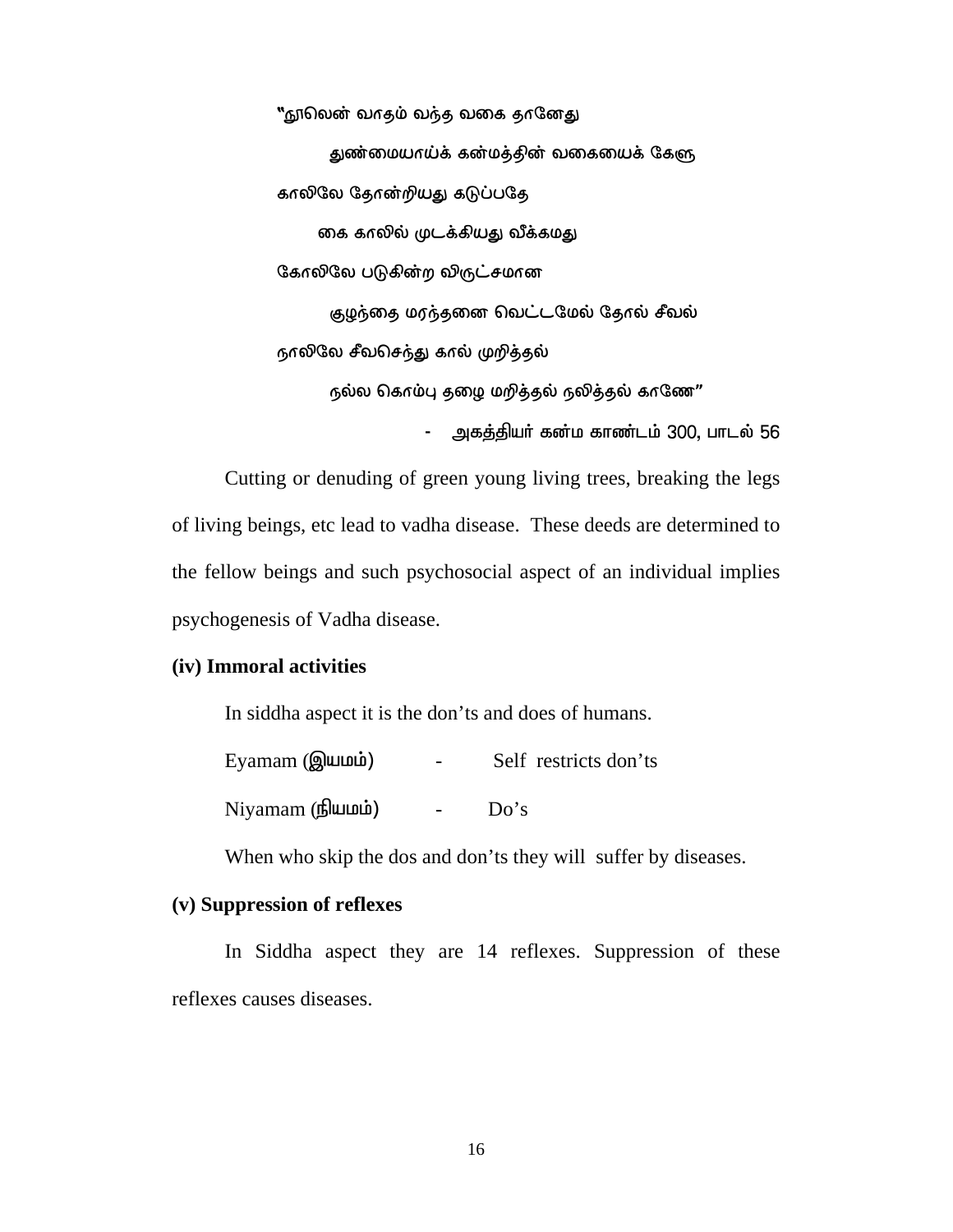"நூலென் வாதம் வந்த வகை தானேது

துண்மையாய்க் கன்மத்தின் வகையைக் கேளு

காலிலே தோன்றியது கடுப்பதே

கை காலில் முடக்கியது வீக்கமது

கோலிலே படுகின்ற விருட்சமான

குழந்தை மரந்தனை வெட்டமேல் தோல் சீவல்

நாலிலே சீவசெந்து கால் முறித்தல்

நல்ல கொம்பு தழை மறித்தல் நலித்தல் காணே"

- அகத்தியர் கன்ம காண்டம் 300, பாடல் 56

Cutting or denuding of green young living trees, breaking the legs of living beings, etc lead to vadha disease. These deeds are determined to the fellow beings and such psychosocial aspect of an individual implies psychogenesis of Vadha disease.

**(iv) Immoral activities**

In siddha aspect it is the don'ts and does of humans.

Eyamam (இயமம்) - Self restricts don'ts

Niyamam (நியமம்) - Do's

When who skip the dos and don'ts they will suffer by diseases.

**(v) Suppression of reflexes**

In Siddha aspect they are 14 reflexes. Suppression of these reflexes causes diseases.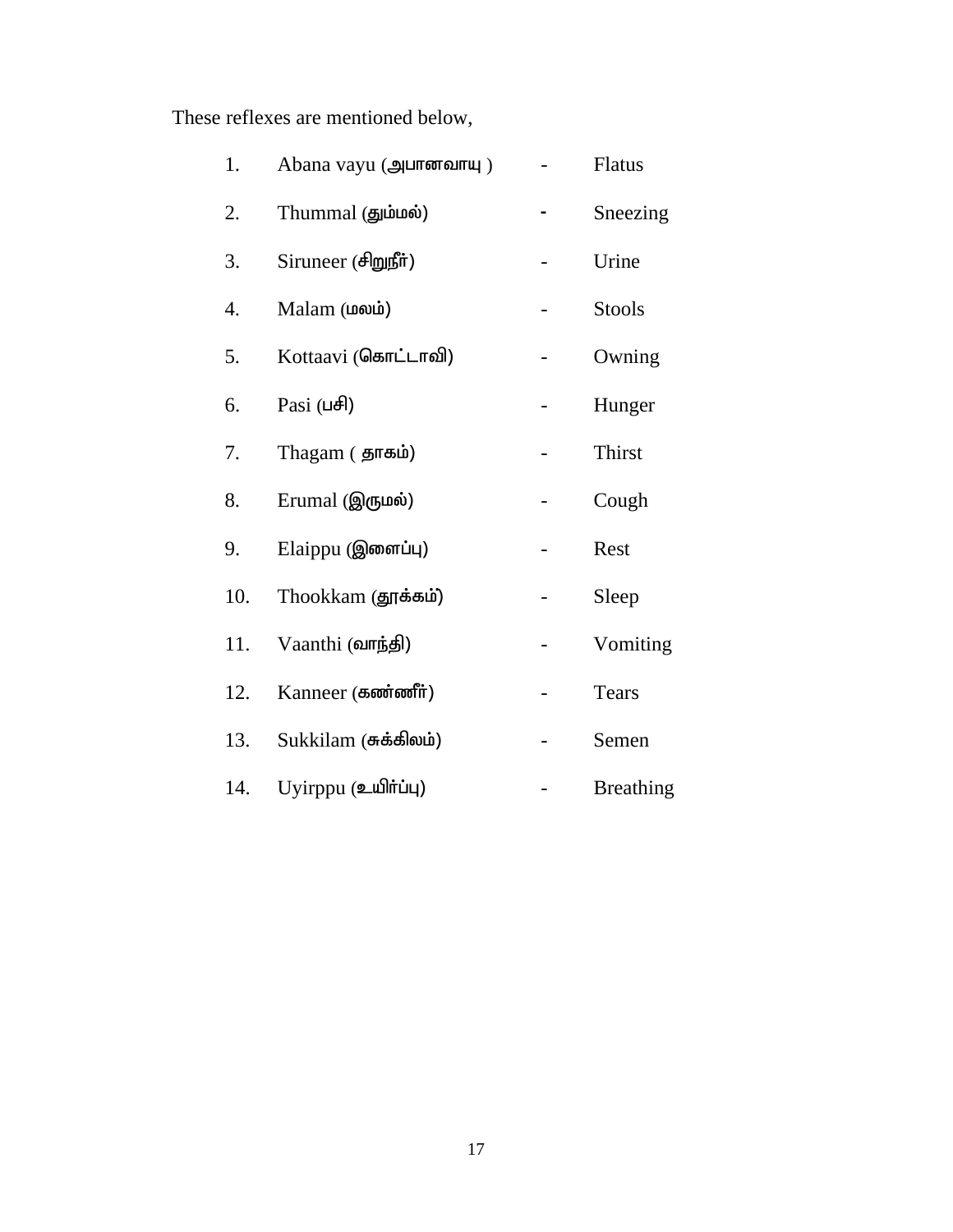These reflexes are mentioned below,

1. Abana vayu (அபானவாயு ) - Flatus
2. Thummal (தும்மல்) - Sneezing
3. Siruneer (சிறுநீர்) - Urine
4. Malam (மலம்) - Stools
5. Kottaavi (கொட்டாவி) - Owning
6. Pasi (பசி) - Hunger
7. Thagam ( தாகம்) - Thirst
8. Erumal (இருமல்) - Cough
9. Elaippu (இளைப்பு) - Rest
10. Thookkam (தூக்கம்) - Sleep
11. Vaanthi (வாந்தி) - Vomiting
12. Kanneer (கண்ணீர்) - Tears
13. Sukkilam (சுக்கிலம்) - Semen
14. Uyirppu (உயிர்ப்பு) - Breathing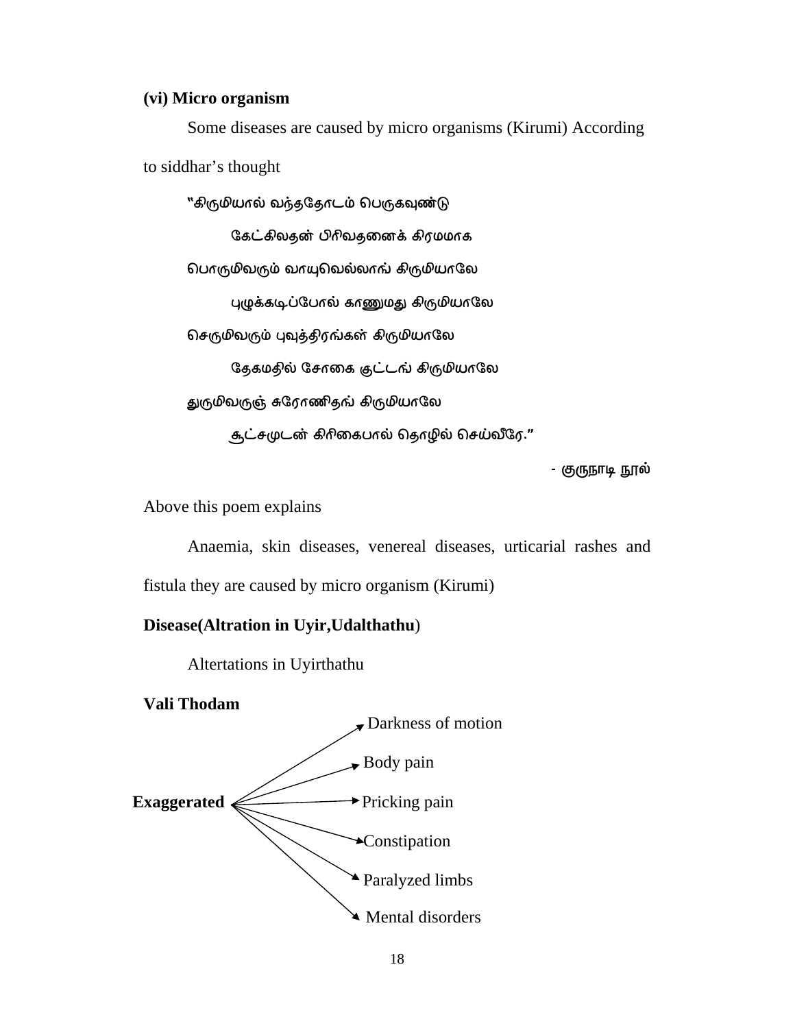**(vi) Micro organism**

Some diseases are caused by micro organisms (Kirumi) According to siddhar's thought

"கிருமியால் வந்ததோடம் பெருகவுண்டு

கேட்கிலதன் பிரிவதனைக் கிரமமாக

பொருமிவரும் வாயுவெல்லாங் கிருமியாலே

புழுக்கடிப்போல் காணுமது கிருமியாலே

செருமிவரும் புவுத்திரங்கள் கிருமியாலே

தேகமதில் சோகை குட்டங் கிருமியாலே

துருமிவருஞ் சுரோணிதங் கிருமியாலே

சூட்சமுடன் கிரிகைபால் தொழில் செய்வீரே."

- குருநாடி நூல்

Above this poem explains

Anaemia, skin diseases, venereal diseases, urticarial rashes and fistula they are caused by micro organism (Kirumi)

**Disease(Altration in Uyir,Udalthathu)**

Altertations in Uyirthathu

**Vali Thodam**

**Exaggerated** →
- Darkness of motion
- Body pain
- Pricking pain
- Constipation
- Paralyzed limbs
- Mental disorders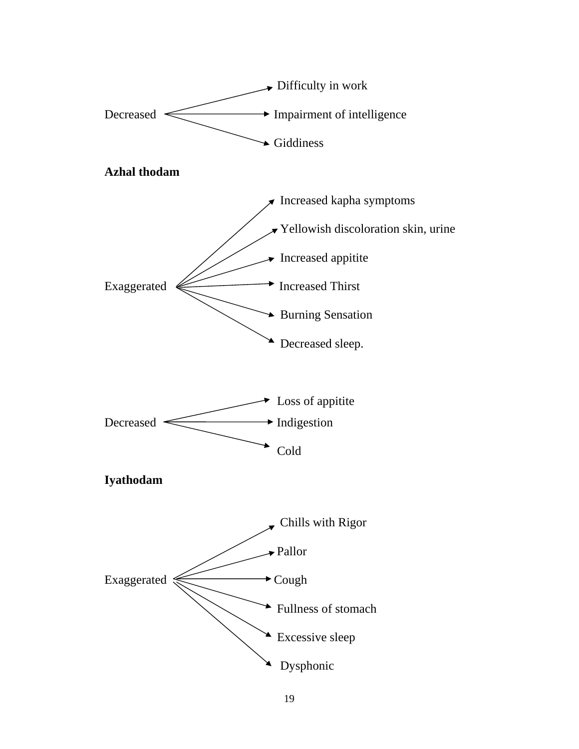Decreased

- Difficulty in work
- Impairment of intelligence
- Giddiness

**Azhal thodam**

Exaggerated

- Increased kapha symptoms
- Yellowish discoloration skin, urine
- Increased appitite
- Increased Thirst
- Burning Sensation
- Decreased sleep.

Decreased

- Loss of appitite
- Indigestion
- Cold

**Iyathodam**

Exaggerated

- Chills with Rigor
- Pallor
- Cough
- Fullness of stomach
- Excessive sleep
- Dysphonic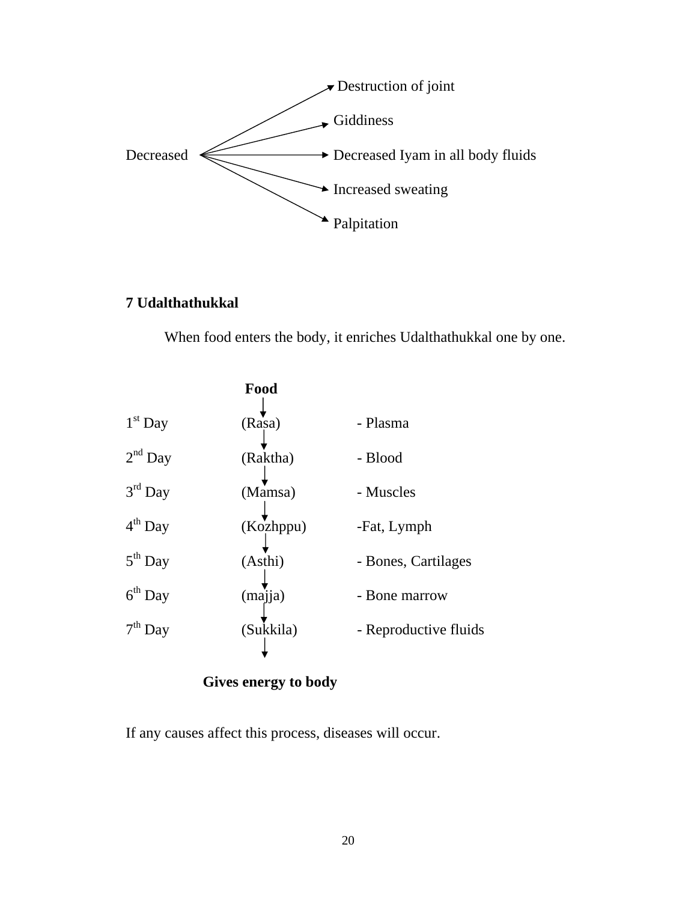Decreased →
- Destruction of joint
- Giddiness
- Decreased Iyam in all body fluids
- Increased sweating
- Palpitation

**7 Udalthathukkal**

When food enters the body, it enriches Udalthathukkal one by one.

**Food**

↓

| | | |
|---|---|---|
| 1st Day | (Rasa) | - Plasma |
| 2nd Day | (Raktha) | - Blood |
| 3rd Day | (Mamsa) | - Muscles |
| 4th Day | (Kozhppu) | -Fat, Lymph |
| 5th Day | (Asthi) | - Bones, Cartilages |
| 6th Day | (majja) | - Bone marrow |
| 7th Day | (Sukkila) | - Reproductive fluids |

↓

**Gives energy to body**

If any causes affect this process, diseases will occur.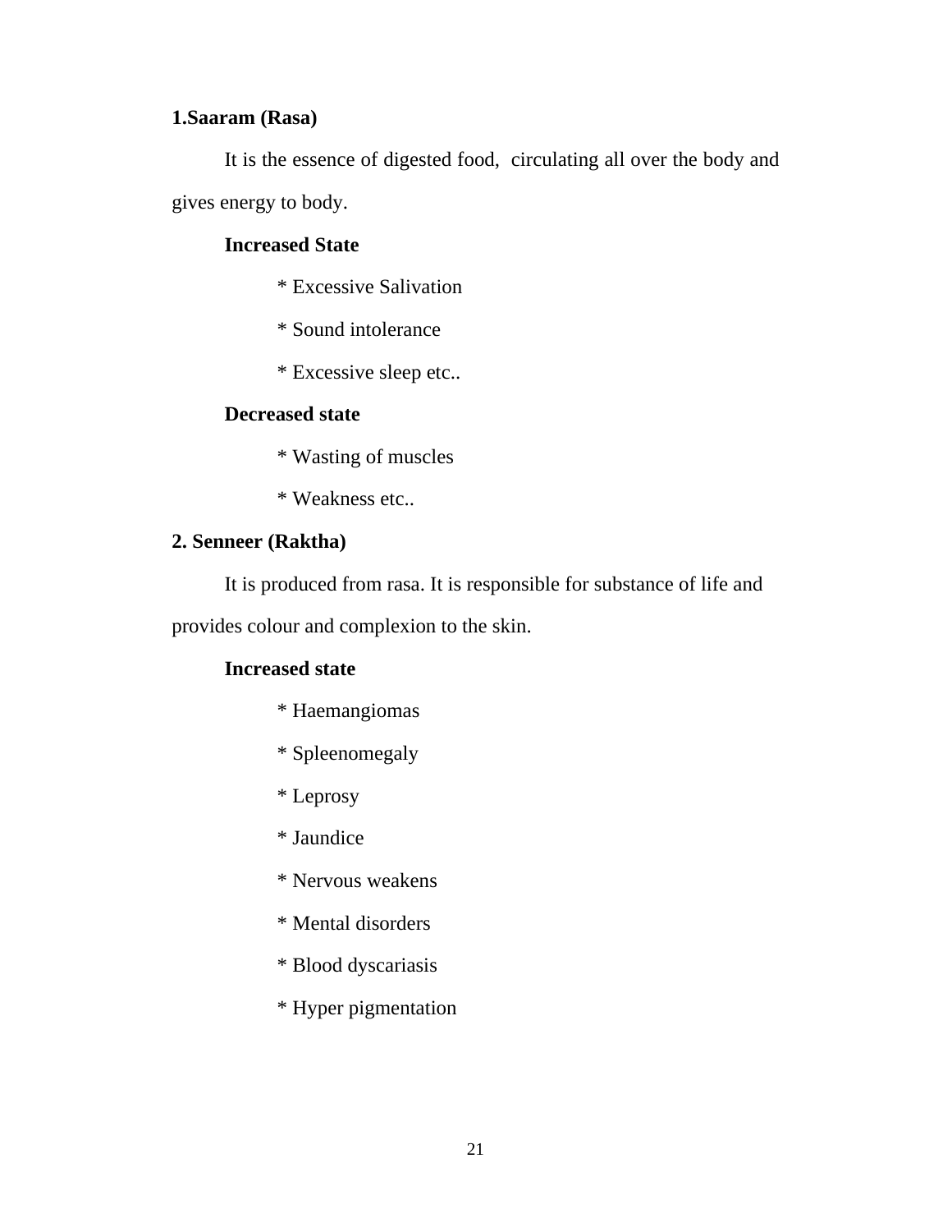**1.Saaram (Rasa)**

It is the essence of digested food,  circulating all over the body and gives energy to body.

**Increased State**

* Excessive Salivation
* Sound intolerance
* Excessive sleep etc..

**Decreased state**

* Wasting of muscles
* Weakness etc..

**2. Senneer (Raktha)**

It is produced from rasa. It is responsible for substance of life and provides colour and complexion to the skin.

**Increased state**

* Haemangiomas
* Spleenomegaly
* Leprosy
* Jaundice
* Nervous weakens
* Mental disorders
* Blood dyscariasis
* Hyper pigmentation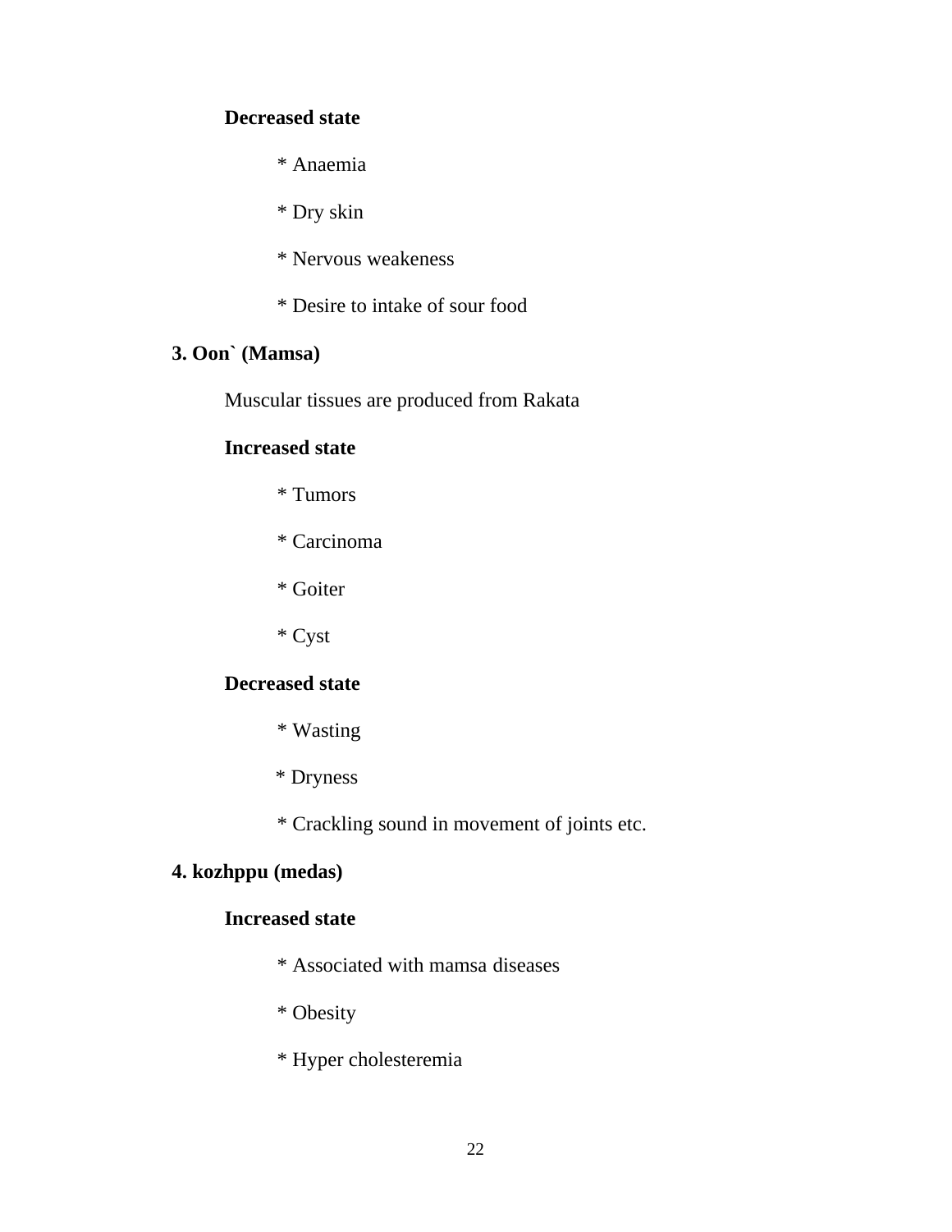**Decreased state**

* Anaemia
* Dry skin
* Nervous weakeness
* Desire to intake of sour food

**3. Oon` (Mamsa)**

Muscular tissues are produced from Rakata

**Increased state**

* Tumors
* Carcinoma
* Goiter
* Cyst

**Decreased state**

* Wasting
* Dryness
* Crackling sound in movement of joints etc.

**4. kozhppu (medas)**

**Increased state**

* Associated with mamsa diseases
* Obesity
* Hyper cholesteremia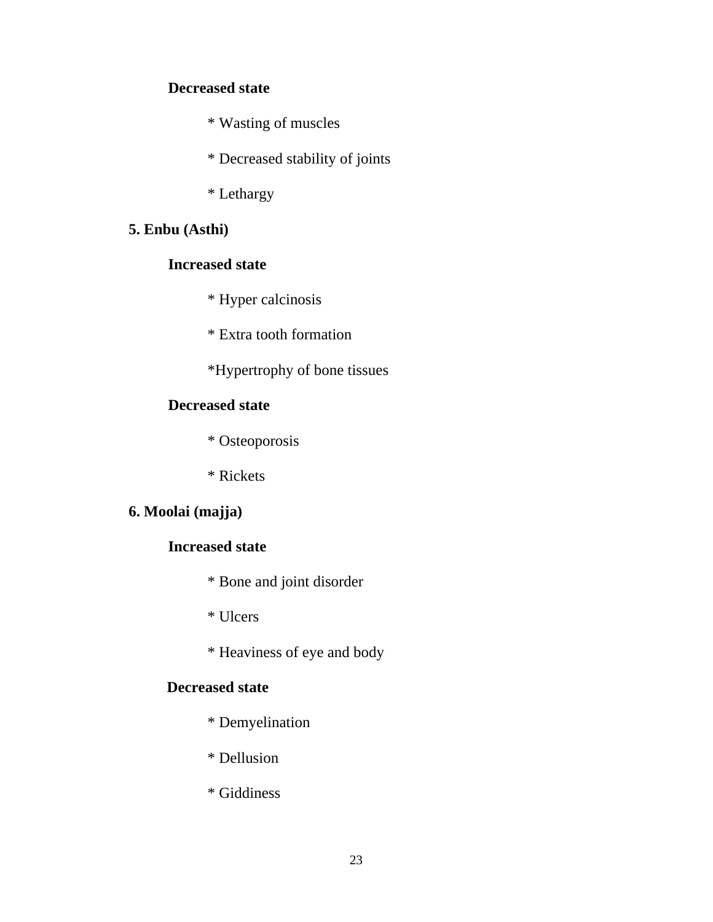**Decreased state**

* Wasting of muscles

* Decreased stability of joints

* Lethargy

**5. Enbu (Asthi)**

**Increased state**

* Hyper calcinosis

* Extra tooth formation

*Hypertrophy of bone tissues

**Decreased state**

* Osteoporosis

* Rickets

**6. Moolai (majja)**

**Increased state**

* Bone and joint disorder

* Ulcers

* Heaviness of eye and body

**Decreased state**

* Demyelination

* Dellusion

* Giddiness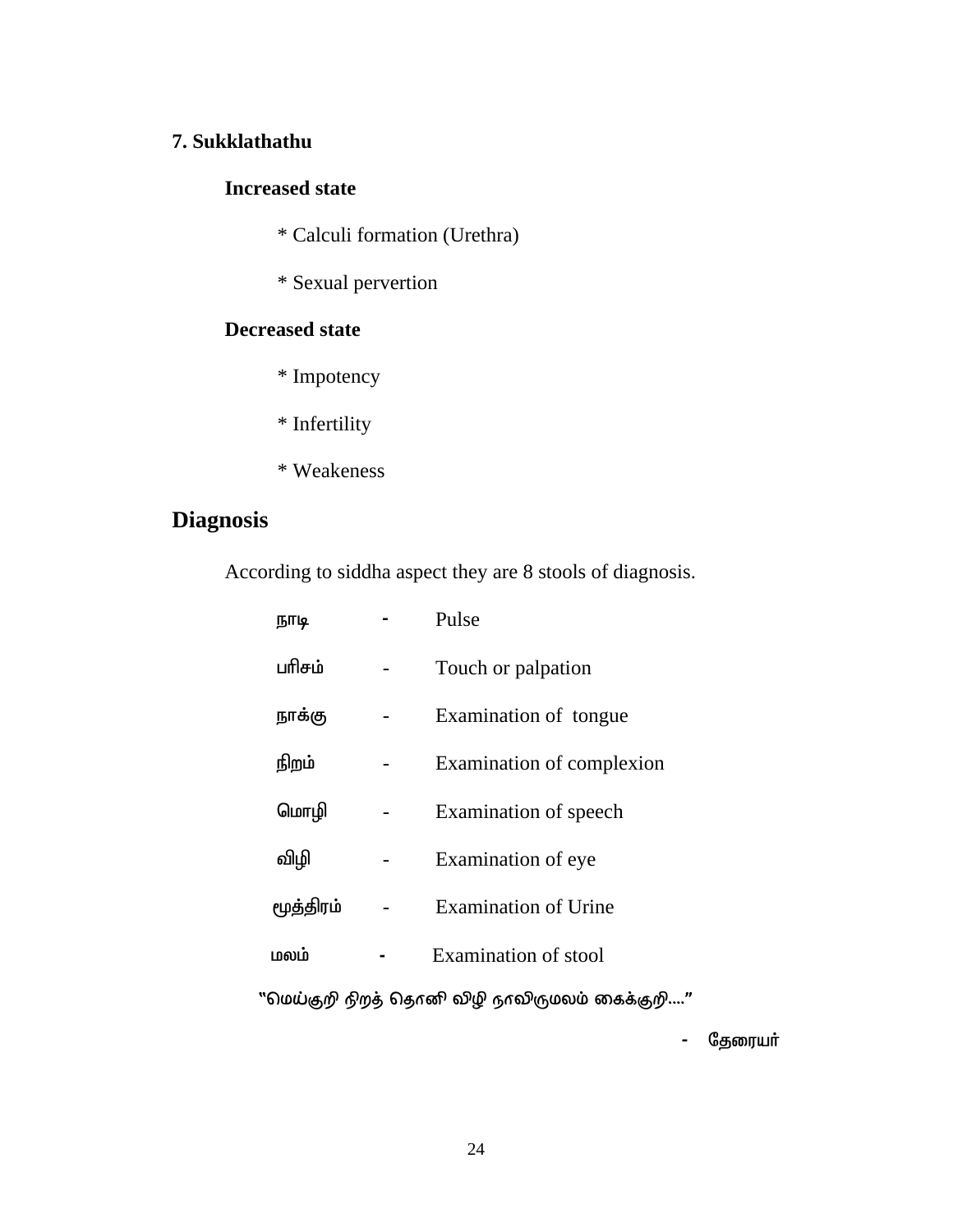**7. Sukklathathu**

**Increased state**

* Calculi formation (Urethra)

* Sexual pervertion

**Decreased state**

* Impotency

* Infertility

* Weakeness

## Diagnosis

According to siddha aspect they are 8 stools of diagnosis.

| | | |
|---|---|---|
| நாடி | - | Pulse |
| பரிசம் | - | Touch or palpation |
| நாக்கு | - | Examination of tongue |
| நிறம் | - | Examination of complexion |
| மொழி | - | Examination of speech |
| விழி | - | Examination of eye |
| மூத்திரம் | - | Examination of Urine |
| மலம் | - | Examination of stool |

"மெய்குறி நிறத் தொனி விழி நாவிருமலம் கைக்குறி...."

- தேரையர்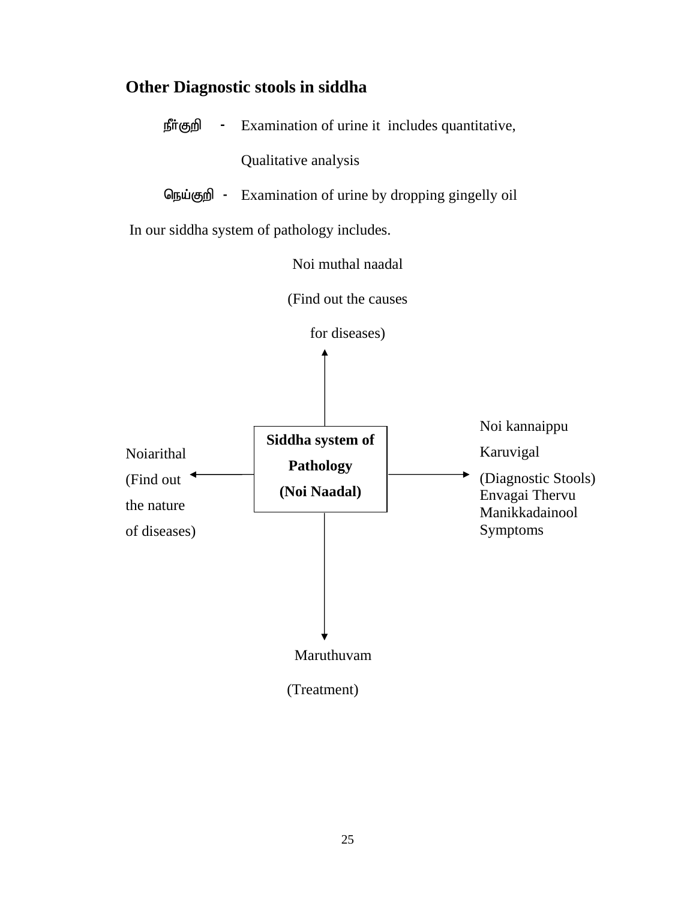## Other Diagnostic stools in siddha

நீர்குறி - Examination of urine it includes quantitative, Qualitative analysis

நெய்குறி - Examination of urine by dropping gingelly oil

In our siddha system of pathology includes.

Noi muthal naadal
(Find out the causes
for diseases)

**Siddha system of Pathology (Noi Naadal)**

Noiarithal
(Find out
the nature
of diseases)

Noi kannaippu
Karuvigal
(Diagnostic Stools)
Envagai Thervu
Manikkadainool
Symptoms

Maruthuvam
(Treatment)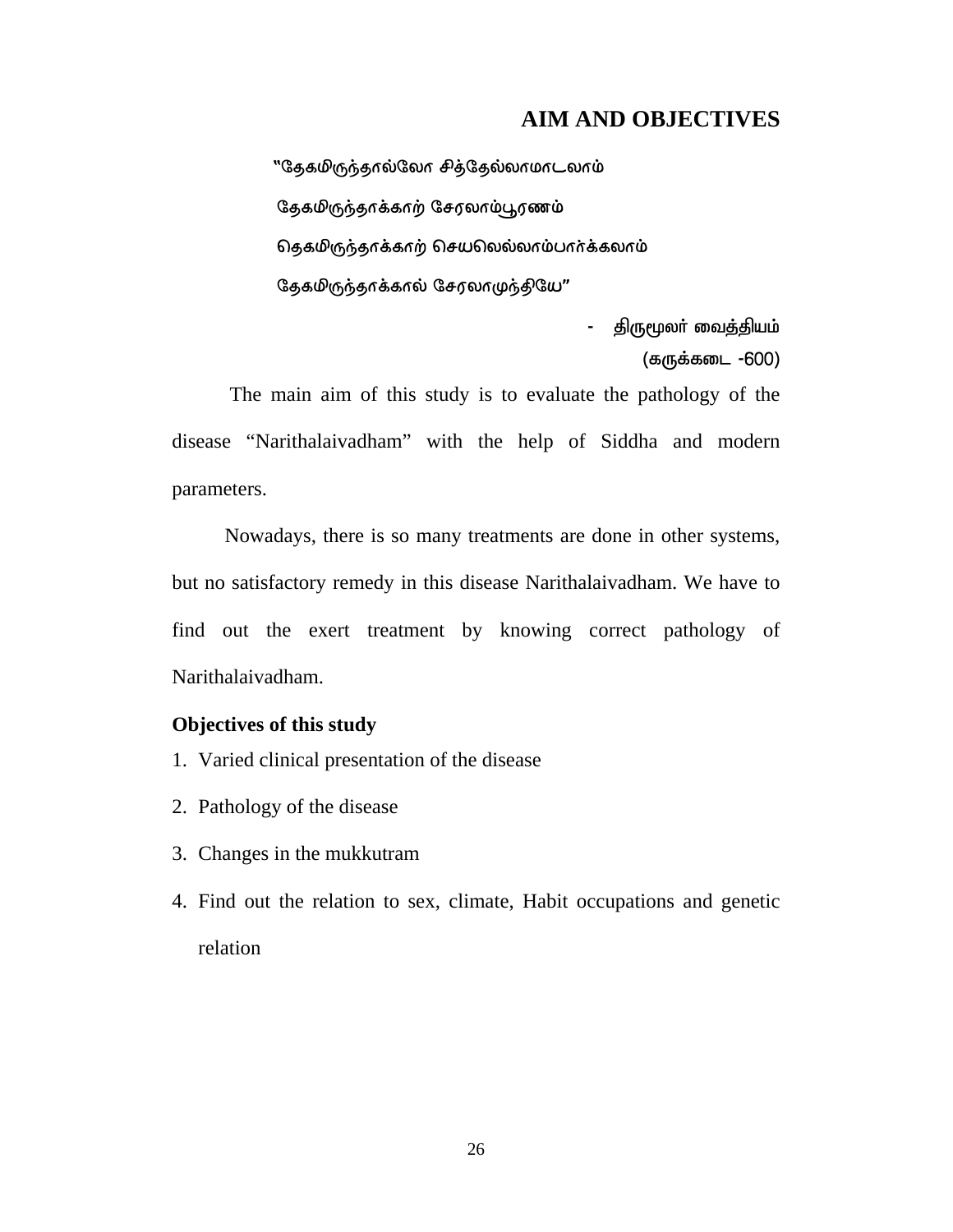## AIM AND OBJECTIVES

"தேகமிருந்தால்லோ சித்தேல்லாமாடலாம்

தேகமிருந்தாக்காற் சேரலாம்பூரணம்

தெகமிருந்தாக்காற் செயலெல்லாம்பார்க்கலாம்

தேகமிருந்தாக்கால் சேரலாமுந்தியே"

- திருமூலர் வைத்தியம்

(கருக்கடை -600)

The main aim of this study is to evaluate the pathology of the disease "Narithalaivadham" with the help of Siddha and modern parameters.

Nowadays, there is so many treatments are done in other systems, but no satisfactory remedy in this disease Narithalaivadham. We have to find out the exert treatment by knowing correct pathology of Narithalaivadham.

**Objectives of this study**

1. Varied clinical presentation of the disease
2. Pathology of the disease
3. Changes in the mukkutram
4. Find out the relation to sex, climate, Habit occupations and genetic relation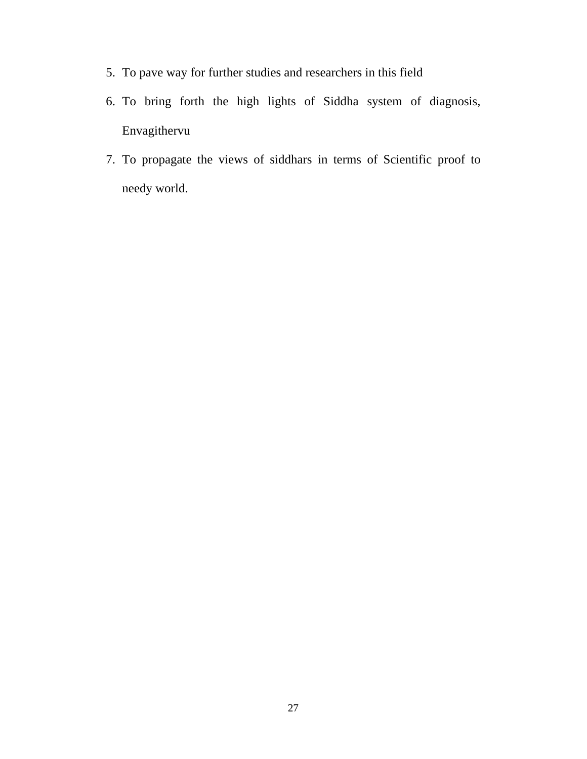5. To pave way for further studies and researchers in this field
6. To bring forth the high lights of Siddha system of diagnosis, Envagithervu
7. To propagate the views of siddhars in terms of Scientific proof to needy world.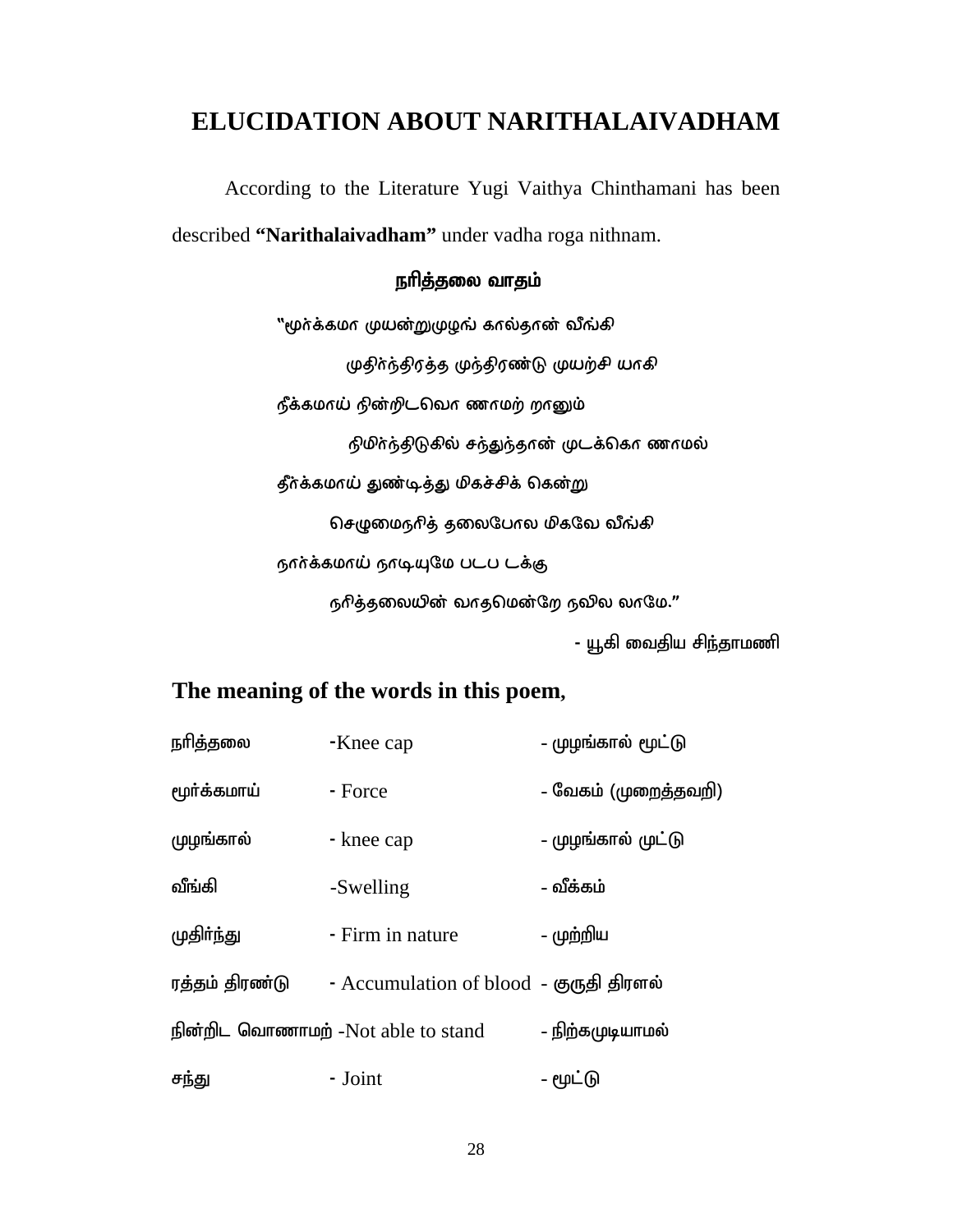# ELUCIDATION ABOUT NARITHALAIVADHAM

According to the Literature Yugi Vaithya Chinthamani has been described **"Narithalaivadham"** under vadha roga nithnam.

**நரித்தலை வாதம்**

"மூர்க்கமா முயன்றுமுழங் கால்தான் வீங்கி

முதிர்ந்திரத்த முந்திரண்டு முயற்சி யாகி

நீக்கமாய் நின்றிடவொ ணாமற் றானும்

நிமிர்ந்திடுகில் சந்துந்தான் முடக்கொ ணாமல்

தீர்க்கமாய் துண்டித்து மிகச்சிக் கென்று

செழுமைநரித் தலைபோல மிகவே வீங்கி

நார்க்கமாய் நாடியுமே படப டக்கு

நரித்தலையின் வாதமென்றே நவில லாமே."

- யூகி வைதிய சிந்தாமணி

## The meaning of the words in this poem,

| | | |
|---|---|---|
| நரித்தலை | -Knee cap | - முழங்கால் மூட்டு |
| மூர்க்கமாய் | - Force | - வேகம் (முறைத்தவறி) |
| முழங்கால் | - knee cap | - முழங்கால் முட்டு |
| வீங்கி | -Swelling | - வீக்கம் |
| முதிர்ந்து | - Firm in nature | - முற்றிய |
| ரத்தம் திரண்டு | - Accumulation of blood | - குருதி திரளல் |
| நின்றிட வொணாமற் | -Not able to stand | - நிற்கமுடியாமல் |
| சந்து | - Joint | - மூட்டு |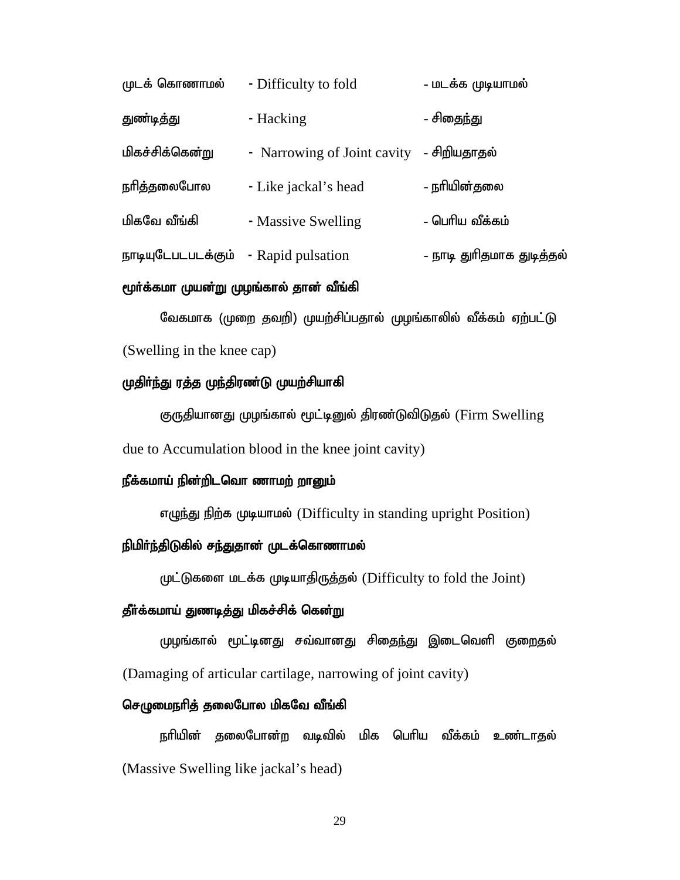| | | |
|---|---|---|
| முடக் கொணாமல் | - Difficulty to fold | - மடக்க முடியாமல் |
| துண்டித்து | - Hacking | - சிதைந்து |
| மிகச்சிக்கென்று | - Narrowing of Joint cavity | - சிறியதாதல் |
| நரித்தலைபோல | - Like jackal's head | - நரியின்தலை |
| மிகவே வீங்கி | - Massive Swelling | - பெரிய வீக்கம் |
| நாடியுடேபடபடக்கும் | - Rapid pulsation | - நாடி துரிதமாக துடித்தல் |

**மூர்க்கமா முயன்று முழங்கால் தான் வீங்கி**

வேகமாக (முறை தவறி) முயற்சிப்பதால் முழங்காலில் வீக்கம் ஏற்பட்டு (Swelling in the knee cap)

**முதிர்ந்து ரத்த முந்திரண்டு முயற்சியாகி**

குருதியானது முழங்கால் மூட்டினுல் திரண்டுவிடுதல் (Firm Swelling due to Accumulation blood in the knee joint cavity)

**நீக்கமாய் நின்றிடவொ ணாமற் றானும்**

எழுந்து நிற்க முடியாமல் (Difficulty in standing upright Position)

**நிமிர்ந்திடுகில் சந்துதான் முடக்கொணாமல்**

முட்டுகளை மடக்க முடியாதிருத்தல் (Difficulty to fold the Joint)

**தீர்க்கமாய் துணடித்து மிகச்சிக் கென்று**

முழங்கால் மூட்டினது சவ்வானது சிதைந்து இடைவெளி குறைதல் (Damaging of articular cartilage, narrowing of joint cavity)

**செழுமைநரித் தலைபோல மிகவே வீங்கி**

நரியின் தலைபோன்ற வடிவில் மிக பெரிய வீக்கம் உண்டாதல் (Massive Swelling like jackal's head)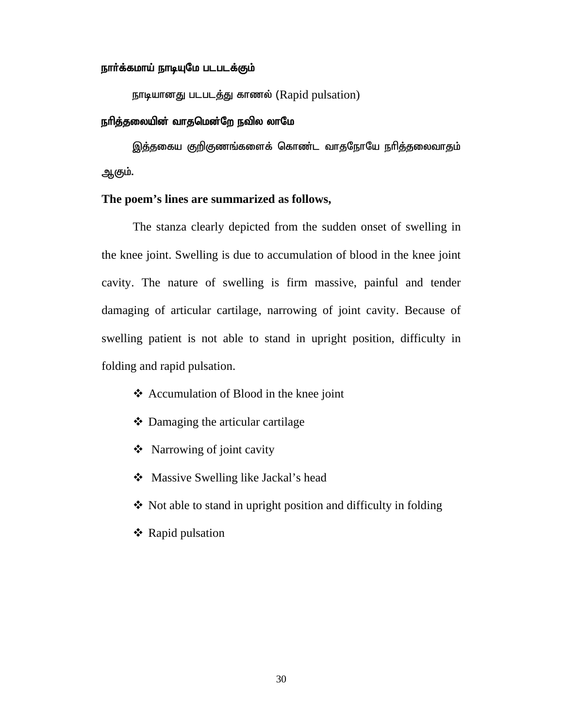**நார்க்கமாய் நாடியுமே படபடக்கும்**

நாடியானது படபடத்து காணல் (Rapid pulsation)

**நரித்தலையின் வாதமென்றே நவில லாமே**

இத்தகைய குறிகுணங்களைக் கொண்ட வாதநோயே நரித்தலைவாதம் ஆகும்.

**The poem's lines are summarized as follows,**

The stanza clearly depicted from the sudden onset of swelling in the knee joint. Swelling is due to accumulation of blood in the knee joint cavity. The nature of swelling is firm massive, painful and tender damaging of articular cartilage, narrowing of joint cavity. Because of swelling patient is not able to stand in upright position, difficulty in folding and rapid pulsation.

- ❖ Accumulation of Blood in the knee joint
- ❖ Damaging the articular cartilage
- ❖ Narrowing of joint cavity
- ❖ Massive Swelling like Jackal's head
- ❖ Not able to stand in upright position and difficulty in folding
- ❖ Rapid pulsation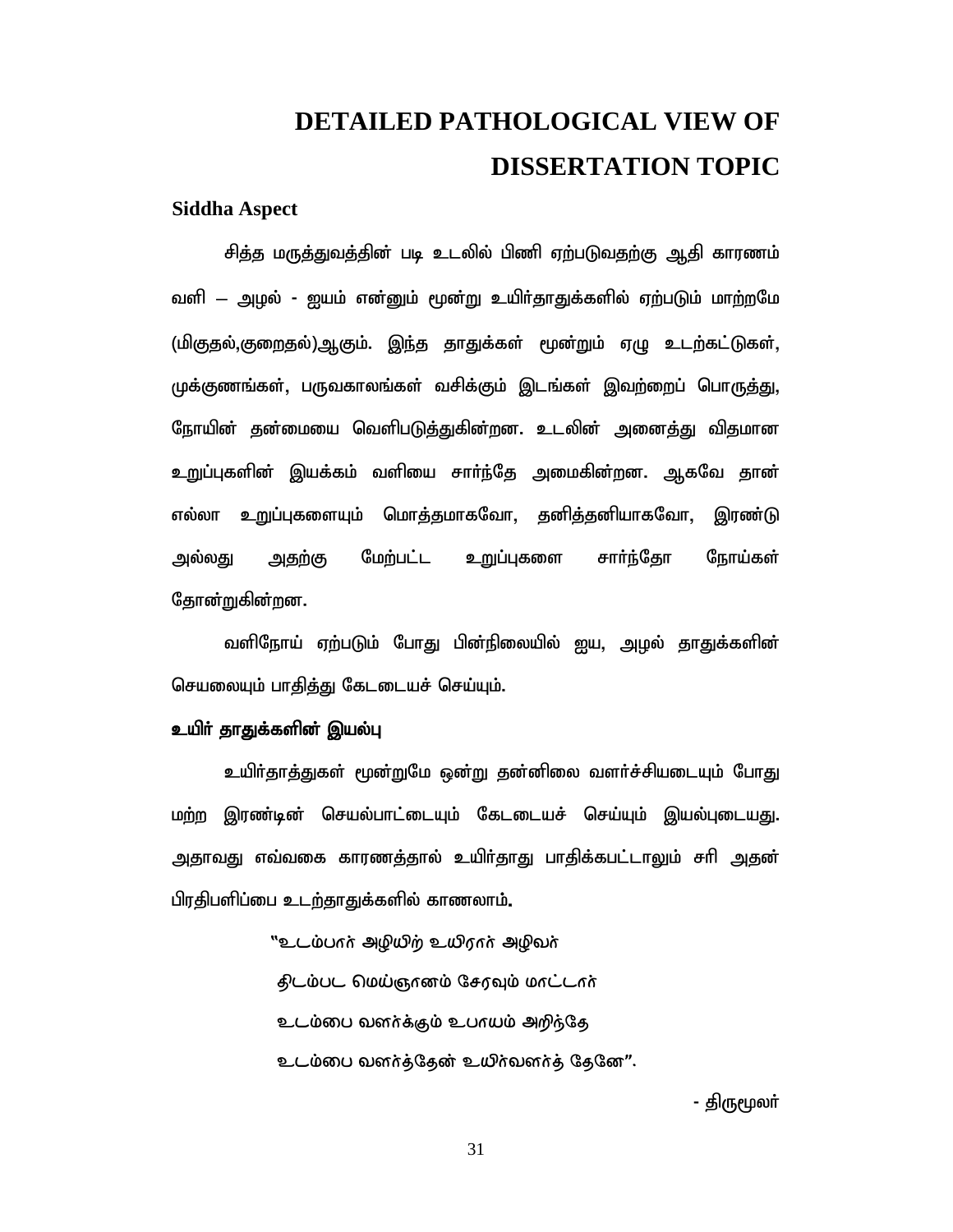# DETAILED PATHOLOGICAL VIEW OF DISSERTATION TOPIC

## Siddha Aspect

சித்த மருத்துவத்தின் படி உடலில் பிணி ஏற்படுவதற்கு ஆதி காரணம் வளி – அழல் - ஐயம் என்னும் மூன்று உயிர்தாதுக்களில் ஏற்படும் மாற்றமே (மிகுதல்,குறைதல்)ஆகும். இந்த தாதுக்கள் மூன்றும் ஏழு உடற்கட்டுகள், முக்குணங்கள், பருவகாலங்கள் வசிக்கும் இடங்கள் இவற்றைப் பொருத்து, நோயின் தன்மையை வெளிபடுத்துகின்றன. உடலின் அனைத்து விதமான உறுப்புகளின் இயக்கம் வளியை சார்ந்தே அமைகின்றன. ஆகவே தான் எல்லா உறுப்புகளையும் மொத்தமாகவோ, தனித்தனியாகவோ, இரண்டு அல்லது அதற்கு மேற்பட்ட உறுப்புகளை சார்ந்தோ நோய்கள் தோன்றுகின்றன.

வளிநோய் ஏற்படும் போது பின்நிலையில் ஐய, அழல் தாதுக்களின் செயலையும் பாதித்து கேடடையச் செய்யும்.

**உயிர் தாதுக்களின் இயல்பு**

உயிர்தாத்துகள் மூன்றுமே ஒன்று தன்னிலை வளர்ச்சியடையும் போது மற்ற இரண்டின் செயல்பாட்டையும் கேடடையச் செய்யும் இயல்புடையது. அதாவது எவ்வகை காரணத்தால் உயிர்தாது பாதிக்கபட்டாலும் சரி அதன் பிரதிபளிப்பை உடற்தாதுக்களில் காணலாம்.

"உடம்பார் அழியிற் உயிரார் அழிவர்  
திடம்பட மெய்ஞானம் சேரவும் மாட்டார்  
உடம்பை வளர்க்கும் உபாயம் அறிந்தே  
உடம்பை வளர்த்தேன் உயிர்வளர்த் தேனே".

- திருமூலர்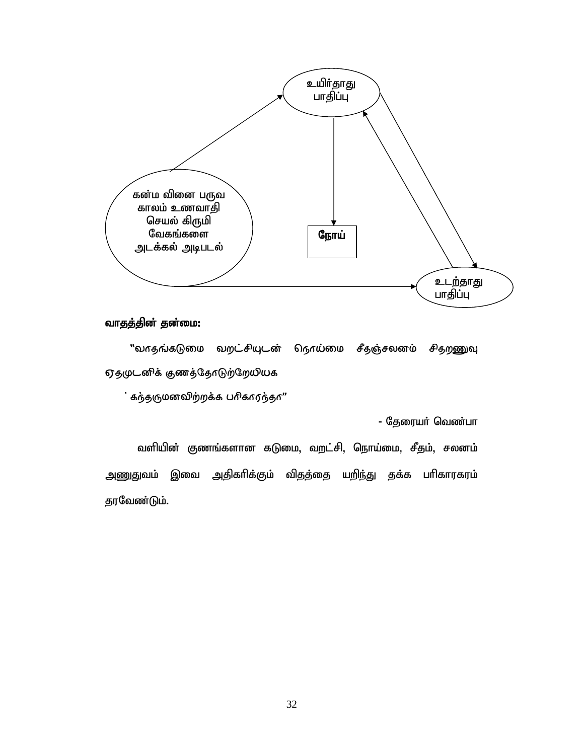உயிர்தாது பாதிப்பு

கன்ம வினை பருவ காலம் உணவாதி செயல் கிருமி வேகங்களை அடக்கல் அடிபடல்

**நோய்**

உடற்தாது பாதிப்பு

**வாதத்தின் தன்மை:**

"வாதங்கடுமை வறட்சியுடன் நொய்மை சீதஞ்சலனம் சிதறணுவு ஏதமுடனிக் குணத்தோடுற்றேயியக

கந்தருமனவிற்றக்க பரிகாரந்தா"

- தேரையர் வெண்பா

வளியின் குணங்களான கடுமை, வறட்சி, நொய்மை, சீதம், சலனம் அணுதுவம் இவை அதிகரிக்கும் விதத்தை யறிந்து தக்க பரிகாரகரம் தரவேண்டும்.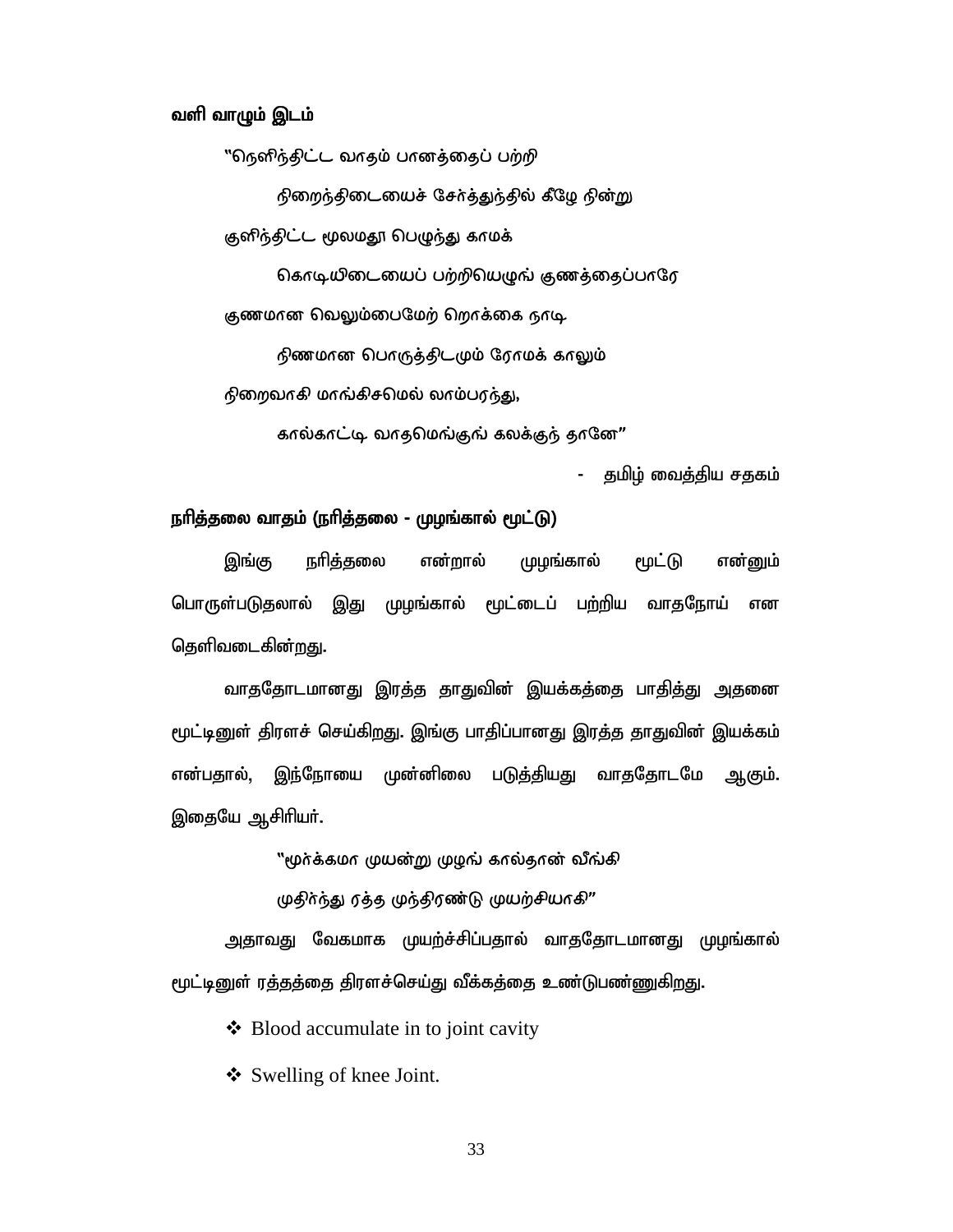**வளி வாழும் இடம்**

"நெளிந்திட்ட வாதம் பானத்தைப் பற்றி

நிறைந்திடையைச் சேர்த்துந்தில் கீழே நின்று

குளிந்திட்ட மூலமதூ பெழுந்து காமக்

கொடியிடையைப் பற்றியெழுங் குணத்தைப்பாரே

குணமான வெலும்பைமேற் றொக்கை நாடி

நிணமான பொருத்திடமும் ரோமக் காலும்

நிறைவாகி மாங்கிசமெல் லாம்பரந்து,

கால்காட்டி வாதமெங்குங் கலக்குந் தானே"

- தமிழ் வைத்திய சதகம்

**நரித்தலை வாதம் (நரித்தலை - முழங்கால் மூட்டு)**

இங்கு நரித்தலை என்றால் முழங்கால் மூட்டு என்னும் பொருள்படுதலால் இது முழங்கால் மூட்டைப் பற்றிய வாதநோய் என தெளிவடைகின்றது.

வாததோடமானது இரத்த தாதுவின் இயக்கத்தை பாதித்து அதனை மூட்டினுள் திரளச் செய்கிறது. இங்கு பாதிப்பானது இரத்த தாதுவின் இயக்கம் என்பதால், இந்நோயை முன்னிலை படுத்தியது வாததோடமே ஆகும். இதையே ஆசிரியர்.

"மூர்க்கமா முயன்று முழங் கால்தான் வீங்கி

முதிர்ந்து ரத்த முந்திரண்டு முயற்சியாகி"

அதாவது வேகமாக முயற்ச்சிப்பதால் வாததோடமானது முழங்கால் மூட்டினுள் ரத்தத்தை திரளச்செய்து வீக்கத்தை உண்டுபண்ணுகிறது.

- Blood accumulate in to joint cavity
- Swelling of knee Joint.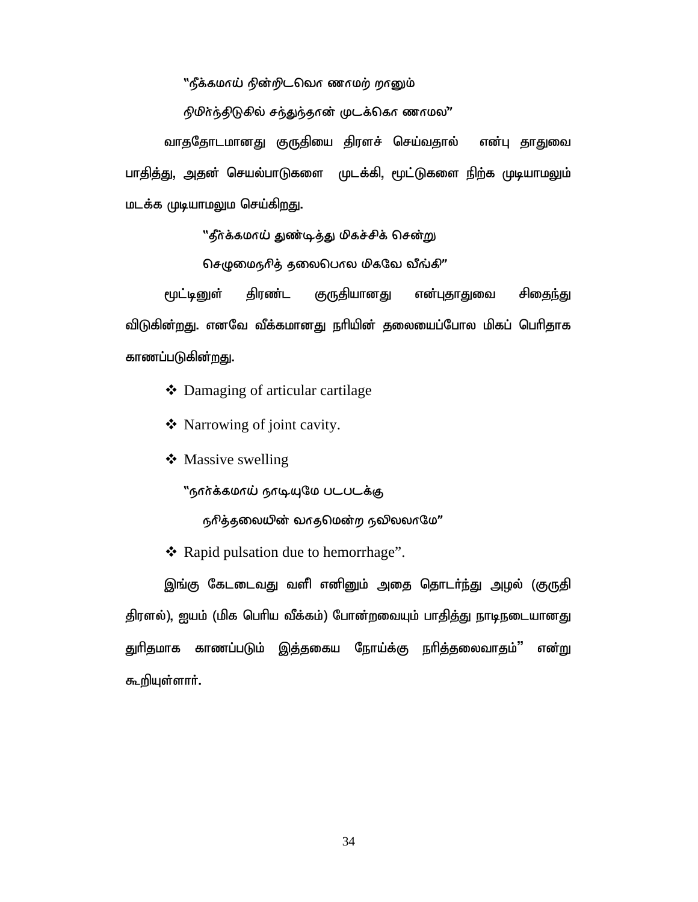"நீக்கமாய் நின்றிடவொ ணாமற் றானும்

நிமிர்ந்திடுகில் சந்துந்தான் முடக்கொ ணாமல"

வாததோடமானது குருதியை திரளச் செய்வதால் என்பு தாதுவை பாதித்து, அதன் செயல்பாடுகளை முடக்கி, மூட்டுகளை நிற்க முடியாமலும் மடக்க முடியாமலும செய்கிறது.

"தீர்க்கமாய் துண்டித்து மிகச்சிச் சென்று

செழுமைநரித் தலைபொல மிகவே வீங்கி"

மூட்டினுள் திரண்ட குருதியானது என்புதாதுவை சிதைந்து விடுகின்றது. எனவே வீக்கமானது நரியின் தலையைப்போல மிகப் பெரிதாக காணப்படுகின்றது.

- Damaging of articular cartilage
- Narrowing of joint cavity.
- Massive swelling

"நார்க்கமாய் நாடியுமே படபடக்கு

நரித்தலையின் வாதமென்ற நவிலலாமே"

- Rapid pulsation due to hemorrhage".

இங்கு கேடடைவது வளீ எனினும் அதை தொடர்ந்து அழல் (குருதி திரளல்), ஐயம் (மிக பெரிய வீக்கம்) போன்றவையும் பாதித்து நாடிநடையானது துரிதமாக காணப்படும் இத்தகைய நோய்க்கு நரித்தலைவாதம்" என்று கூறியுள்ளார்.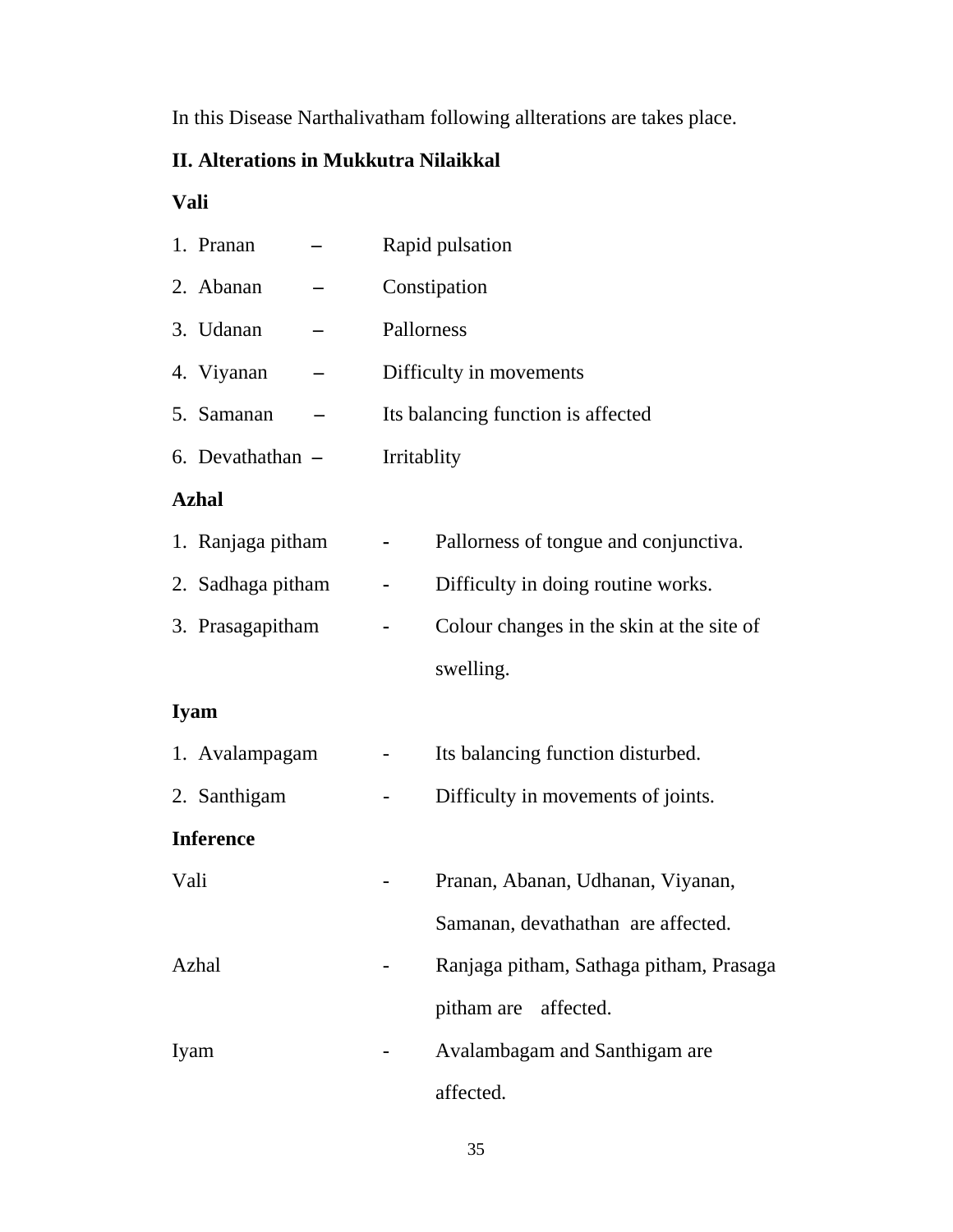In this Disease Narthalivatham following allterations are takes place.

**II. Alterations in Mukkutra Nilaikkal**

**Vali**

1. Pranan – Rapid pulsation
2. Abanan – Constipation
3. Udanan – Pallorness
4. Viyanan – Difficulty in movements
5. Samanan – Its balancing function is affected
6. Devathathan – Irritablity

**Azhal**

1. Ranjaga pitham - Pallorness of tongue and conjunctiva.
2. Sadhaga pitham - Difficulty in doing routine works.
3. Prasagapitham - Colour changes in the skin at the site of swelling.

**Iyam**

1. Avalampagam - Its balancing function disturbed.
2. Santhigam - Difficulty in movements of joints.

**Inference**

| | | |
|---|---|---|
| Vali | - | Pranan, Abanan, Udhanan, Viyanan, Samanan, devathathan are affected. |
| Azhal | - | Ranjaga pitham, Sathaga pitham, Prasaga pitham are affected. |
| Iyam | - | Avalambagam and Santhigam are affected. |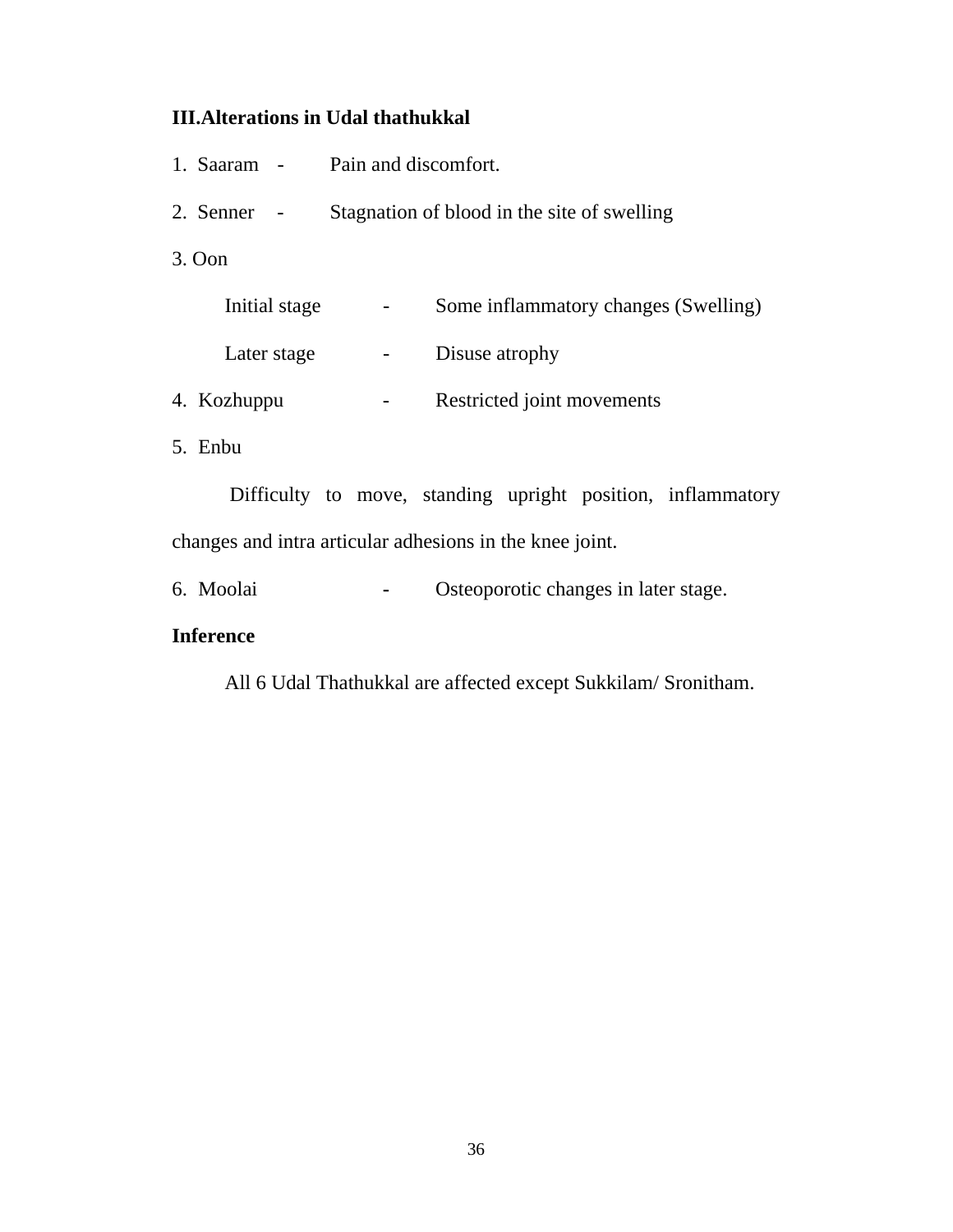**III.Alterations in Udal thathukkal**

1. Saaram - Pain and discomfort.

2. Senner - Stagnation of blood in the site of swelling

3. Oon

   Initial stage - Some inflammatory changes (Swelling)

   Later stage - Disuse atrophy

4. Kozhuppu - Restricted joint movements

5. Enbu

   Difficulty to move, standing upright position, inflammatory changes and intra articular adhesions in the knee joint.

6. Moolai - Osteoporotic changes in later stage.

**Inference**

All 6 Udal Thathukkal are affected except Sukkilam/ Sronitham.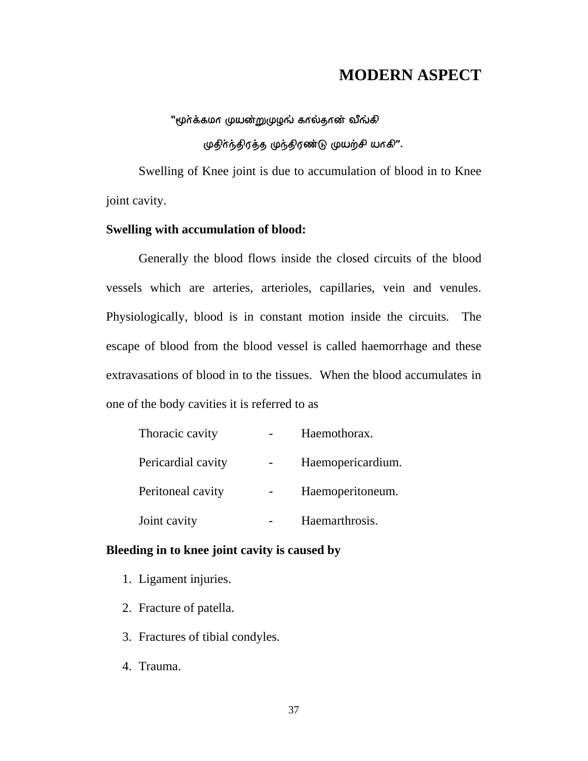# MODERN ASPECT

"முர்க்கமா முயன்றுமுழங் கால்தான் வீங்கி

முதிர்ந்திரத்த முந்திரண்டு முயற்சி யாகி".

Swelling of Knee joint is due to accumulation of blood in to Knee joint cavity.

**Swelling with accumulation of blood:**

Generally the blood flows inside the closed circuits of the blood vessels which are arteries, arterioles, capillaries, vein and venules. Physiologically, blood is in constant motion inside the circuits. The escape of blood from the blood vessel is called haemorrhage and these extravasations of blood in to the tissues. When the blood accumulates in one of the body cavities it is referred to as

| | | |
|---|---|---|
| Thoracic cavity | - | Haemothorax. |
| Pericardial cavity | - | Haemopericardium. |
| Peritoneal cavity | - | Haemoperitoneum. |
| Joint cavity | - | Haemarthrosis. |

**Bleeding in to knee joint cavity is caused by**

1. Ligament injuries.
2. Fracture of patella.
3. Fractures of tibial condyles.
4. Trauma.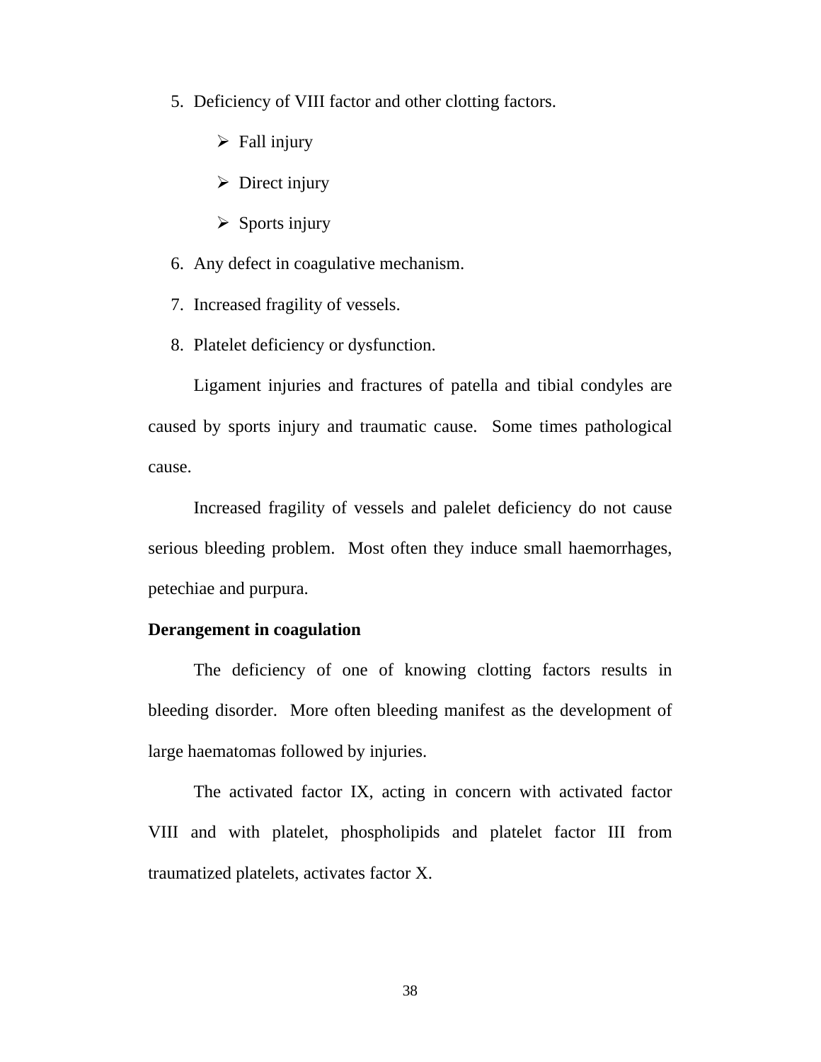5. Deficiency of VIII factor and other clotting factors.
    - Fall injury
    - Direct injury
    - Sports injury
6. Any defect in coagulative mechanism.
7. Increased fragility of vessels.
8. Platelet deficiency or dysfunction.

Ligament injuries and fractures of patella and tibial condyles are caused by sports injury and traumatic cause. Some times pathological cause.

Increased fragility of vessels and palelet deficiency do not cause serious bleeding problem. Most often they induce small haemorrhages, petechiae and purpura.

**Derangement in coagulation**

The deficiency of one of knowing clotting factors results in bleeding disorder. More often bleeding manifest as the development of large haematomas followed by injuries.

The activated factor IX, acting in concern with activated factor VIII and with platelet, phospholipids and platelet factor III from traumatized platelets, activates factor X.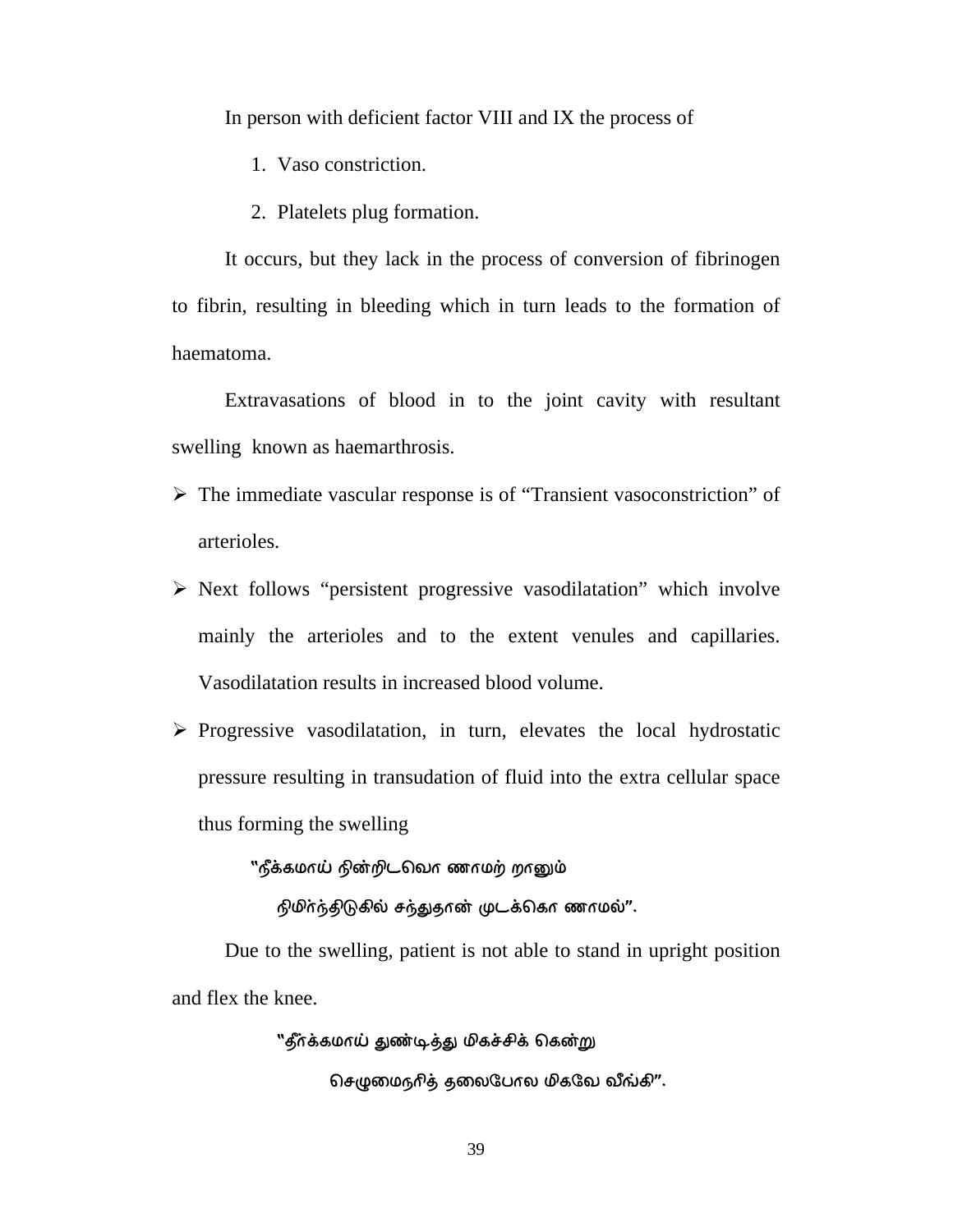In person with deficient factor VIII and IX the process of

1. Vaso constriction.
2. Platelets plug formation.

It occurs, but they lack in the process of conversion of fibrinogen to fibrin, resulting in bleeding which in turn leads to the formation of haematoma.

Extravasations of blood in to the joint cavity with resultant swelling known as haemarthrosis.

- The immediate vascular response is of "Transient vasoconstriction" of arterioles.
- Next follows "persistent progressive vasodilatation" which involve mainly the arterioles and to the extent venules and capillaries. Vasodilatation results in increased blood volume.
- Progressive vasodilatation, in turn, elevates the local hydrostatic pressure resulting in transudation of fluid into the extra cellular space thus forming the swelling

"நீக்கமாய் நின்றிடவொ ணாமற் றானும்

நிமிர்ந்திடுகில் சந்துதான் முடக்கொ ணாமல்".

Due to the swelling, patient is not able to stand in upright position and flex the knee.

"தீர்க்கமாய் துண்டித்து மிகச்சிக் கென்று

செழுமைநரித் தலைபோல மிகவே வீங்கி".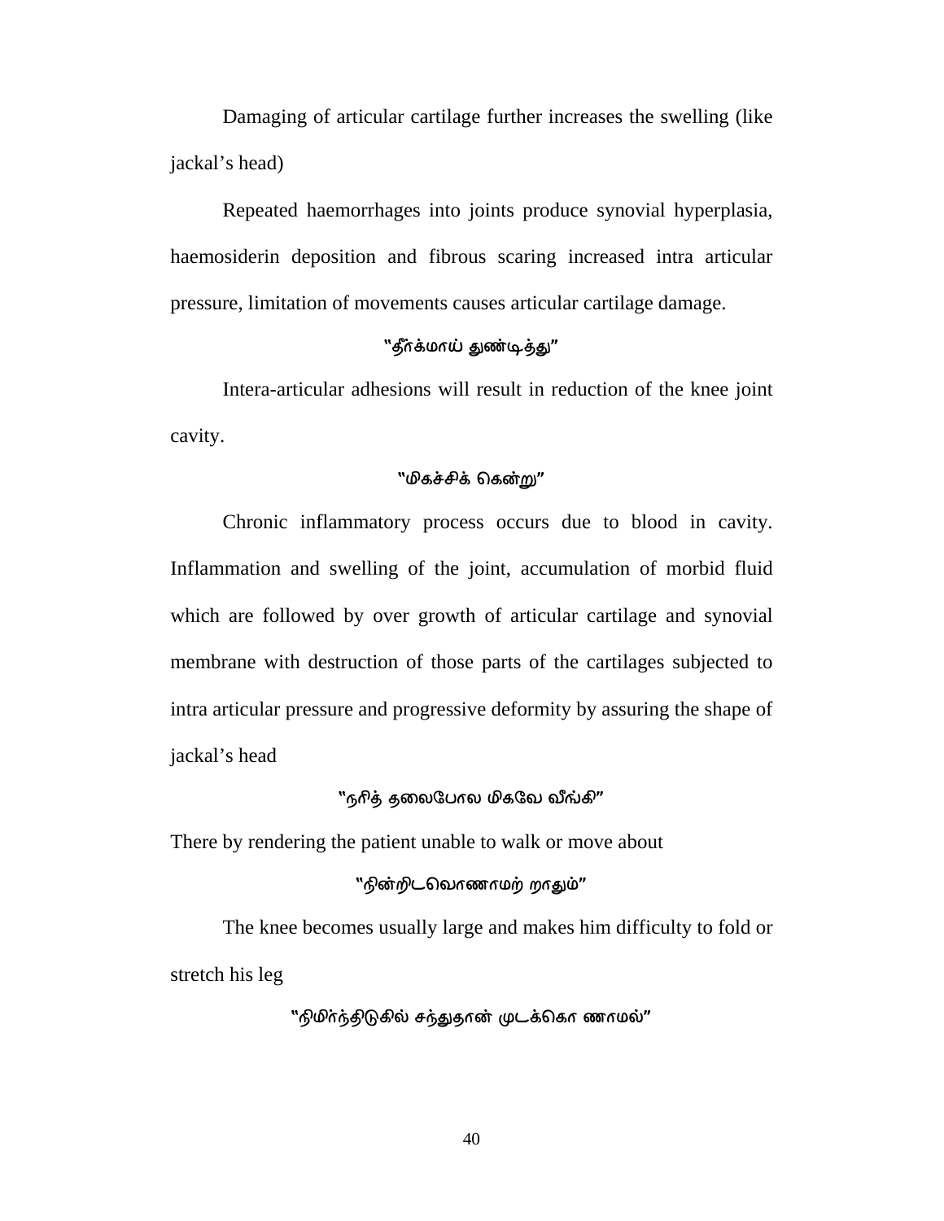Damaging of articular cartilage further increases the swelling (like jackal's head)

Repeated haemorrhages into joints produce synovial hyperplasia, haemosiderin deposition and fibrous scaring increased intra articular pressure, limitation of movements causes articular cartilage damage.

"தீர்க்மாய் துண்டித்து"

Intera-articular adhesions will result in reduction of the knee joint cavity.

"மிகச்சிக் கென்று"

Chronic inflammatory process occurs due to blood in cavity. Inflammation and swelling of the joint, accumulation of morbid fluid which are followed by over growth of articular cartilage and synovial membrane with destruction of those parts of the cartilages subjected to intra articular pressure and progressive deformity by assuring the shape of jackal's head

"நரித் தலைபோல மிகவே வீங்கி"

There by rendering the patient unable to walk or move about

"நின்றிடவொணாமற் றாதும்"

The knee becomes usually large and makes him difficulty to fold or stretch his leg

"நிமிர்ந்திடுகில் சந்துதான் முடக்கொ ணாமல்"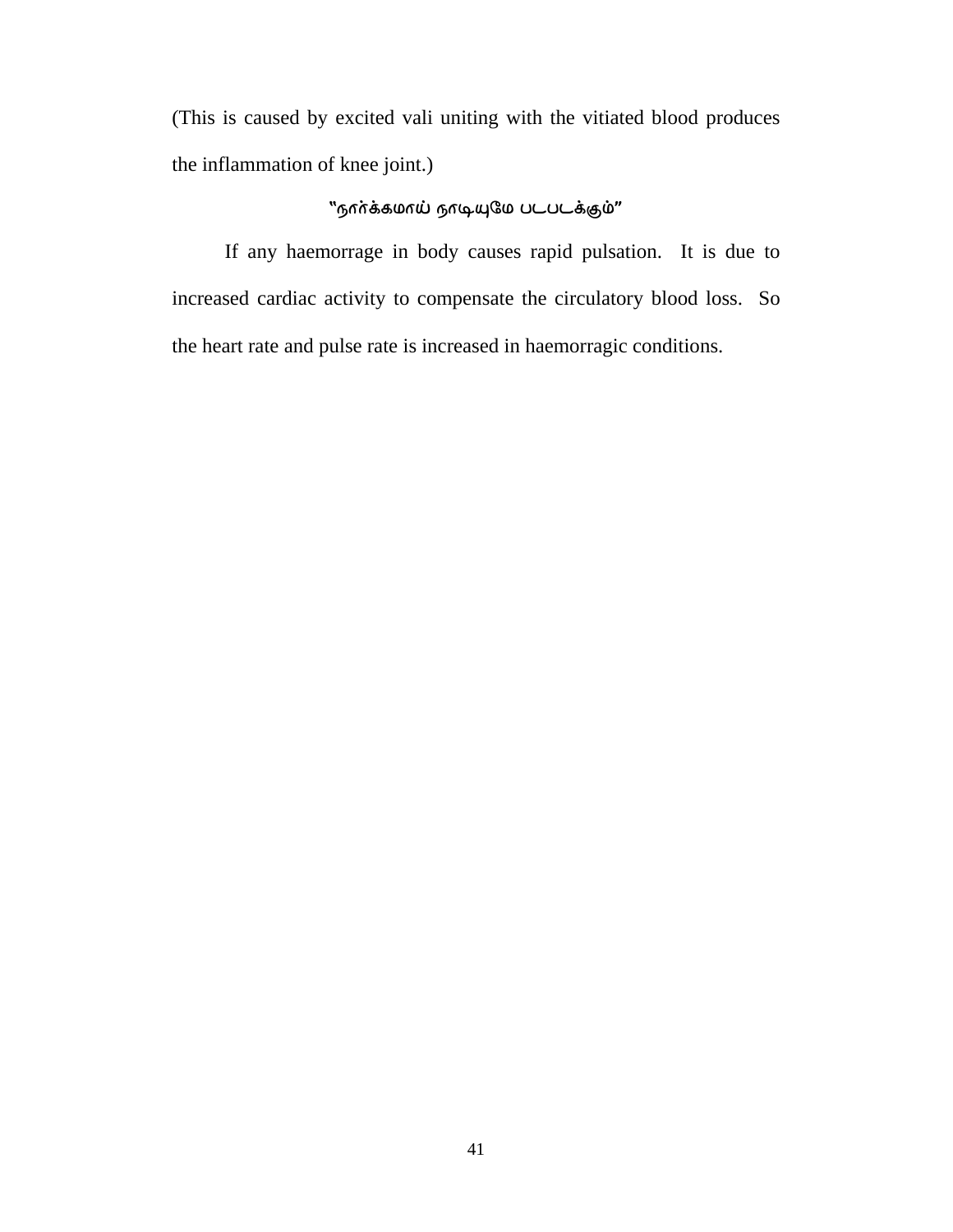(This is caused by excited vali uniting with the vitiated blood produces the inflammation of knee joint.)

**“நாா்க்கமாய் நாடியுமே படபடக்கும்”**

If any haemorrage in body causes rapid pulsation. It is due to increased cardiac activity to compensate the circulatory blood loss. So the heart rate and pulse rate is increased in haemorragic conditions.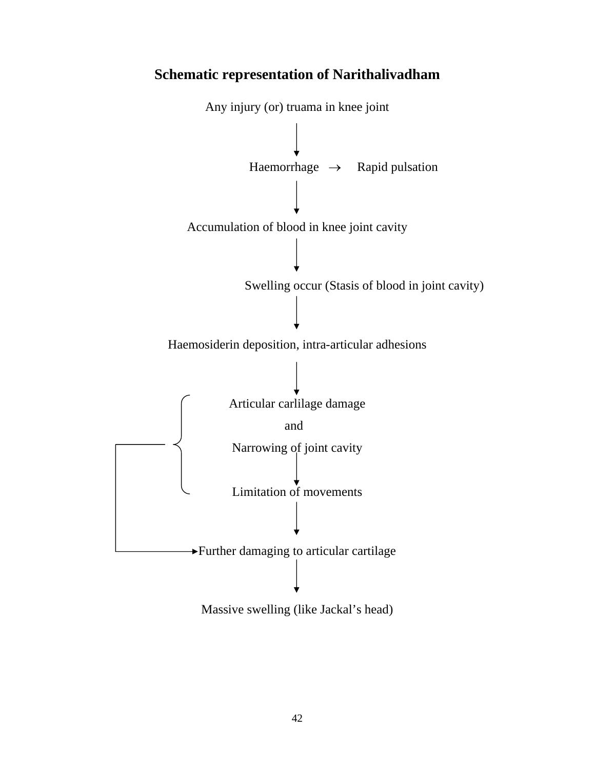## Schematic representation of Narithalivadham

Any injury (or) truama in knee joint

↓

Haemorrhage → Rapid pulsation

↓

Accumulation of blood in knee joint cavity

↓

Swelling occur (Stasis of blood in joint cavity)

↓

Haemosiderin deposition, intra-articular adhesions

↓

Articular carlilage damage

and

Narrowing of joint cavity

↓

Limitation of movements

↓

Further damaging to articular cartilage

↓

Massive swelling (like Jackal's head)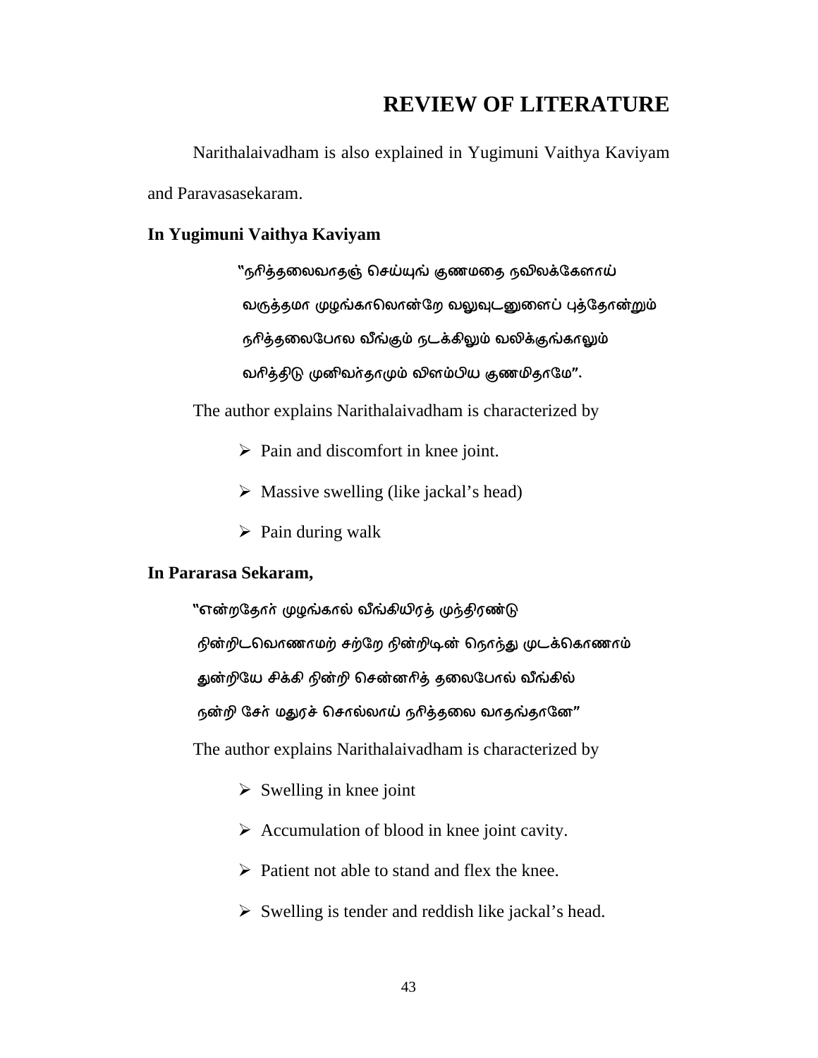# REVIEW OF LITERATURE

Narithalaivadham is also explained in Yugimuni Vaithya Kaviyam and Paravasasekaram.

**In Yugimuni Vaithya Kaviyam**

"நரித்தலைவாதஞ் செய்யுங் குணமதை நவிலக்கேளாய்
வருத்தமா முழங்காலொன்றே வலுவுடனுளைப் புத்தோன்றும்
நரித்தலைபோல வீங்கும் நடக்கிலும் வலிக்குங்காலும்
வரித்திடு முனிவர்தாமும் விளம்பிய குணமிதாமே".

The author explains Narithalaivadham is characterized by

- Pain and discomfort in knee joint.
- Massive swelling (like jackal's head)
- Pain during walk

**In Pararasa Sekaram,**

"என்றதோர் முழங்கால் வீங்கியிரத் முந்திரண்டு
நின்றிடவொணாமற் சற்றே நின்றிடின் நொந்து முடக்கொணாம்
துன்றியே சிக்கி நின்றி சென்னரித் தலைபோல் வீங்கில்
நன்றி சேர் மதுரச் சொல்லாய் நரித்தலை வாதந்தானே"

The author explains Narithalaivadham is characterized by

- Swelling in knee joint
- Accumulation of blood in knee joint cavity.
- Patient not able to stand and flex the knee.
- Swelling is tender and reddish like jackal's head.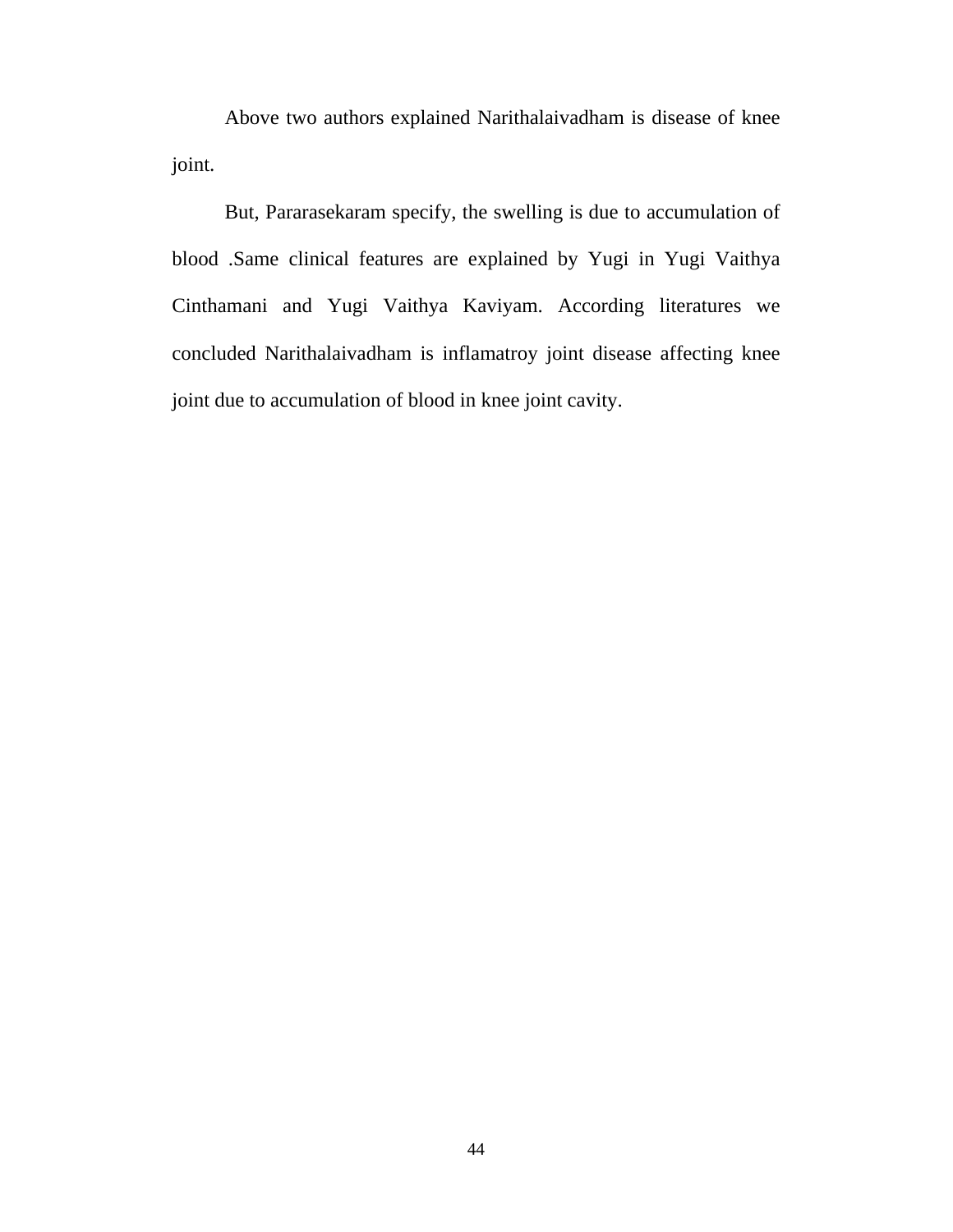Above two authors explained Narithalaivadham is disease of knee joint.

But, Pararasekaram specify, the swelling is due to accumulation of blood .Same clinical features are explained by Yugi in Yugi Vaithya Cinthamani and Yugi Vaithya Kaviyam. According literatures we concluded Narithalaivadham is inflamatroy joint disease affecting knee joint due to accumulation of blood in knee joint cavity.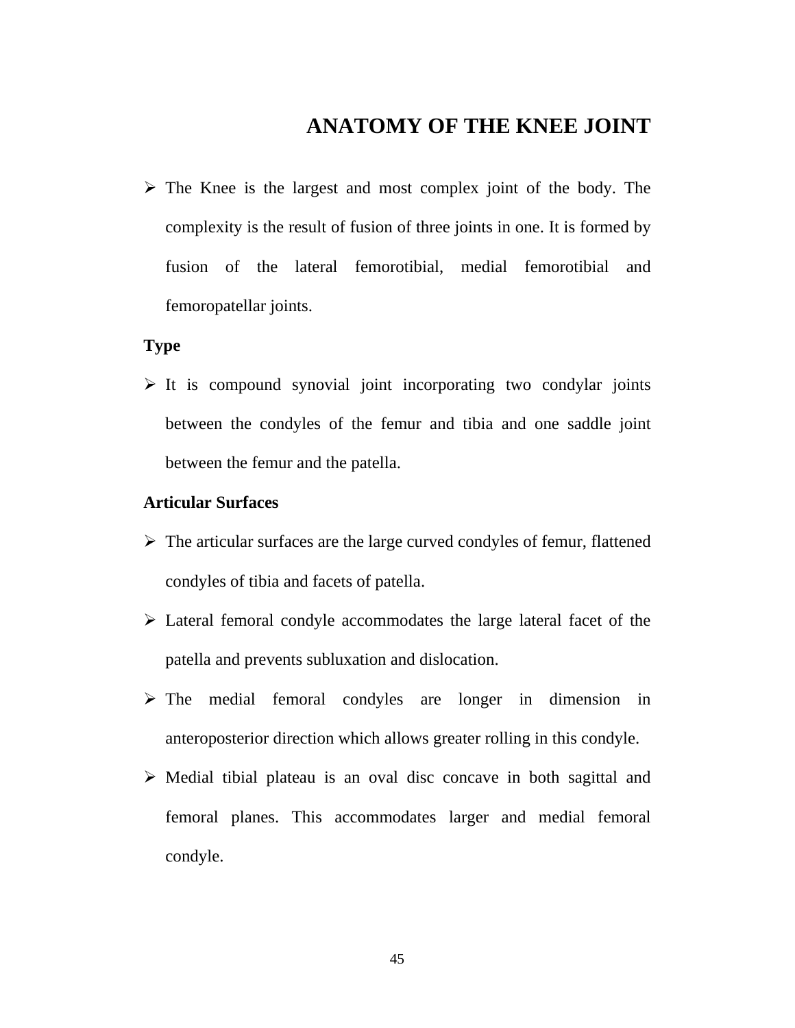# ANATOMY OF THE KNEE JOINT

- The Knee is the largest and most complex joint of the body. The complexity is the result of fusion of three joints in one. It is formed by fusion of the lateral femorotibial, medial femorotibial and femoropatellar joints.

**Type**

- It is compound synovial joint incorporating two condylar joints between the condyles of the femur and tibia and one saddle joint between the femur and the patella.

**Articular Surfaces**

- The articular surfaces are the large curved condyles of femur, flattened condyles of tibia and facets of patella.
- Lateral femoral condyle accommodates the large lateral facet of the patella and prevents subluxation and dislocation.
- The medial femoral condyles are longer in dimension in anteroposterior direction which allows greater rolling in this condyle.
- Medial tibial plateau is an oval disc concave in both sagittal and femoral planes. This accommodates larger and medial femoral condyle.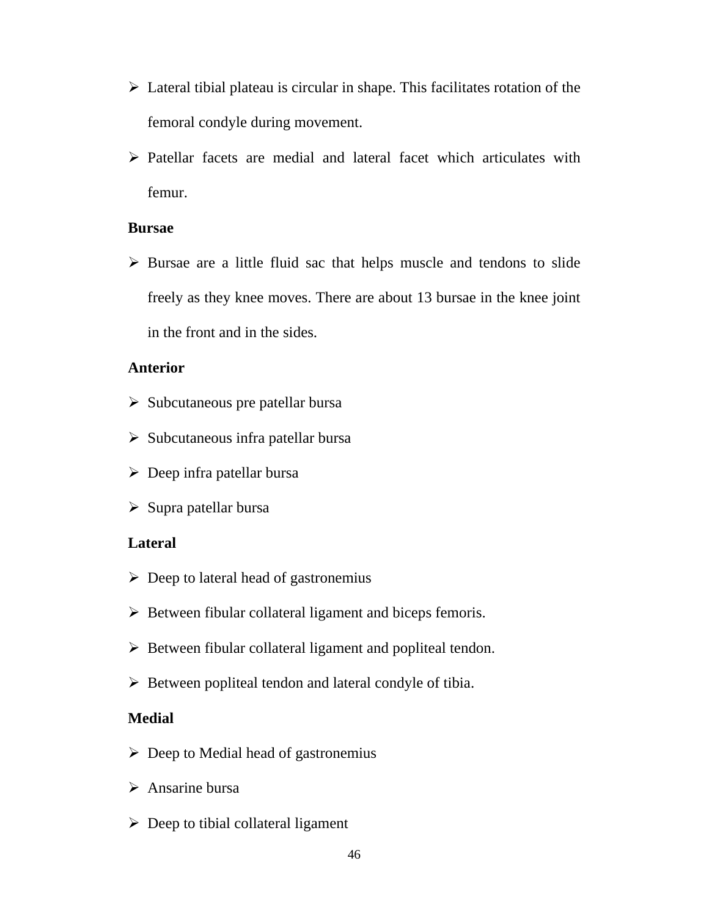- Lateral tibial plateau is circular in shape. This facilitates rotation of the femoral condyle during movement.
- Patellar facets are medial and lateral facet which articulates with femur.

**Bursae**

- Bursae are a little fluid sac that helps muscle and tendons to slide freely as they knee moves. There are about 13 bursae in the knee joint in the front and in the sides.

**Anterior**

- Subcutaneous pre patellar bursa
- Subcutaneous infra patellar bursa
- Deep infra patellar bursa
- Supra patellar bursa

**Lateral**

- Deep to lateral head of gastronemius
- Between fibular collateral ligament and biceps femoris.
- Between fibular collateral ligament and popliteal tendon.
- Between popliteal tendon and lateral condyle of tibia.

**Medial**

- Deep to Medial head of gastronemius
- Ansarine bursa
- Deep to tibial collateral ligament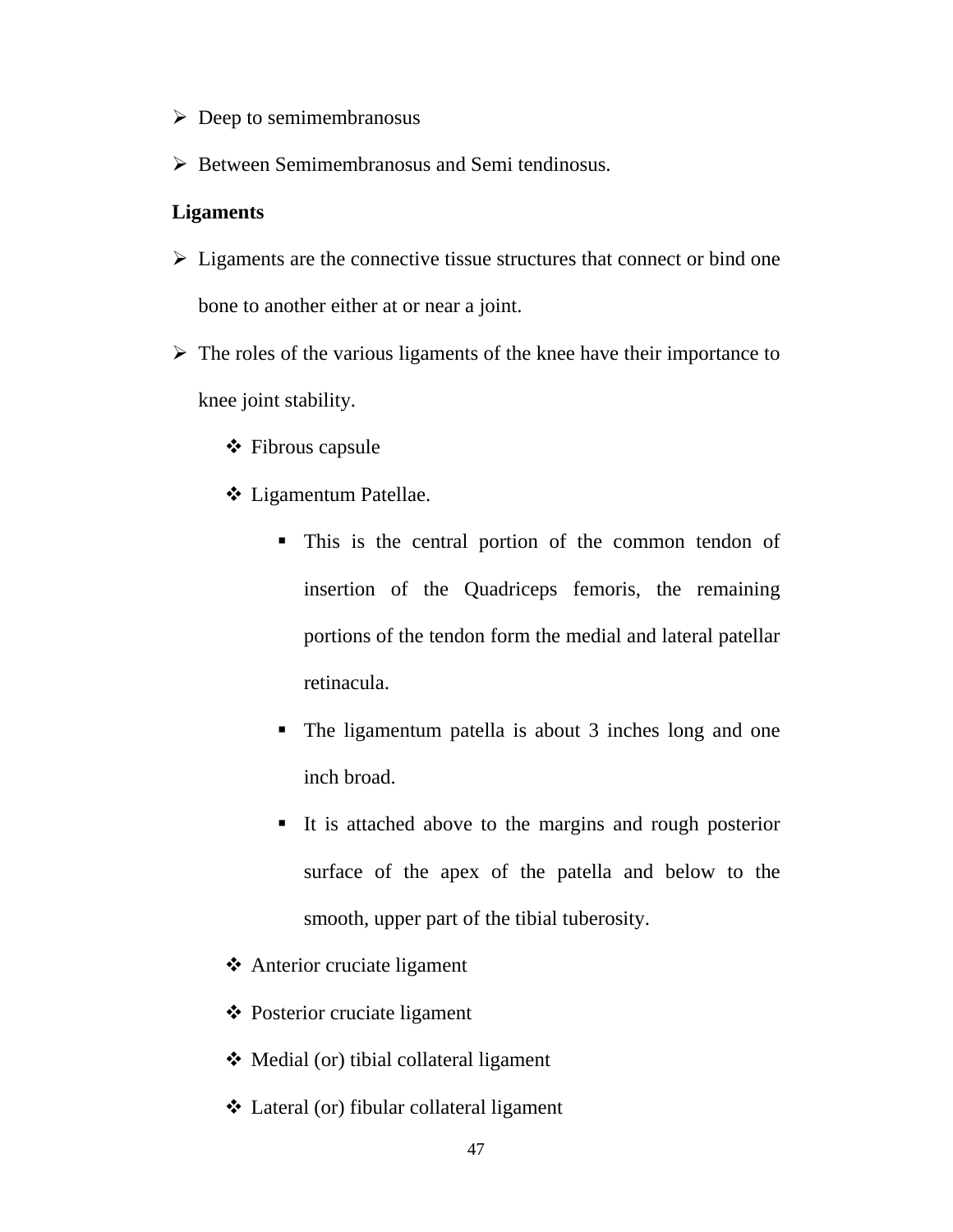- Deep to semimembranosus
- Between Semimembranosus and Semi tendinosus.

**Ligaments**

- Ligaments are the connective tissue structures that connect or bind one bone to another either at or near a joint.
- The roles of the various ligaments of the knee have their importance to knee joint stability.
  - Fibrous capsule
  - Ligamentum Patellae.
    - This is the central portion of the common tendon of insertion of the Quadriceps femoris, the remaining portions of the tendon form the medial and lateral patellar retinacula.
    - The ligamentum patella is about 3 inches long and one inch broad.
    - It is attached above to the margins and rough posterior surface of the apex of the patella and below to the smooth, upper part of the tibial tuberosity.
  - Anterior cruciate ligament
  - Posterior cruciate ligament
  - Medial (or) tibial collateral ligament
  - Lateral (or) fibular collateral ligament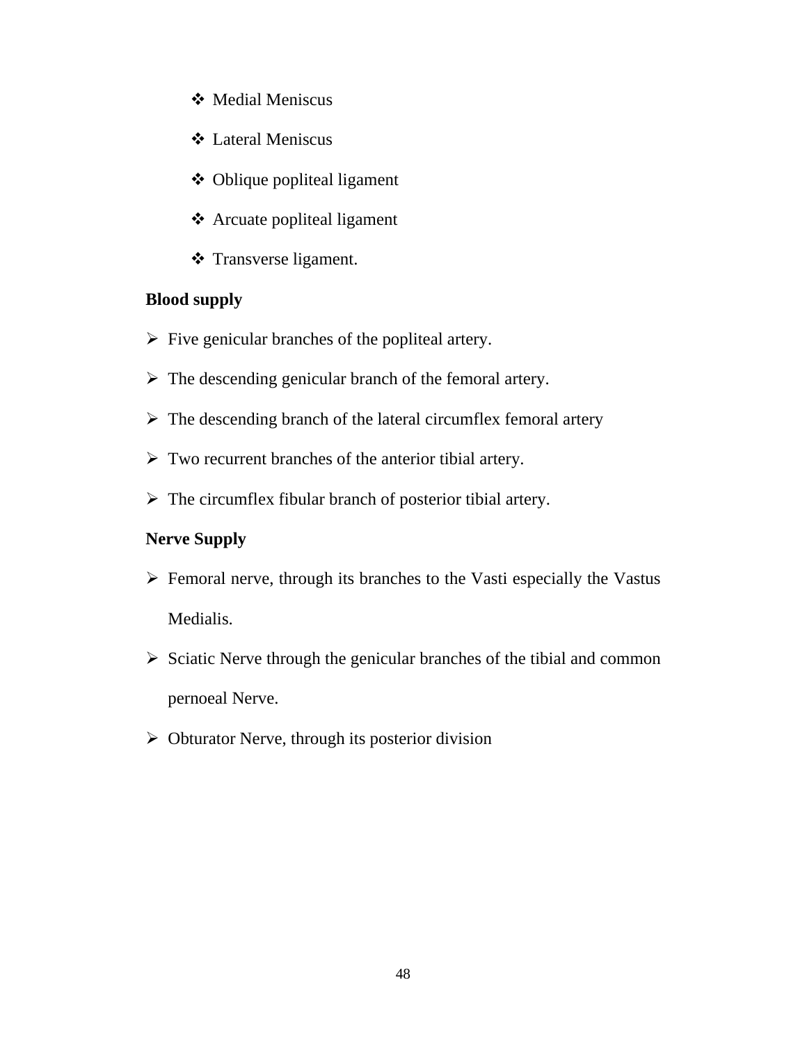- Medial Meniscus
- Lateral Meniscus
- Oblique popliteal ligament
- Arcuate popliteal ligament
- Transverse ligament.

**Blood supply**

- Five genicular branches of the popliteal artery.
- The descending genicular branch of the femoral artery.
- The descending branch of the lateral circumflex femoral artery
- Two recurrent branches of the anterior tibial artery.
- The circumflex fibular branch of posterior tibial artery.

**Nerve Supply**

- Femoral nerve, through its branches to the Vasti especially the Vastus Medialis.
- Sciatic Nerve through the genicular branches of the tibial and common pernoeal Nerve.
- Obturator Nerve, through its posterior division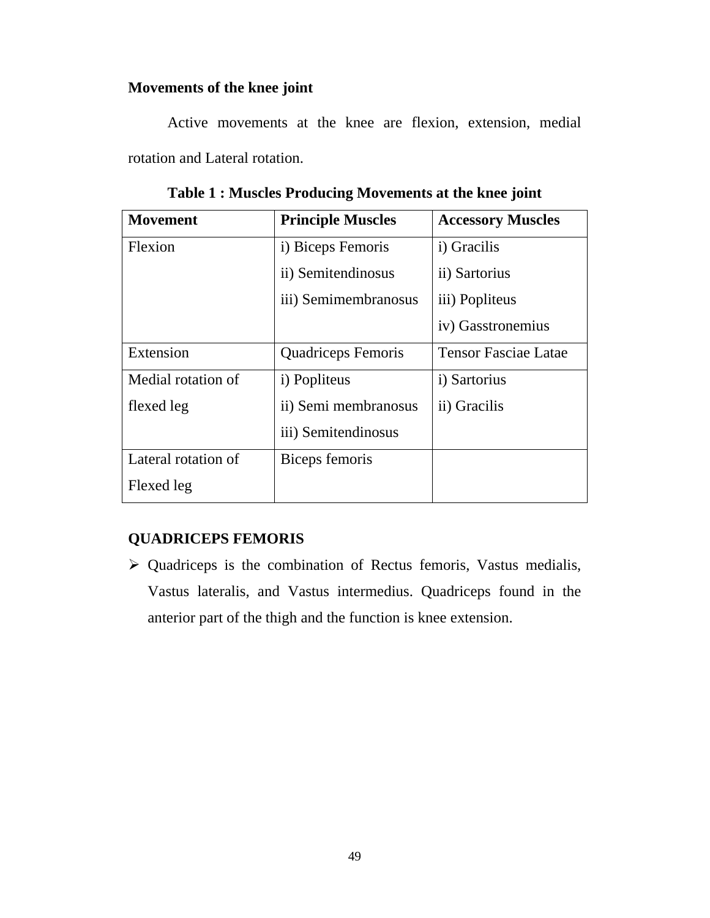## Movements of the knee joint

Active movements at the knee are flexion, extension, medial rotation and Lateral rotation.

**Table 1 : Muscles Producing Movements at the knee joint**

| **Movement** | **Principle Muscles** | **Accessory Muscles** |
|---|---|---|
| Flexion | i) Biceps Femoris<br>ii) Semitendinosus<br>iii) Semimembranosus | i) Gracilis<br>ii) Sartorius<br>iii) Popliteus<br>iv) Gasstronemius |
| Extension | Quadriceps Femoris | Tensor Fasciae Latae |
| Medial rotation of flexed leg | i) Popliteus<br>ii) Semi membranosus<br>iii) Semitendinosus | i) Sartorius<br>ii) Gracilis |
| Lateral rotation of Flexed leg | Biceps femoris | |

## QUADRICEPS FEMORIS

- Quadriceps is the combination of Rectus femoris, Vastus medialis, Vastus lateralis, and Vastus intermedius. Quadriceps found in the anterior part of the thigh and the function is knee extension.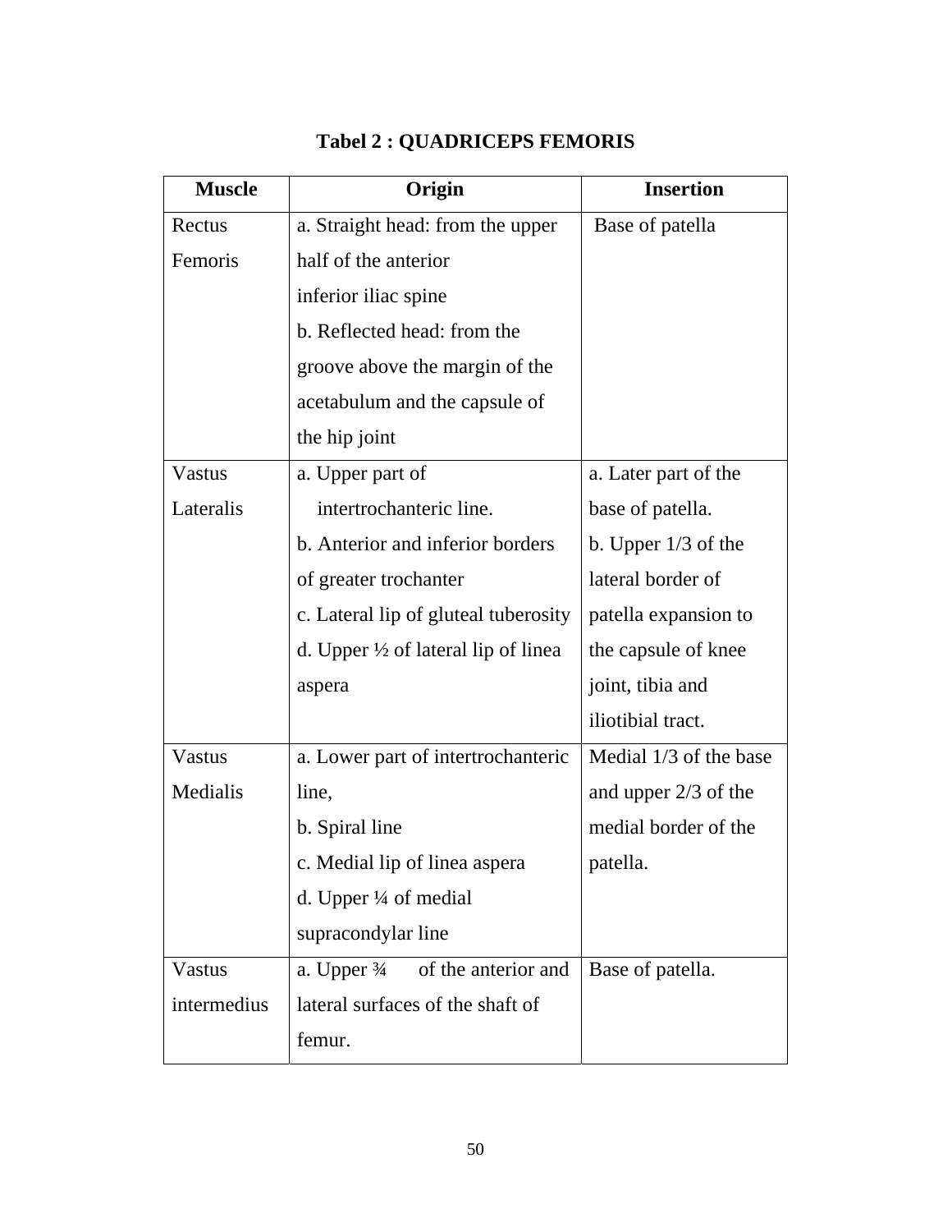**Tabel 2 : QUADRICEPS FEMORIS**

| Muscle | Origin | Insertion |
|---|---|---|
| Rectus Femoris | a. Straight head: from the upper half of the anterior inferior iliac spine<br>b. Reflected head: from the groove above the margin of the acetabulum and the capsule of the hip joint | Base of patella |
| Vastus Lateralis | a. Upper part of intertrochanteric line.<br>b. Anterior and inferior borders of greater trochanter<br>c. Lateral lip of gluteal tuberosity<br>d. Upper ½ of lateral lip of linea aspera | a. Later part of the base of patella.<br>b. Upper 1/3 of the lateral border of patella expansion to the capsule of knee joint, tibia and iliotibial tract. |
| Vastus Medialis | a. Lower part of intertrochanteric line,<br>b. Spiral line<br>c. Medial lip of linea aspera<br>d. Upper ¼ of medial supracondylar line | Medial 1/3 of the base and upper 2/3 of the medial border of the patella. |
| Vastus intermedius | a. Upper ¾ of the anterior and lateral surfaces of the shaft of femur. | Base of patella. |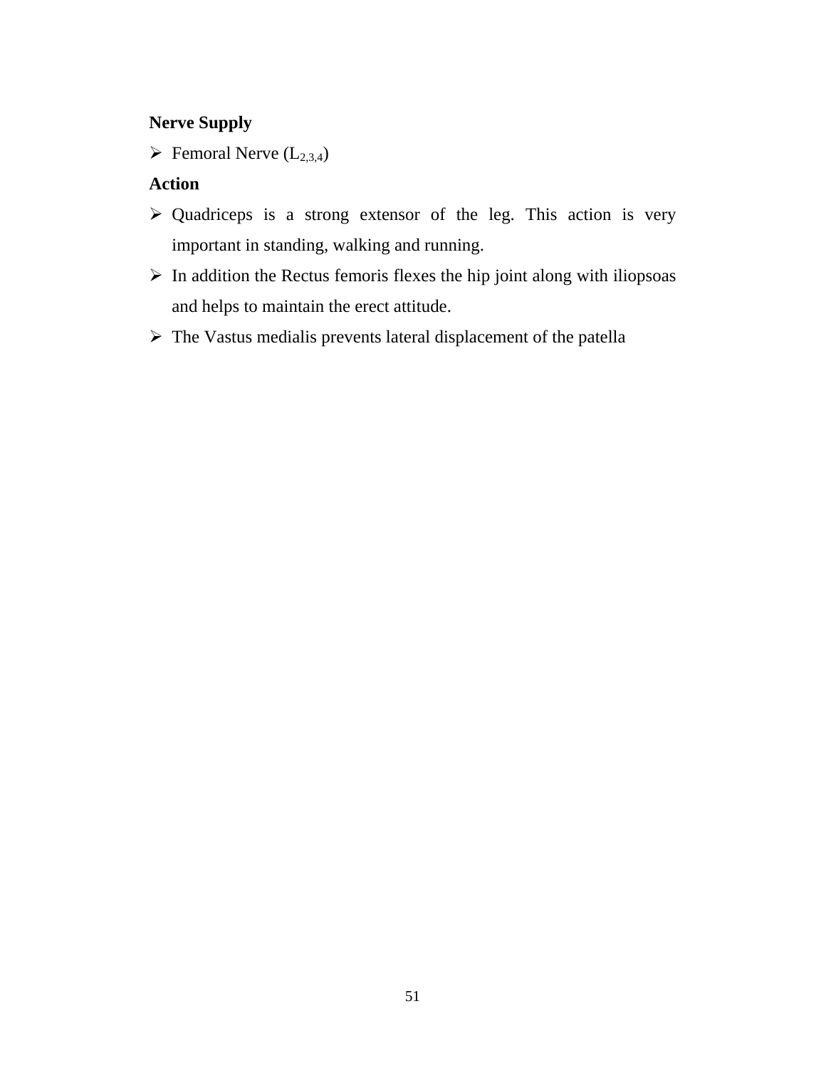**Nerve Supply**

- Femoral Nerve ($L_{2,3,4}$)

**Action**

- Quadriceps is a strong extensor of the leg. This action is very important in standing, walking and running.
- In addition the Rectus femoris flexes the hip joint along with iliopsoas and helps to maintain the erect attitude.
- The Vastus medialis prevents lateral displacement of the patella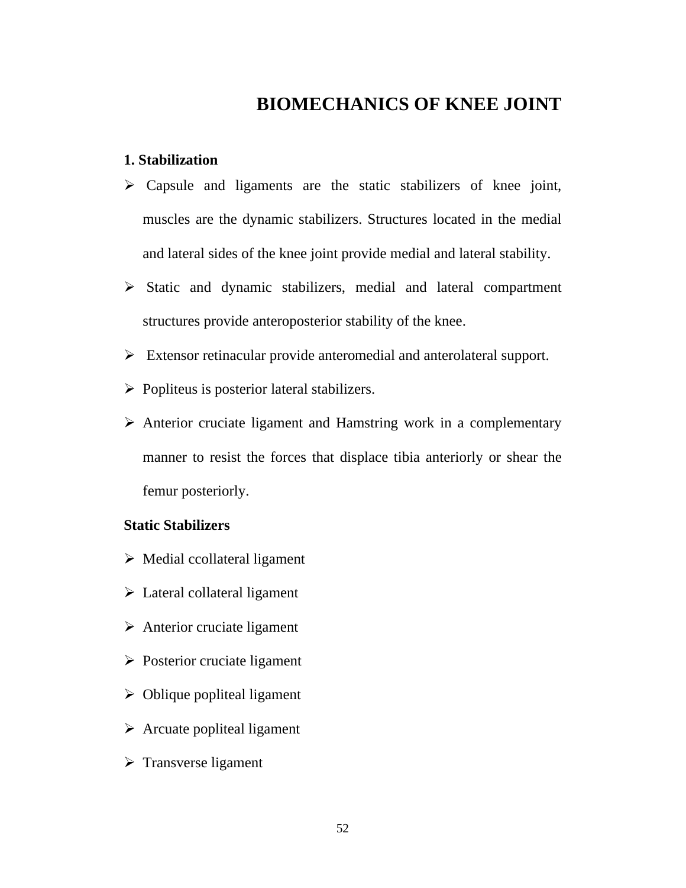# BIOMECHANICS OF KNEE JOINT

**1. Stabilization**

- Capsule and ligaments are the static stabilizers of knee joint, muscles are the dynamic stabilizers. Structures located in the medial and lateral sides of the knee joint provide medial and lateral stability.
- Static and dynamic stabilizers, medial and lateral compartment structures provide anteroposterior stability of the knee.
- Extensor retinacular provide anteromedial and anterolateral support.
- Popliteus is posterior lateral stabilizers.
- Anterior cruciate ligament and Hamstring work in a complementary manner to resist the forces that displace tibia anteriorly or shear the femur posteriorly.

**Static Stabilizers**

- Medial ccollateral ligament
- Lateral collateral ligament
- Anterior cruciate ligament
- Posterior cruciate ligament
- Oblique popliteal ligament
- Arcuate popliteal ligament
- Transverse ligament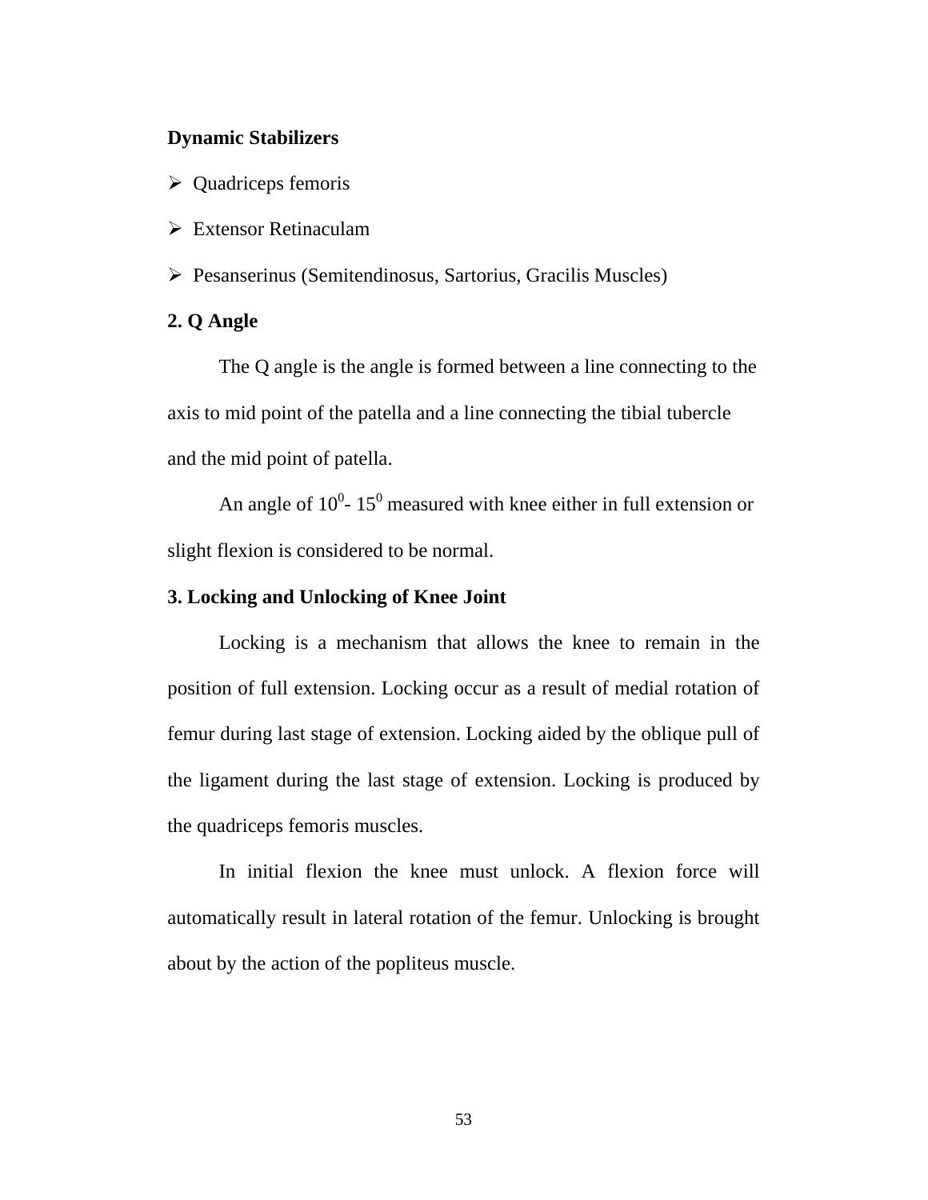**Dynamic Stabilizers**

- Quadriceps femoris
- Extensor Retinaculam
- Pesanserinus (Semitendinosus, Sartorius, Gracilis Muscles)

**2. Q Angle**

The Q angle is the angle is formed between a line connecting to the axis to mid point of the patella and a line connecting the tibial tubercle and the mid point of patella.

An angle of $10^0$- $15^0$ measured with knee either in full extension or slight flexion is considered to be normal.

**3. Locking and Unlocking of Knee Joint**

Locking is a mechanism that allows the knee to remain in the position of full extension. Locking occur as a result of medial rotation of femur during last stage of extension. Locking aided by the oblique pull of the ligament during the last stage of extension. Locking is produced by the quadriceps femoris muscles.

In initial flexion the knee must unlock. A flexion force will automatically result in lateral rotation of the femur. Unlocking is brought about by the action of the popliteus muscle.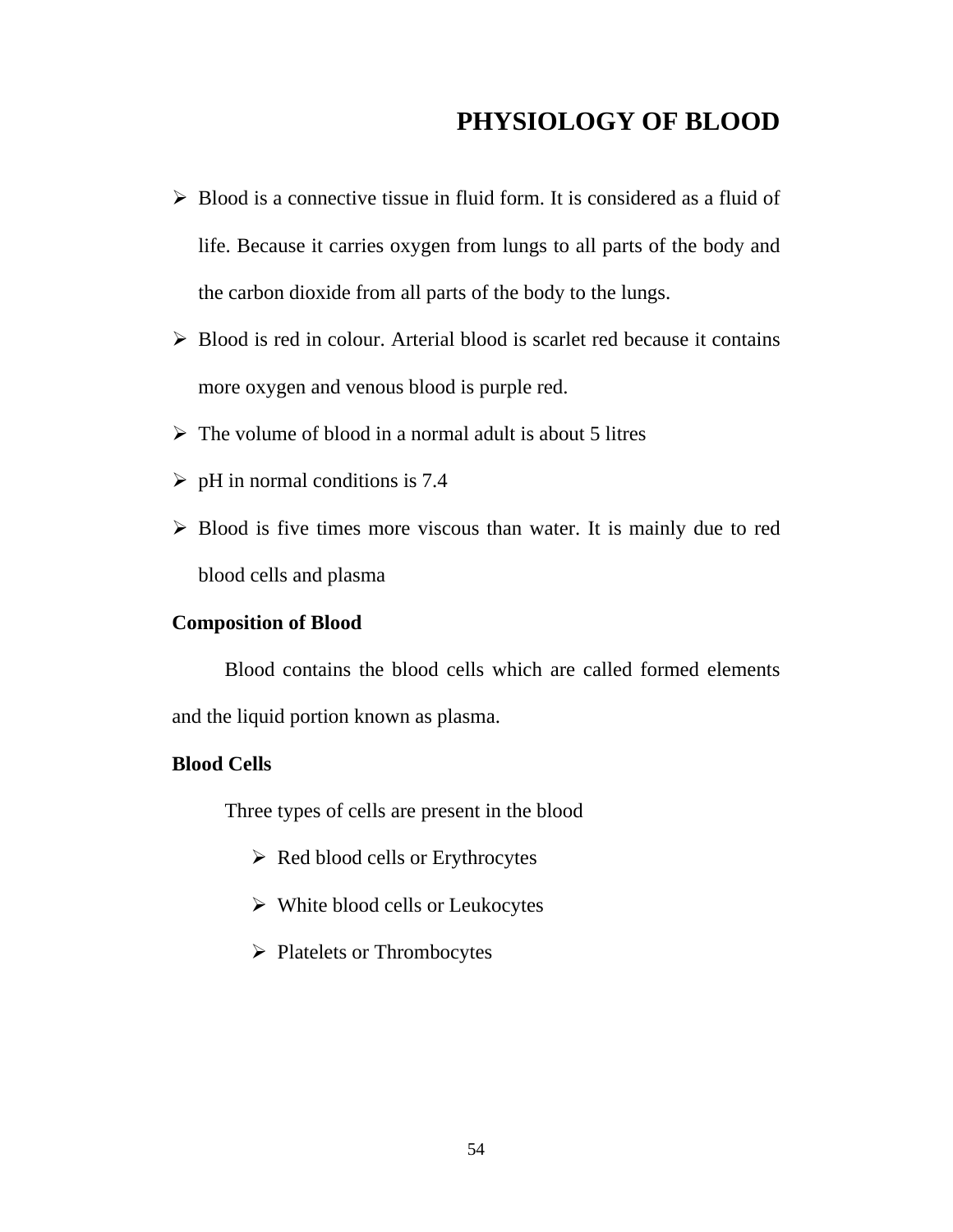# PHYSIOLOGY OF BLOOD

- Blood is a connective tissue in fluid form. It is considered as a fluid of life. Because it carries oxygen from lungs to all parts of the body and the carbon dioxide from all parts of the body to the lungs.
- Blood is red in colour. Arterial blood is scarlet red because it contains more oxygen and venous blood is purple red.
- The volume of blood in a normal adult is about 5 litres
- pH in normal conditions is 7.4
- Blood is five times more viscous than water. It is mainly due to red blood cells and plasma

**Composition of Blood**

Blood contains the blood cells which are called formed elements and the liquid portion known as plasma.

**Blood Cells**

Three types of cells are present in the blood

- Red blood cells or Erythrocytes
- White blood cells or Leukocytes
- Platelets or Thrombocytes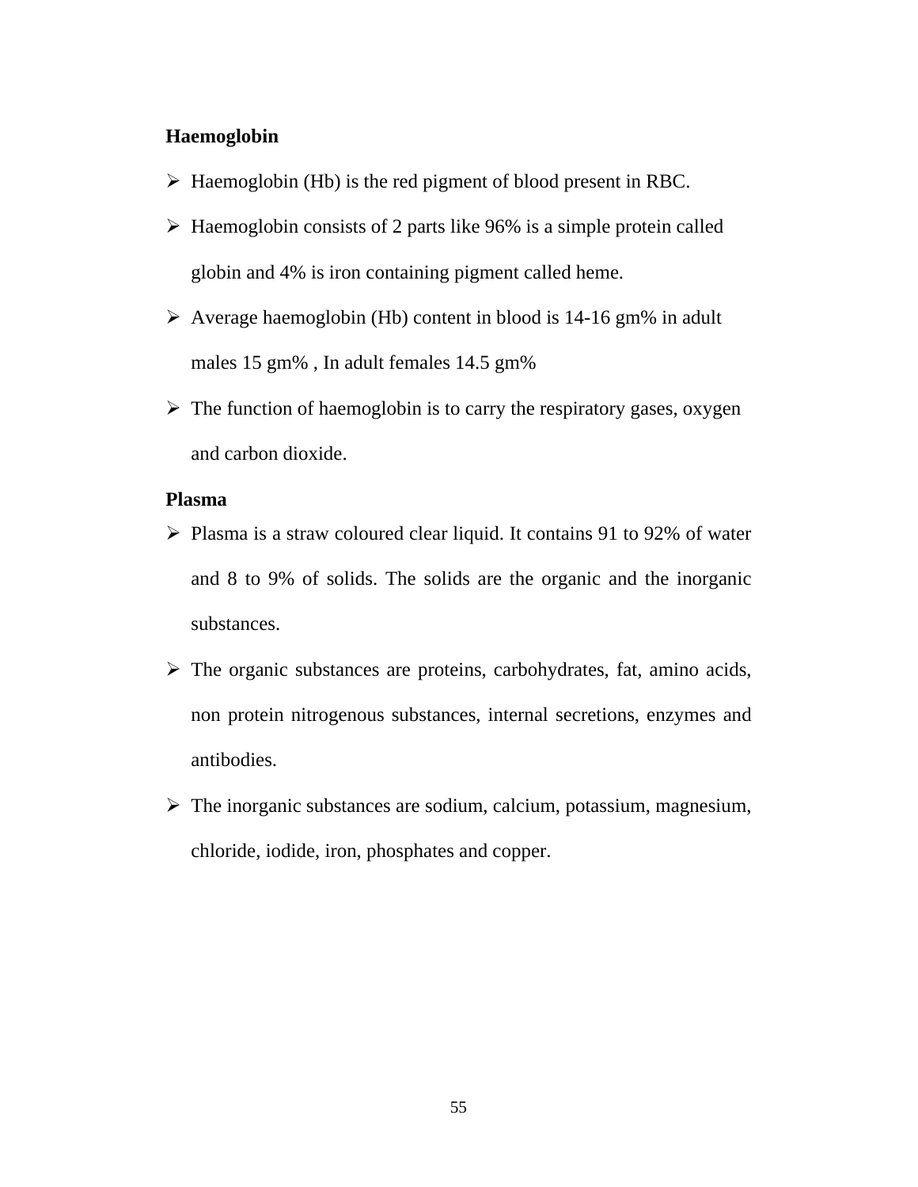**Haemoglobin**

- Haemoglobin (Hb) is the red pigment of blood present in RBC.
- Haemoglobin consists of 2 parts like 96% is a simple protein called globin and 4% is iron containing pigment called heme.
- Average haemoglobin (Hb) content in blood is 14-16 gm% in adult males 15 gm% , In adult females 14.5 gm%
- The function of haemoglobin is to carry the respiratory gases, oxygen and carbon dioxide.

**Plasma**

- Plasma is a straw coloured clear liquid. It contains 91 to 92% of water and 8 to 9% of solids. The solids are the organic and the inorganic substances.
- The organic substances are proteins, carbohydrates, fat, amino acids, non protein nitrogenous substances, internal secretions, enzymes and antibodies.
- The inorganic substances are sodium, calcium, potassium, magnesium, chloride, iodide, iron, phosphates and copper.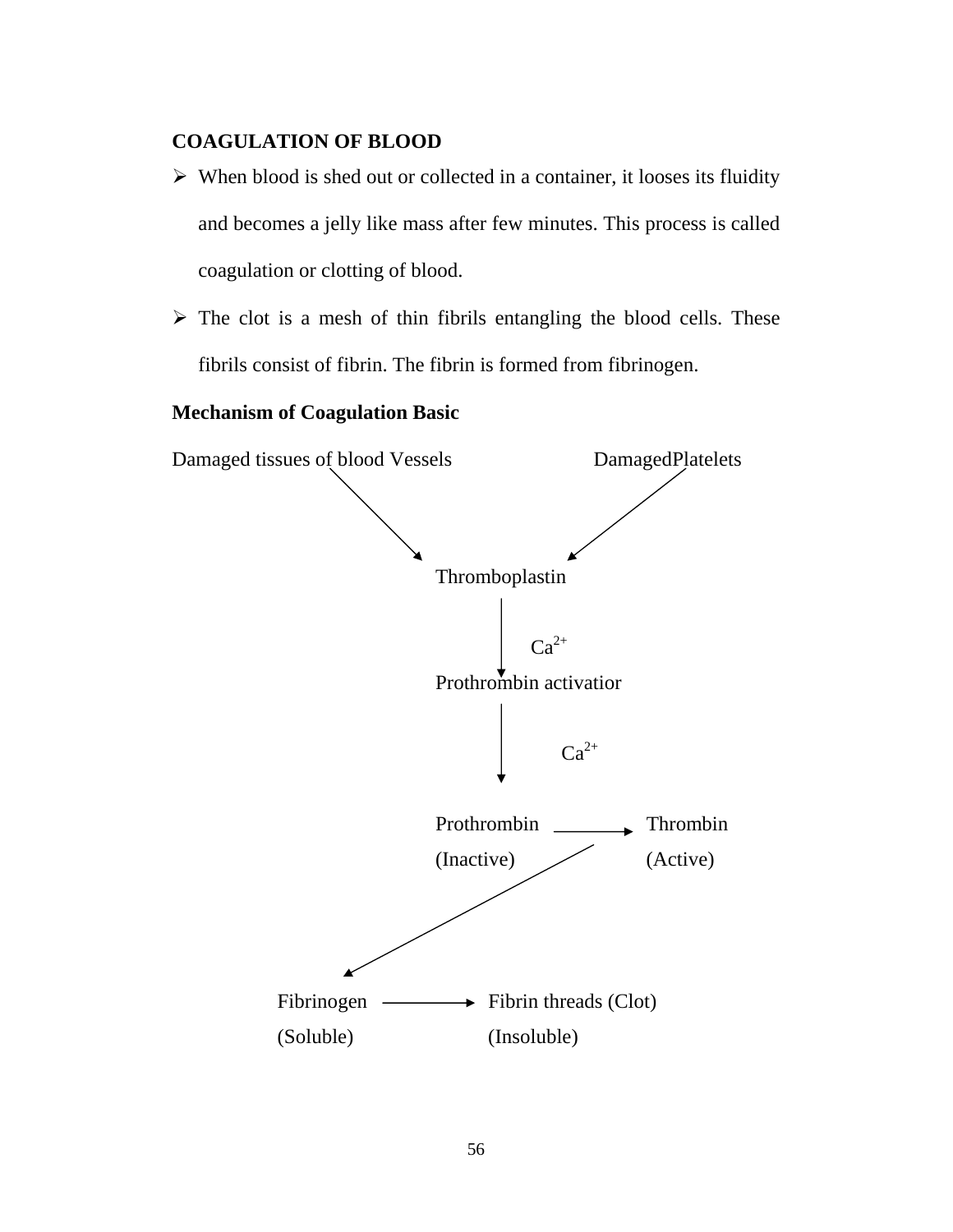## COAGULATION OF BLOOD

- When blood is shed out or collected in a container, it looses its fluidity and becomes a jelly like mass after few minutes. This process is called coagulation or clotting of blood.
- The clot is a mesh of thin fibrils entangling the blood cells. These fibrils consist of fibrin. The fibrin is formed from fibrinogen.

**Mechanism of Coagulation Basic**

Damaged tissues of blood Vessels → Thromboplastin ← DamagedPlatelets

Thromboplastin

↓ $Ca^{2+}$

Prothrombin activatior

↓ $Ca^{2+}$

Prothrombin (Inactive) → Thrombin (Active)

↓

Fibrinogen (Soluble) → Fibrin threads (Clot) (Insoluble)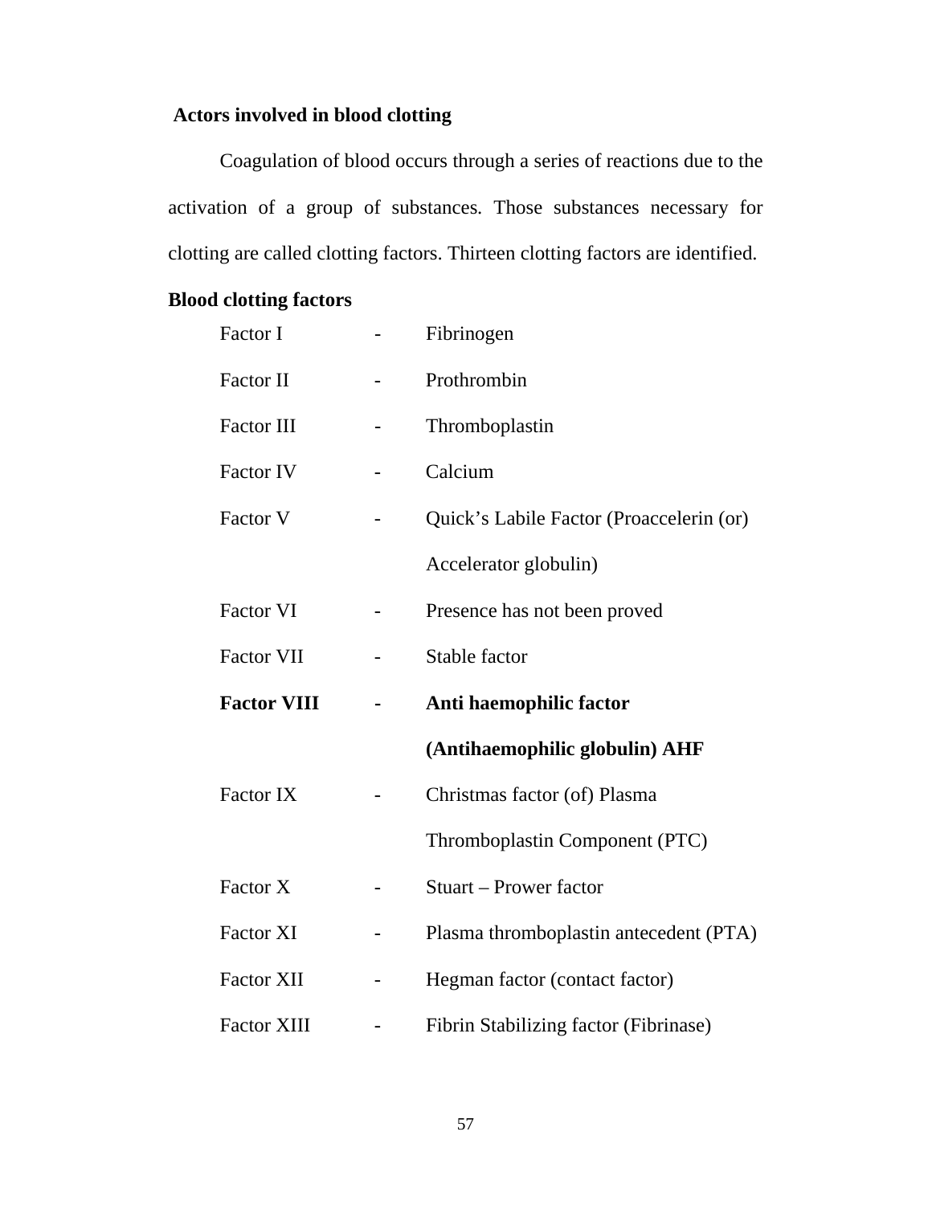**Actors involved in blood clotting**

Coagulation of blood occurs through a series of reactions due to the activation of a group of substances. Those substances necessary for clotting are called clotting factors. Thirteen clotting factors are identified.

**Blood clotting factors**

| | | |
|---|---|---|
| Factor I | - | Fibrinogen |
| Factor II | - | Prothrombin |
| Factor III | - | Thromboplastin |
| Factor IV | - | Calcium |
| Factor V | - | Quick's Labile Factor (Proaccelerin (or) Accelerator globulin) |
| Factor VI | - | Presence has not been proved |
| Factor VII | - | Stable factor |
| **Factor VIII** | **-** | **Anti haemophilic factor (Antihaemophilic globulin) AHF** |
| Factor IX | - | Christmas factor (of) Plasma Thromboplastin Component (PTC) |
| Factor X | - | Stuart – Prower factor |
| Factor XI | - | Plasma thromboplastin antecedent (PTA) |
| Factor XII | - | Hegman factor (contact factor) |
| Factor XIII | - | Fibrin Stabilizing factor (Fibrinase) |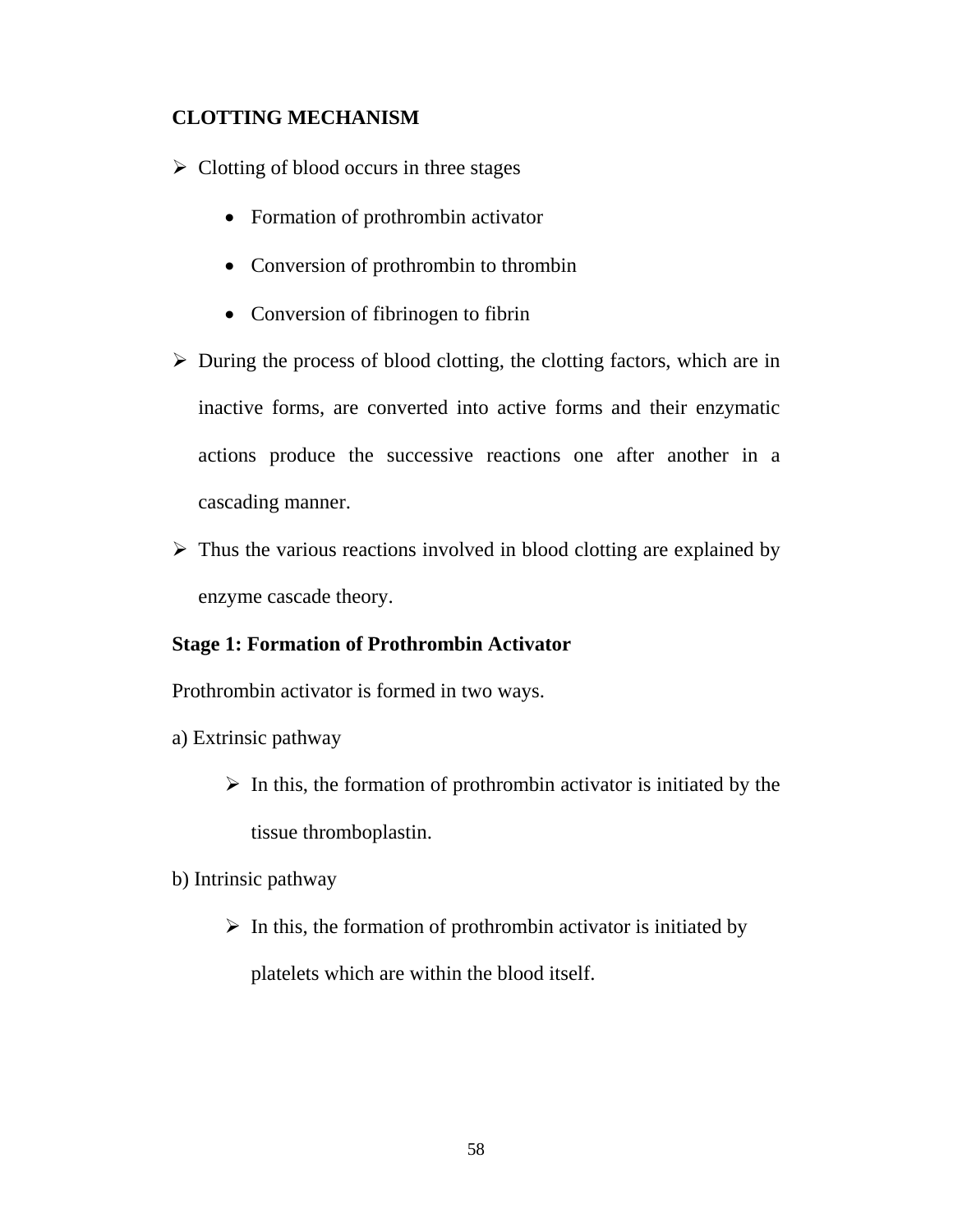## CLOTTING MECHANISM

- Clotting of blood occurs in three stages
  - Formation of prothrombin activator
  - Conversion of prothrombin to thrombin
  - Conversion of fibrinogen to fibrin
- During the process of blood clotting, the clotting factors, which are in inactive forms, are converted into active forms and their enzymatic actions produce the successive reactions one after another in a cascading manner.
- Thus the various reactions involved in blood clotting are explained by enzyme cascade theory.

**Stage 1: Formation of Prothrombin Activator**

Prothrombin activator is formed in two ways.

a) Extrinsic pathway

- In this, the formation of prothrombin activator is initiated by the tissue thromboplastin.

b) Intrinsic pathway

- In this, the formation of prothrombin activator is initiated by platelets which are within the blood itself.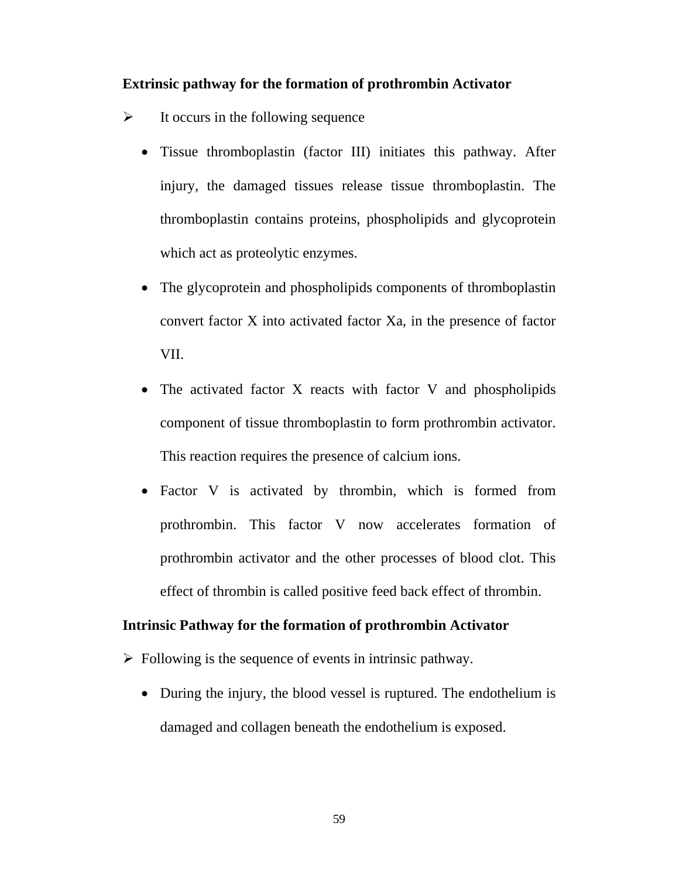**Extrinsic pathway for the formation of prothrombin Activator**

- It occurs in the following sequence
  - Tissue thromboplastin (factor III) initiates this pathway. After injury, the damaged tissues release tissue thromboplastin. The thromboplastin contains proteins, phospholipids and glycoprotein which act as proteolytic enzymes.
  - The glycoprotein and phospholipids components of thromboplastin convert factor X into activated factor Xa, in the presence of factor VII.
  - The activated factor X reacts with factor V and phospholipids component of tissue thromboplastin to form prothrombin activator. This reaction requires the presence of calcium ions.
  - Factor V is activated by thrombin, which is formed from prothrombin. This factor V now accelerates formation of prothrombin activator and the other processes of blood clot. This effect of thrombin is called positive feed back effect of thrombin.

**Intrinsic Pathway for the formation of prothrombin Activator**

- Following is the sequence of events in intrinsic pathway.
  - During the injury, the blood vessel is ruptured. The endothelium is damaged and collagen beneath the endothelium is exposed.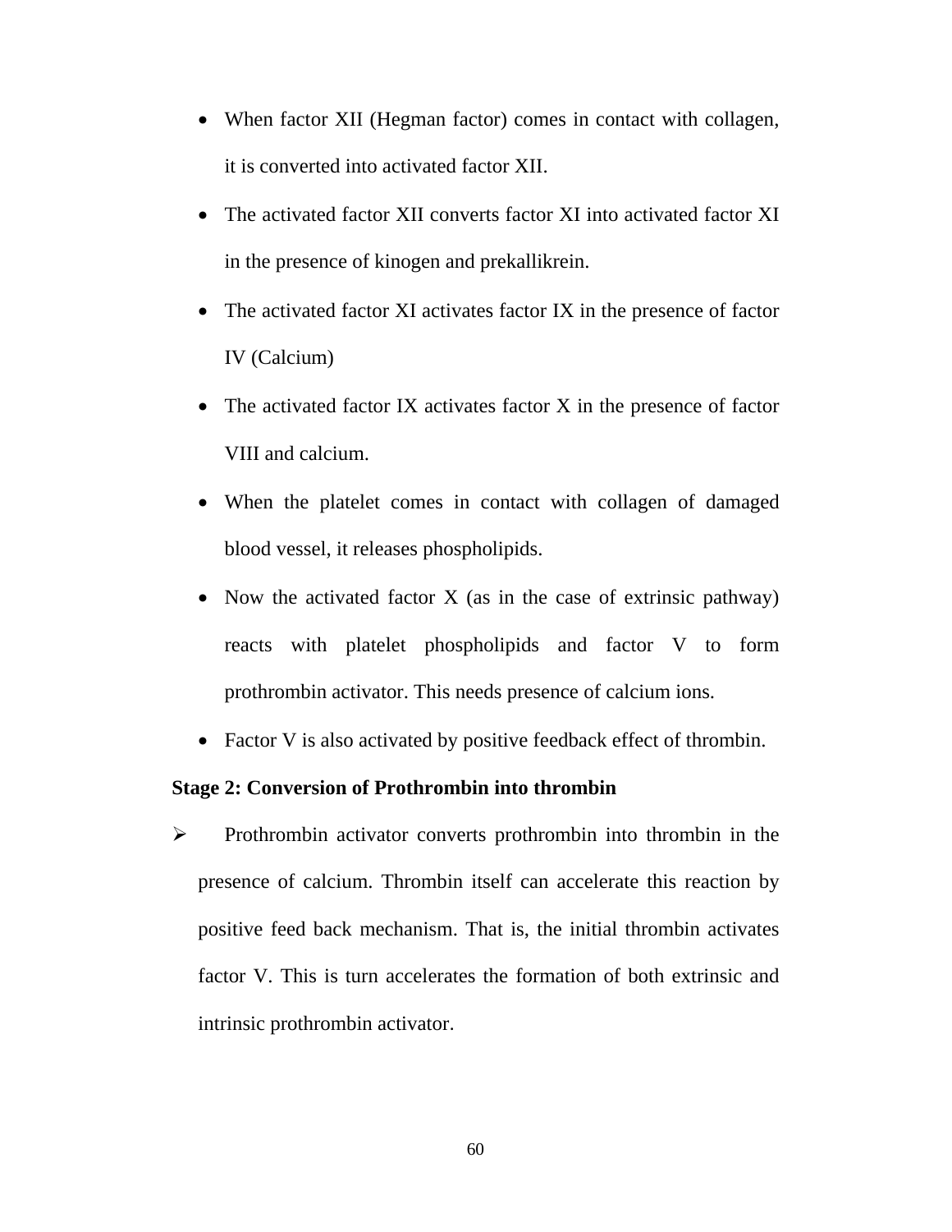- When factor XII (Hegman factor) comes in contact with collagen, it is converted into activated factor XII.
- The activated factor XII converts factor XI into activated factor XI in the presence of kinogen and prekallikrein.
- The activated factor XI activates factor IX in the presence of factor IV (Calcium)
- The activated factor IX activates factor X in the presence of factor VIII and calcium.
- When the platelet comes in contact with collagen of damaged blood vessel, it releases phospholipids.
- Now the activated factor X (as in the case of extrinsic pathway) reacts with platelet phospholipids and factor V to form prothrombin activator. This needs presence of calcium ions.
- Factor V is also activated by positive feedback effect of thrombin.

**Stage 2: Conversion of Prothrombin into thrombin**

- Prothrombin activator converts prothrombin into thrombin in the presence of calcium. Thrombin itself can accelerate this reaction by positive feed back mechanism. That is, the initial thrombin activates factor V. This is turn accelerates the formation of both extrinsic and intrinsic prothrombin activator.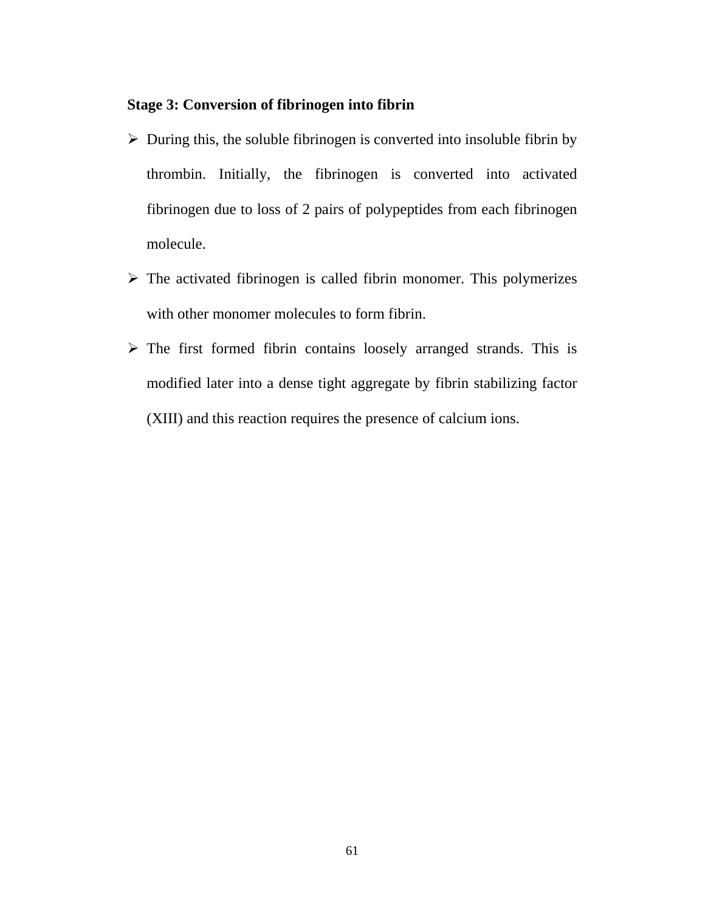**Stage 3: Conversion of fibrinogen into fibrin**

- During this, the soluble fibrinogen is converted into insoluble fibrin by thrombin. Initially, the fibrinogen is converted into activated fibrinogen due to loss of 2 pairs of polypeptides from each fibrinogen molecule.
- The activated fibrinogen is called fibrin monomer. This polymerizes with other monomer molecules to form fibrin.
- The first formed fibrin contains loosely arranged strands. This is modified later into a dense tight aggregate by fibrin stabilizing factor (XIII) and this reaction requires the presence of calcium ions.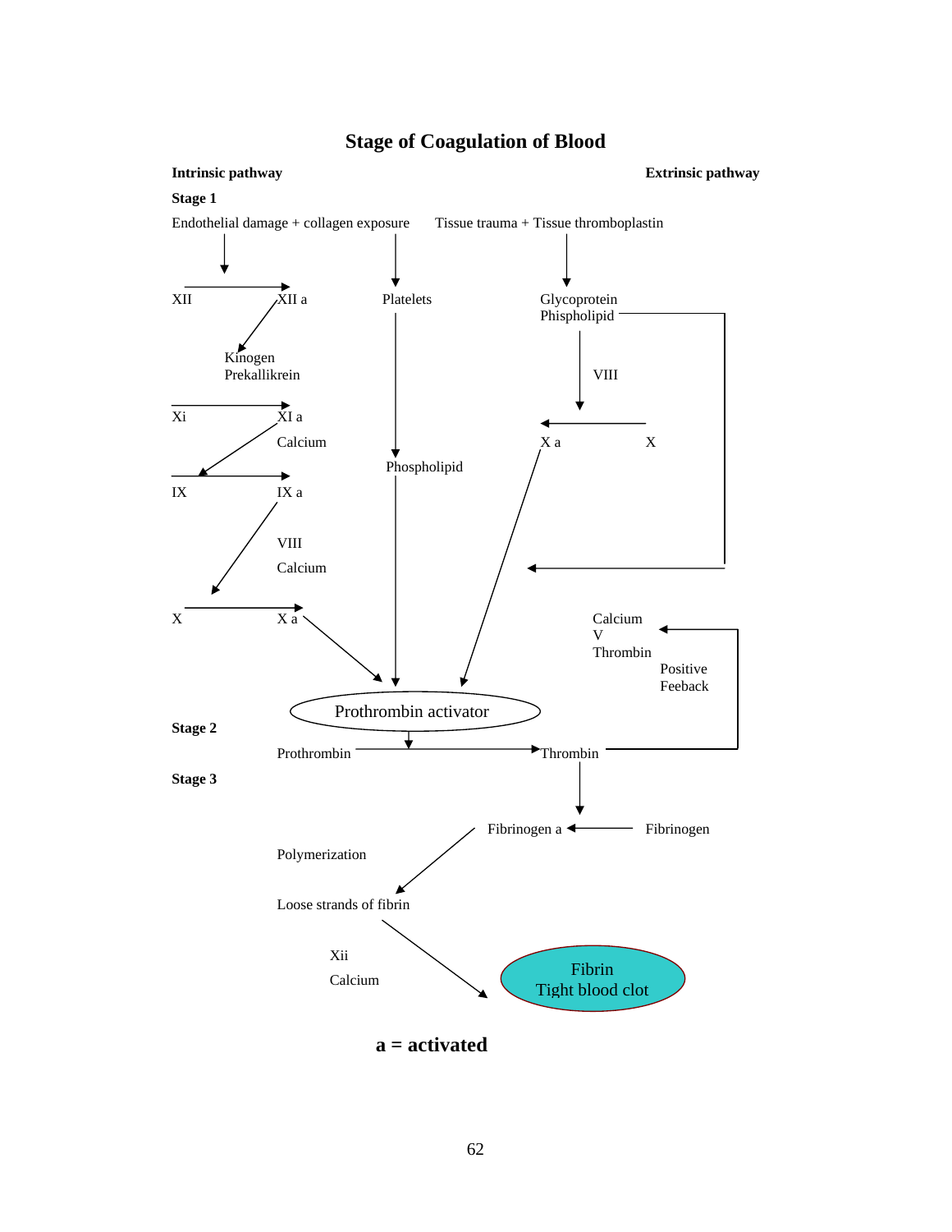# Stage of Coagulation of Blood

**Intrinsic pathway** **Extrinsic pathway**

**Stage 1**

Endothelial damage + collagen exposure Tissue trauma + Tissue thromboplastin

XII → XII a

Kinogen
Prekallikrein

Platelets

Glycoprotein
Phispholipid

VIII

Xi → XI a

Calcium

X a ← X

Phospholipid

IX → IX a

VIII

Calcium

X → X a

Calcium
V
Thrombin

Positive
Feeback

Prothrombin activator

**Stage 2**

Prothrombin → Thrombin

**Stage 3**

Fibrinogen a ← Fibrinogen

Polymerization

Loose strands of fibrin

Xii

Calcium

Fibrin
Tight blood clot

**a = activated**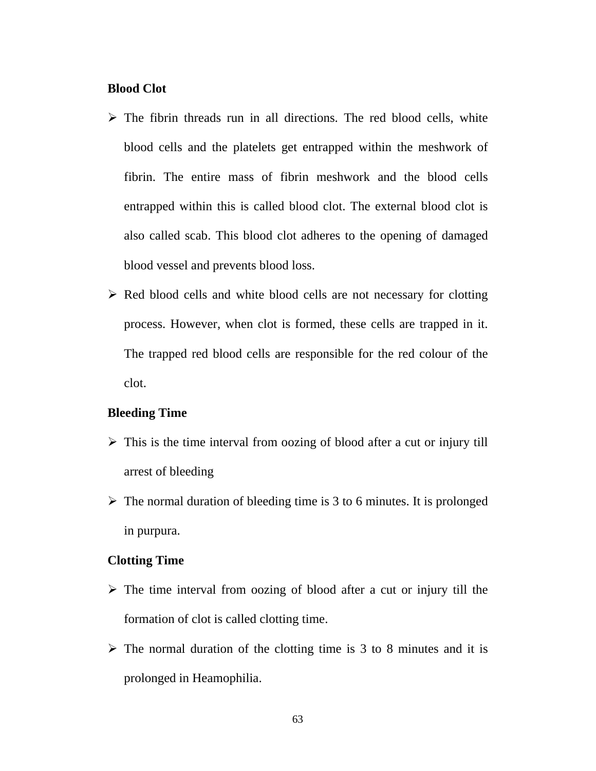**Blood Clot**

- The fibrin threads run in all directions. The red blood cells, white blood cells and the platelets get entrapped within the meshwork of fibrin. The entire mass of fibrin meshwork and the blood cells entrapped within this is called blood clot. The external blood clot is also called scab. This blood clot adheres to the opening of damaged blood vessel and prevents blood loss.
- Red blood cells and white blood cells are not necessary for clotting process. However, when clot is formed, these cells are trapped in it. The trapped red blood cells are responsible for the red colour of the clot.

**Bleeding Time**

- This is the time interval from oozing of blood after a cut or injury till arrest of bleeding
- The normal duration of bleeding time is 3 to 6 minutes. It is prolonged in purpura.

**Clotting Time**

- The time interval from oozing of blood after a cut or injury till the formation of clot is called clotting time.
- The normal duration of the clotting time is 3 to 8 minutes and it is prolonged in Heamophilia.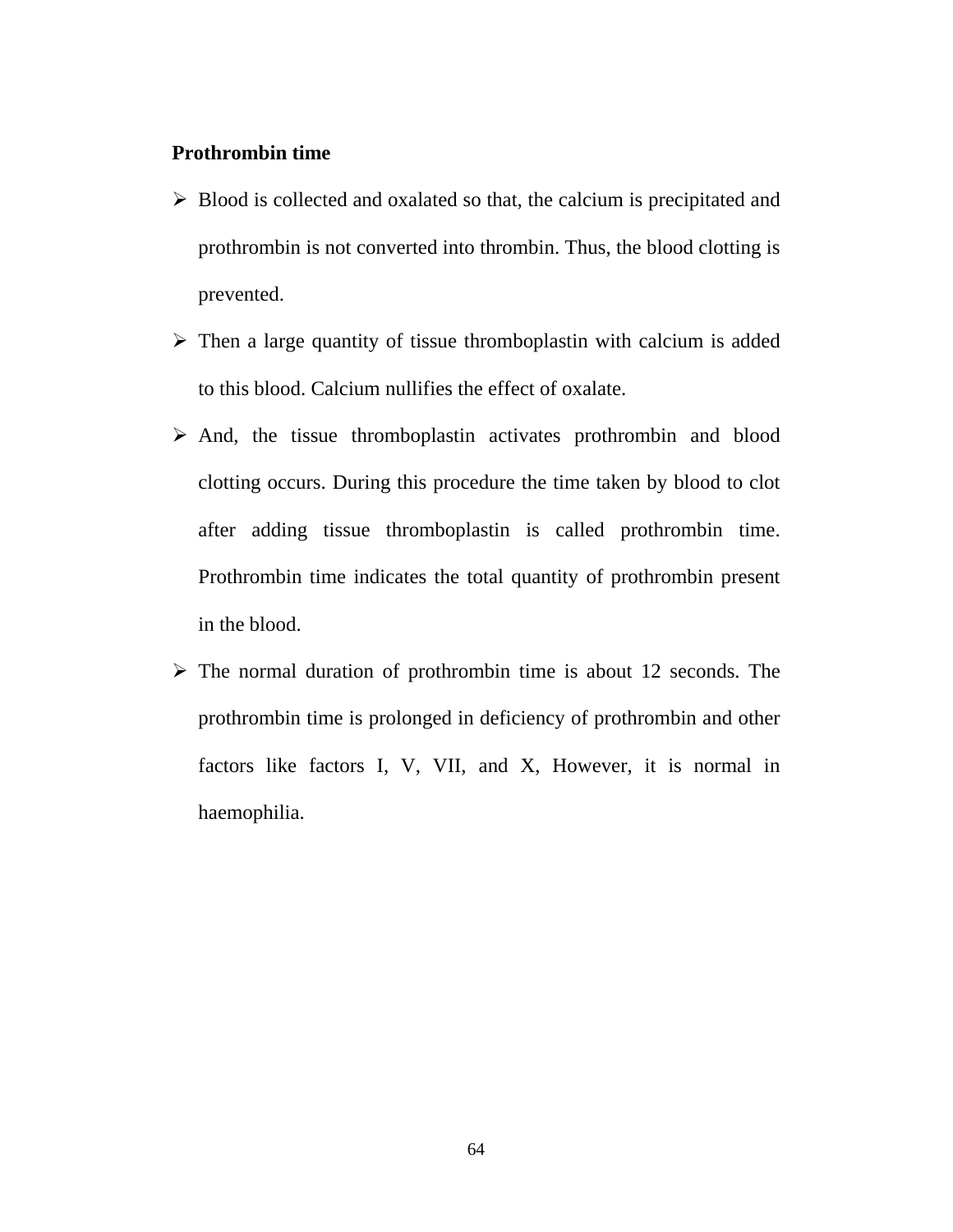**Prothrombin time**

- Blood is collected and oxalated so that, the calcium is precipitated and prothrombin is not converted into thrombin. Thus, the blood clotting is prevented.
- Then a large quantity of tissue thromboplastin with calcium is added to this blood. Calcium nullifies the effect of oxalate.
- And, the tissue thromboplastin activates prothrombin and blood clotting occurs. During this procedure the time taken by blood to clot after adding tissue thromboplastin is called prothrombin time. Prothrombin time indicates the total quantity of prothrombin present in the blood.
- The normal duration of prothrombin time is about 12 seconds. The prothrombin time is prolonged in deficiency of prothrombin and other factors like factors I, V, VII, and X, However, it is normal in haemophilia.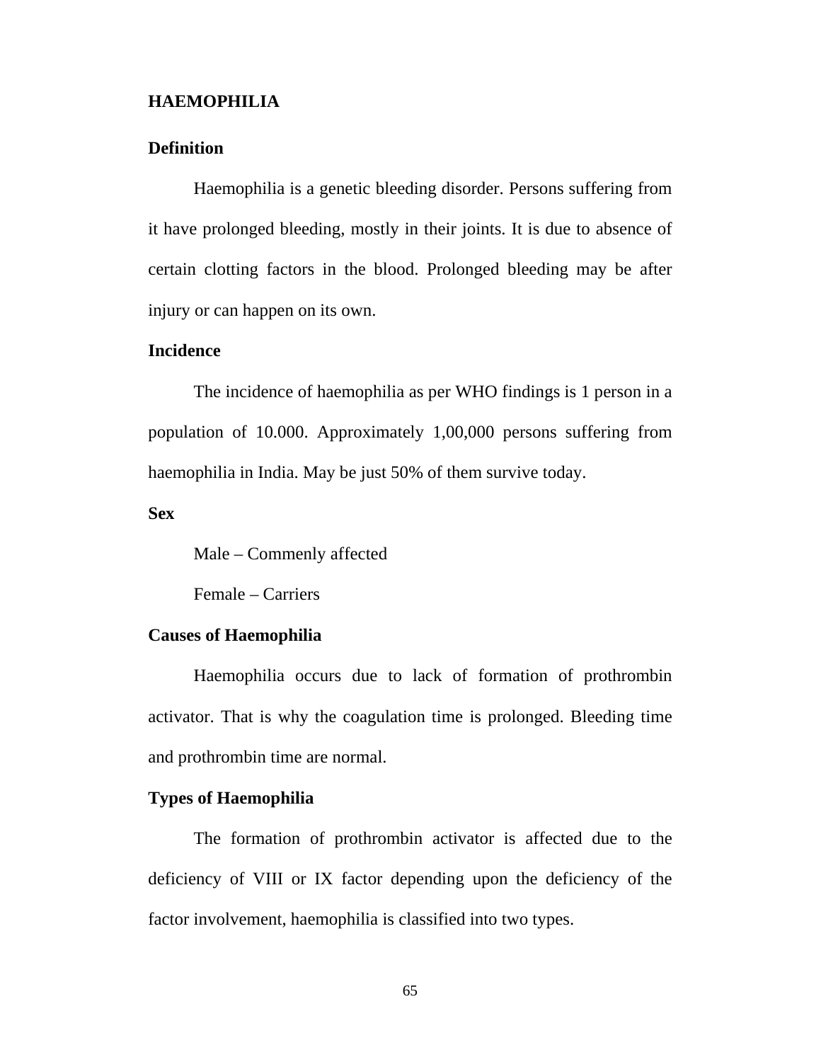## HAEMOPHILIA

### Definition

Haemophilia is a genetic bleeding disorder. Persons suffering from it have prolonged bleeding, mostly in their joints. It is due to absence of certain clotting factors in the blood. Prolonged bleeding may be after injury or can happen on its own.

### Incidence

The incidence of haemophilia as per WHO findings is 1 person in a population of 10.000. Approximately 1,00,000 persons suffering from haemophilia in India. May be just 50% of them survive today.

### Sex

Male – Commenly affected

Female – Carriers

### Causes of Haemophilia

Haemophilia occurs due to lack of formation of prothrombin activator. That is why the coagulation time is prolonged. Bleeding time and prothrombin time are normal.

### Types of Haemophilia

The formation of prothrombin activator is affected due to the deficiency of VIII or IX factor depending upon the deficiency of the factor involvement, haemophilia is classified into two types.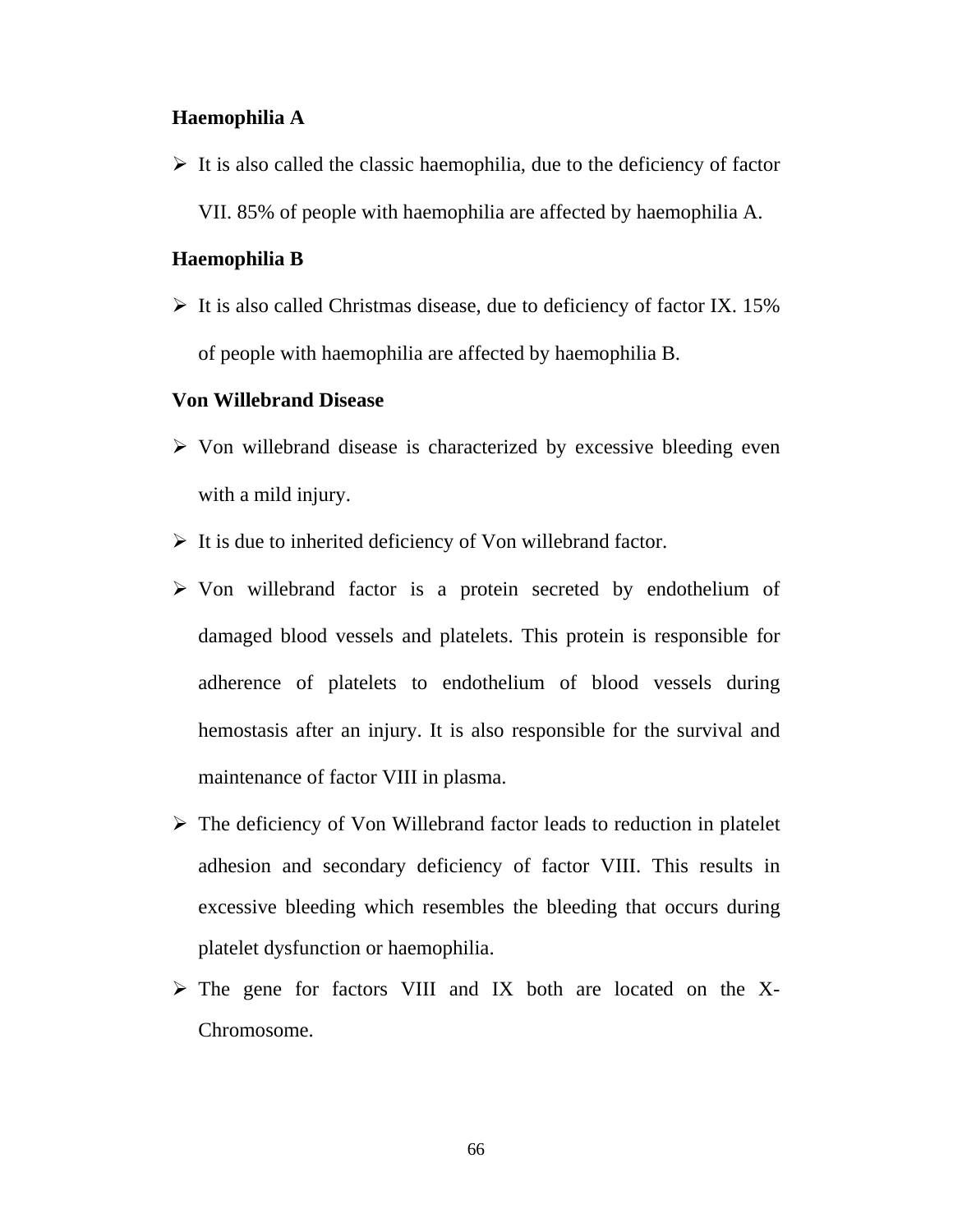**Haemophilia A**

- It is also called the classic haemophilia, due to the deficiency of factor VII. 85% of people with haemophilia are affected by haemophilia A.

**Haemophilia B**

- It is also called Christmas disease, due to deficiency of factor IX. 15% of people with haemophilia are affected by haemophilia B.

**Von Willebrand Disease**

- Von willebrand disease is characterized by excessive bleeding even with a mild injury.
- It is due to inherited deficiency of Von willebrand factor.
- Von willebrand factor is a protein secreted by endothelium of damaged blood vessels and platelets. This protein is responsible for adherence of platelets to endothelium of blood vessels during hemostasis after an injury. It is also responsible for the survival and maintenance of factor VIII in plasma.
- The deficiency of Von Willebrand factor leads to reduction in platelet adhesion and secondary deficiency of factor VIII. This results in excessive bleeding which resembles the bleeding that occurs during platelet dysfunction or haemophilia.
- The gene for factors VIII and IX both are located on the X-Chromosome.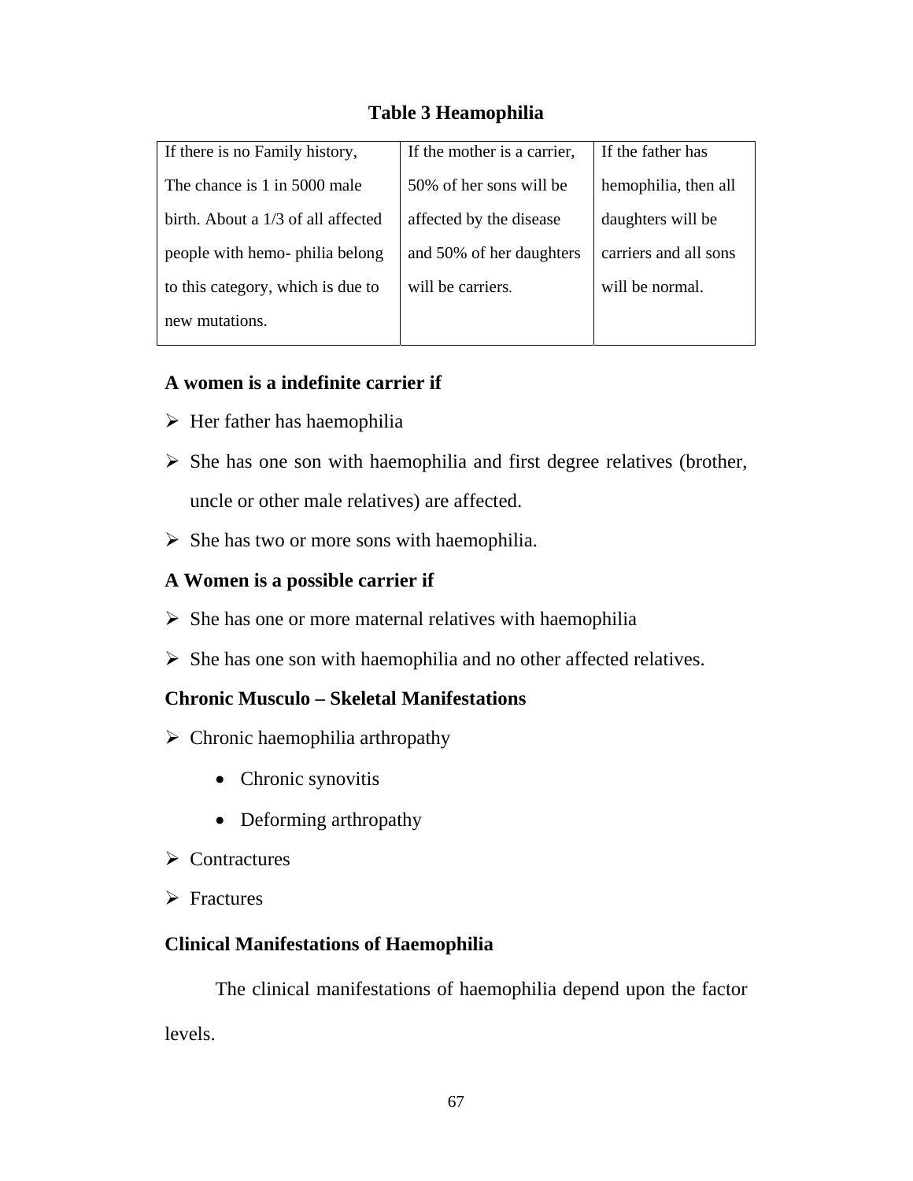**Table 3 Heamophilia**

| If there is no Family history, The chance is 1 in 5000 male birth. About a 1/3 of all affected people with hemo- philia belong to this category, which is due to new mutations. | If the mother is a carrier, 50% of her sons will be affected by the disease and 50% of her daughters will be carriers. | If the father has hemophilia, then all daughters will be carriers and all sons will be normal. |
|---|---|---|

**A women is a indefinite carrier if**

- Her father has haemophilia
- She has one son with haemophilia and first degree relatives (brother, uncle or other male relatives) are affected.
- She has two or more sons with haemophilia.

**A Women is a possible carrier if**

- She has one or more maternal relatives with haemophilia
- She has one son with haemophilia and no other affected relatives.

**Chronic Musculo – Skeletal Manifestations**

- Chronic haemophilia arthropathy
  - Chronic synovitis
  - Deforming arthropathy
- Contractures
- Fractures

**Clinical Manifestations of Haemophilia**

The clinical manifestations of haemophilia depend upon the factor levels.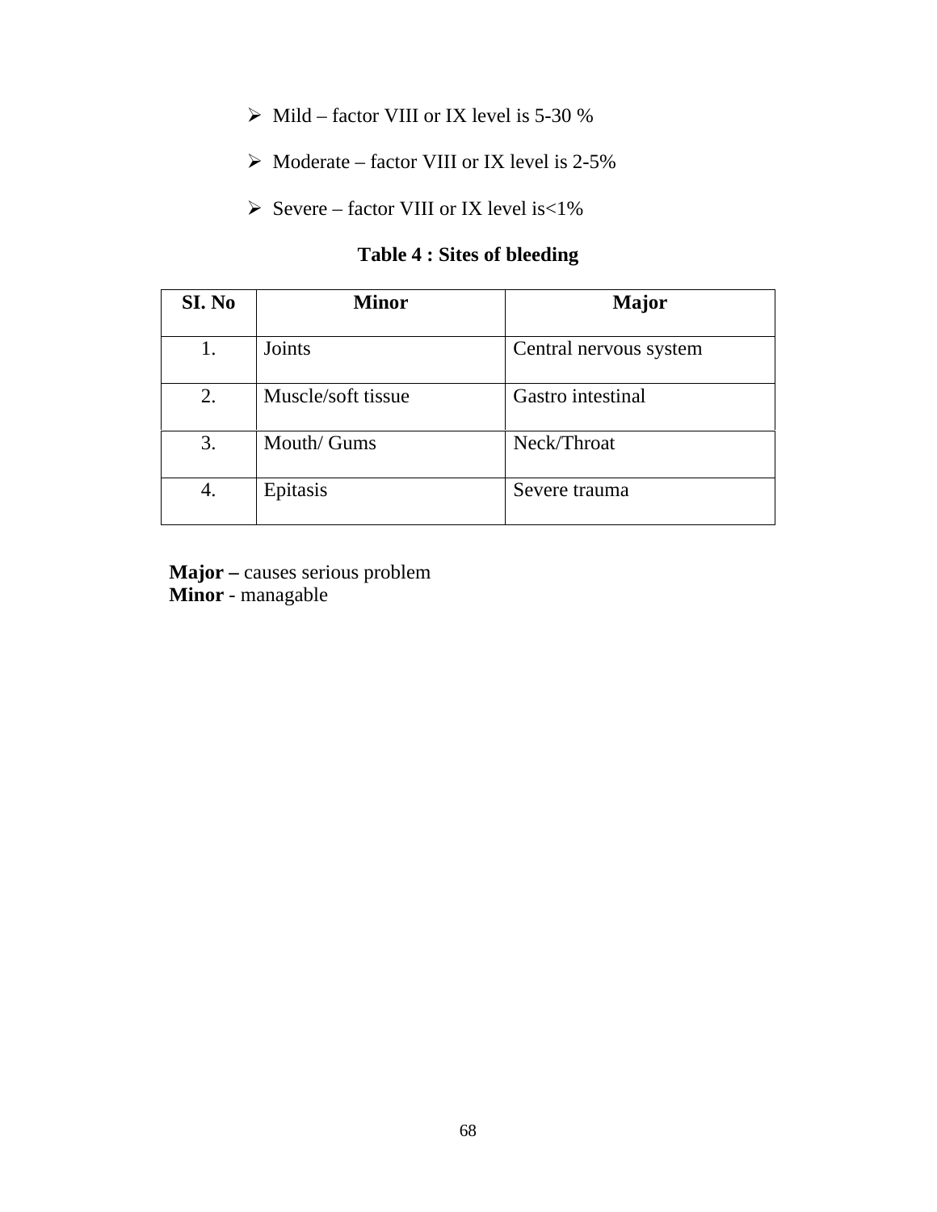- Mild – factor VIII or IX level is 5-30 %
- Moderate – factor VIII or IX level is 2-5%
- Severe – factor VIII or IX level is<1%

**Table 4 : Sites of bleeding**

| SI. No | Minor | Major |
|---|---|---|
| 1. | Joints | Central nervous system |
| 2. | Muscle/soft tissue | Gastro intestinal |
| 3. | Mouth/ Gums | Neck/Throat |
| 4. | Epitasis | Severe trauma |

**Major –** causes serious problem
**Minor** - managable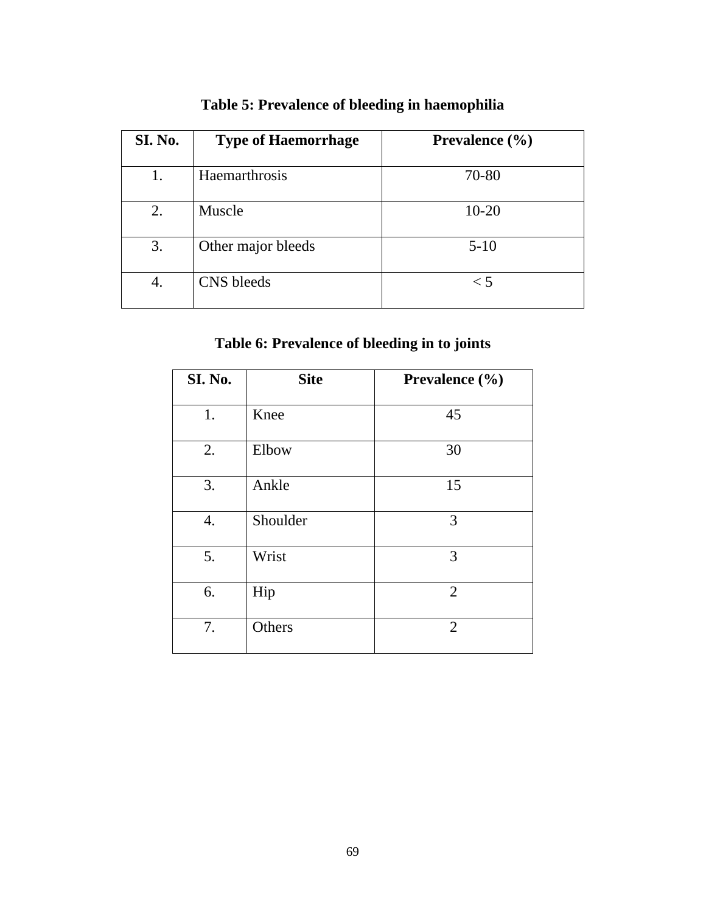**Table 5: Prevalence of bleeding in haemophilia**

| SI. No. | Type of Haemorrhage | Prevalence (%) |
|---|---|---|
| 1. | Haemarthrosis | 70-80 |
| 2. | Muscle | 10-20 |
| 3. | Other major bleeds | 5-10 |
| 4. | CNS bleeds | < 5 |

**Table 6: Prevalence of bleeding in to joints**

| SI. No. | Site | Prevalence (%) |
|---|---|---|
| 1. | Knee | 45 |
| 2. | Elbow | 30 |
| 3. | Ankle | 15 |
| 4. | Shoulder | 3 |
| 5. | Wrist | 3 |
| 6. | Hip | 2 |
| 7. | Others | 2 |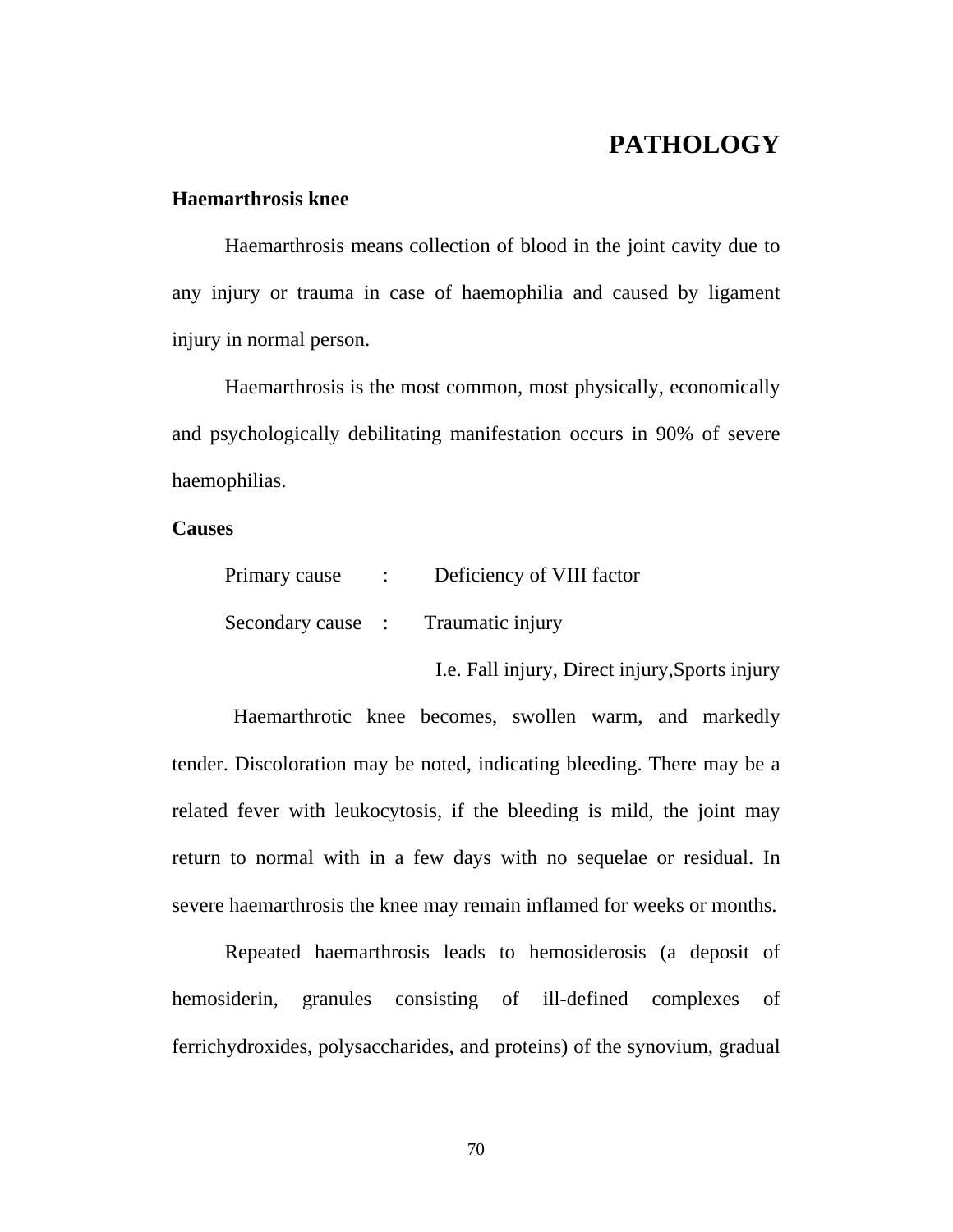# PATHOLOGY

**Haemarthrosis knee**

Haemarthrosis means collection of blood in the joint cavity due to any injury or trauma in case of haemophilia and caused by ligament injury in normal person.

Haemarthrosis is the most common, most physically, economically and psychologically debilitating manifestation occurs in 90% of severe haemophilias.

**Causes**

Primary cause : Deficiency of VIII factor

Secondary cause : Traumatic injury

I.e. Fall injury, Direct injury,Sports injury

Haemarthrotic knee becomes, swollen warm, and markedly tender. Discoloration may be noted, indicating bleeding. There may be a related fever with leukocytosis, if the bleeding is mild, the joint may return to normal with in a few days with no sequelae or residual. In severe haemarthrosis the knee may remain inflamed for weeks or months.

Repeated haemarthrosis leads to hemosiderosis (a deposit of hemosiderin, granules consisting of ill-defined complexes of ferrichydroxides, polysaccharides, and proteins) of the synovium, gradual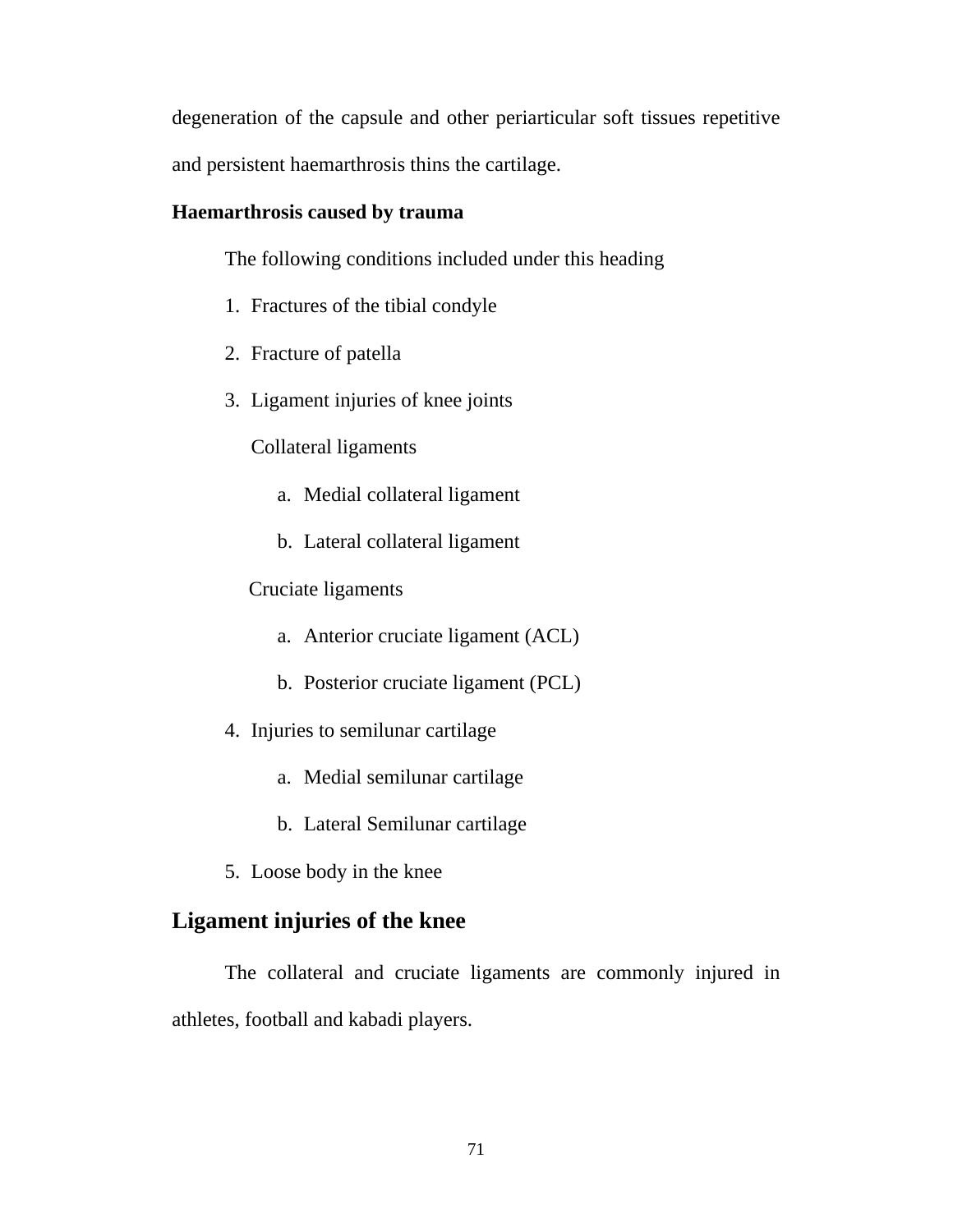degeneration of the capsule and other periarticular soft tissues repetitive and persistent haemarthrosis thins the cartilage.

**Haemarthrosis caused by trauma**

The following conditions included under this heading

1. Fractures of the tibial condyle
2. Fracture of patella
3. Ligament injuries of knee joints

   Collateral ligaments

   a. Medial collateral ligament
   b. Lateral collateral ligament

   Cruciate ligaments

   a. Anterior cruciate ligament (ACL)
   b. Posterior cruciate ligament (PCL)
4. Injuries to semilunar cartilage
   a. Medial semilunar cartilage
   b. Lateral Semilunar cartilage
5. Loose body in the knee

## Ligament injuries of the knee

The collateral and cruciate ligaments are commonly injured in athletes, football and kabadi players.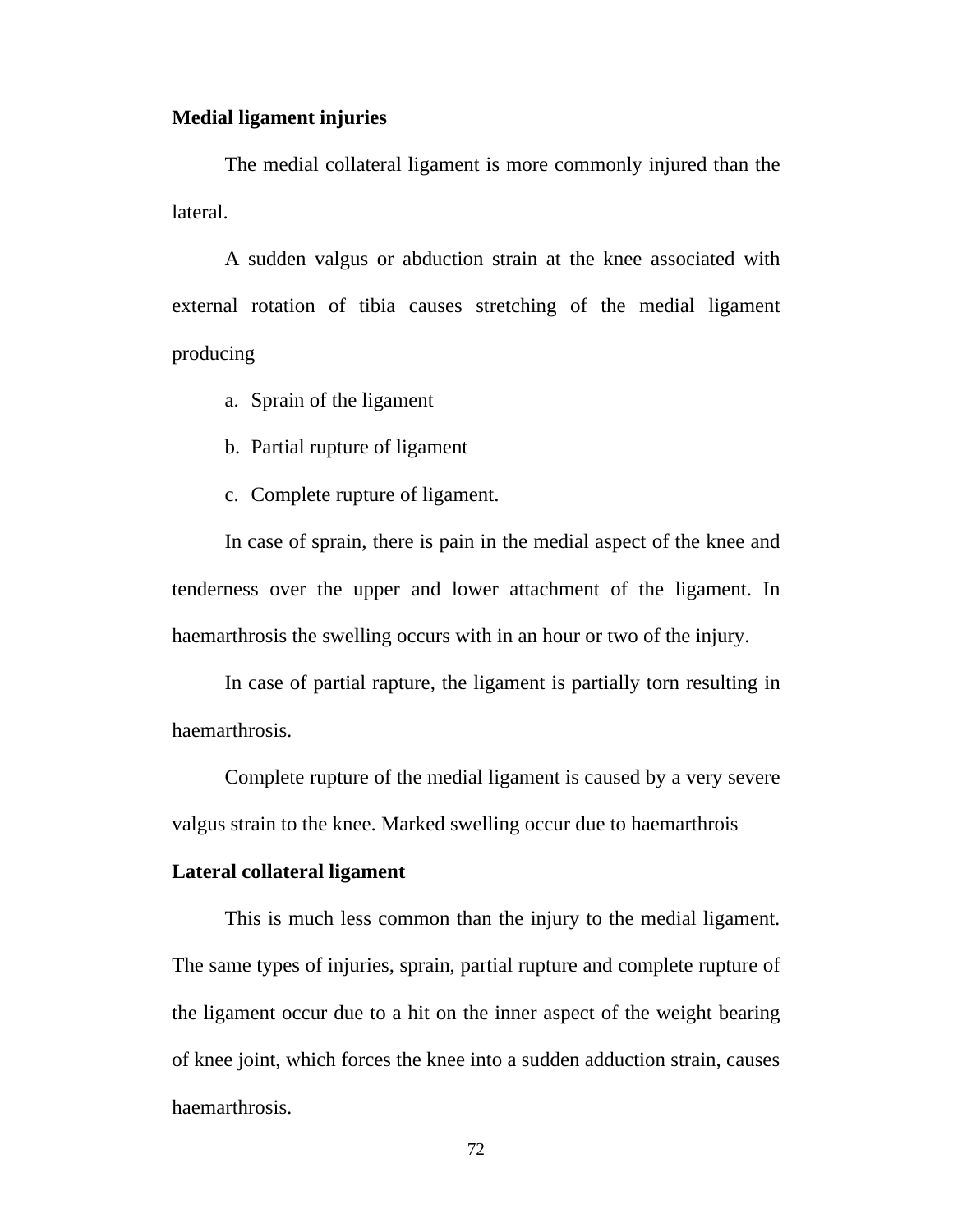**Medial ligament injuries**

The medial collateral ligament is more commonly injured than the lateral.

A sudden valgus or abduction strain at the knee associated with external rotation of tibia causes stretching of the medial ligament producing

a. Sprain of the ligament
b. Partial rupture of ligament
c. Complete rupture of ligament.

In case of sprain, there is pain in the medial aspect of the knee and tenderness over the upper and lower attachment of the ligament. In haemarthrosis the swelling occurs with in an hour or two of the injury.

In case of partial rapture, the ligament is partially torn resulting in haemarthrosis.

Complete rupture of the medial ligament is caused by a very severe valgus strain to the knee. Marked swelling occur due to haemarthrois

**Lateral collateral ligament**

This is much less common than the injury to the medial ligament. The same types of injuries, sprain, partial rupture and complete rupture of the ligament occur due to a hit on the inner aspect of the weight bearing of knee joint, which forces the knee into a sudden adduction strain, causes haemarthrosis.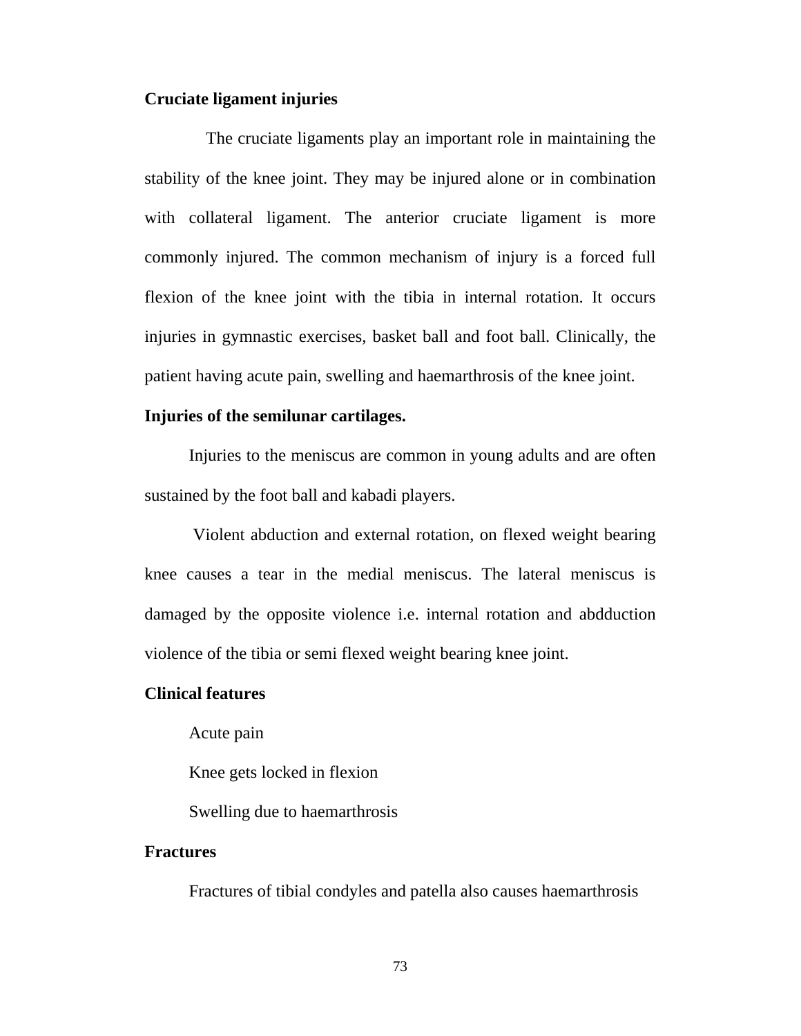**Cruciate ligament injuries**

The cruciate ligaments play an important role in maintaining the stability of the knee joint. They may be injured alone or in combination with collateral ligament. The anterior cruciate ligament is more commonly injured. The common mechanism of injury is a forced full flexion of the knee joint with the tibia in internal rotation. It occurs injuries in gymnastic exercises, basket ball and foot ball. Clinically, the patient having acute pain, swelling and haemarthrosis of the knee joint.

**Injuries of the semilunar cartilages.**

Injuries to the meniscus are common in young adults and are often sustained by the foot ball and kabadi players.

Violent abduction and external rotation, on flexed weight bearing knee causes a tear in the medial meniscus. The lateral meniscus is damaged by the opposite violence i.e. internal rotation and abdduction violence of the tibia or semi flexed weight bearing knee joint.

**Clinical features**

Acute pain

Knee gets locked in flexion

Swelling due to haemarthrosis

**Fractures**

Fractures of tibial condyles and patella also causes haemarthrosis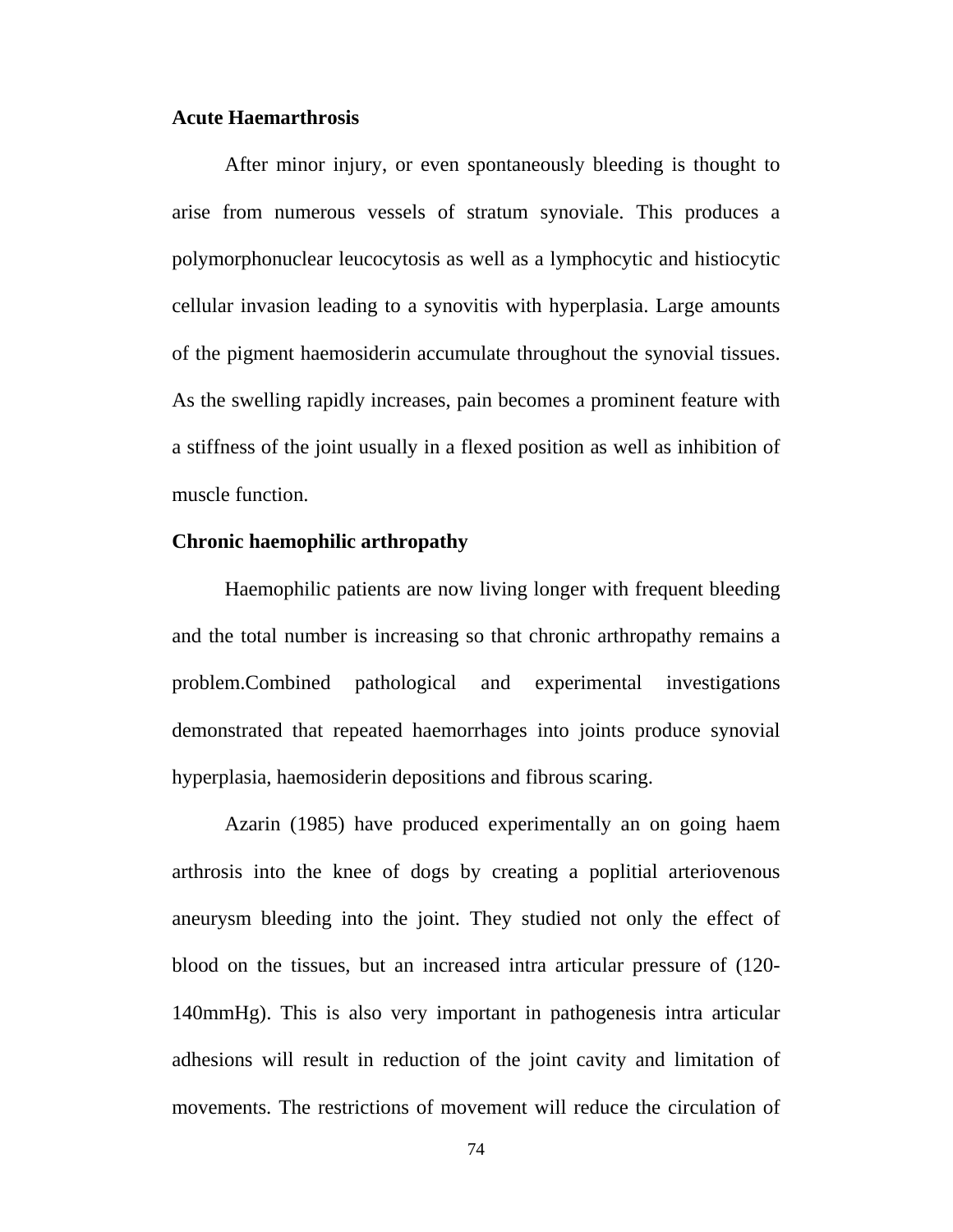**Acute Haemarthrosis**

After minor injury, or even spontaneously bleeding is thought to arise from numerous vessels of stratum synoviale. This produces a polymorphonuclear leucocytosis as well as a lymphocytic and histiocytic cellular invasion leading to a synovitis with hyperplasia. Large amounts of the pigment haemosiderin accumulate throughout the synovial tissues. As the swelling rapidly increases, pain becomes a prominent feature with a stiffness of the joint usually in a flexed position as well as inhibition of muscle function.

**Chronic haemophilic arthropathy**

Haemophilic patients are now living longer with frequent bleeding and the total number is increasing so that chronic arthropathy remains a problem.Combined pathological and experimental investigations demonstrated that repeated haemorrhages into joints produce synovial hyperplasia, haemosiderin depositions and fibrous scaring.

Azarin (1985) have produced experimentally an on going haem arthrosis into the knee of dogs by creating a poplitial arteriovenous aneurysm bleeding into the joint. They studied not only the effect of blood on the tissues, but an increased intra articular pressure of (120-140mmHg). This is also very important in pathogenesis intra articular adhesions will result in reduction of the joint cavity and limitation of movements. The restrictions of movement will reduce the circulation of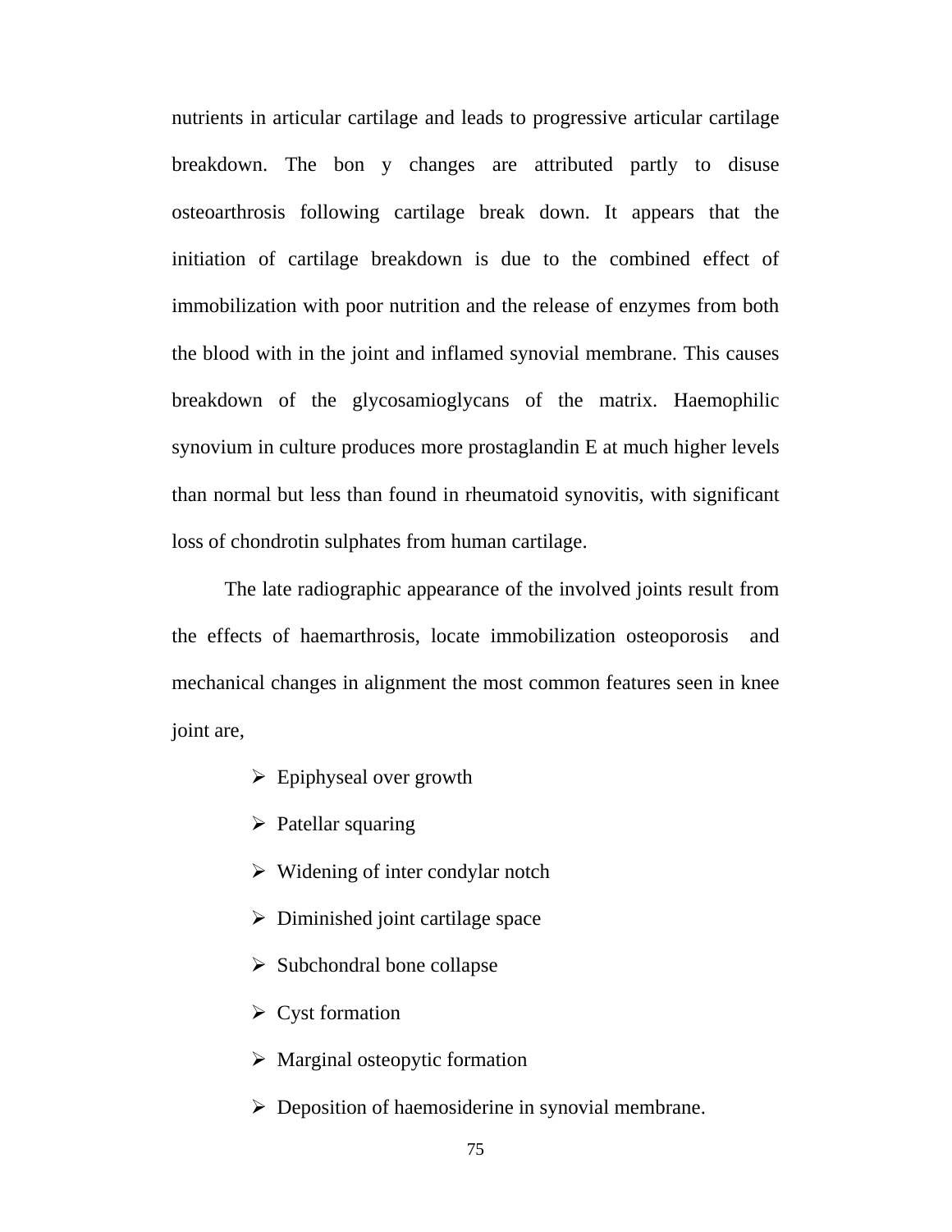nutrients in articular cartilage and leads to progressive articular cartilage breakdown. The bon y changes are attributed partly to disuse osteoarthrosis following cartilage break down. It appears that the initiation of cartilage breakdown is due to the combined effect of immobilization with poor nutrition and the release of enzymes from both the blood with in the joint and inflamed synovial membrane. This causes breakdown of the glycosamioglycans of the matrix. Haemophilic synovium in culture produces more prostaglandin E at much higher levels than normal but less than found in rheumatoid synovitis, with significant loss of chondrotin sulphates from human cartilage.

The late radiographic appearance of the involved joints result from the effects of haemarthrosis, locate immobilization osteoporosis and mechanical changes in alignment the most common features seen in knee joint are,

- Epiphyseal over growth
- Patellar squaring
- Widening of inter condylar notch
- Diminished joint cartilage space
- Subchondral bone collapse
- Cyst formation
- Marginal osteopytic formation
- Deposition of haemosiderine in synovial membrane.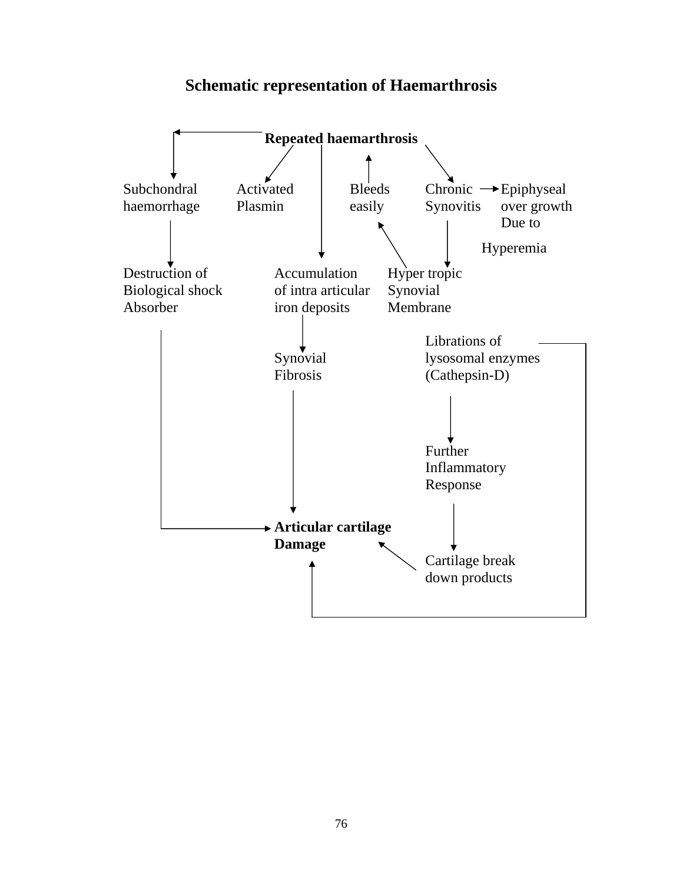## Schematic representation of Haemarthrosis

**Repeated haemarthrosis**

Subchondral haemorrhage

Activated Plasmin

Bleeds easily

Chronic Synovitis

Epiphyseal over growth Due to Hyperemia

Destruction of Biological shock Absorber

Accumulation of intra articular iron deposits

Hyper tropic Synovial Membrane

LibRations of lysosomal enzymes (Cathepsin-D)

Synovial Fibrosis

Further Inflammatory Response

**Articular cartilage Damage**

Cartilage break down products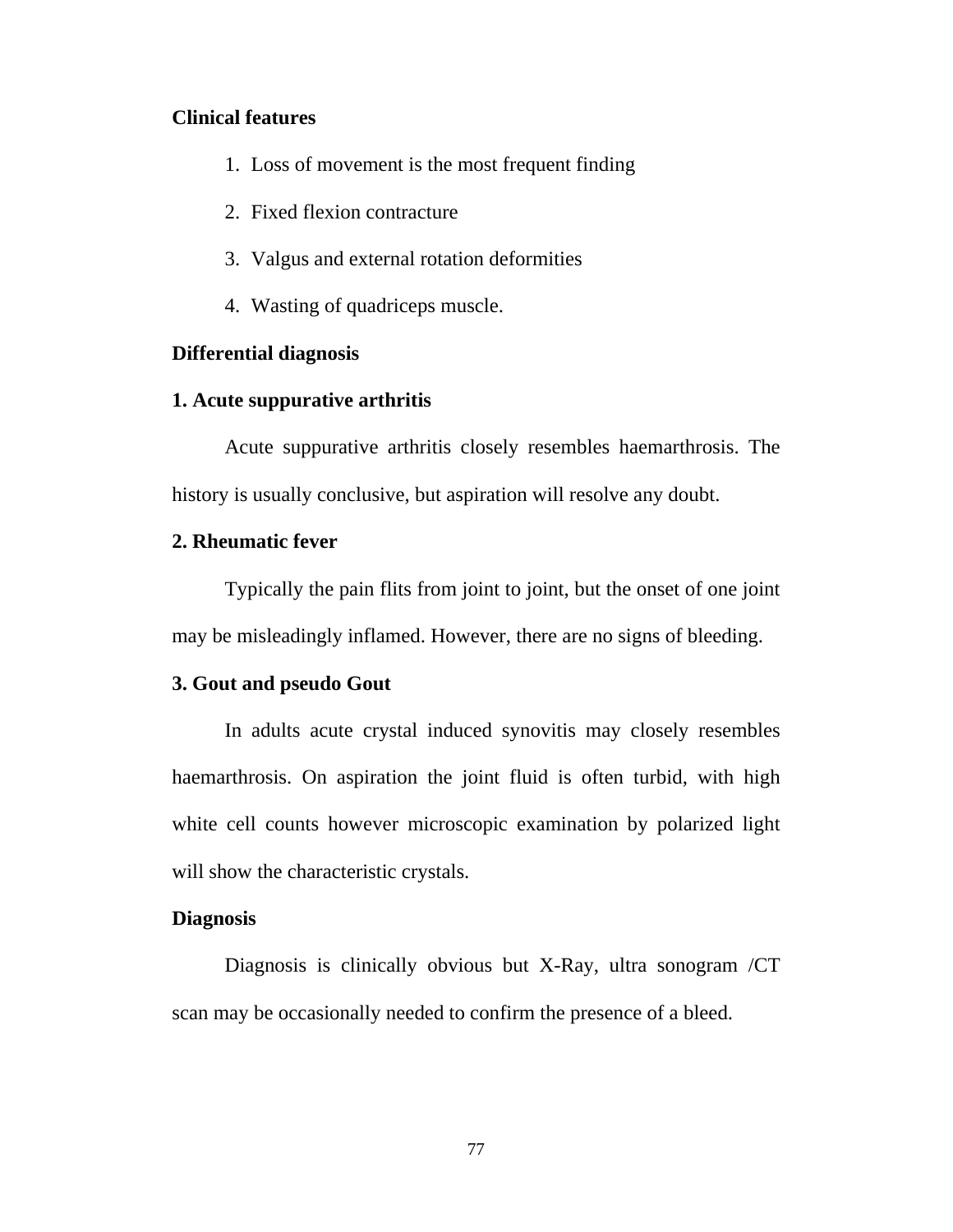**Clinical features**

1. Loss of movement is the most frequent finding
2. Fixed flexion contracture
3. Valgus and external rotation deformities
4. Wasting of quadriceps muscle.

**Differential diagnosis**

**1. Acute suppurative arthritis**

Acute suppurative arthritis closely resembles haemarthrosis. The history is usually conclusive, but aspiration will resolve any doubt.

**2. Rheumatic fever**

Typically the pain flits from joint to joint, but the onset of one joint may be misleadingly inflamed. However, there are no signs of bleeding.

**3. Gout and pseudo Gout**

In adults acute crystal induced synovitis may closely resembles haemarthrosis. On aspiration the joint fluid is often turbid, with high white cell counts however microscopic examination by polarized light will show the characteristic crystals.

**Diagnosis**

Diagnosis is clinically obvious but X-Ray, ultra sonogram /CT scan may be occasionally needed to confirm the presence of a bleed.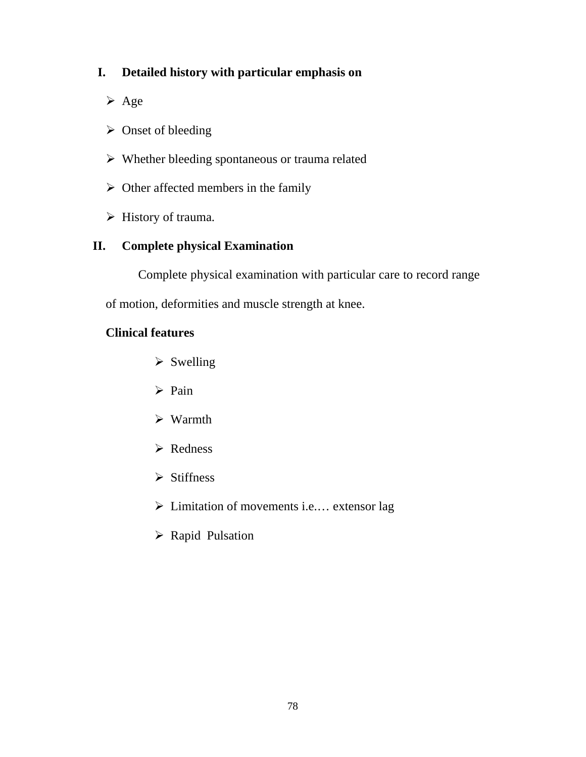## I. Detailed history with particular emphasis on

- Age
- Onset of bleeding
- Whether bleeding spontaneous or trauma related
- Other affected members in the family
- History of trauma.

## II. Complete physical Examination

Complete physical examination with particular care to record range of motion, deformities and muscle strength at knee.

**Clinical features**

- Swelling
- Pain
- Warmth
- Redness
- Stiffness
- Limitation of movements i.e.… extensor lag
- Rapid Pulsation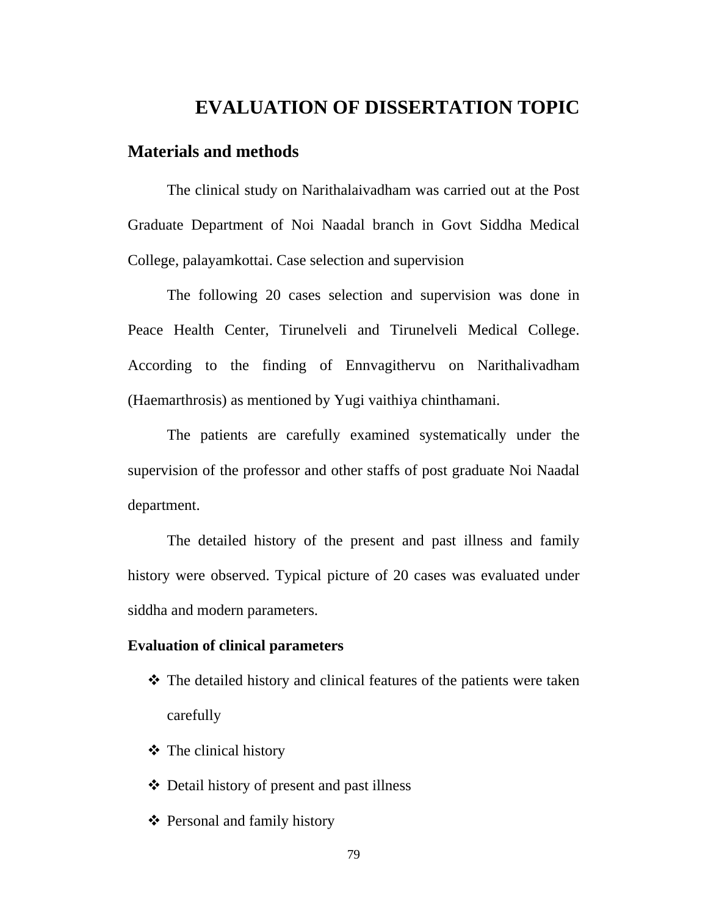# EVALUATION OF DISSERTATION TOPIC

## Materials and methods

The clinical study on Narithalaivadham was carried out at the Post Graduate Department of Noi Naadal branch in Govt Siddha Medical College, palayamkottai. Case selection and supervision

The following 20 cases selection and supervision was done in Peace Health Center, Tirunelveli and Tirunelveli Medical College. According to the finding of Ennvagithervu on Narithalivadham (Haemarthrosis) as mentioned by Yugi vaithiya chinthamani.

The patients are carefully examined systematically under the supervision of the professor and other staffs of post graduate Noi Naadal department.

The detailed history of the present and past illness and family history were observed. Typical picture of 20 cases was evaluated under siddha and modern parameters.

**Evaluation of clinical parameters**

- The detailed history and clinical features of the patients were taken carefully
- The clinical history
- Detail history of present and past illness
- Personal and family history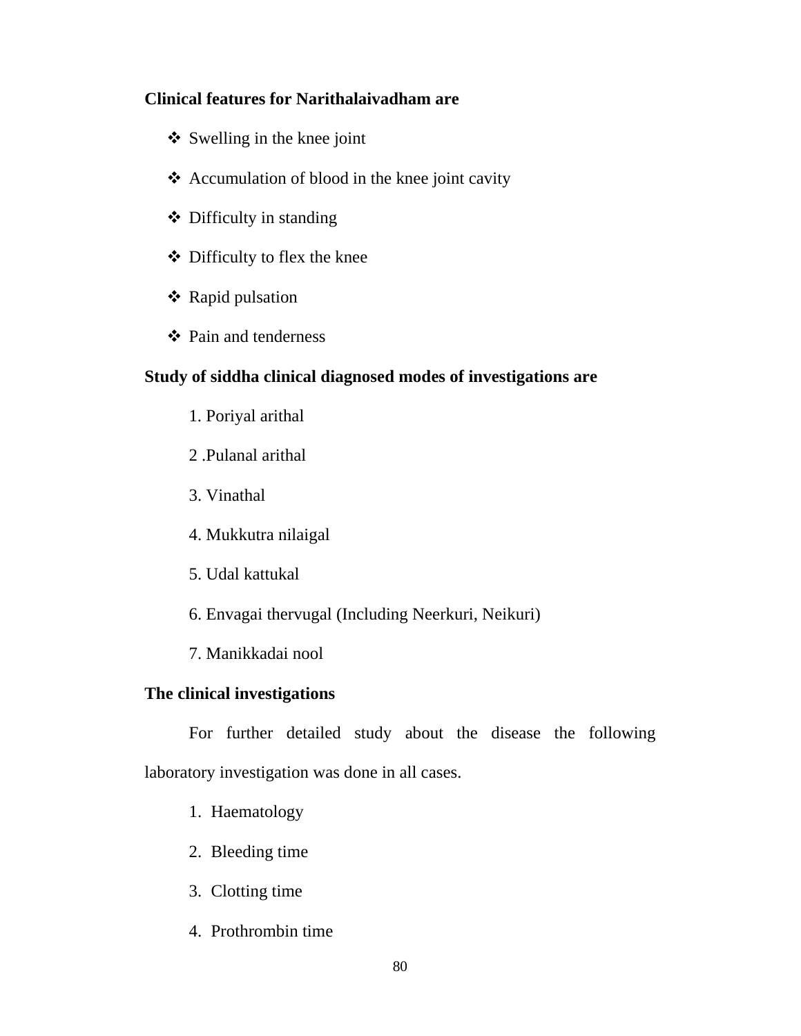**Clinical features for Narithalaivadham are**

- Swelling in the knee joint
- Accumulation of blood in the knee joint cavity
- Difficulty in standing
- Difficulty to flex the knee
- Rapid pulsation
- Pain and tenderness

**Study of siddha clinical diagnosed modes of investigations are**

1. Poriyal arithal
2. Pulanal arithal
3. Vinathal
4. Mukkutra nilaigal
5. Udal kattukal
6. Envagai thervugal (Including Neerkuri, Neikuri)
7. Manikkadai nool

**The clinical investigations**

For further detailed study about the disease the following laboratory investigation was done in all cases.

1. Haematology
2. Bleeding time
3. Clotting time
4. Prothrombin time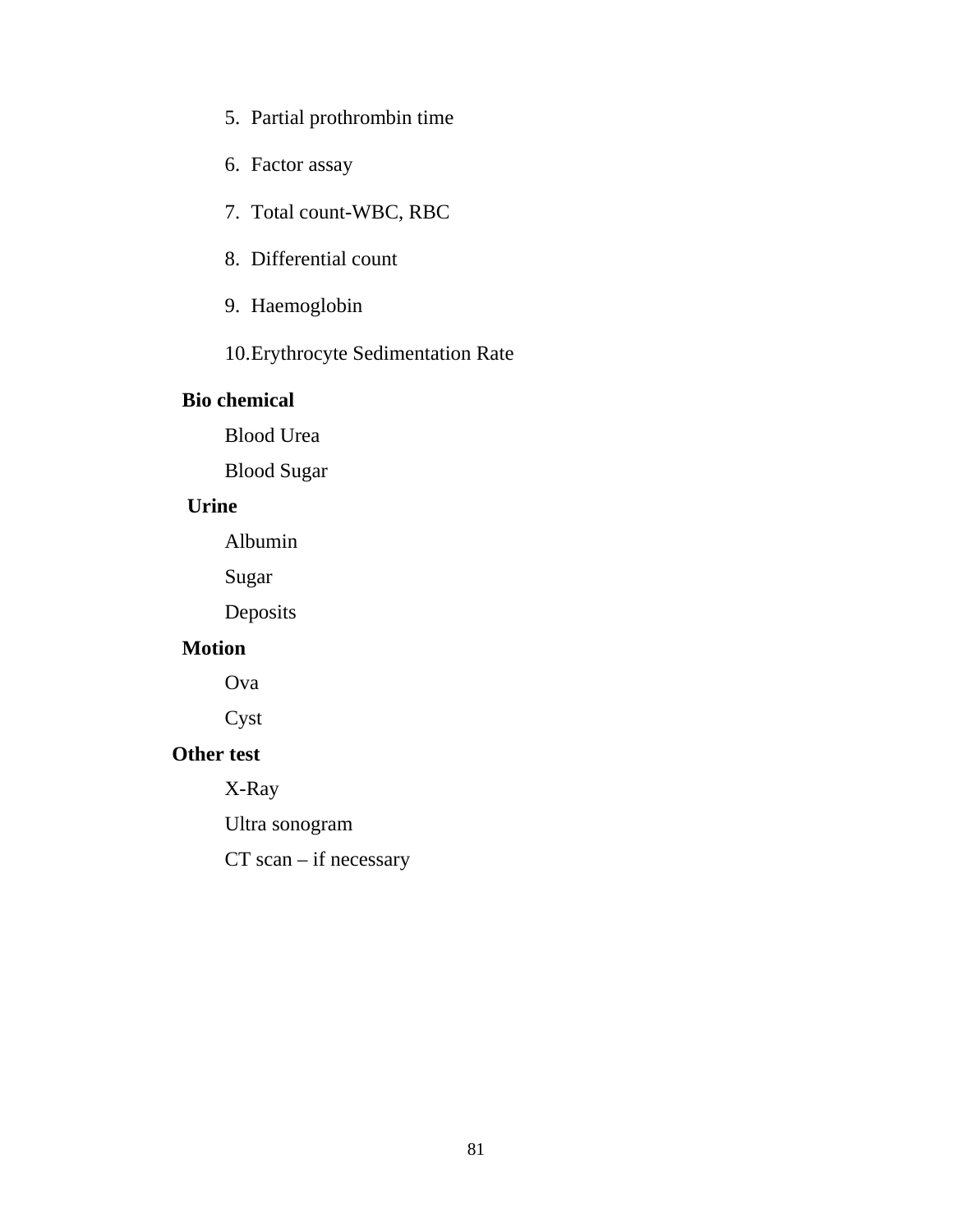5. Partial prothrombin time
6. Factor assay
7. Total count-WBC, RBC
8. Differential count
9. Haemoglobin
10. Erythrocyte Sedimentation Rate

**Bio chemical**

Blood Urea

Blood Sugar

**Urine**

Albumin

Sugar

Deposits

**Motion**

Ova

Cyst

**Other test**

X-Ray

Ultra sonogram

CT scan – if necessary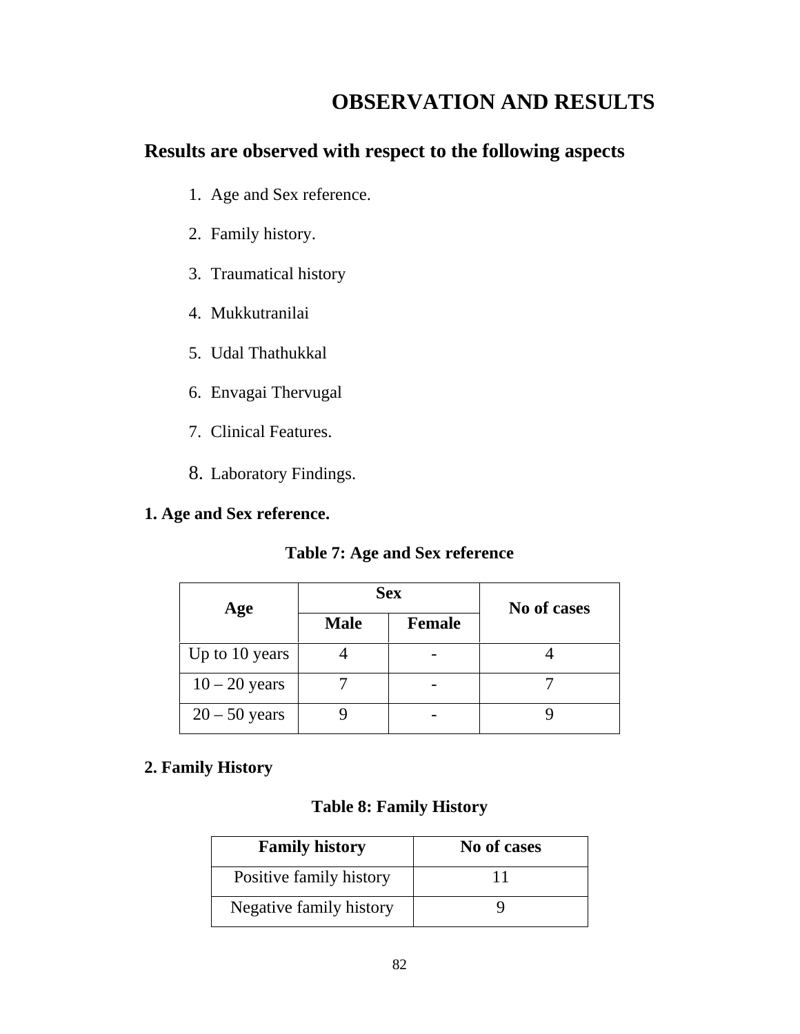# OBSERVATION AND RESULTS

## Results are observed with respect to the following aspects

1. Age and Sex reference.
2. Family history.
3. Traumatical history
4. Mukkutranilai
5. Udal Thathukkal
6. Envagai Thervugal
7. Clinical Features.
8. Laboratory Findings.

**1. Age and Sex reference.**

**Table 7: Age and Sex reference**

| Age | Sex | | No of cases |
|---|---|---|---|
| | Male | Female | |
| Up to 10 years | 4 | - | 4 |
| 10 – 20 years | 7 | - | 7 |
| 20 – 50 years | 9 | - | 9 |

**2. Family History**

**Table 8: Family History**

| Family history | No of cases |
|---|---|
| Positive family history | 11 |
| Negative family history | 9 |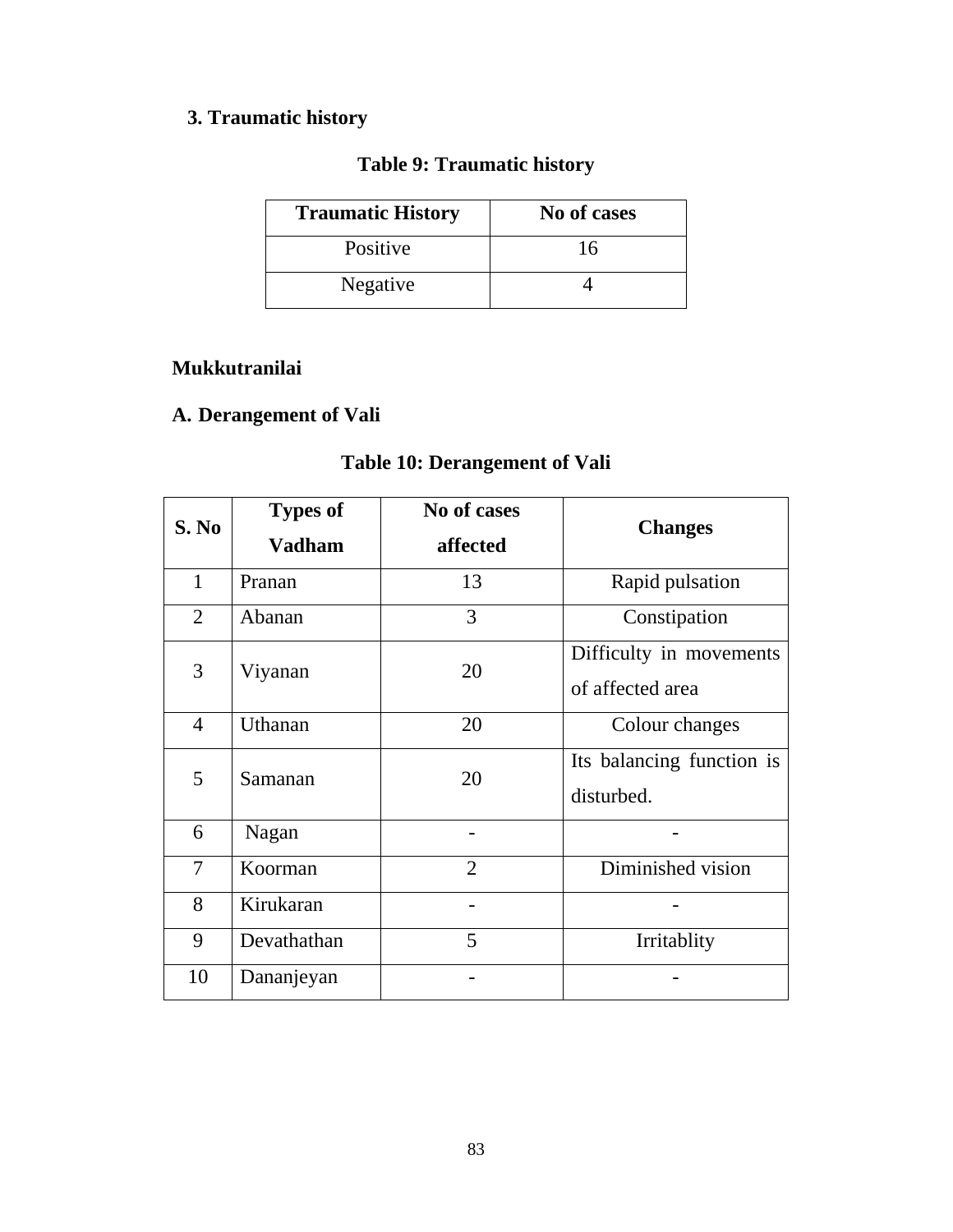### 3. Traumatic history

**Table 9: Traumatic history**

| Traumatic History | No of cases |
|---|---|
| Positive | 16 |
| Negative | 4 |

## Mukkutranilai

### A. Derangement of Vali

**Table 10: Derangement of Vali**

| S. No | Types of Vadham | No of cases affected | Changes |
|---|---|---|---|
| 1 | Pranan | 13 | Rapid pulsation |
| 2 | Abanan | 3 | Constipation |
| 3 | Viyanan | 20 | Difficulty in movements of affected area |
| 4 | Uthanan | 20 | Colour changes |
| 5 | Samanan | 20 | Its balancing function is disturbed. |
| 6 | Nagan | - | - |
| 7 | Koorman | 2 | Diminished vision |
| 8 | Kirukaran | - | - |
| 9 | Devathathan | 5 | Irritablity |
| 10 | Dananjeyan | - | - |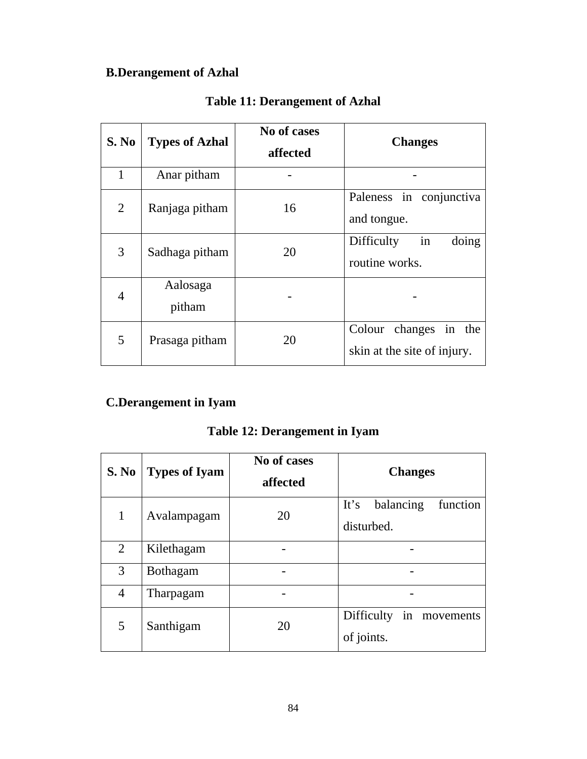**B.Derangement of Azhal**

**Table 11: Derangement of Azhal**

| S. No | Types of Azhal | No of cases affected | Changes |
|---|---|---|---|
| 1 | Anar pitham | - | - |
| 2 | Ranjaga pitham | 16 | Paleness in conjunctiva and tongue. |
| 3 | Sadhaga pitham | 20 | Difficulty in doing routine works. |
| 4 | Aalosaga pitham | - | - |
| 5 | Prasaga pitham | 20 | Colour changes in the skin at the site of injury. |

**C.Derangement in Iyam**

**Table 12: Derangement in Iyam**

| S. No | Types of Iyam | No of cases affected | Changes |
|---|---|---|---|
| 1 | Avalampagam | 20 | It's balancing function disturbed. |
| 2 | Kilethagam | - | - |
| 3 | Bothagam | - | - |
| 4 | Tharpagam | - | - |
| 5 | Santhigam | 20 | Difficulty in movements of joints. |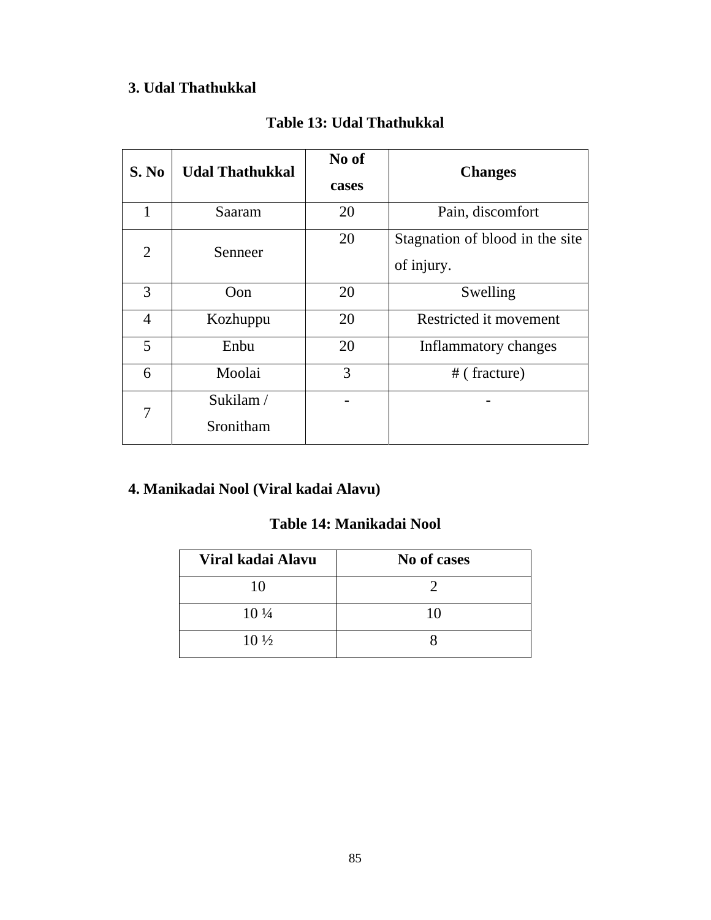### 3. Udal Thathukkal

**Table 13: Udal Thathukkal**

| S. No | Udal Thathukkal | No of cases | Changes |
|---|---|---|---|
| 1 | Saaram | 20 | Pain, discomfort |
| 2 | Senneer | 20 | Stagnation of blood in the site of injury. |
| 3 | Oon | 20 | Swelling |
| 4 | Kozhuppu | 20 | Restricted it movement |
| 5 | Enbu | 20 | Inflammatory changes |
| 6 | Moolai | 3 | # ( fracture) |
| 7 | Sukilam / Sronitham | - | - |

### 4. Manikadai Nool (Viral kadai Alavu)

**Table 14: Manikadai Nool**

| Viral kadai Alavu | No of cases |
|---|---|
| 10 | 2 |
| 10 ¼ | 10 |
| 10 ½ | 8 |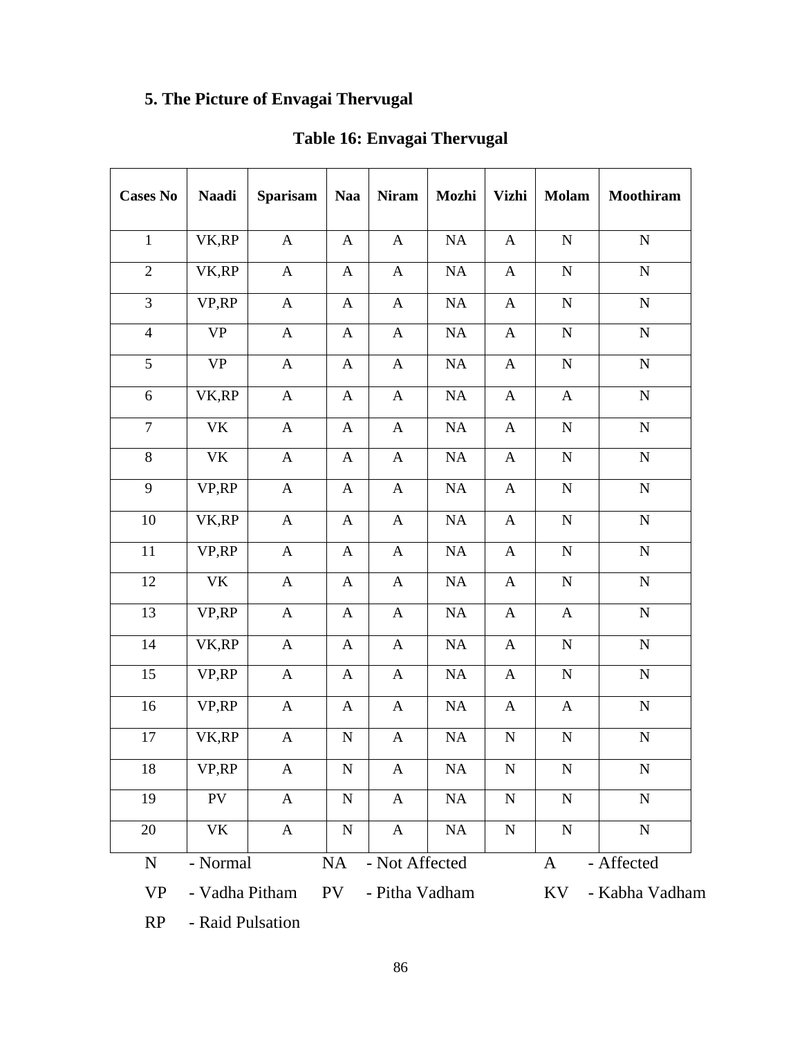## 5. The Picture of Envagai Thervugal

**Table 16: Envagai Thervugal**

| Cases No | Naadi | Sparisam | Naa | Niram | Mozhi | Vizhi | Molam | Moothiram |
|---|---|---|---|---|---|---|---|---|
| 1 | VK,RP | A | A | A | NA | A | N | N |
| 2 | VK,RP | A | A | A | NA | A | N | N |
| 3 | VP,RP | A | A | A | NA | A | N | N |
| 4 | VP | A | A | A | NA | A | N | N |
| 5 | VP | A | A | A | NA | A | N | N |
| 6 | VK,RP | A | A | A | NA | A | A | N |
| 7 | VK | A | A | A | NA | A | N | N |
| 8 | VK | A | A | A | NA | A | N | N |
| 9 | VP,RP | A | A | A | NA | A | N | N |
| 10 | VK,RP | A | A | A | NA | A | N | N |
| 11 | VP,RP | A | A | A | NA | A | N | N |
| 12 | VK | A | A | A | NA | A | N | N |
| 13 | VP,RP | A | A | A | NA | A | A | N |
| 14 | VK,RP | A | A | A | NA | A | N | N |
| 15 | VP,RP | A | A | A | NA | A | N | N |
| 16 | VP,RP | A | A | A | NA | A | A | N |
| 17 | VK,RP | A | N | A | NA | N | N | N |
| 18 | VP,RP | A | N | A | NA | N | N | N |
| 19 | PV | A | N | A | NA | N | N | N |
| 20 | VK | A | N | A | NA | N | N | N |

N - Normal  NA - Not Affected  A - Affected

VP - Vadha Pitham  PV - Pitha Vadham  KV - Kabha Vadham

RP - Raid Pulsation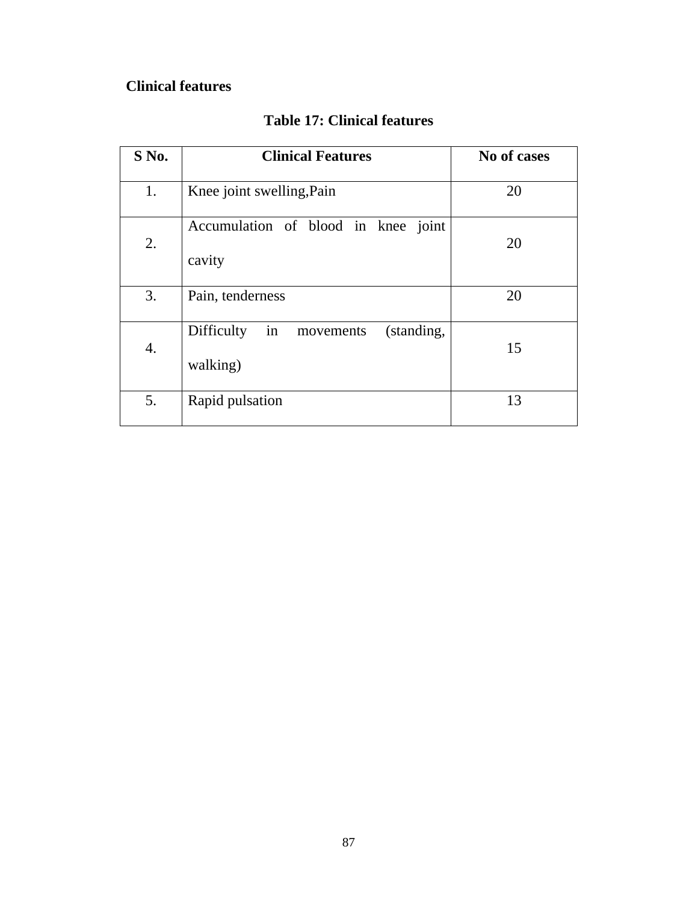**Clinical features**

**Table 17: Clinical features**

| S No. | Clinical Features | No of cases |
|---|---|---|
| 1. | Knee joint swelling,Pain | 20 |
| 2. | Accumulation of blood in knee joint cavity | 20 |
| 3. | Pain, tenderness | 20 |
| 4. | Difficulty in movements (standing, walking) | 15 |
| 5. | Rapid pulsation | 13 |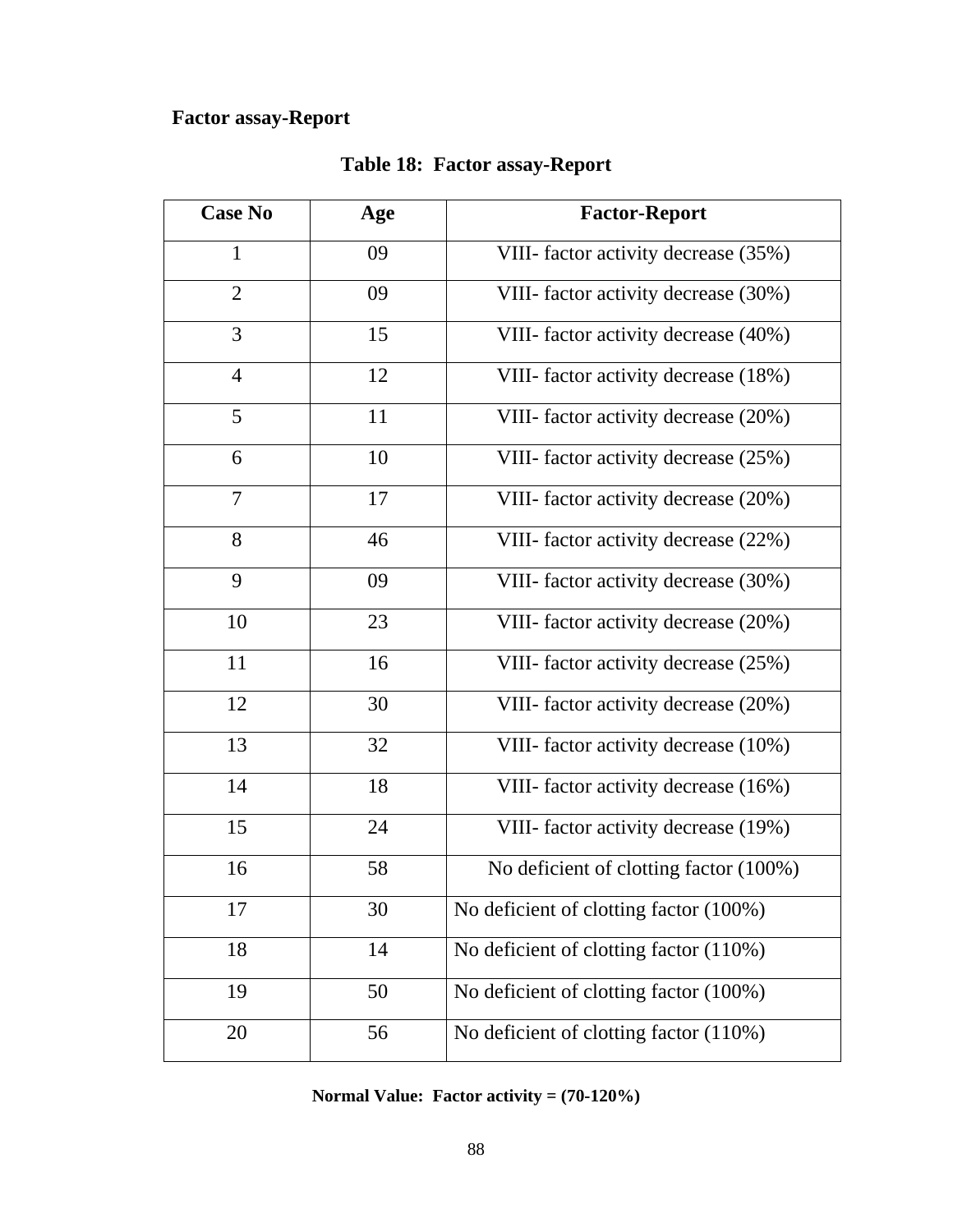**Factor assay-Report**

**Table 18: Factor assay-Report**

| Case No | Age | Factor-Report |
|---|---|---|
| 1 | 09 | VIII- factor activity decrease (35%) |
| 2 | 09 | VIII- factor activity decrease (30%) |
| 3 | 15 | VIII- factor activity decrease (40%) |
| 4 | 12 | VIII- factor activity decrease (18%) |
| 5 | 11 | VIII- factor activity decrease (20%) |
| 6 | 10 | VIII- factor activity decrease (25%) |
| 7 | 17 | VIII- factor activity decrease (20%) |
| 8 | 46 | VIII- factor activity decrease (22%) |
| 9 | 09 | VIII- factor activity decrease (30%) |
| 10 | 23 | VIII- factor activity decrease (20%) |
| 11 | 16 | VIII- factor activity decrease (25%) |
| 12 | 30 | VIII- factor activity decrease (20%) |
| 13 | 32 | VIII- factor activity decrease (10%) |
| 14 | 18 | VIII- factor activity decrease (16%) |
| 15 | 24 | VIII- factor activity decrease (19%) |
| 16 | 58 | No deficient of clotting factor (100%) |
| 17 | 30 | No deficient of clotting factor (100%) |
| 18 | 14 | No deficient of clotting factor (110%) |
| 19 | 50 | No deficient of clotting factor (100%) |
| 20 | 56 | No deficient of clotting factor (110%) |

**Normal Value: Factor activity = (70-120%)**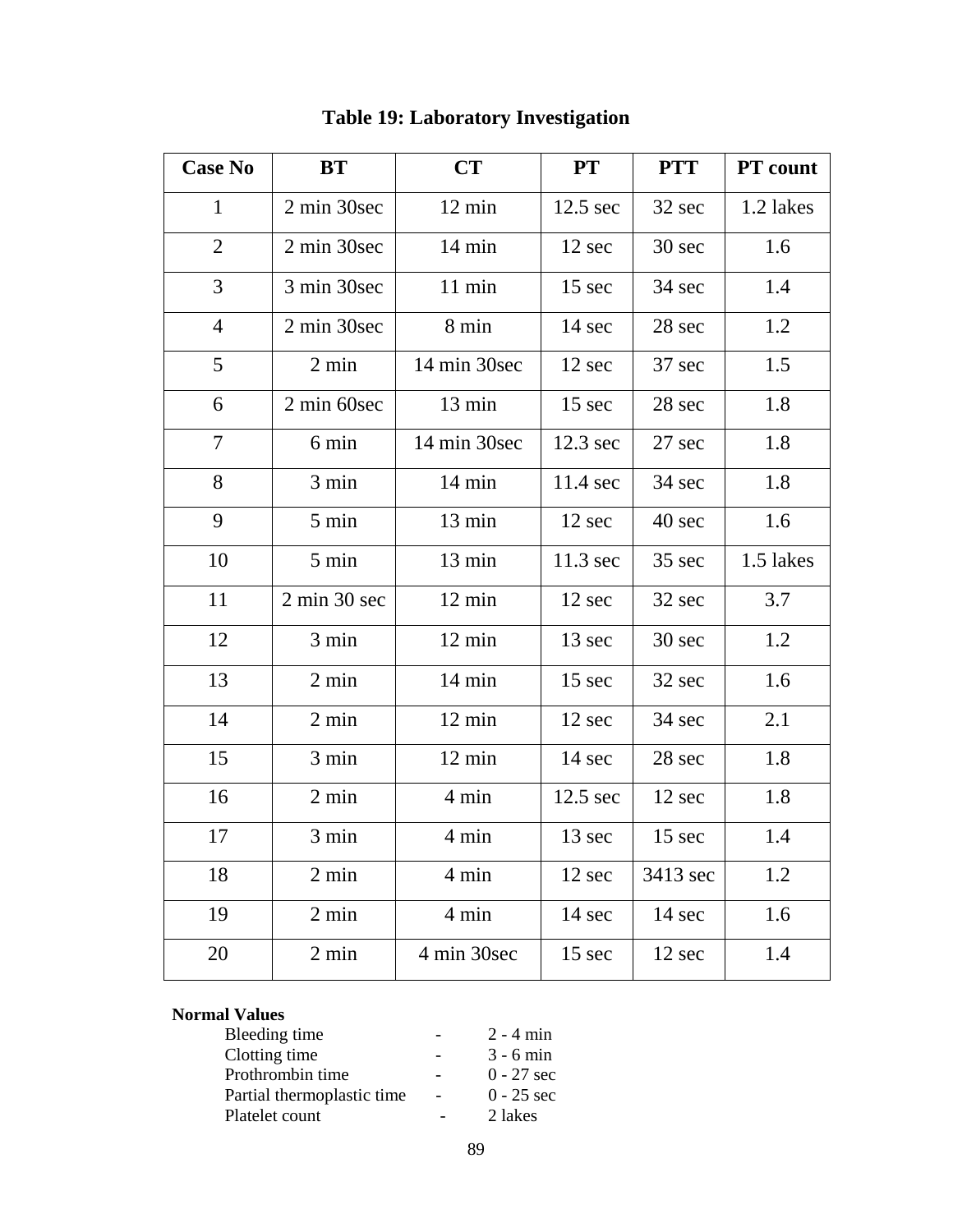**Table 19: Laboratory Investigation**

| Case No | BT | CT | PT | PTT | PT count |
|---|---|---|---|---|---|
| 1 | 2 min 30sec | 12 min | 12.5 sec | 32 sec | 1.2 lakes |
| 2 | 2 min 30sec | 14 min | 12 sec | 30 sec | 1.6 |
| 3 | 3 min 30sec | 11 min | 15 sec | 34 sec | 1.4 |
| 4 | 2 min 30sec | 8 min | 14 sec | 28 sec | 1.2 |
| 5 | 2 min | 14 min 30sec | 12 sec | 37 sec | 1.5 |
| 6 | 2 min 60sec | 13 min | 15 sec | 28 sec | 1.8 |
| 7 | 6 min | 14 min 30sec | 12.3 sec | 27 sec | 1.8 |
| 8 | 3 min | 14 min | 11.4 sec | 34 sec | 1.8 |
| 9 | 5 min | 13 min | 12 sec | 40 sec | 1.6 |
| 10 | 5 min | 13 min | 11.3 sec | 35 sec | 1.5 lakes |
| 11 | 2 min 30 sec | 12 min | 12 sec | 32 sec | 3.7 |
| 12 | 3 min | 12 min | 13 sec | 30 sec | 1.2 |
| 13 | 2 min | 14 min | 15 sec | 32 sec | 1.6 |
| 14 | 2 min | 12 min | 12 sec | 34 sec | 2.1 |
| 15 | 3 min | 12 min | 14 sec | 28 sec | 1.8 |
| 16 | 2 min | 4 min | 12.5 sec | 12 sec | 1.8 |
| 17 | 3 min | 4 min | 13 sec | 15 sec | 1.4 |
| 18 | 2 min | 4 min | 12 sec | 3413 sec | 1.2 |
| 19 | 2 min | 4 min | 14 sec | 14 sec | 1.6 |
| 20 | 2 min | 4 min 30sec | 15 sec | 12 sec | 1.4 |

**Normal Values**

- Bleeding time - 2 - 4 min
- Clotting time - 3 - 6 min
- Prothrombin time - 0 - 27 sec
- Partial thermoplastic time - 0 - 25 sec
- Platelet count - 2 lakes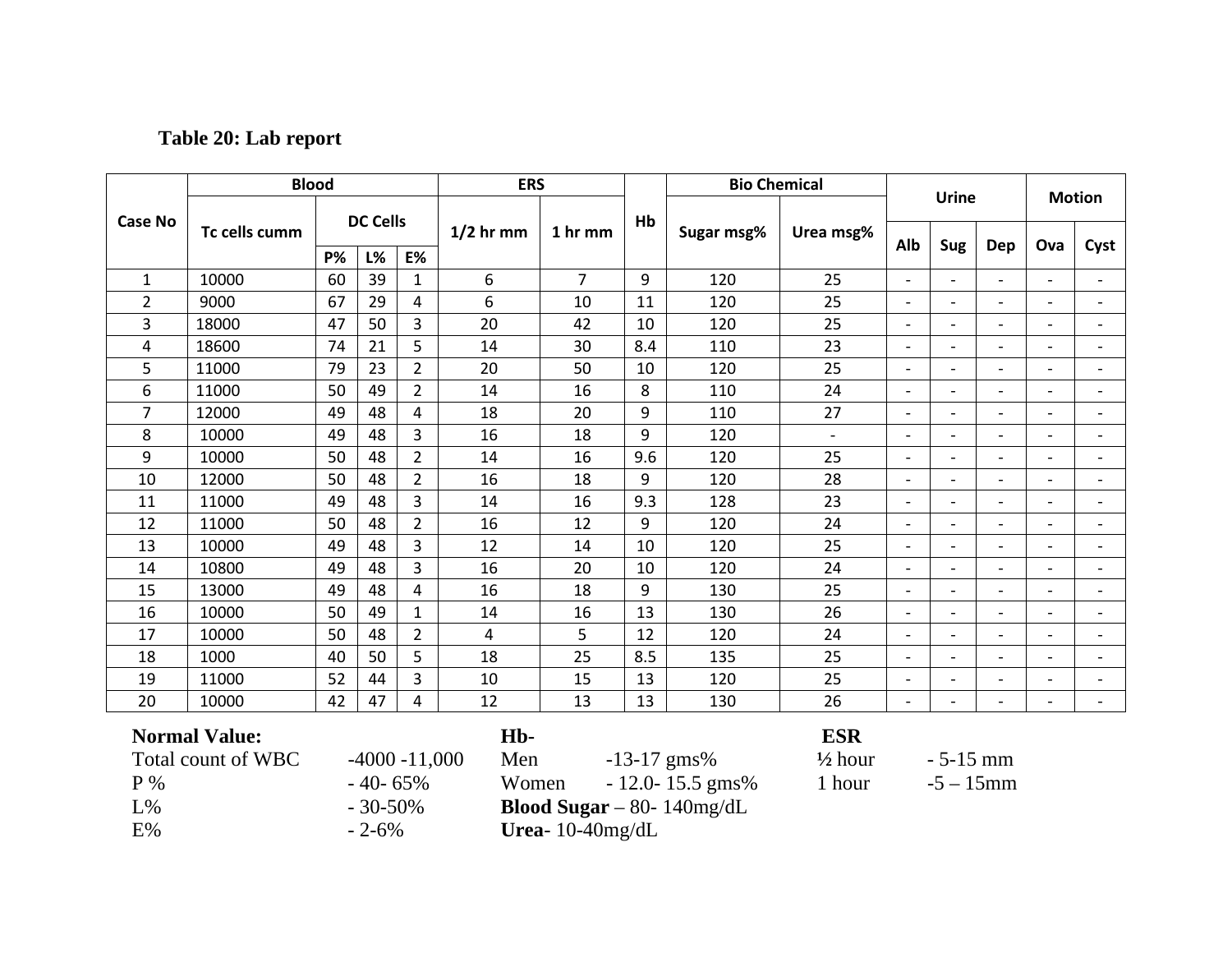**Table 20: Lab report**

| Case No | Blood | | | | ERS | | Hb | Bio Chemical | | Urine | | | Motion | |
|---|---|---|---|---|---|---|---|---|---|---|---|---|---|---|
| | Tc cells cumm | DC Cells | | | 1/2 hr mm | 1 hr mm | | Sugar msg% | Urea msg% | Alb | Sug | Dep | Ova | Cyst |
| | | P% | L% | E% | | | | | | | | | | |
| 1 | 10000 | 60 | 39 | 1 | 6 | 7 | 9 | 120 | 25 | - | - | - | - | - |
| 2 | 9000 | 67 | 29 | 4 | 6 | 10 | 11 | 120 | 25 | - | - | - | - | - |
| 3 | 18000 | 47 | 50 | 3 | 20 | 42 | 10 | 120 | 25 | - | - | - | - | - |
| 4 | 18600 | 74 | 21 | 5 | 14 | 30 | 8.4 | 110 | 23 | - | - | - | - | - |
| 5 | 11000 | 79 | 23 | 2 | 20 | 50 | 10 | 120 | 25 | - | - | - | - | - |
| 6 | 11000 | 50 | 49 | 2 | 14 | 16 | 8 | 110 | 24 | - | - | - | - | - |
| 7 | 12000 | 49 | 48 | 4 | 18 | 20 | 9 | 110 | 27 | - | - | - | - | - |
| 8 | 10000 | 49 | 48 | 3 | 16 | 18 | 9 | 120 | - | - | - | - | - | - |
| 9 | 10000 | 50 | 48 | 2 | 14 | 16 | 9.6 | 120 | 25 | - | - | - | - | - |
| 10 | 12000 | 50 | 48 | 2 | 16 | 18 | 9 | 120 | 28 | - | - | - | - | - |
| 11 | 11000 | 49 | 48 | 3 | 14 | 16 | 9.3 | 128 | 23 | - | - | - | - | - |
| 12 | 11000 | 50 | 48 | 2 | 16 | 12 | 9 | 120 | 24 | - | - | - | - | - |
| 13 | 10000 | 49 | 48 | 3 | 12 | 14 | 10 | 120 | 25 | - | - | - | - | - |
| 14 | 10800 | 49 | 48 | 3 | 16 | 20 | 10 | 120 | 24 | - | - | - | - | - |
| 15 | 13000 | 49 | 48 | 4 | 16 | 18 | 9 | 130 | 25 | - | - | - | - | - |
| 16 | 10000 | 50 | 49 | 1 | 14 | 16 | 13 | 130 | 26 | - | - | - | - | - |
| 17 | 10000 | 50 | 48 | 2 | 4 | 5 | 12 | 120 | 24 | - | - | - | - | - |
| 18 | 1000 | 40 | 50 | 5 | 18 | 25 | 8.5 | 135 | 25 | - | - | - | - | - |
| 19 | 11000 | 52 | 44 | 3 | 10 | 15 | 13 | 120 | 25 | - | - | - | - | - |
| 20 | 10000 | 42 | 47 | 4 | 12 | 13 | 13 | 130 | 26 | - | - | - | - | - |

**Normal Value:**

Total count of WBC -4000 -11,000
P % - 40- 65%
L% - 30-50%
E% - 2-6%

**Hb-**
Men -13-17 gms%
Women - 12.0- 15.5 gms%
**Blood Sugar** – 80- 140mg/dL
**Urea**- 10-40mg/dL

**ESR**
½ hour - 5-15 mm
1 hour -5 – 15mm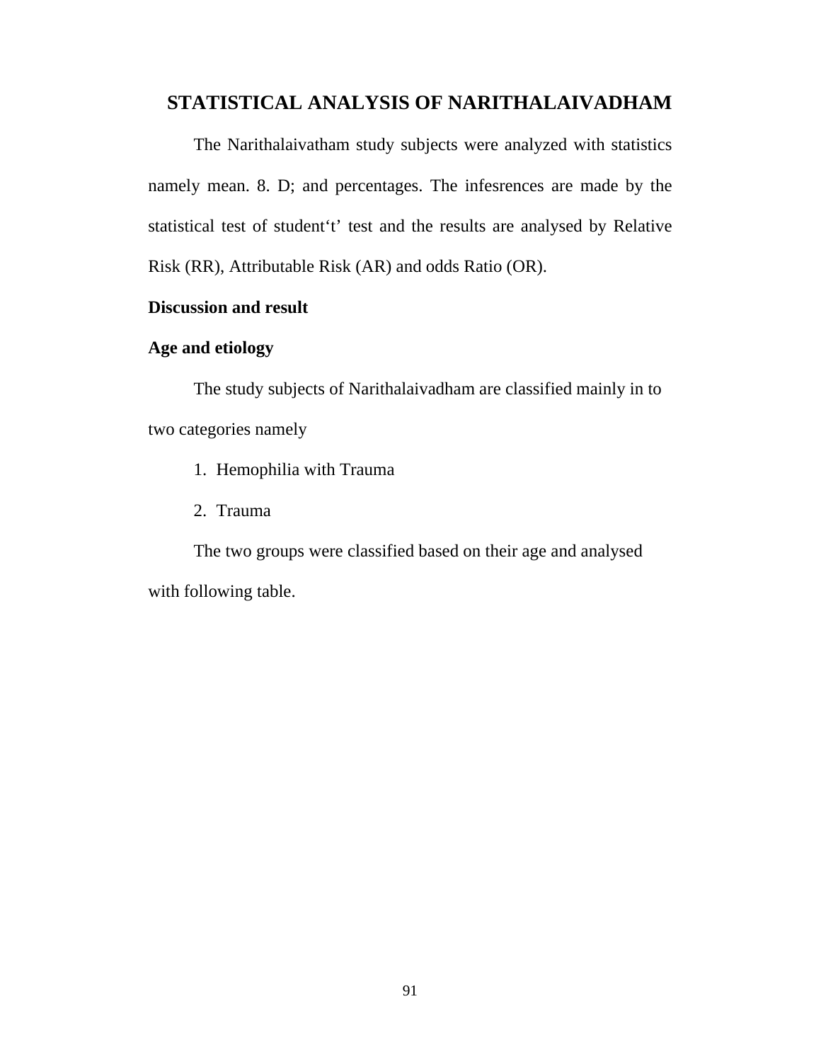# STATISTICAL ANALYSIS OF NARITHALAIVADHAM

The Narithalaivatham study subjects were analyzed with statistics namely mean. 8. D; and percentages. The infesrences are made by the statistical test of student't' test and the results are analysed by Relative Risk (RR), Attributable Risk (AR) and odds Ratio (OR).

**Discussion and result**

**Age and etiology**

The study subjects of Narithalaivadham are classified mainly in to two categories namely

1. Hemophilia with Trauma
2. Trauma

The two groups were classified based on their age and analysed with following table.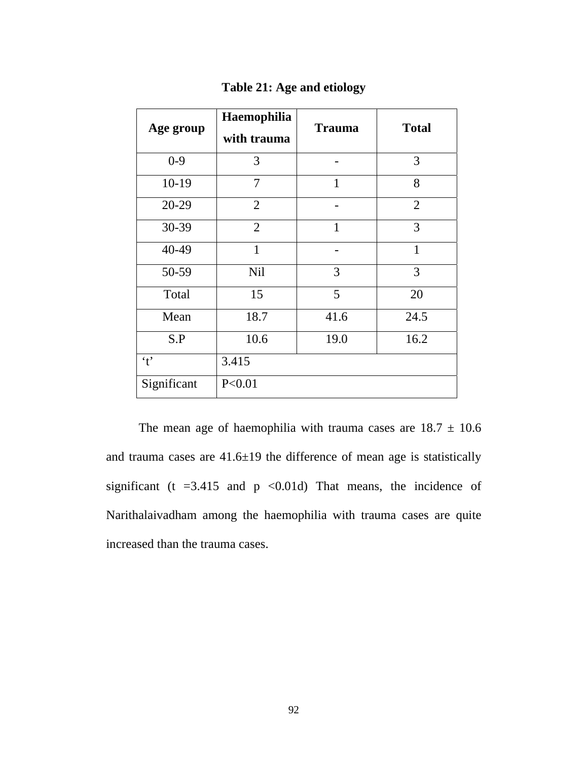**Table 21: Age and etiology**

| Age group | Haemophilia with trauma | Trauma | Total |
|---|---|---|---|
| 0-9 | 3 | - | 3 |
| 10-19 | 7 | 1 | 8 |
| 20-29 | 2 | - | 2 |
| 30-39 | 2 | 1 | 3 |
| 40-49 | 1 | - | 1 |
| 50-59 | Nil | 3 | 3 |
| Total | 15 | 5 | 20 |
| Mean | 18.7 | 41.6 | 24.5 |
| S.P | 10.6 | 19.0 | 16.2 |
| ‘t’ | 3.415 | | |
| Significant | P<0.01 | | |

The mean age of haemophilia with trauma cases are 18.7 ± 10.6 and trauma cases are 41.6±19 the difference of mean age is statistically significant (t =3.415 and p <0.01d) That means, the incidence of Narithalaivadham among the haemophilia with trauma cases are quite increased than the trauma cases.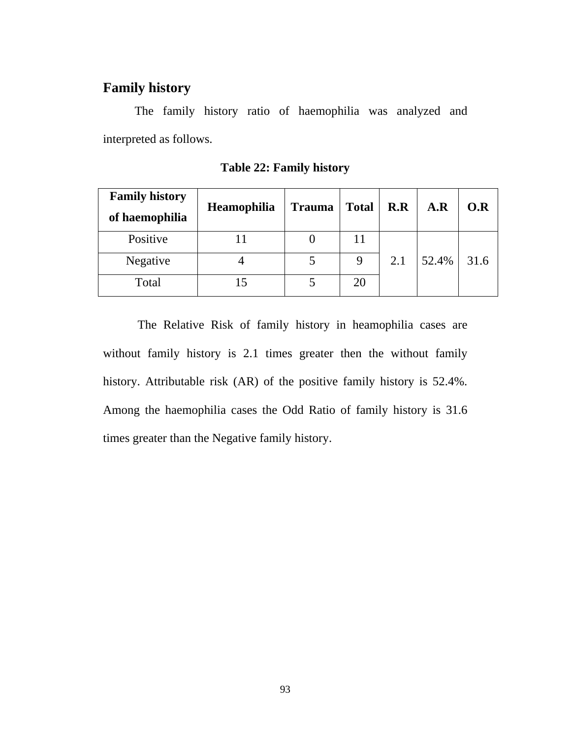## Family history

The family history ratio of haemophilia was analyzed and interpreted as follows.

**Table 22: Family history**

| Family history of haemophilia | Heamophilia | Trauma | Total | R.R | A.R | O.R |
|---|---|---|---|---|---|---|
| Positive | 11 | 0 | 11 | 2.1 | 52.4% | 31.6 |
| Negative | 4 | 5 | 9 | | | |
| Total | 15 | 5 | 20 | | | |

The Relative Risk of family history in heamophilia cases are without family history is 2.1 times greater then the without family history. Attributable risk (AR) of the positive family history is 52.4%. Among the haemophilia cases the Odd Ratio of family history is 31.6 times greater than the Negative family history.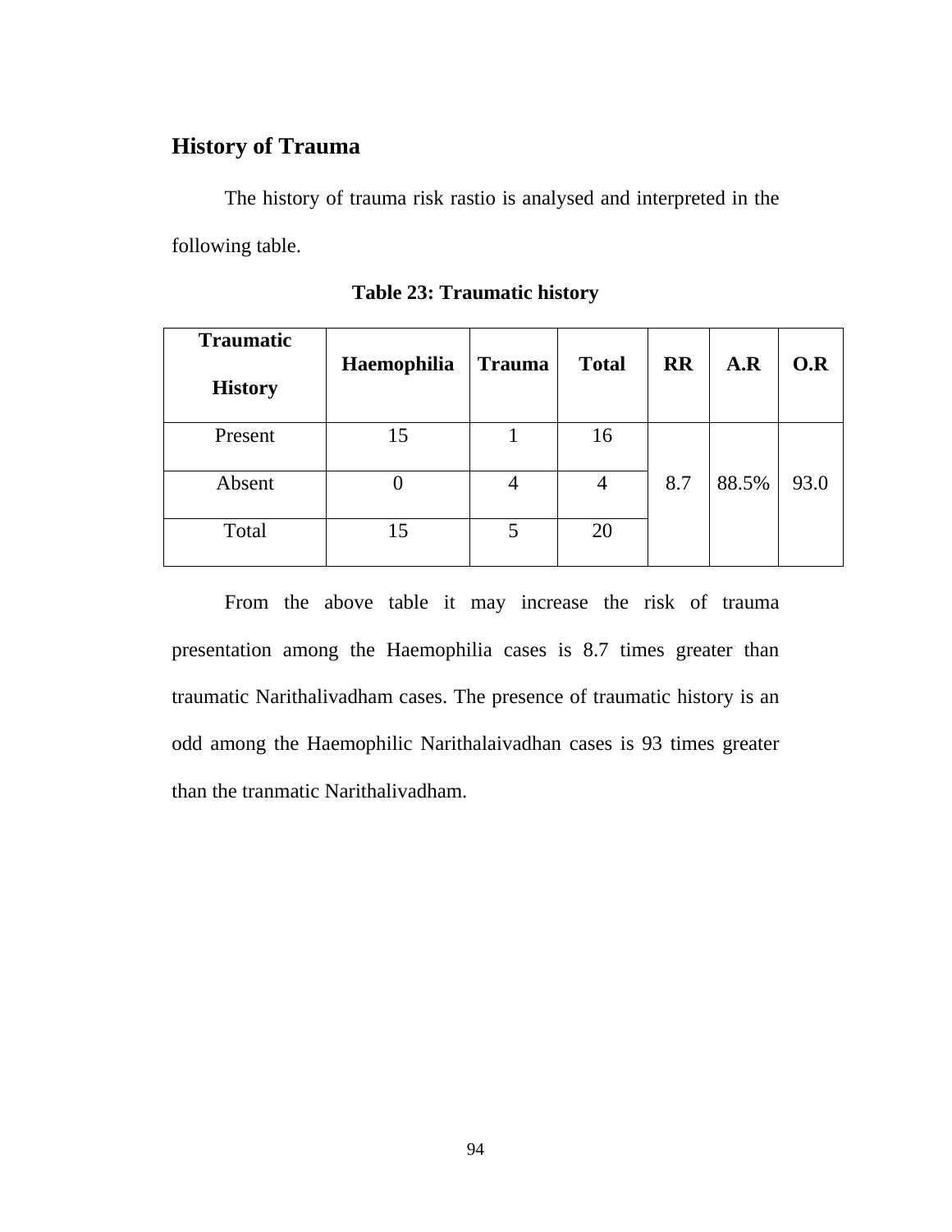## History of Trauma

The history of trauma risk rastio is analysed and interpreted in the following table.

**Table 23: Traumatic history**

| Traumatic History | Haemophilia | Trauma | Total | RR | A.R | O.R |
|---|---|---|---|---|---|---|
| Present | 15 | 1 | 16 | 8.7 | 88.5% | 93.0 |
| Absent | 0 | 4 | 4 | | | |
| Total | 15 | 5 | 20 | | | |

From the above table it may increase the risk of trauma presentation among the Haemophilia cases is 8.7 times greater than traumatic Narithalivadham cases. The presence of traumatic history is an odd among the Haemophilic Narithalaivadhan cases is 93 times greater than the tranmatic Narithalivadham.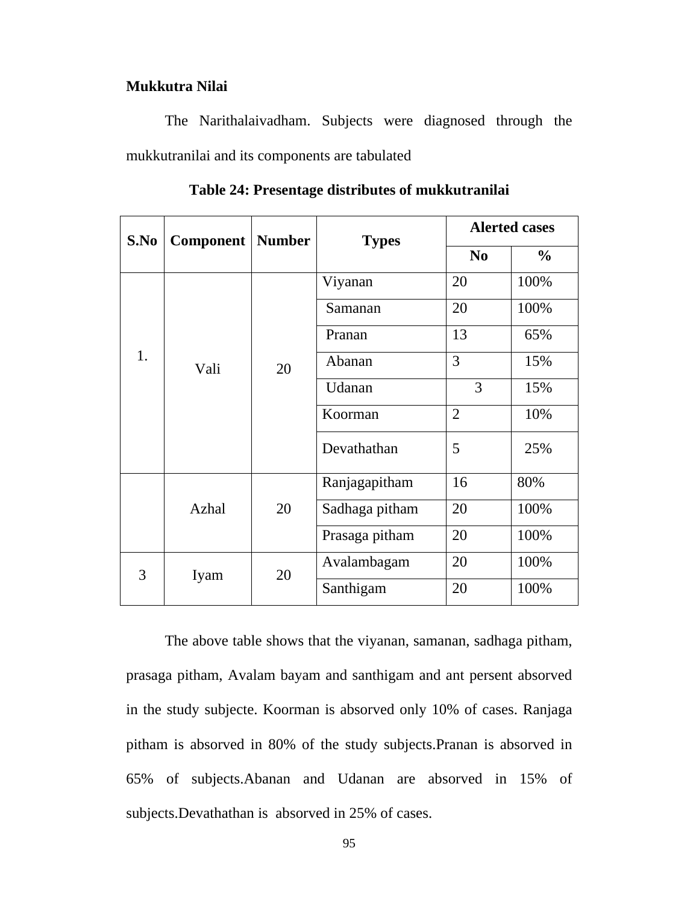**Mukkutra Nilai**

The Narithalaivadham. Subjects were diagnosed through the mukkutranilai and its components are tabulated

**Table 24: Presentage distributes of mukkutranilai**

| S.No | Component | Number | Types | Alerted cases | |
|---|---|---|---|---|---|
| | | | | No | % |
| 1. | Vali | 20 | Viyanan | 20 | 100% |
| | | | Samanan | 20 | 100% |
| | | | Pranan | 13 | 65% |
| | | | Abanan | 3 | 15% |
| | | | Udanan | 3 | 15% |
| | | | Koorman | 2 | 10% |
| | | | Devathathan | 5 | 25% |
| | Azhal | 20 | Ranjagapitham | 16 | 80% |
| | | | Sadhaga pitham | 20 | 100% |
| | | | Prasaga pitham | 20 | 100% |
| 3 | Iyam | 20 | Avalambagam | 20 | 100% |
| | | | Santhigam | 20 | 100% |

The above table shows that the viyanan, samanan, sadhaga pitham, prasaga pitham, Avalam bayam and santhigam and ant persent absorved in the study subjecte. Koorman is absorved only 10% of cases. Ranjaga pitham is absorved in 80% of the study subjects.Pranan is absorved in 65% of subjects.Abanan and Udanan are absorved in 15% of subjects.Devathathan is absorved in 25% of cases.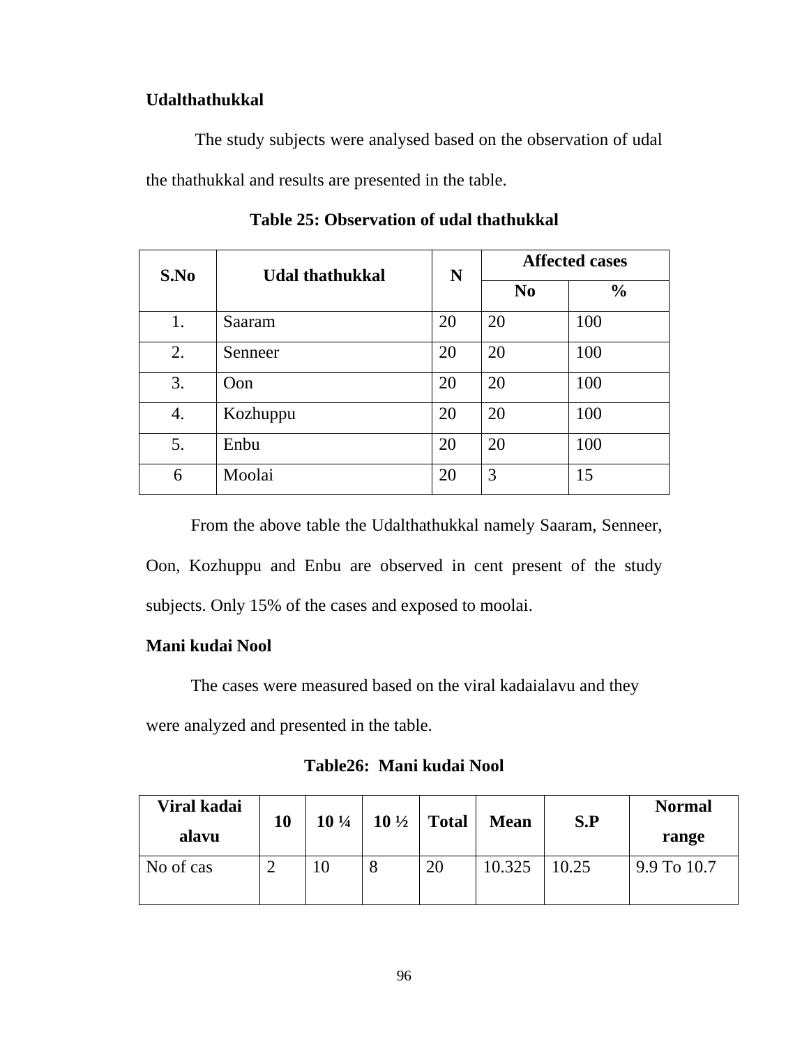**Udalthathukkal**

The study subjects were analysed based on the observation of udal the thathukkal and results are presented in the table.

**Table 25: Observation of udal thathukkal**

| S.No | Udal thathukkal | N | Affected cases | |
|---|---|---|---|---|
| | | | No | % |
| 1. | Saaram | 20 | 20 | 100 |
| 2. | Senneer | 20 | 20 | 100 |
| 3. | Oon | 20 | 20 | 100 |
| 4. | Kozhuppu | 20 | 20 | 100 |
| 5. | Enbu | 20 | 20 | 100 |
| 6 | Moolai | 20 | 3 | 15 |

From the above table the Udalthathukkal namely Saaram, Senneer, Oon, Kozhuppu and Enbu are observed in cent present of the study subjects. Only 15% of the cases and exposed to moolai.

**Mani kudai Nool**

The cases were measured based on the viral kadaialavu and they were analyzed and presented in the table.

**Table26: Mani kudai Nool**

| Viral kadai alavu | 10 | 10 ¼ | 10 ½ | Total | Mean | S.P | Normal range |
|---|---|---|---|---|---|---|---|
| No of cas | 2 | 10 | 8 | 20 | 10.325 | 10.25 | 9.9 To 10.7 |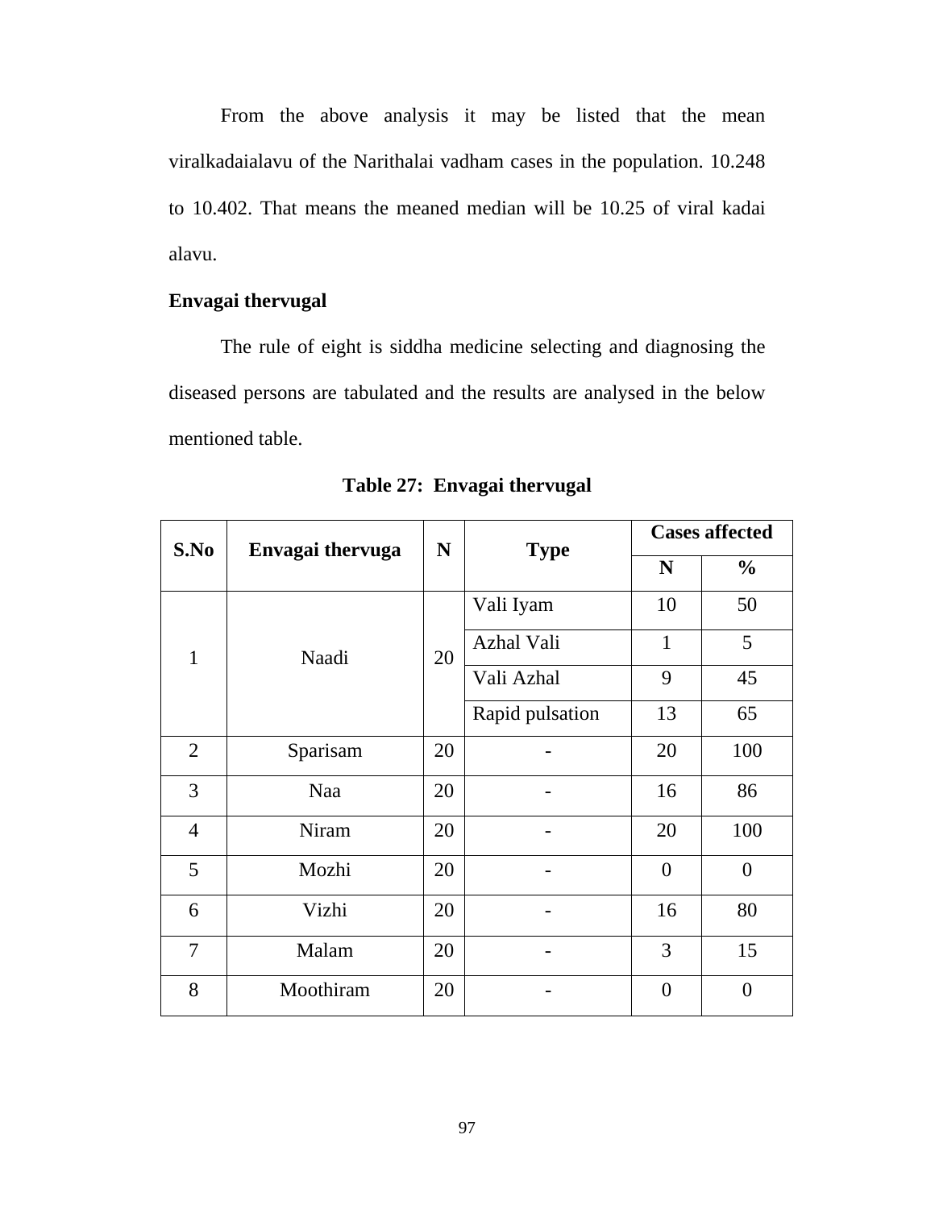From the above analysis it may be listed that the mean viralkadaialavu of the Narithalai vadham cases in the population. 10.248 to 10.402. That means the meaned median will be 10.25 of viral kadai alavu.

**Envagai thervugal**

The rule of eight is siddha medicine selecting and diagnosing the diseased persons are tabulated and the results are analysed in the below mentioned table.

**Table 27: Envagai thervugal**

| S.No | Envagai thervuga | N | Type | Cases affected | |
|---|---|---|---|---|---|
| | | | | N | % |
| 1 | Naadi | 20 | Vali Iyam | 10 | 50 |
| | | | Azhal Vali | 1 | 5 |
| | | | Vali Azhal | 9 | 45 |
| | | | Rapid pulsation | 13 | 65 |
| 2 | Sparisam | 20 | - | 20 | 100 |
| 3 | Naa | 20 | - | 16 | 86 |
| 4 | Niram | 20 | - | 20 | 100 |
| 5 | Mozhi | 20 | - | 0 | 0 |
| 6 | Vizhi | 20 | - | 16 | 80 |
| 7 | Malam | 20 | - | 3 | 15 |
| 8 | Moothiram | 20 | - | 0 | 0 |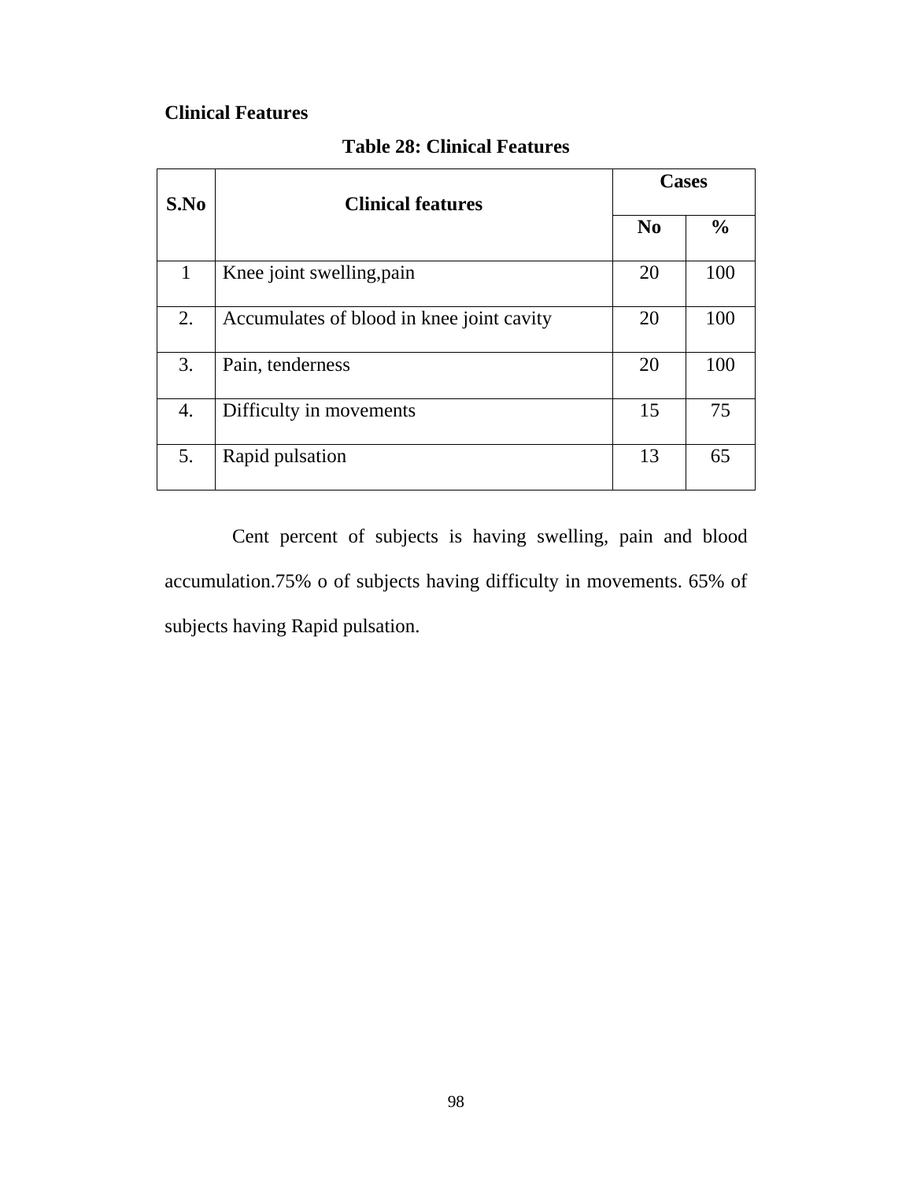**Clinical Features**

**Table 28: Clinical Features**

| S.No | Clinical features | Cases | |
|---|---|---|---|
| | | No | % |
| 1 | Knee joint swelling,pain | 20 | 100 |
| 2. | Accumulates of blood in knee joint cavity | 20 | 100 |
| 3. | Pain, tenderness | 20 | 100 |
| 4. | Difficulty in movements | 15 | 75 |
| 5. | Rapid pulsation | 13 | 65 |

Cent percent of subjects is having swelling, pain and blood accumulation.75% o of subjects having difficulty in movements. 65% of subjects having Rapid pulsation.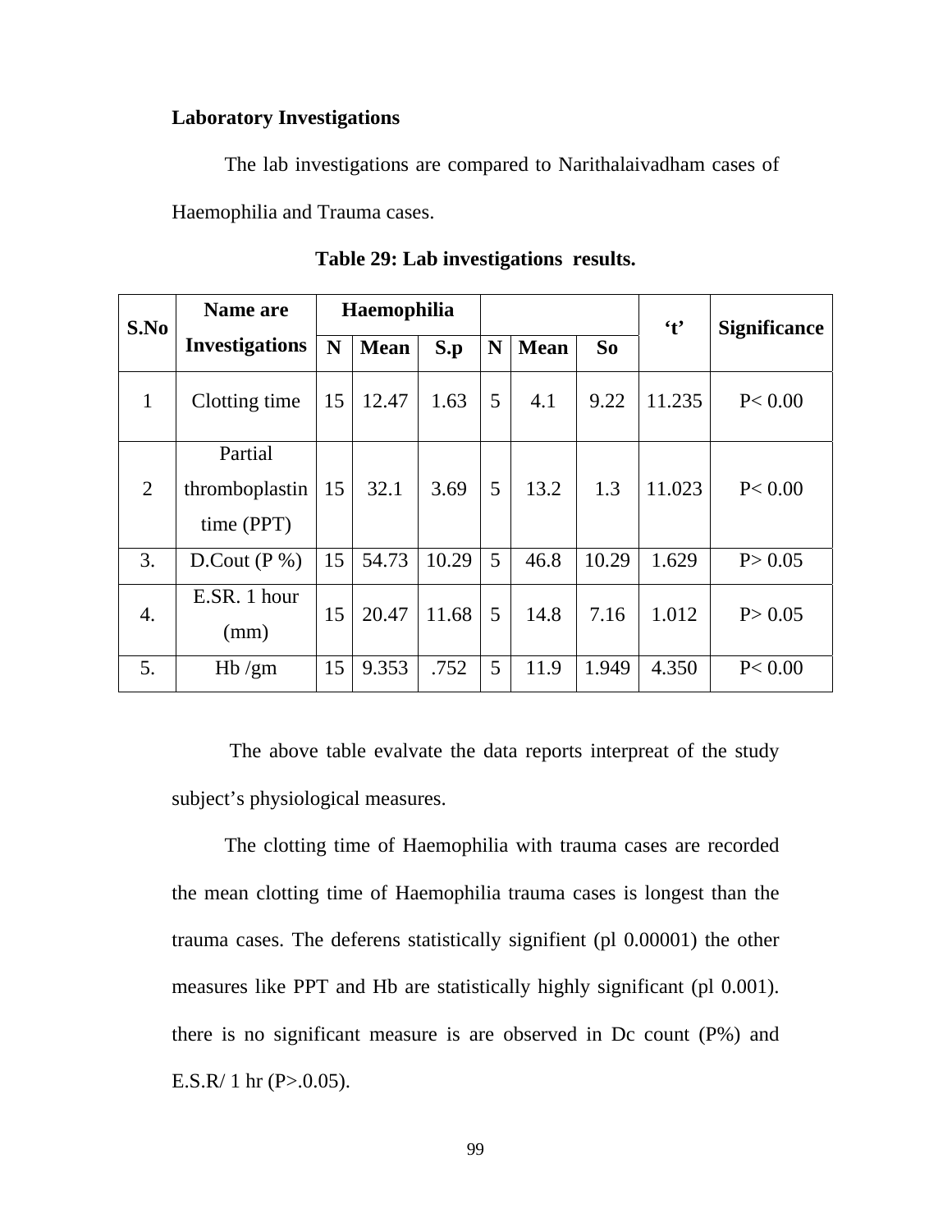**Laboratory Investigations**

The lab investigations are compared to Narithalaivadham cases of Haemophilia and Trauma cases.

**Table 29: Lab investigations results.**

| S.No | Name are Investigations | Haemophilia | | | | | | ‘t’ | Significance |
|---|---|---|---|---|---|---|---|---|---|
| | | N | Mean | S.p | N | Mean | So | | |
| 1 | Clotting time | 15 | 12.47 | 1.63 | 5 | 4.1 | 9.22 | 11.235 | P< 0.00 |
| 2 | Partial thromboplastin time (PPT) | 15 | 32.1 | 3.69 | 5 | 13.2 | 1.3 | 11.023 | P< 0.00 |
| 3. | D.Cout (P %) | 15 | 54.73 | 10.29 | 5 | 46.8 | 10.29 | 1.629 | P> 0.05 |
| 4. | E.SR. 1 hour (mm) | 15 | 20.47 | 11.68 | 5 | 14.8 | 7.16 | 1.012 | P> 0.05 |
| 5. | Hb /gm | 15 | 9.353 | .752 | 5 | 11.9 | 1.949 | 4.350 | P< 0.00 |

The above table evalvate the data reports interpreat of the study subject’s physiological measures.

The clotting time of Haemophilia with trauma cases are recorded the mean clotting time of Haemophilia trauma cases is longest than the trauma cases. The deferens statistically signifient (pl 0.00001) the other measures like PPT and Hb are statistically highly significant (pl 0.001). there is no significant measure is are observed in Dc count (P%) and E.S.R/ 1 hr (P>.0.05).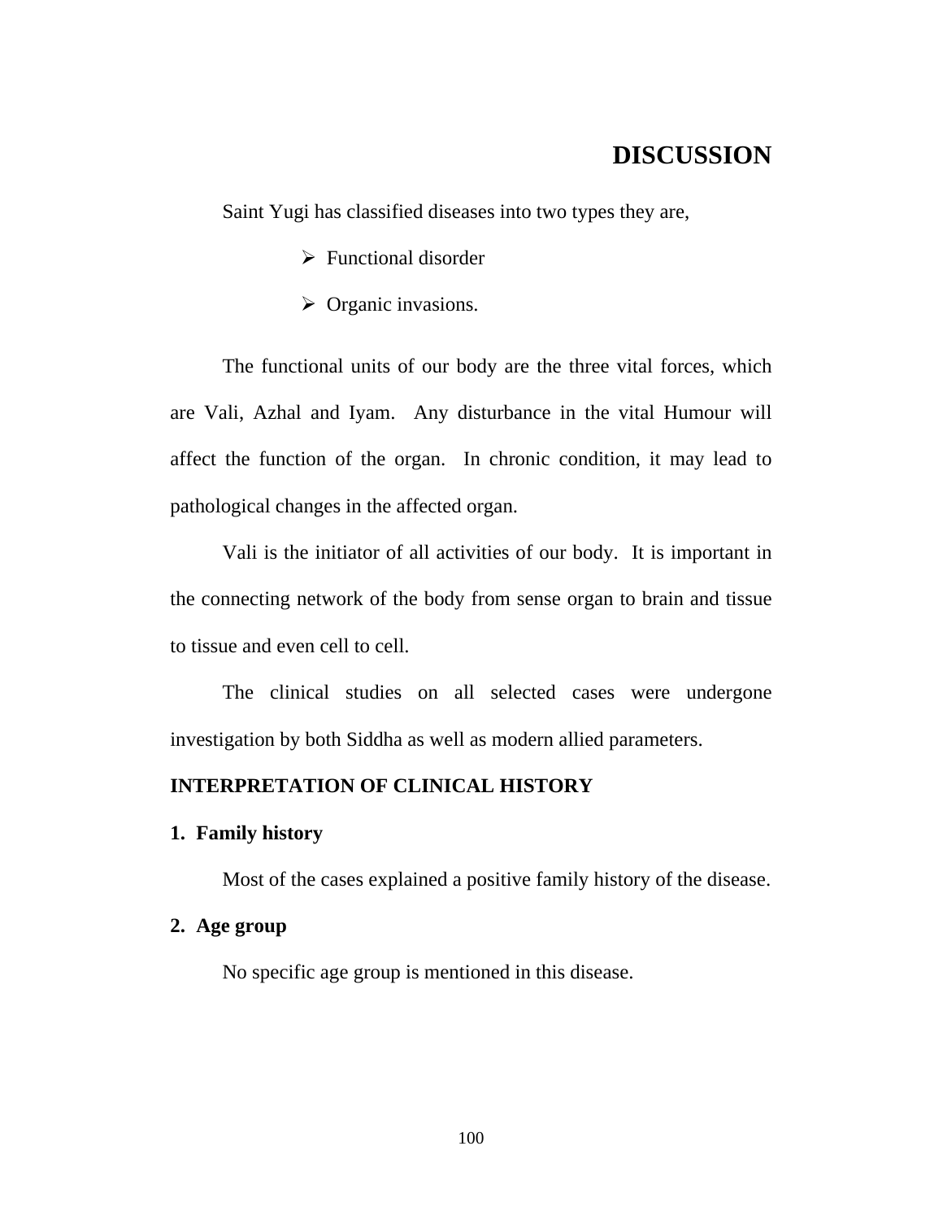# DISCUSSION

Saint Yugi has classified diseases into two types they are,

- Functional disorder
- Organic invasions.

The functional units of our body are the three vital forces, which are Vali, Azhal and Iyam. Any disturbance in the vital Humour will affect the function of the organ. In chronic condition, it may lead to pathological changes in the affected organ.

Vali is the initiator of all activities of our body. It is important in the connecting network of the body from sense organ to brain and tissue to tissue and even cell to cell.

The clinical studies on all selected cases were undergone investigation by both Siddha as well as modern allied parameters.

**INTERPRETATION OF CLINICAL HISTORY**

**1. Family history**

Most of the cases explained a positive family history of the disease.

**2. Age group**

No specific age group is mentioned in this disease.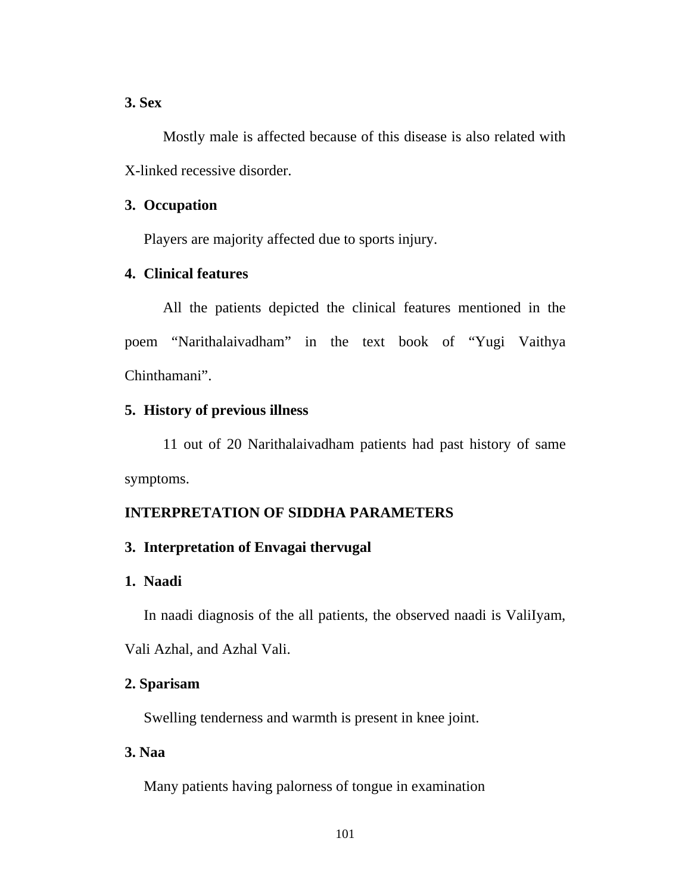**3. Sex**

Mostly male is affected because of this disease is also related with X-linked recessive disorder.

**3. Occupation**

Players are majority affected due to sports injury.

**4. Clinical features**

All the patients depicted the clinical features mentioned in the poem “Narithalaivadham” in the text book of “Yugi Vaithya Chinthamani”.

**5. History of previous illness**

11 out of 20 Narithalaivadham patients had past history of same symptoms.

**INTERPRETATION OF SIDDHA PARAMETERS**

**3. Interpretation of Envagai thervugal**

**1. Naadi**

In naadi diagnosis of the all patients, the observed naadi is ValiIyam, Vali Azhal, and Azhal Vali.

**2. Sparisam**

Swelling tenderness and warmth is present in knee joint.

**3. Naa**

Many patients having palorness of tongue in examination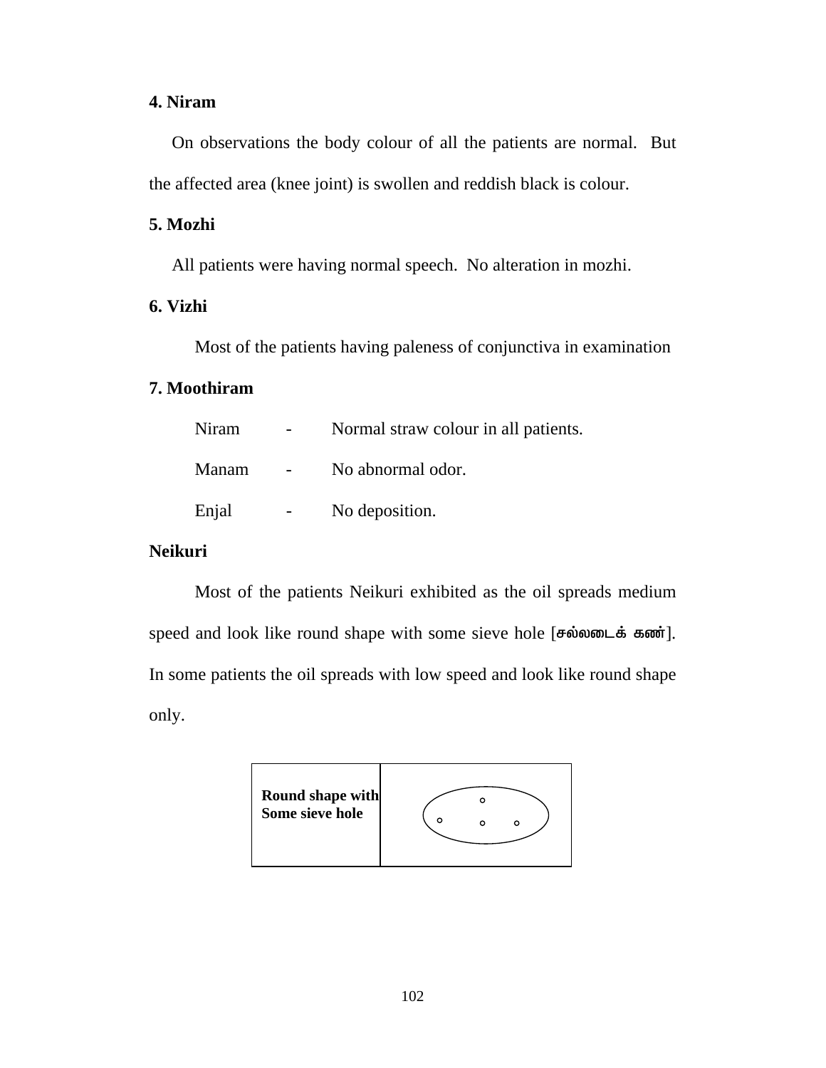**4. Niram**

On observations the body colour of all the patients are normal. But the affected area (knee joint) is swollen and reddish black is colour.

**5. Mozhi**

All patients were having normal speech. No alteration in mozhi.

**6. Vizhi**

Most of the patients having paleness of conjunctiva in examination

**7. Moothiram**

| | | |
|---|---|---|
| Niram | - | Normal straw colour in all patients. |
| Manam | - | No abnormal odor. |
| Enjal | - | No deposition. |

**Neikuri**

Most of the patients Neikuri exhibited as the oil spreads medium speed and look like round shape with some sieve hole [சல்லடைக் கண்]. In some patients the oil spreads with low speed and look like round shape only.

| | |
|---|---|
| **Round shape with Some sieve hole** | |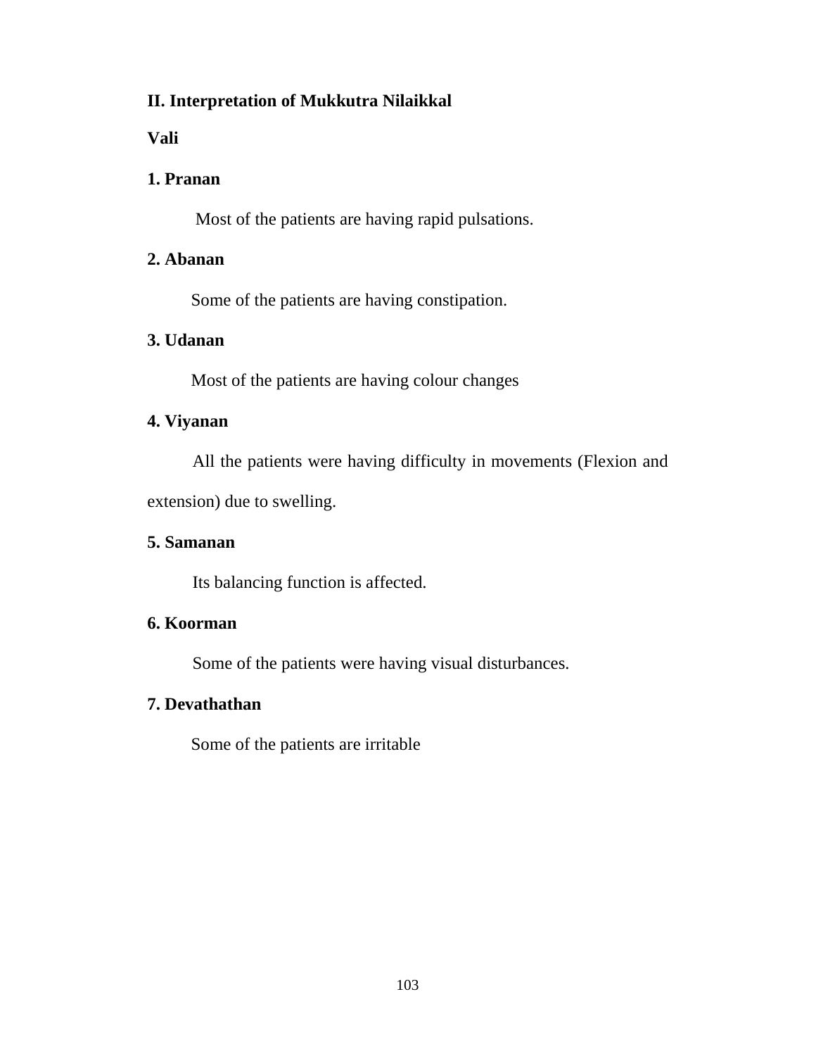## II. Interpretation of Mukkutra Nilaikkal

### Vali

**1. Pranan**

Most of the patients are having rapid pulsations.

**2. Abanan**

Some of the patients are having constipation.

**3. Udanan**

Most of the patients are having colour changes

**4. Viyanan**

All the patients were having difficulty in movements (Flexion and extension) due to swelling.

**5. Samanan**

Its balancing function is affected.

**6. Koorman**

Some of the patients were having visual disturbances.

**7. Devathathan**

Some of the patients are irritable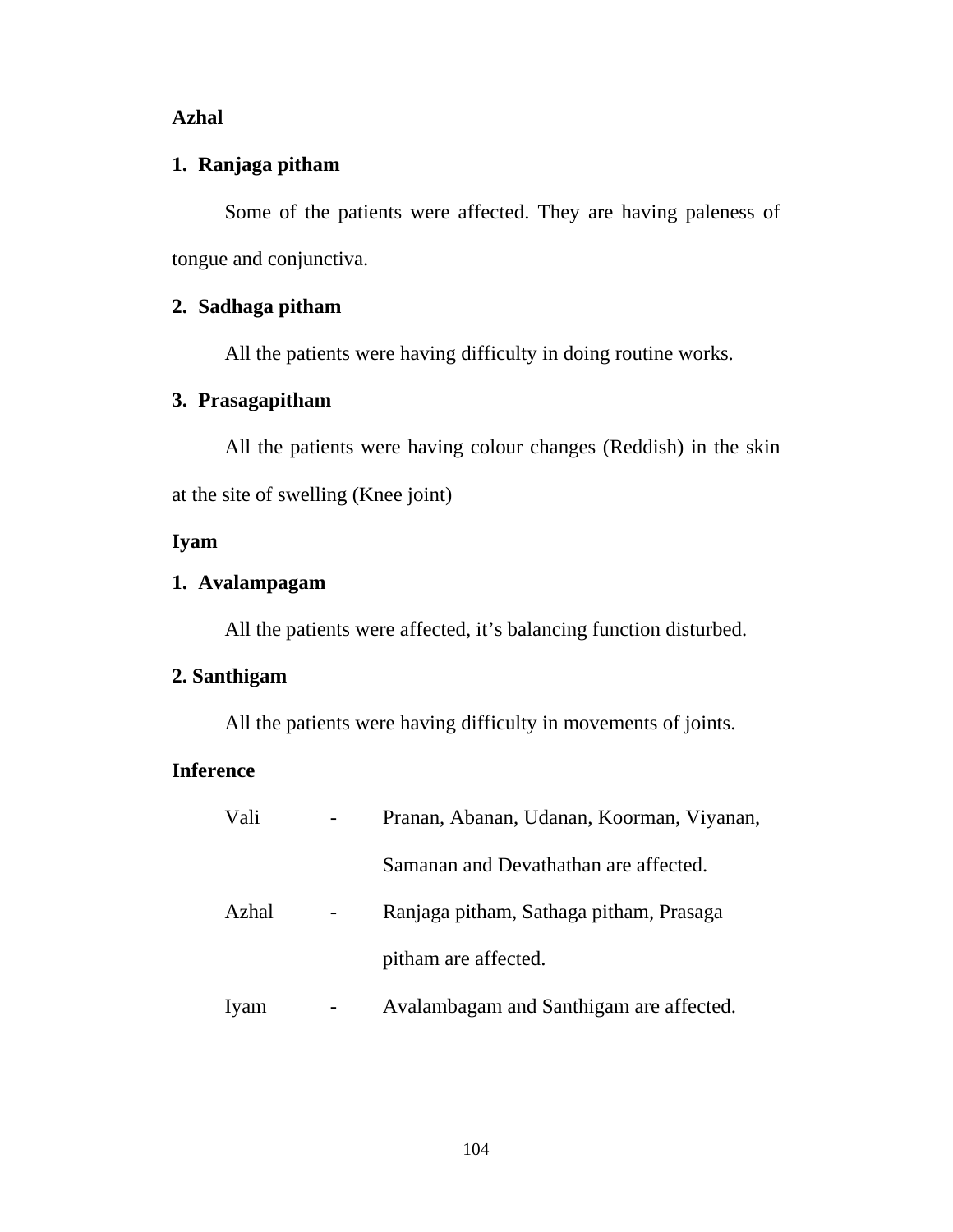**Azhal**

**1. Ranjaga pitham**

Some of the patients were affected. They are having paleness of tongue and conjunctiva.

**2. Sadhaga pitham**

All the patients were having difficulty in doing routine works.

**3. Prasagapitham**

All the patients were having colour changes (Reddish) in the skin at the site of swelling (Knee joint)

**Iyam**

**1. Avalampagam**

All the patients were affected, it's balancing function disturbed.

**2. Santhigam**

All the patients were having difficulty in movements of joints.

**Inference**

| | | |
|---|---|---|
| Vali | - | Pranan, Abanan, Udanan, Koorman, Viyanan, Samanan and Devathathan are affected. |
| Azhal | - | Ranjaga pitham, Sathaga pitham, Prasaga pitham are affected. |
| Iyam | - | Avalambagam and Santhigam are affected. |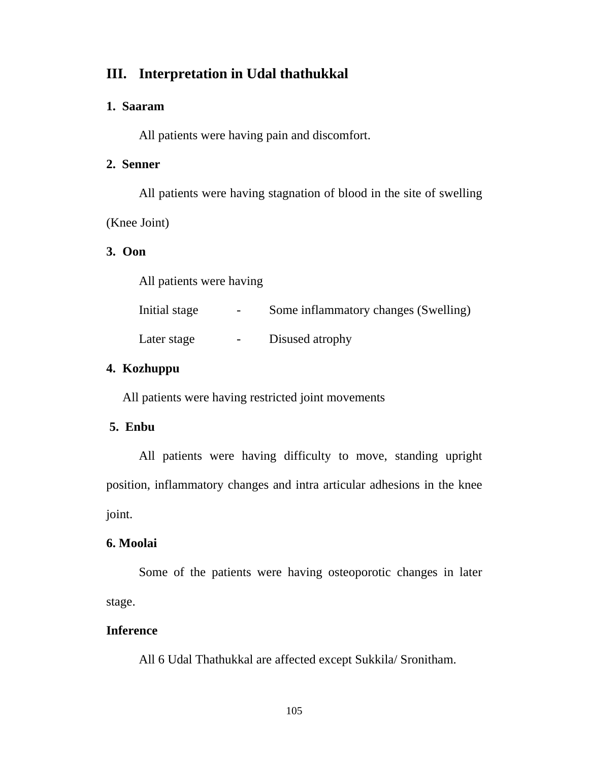## III. Interpretation in Udal thathukkal

**1. Saaram**

All patients were having pain and discomfort.

**2. Senner**

All patients were having stagnation of blood in the site of swelling (Knee Joint)

**3. Oon**

All patients were having

Initial stage - Some inflammatory changes (Swelling)

Later stage - Disused atrophy

**4. Kozhuppu**

All patients were having restricted joint movements

**5. Enbu**

All patients were having difficulty to move, standing upright position, inflammatory changes and intra articular adhesions in the knee joint.

**6. Moolai**

Some of the patients were having osteoporotic changes in later stage.

**Inference**

All 6 Udal Thathukkal are affected except Sukkila/ Sronitham.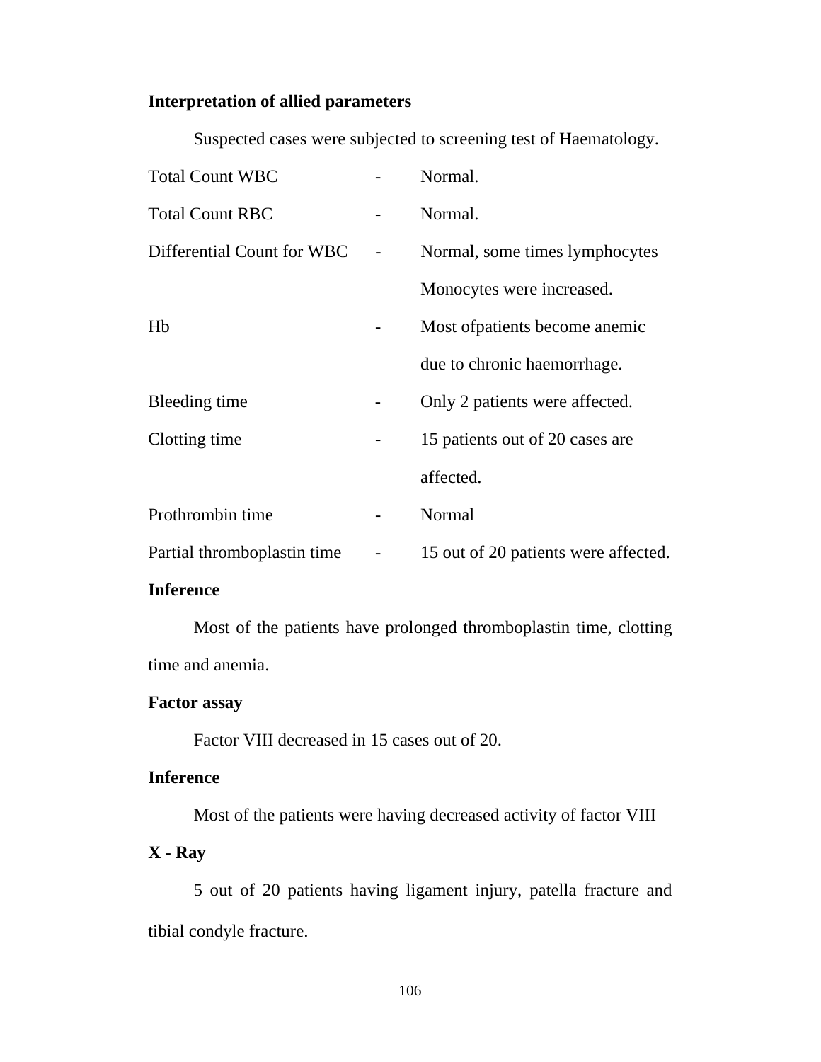**Interpretation of allied parameters**

Suspected cases were subjected to screening test of Haematology.

| | | |
|---|---|---|
| Total Count WBC | - | Normal. |
| Total Count RBC | - | Normal. |
| Differential Count for WBC | - | Normal, some times lymphocytes Monocytes were increased. |
| Hb | - | Most ofpatients become anemic due to chronic haemorrhage. |
| Bleeding time | - | Only 2 patients were affected. |
| Clotting time | - | 15 patients out of 20 cases are affected. |
| Prothrombin time | - | Normal |
| Partial thromboplastin time | - | 15 out of 20 patients were affected. |

**Inference**

Most of the patients have prolonged thromboplastin time, clotting time and anemia.

**Factor assay**

Factor VIII decreased in 15 cases out of 20.

**Inference**

Most of the patients were having decreased activity of factor VIII

**X - Ray**

5 out of 20 patients having ligament injury, patella fracture and tibial condyle fracture.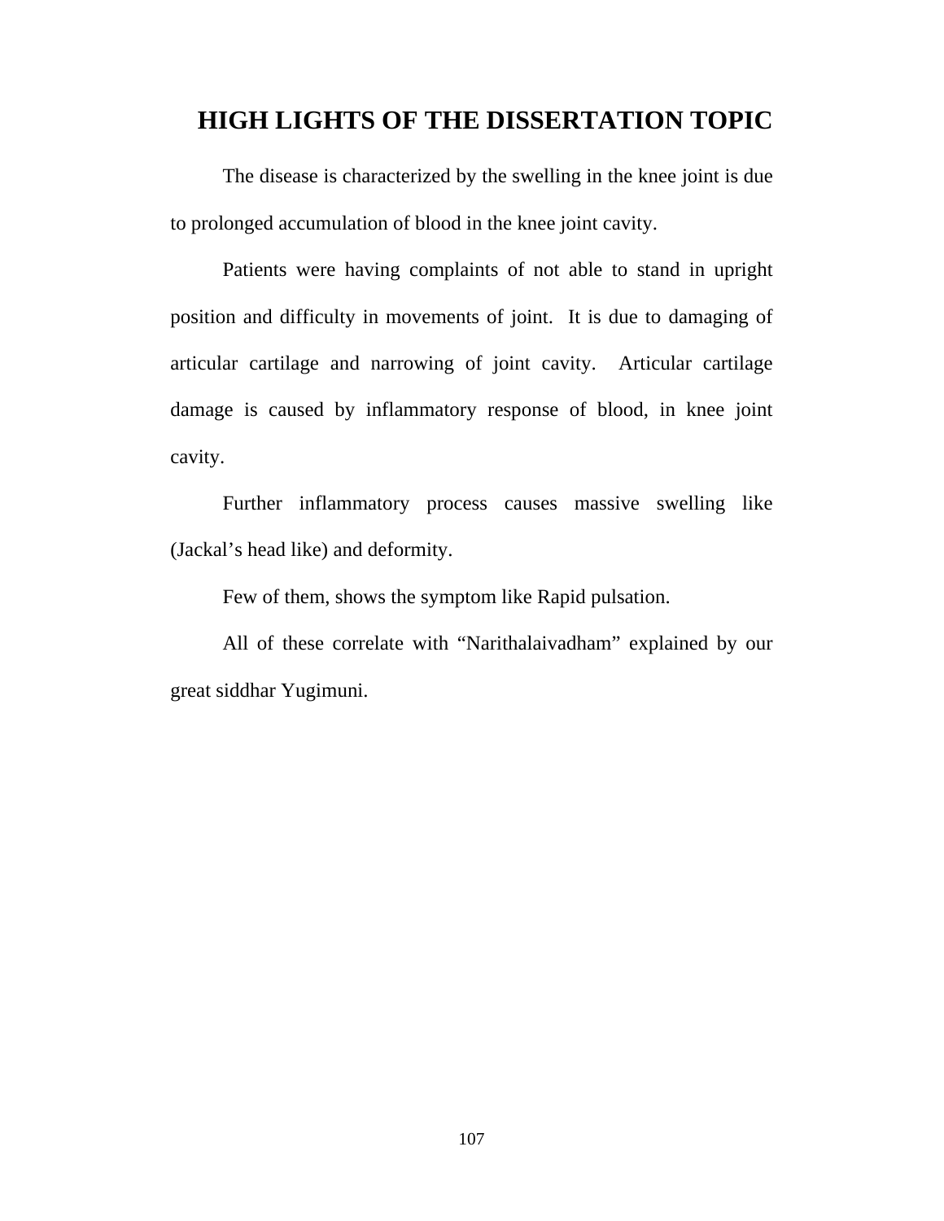# HIGH LIGHTS OF THE DISSERTATION TOPIC

The disease is characterized by the swelling in the knee joint is due to prolonged accumulation of blood in the knee joint cavity.

Patients were having complaints of not able to stand in upright position and difficulty in movements of joint. It is due to damaging of articular cartilage and narrowing of joint cavity. Articular cartilage damage is caused by inflammatory response of blood, in knee joint cavity.

Further inflammatory process causes massive swelling like (Jackal's head like) and deformity.

Few of them, shows the symptom like Rapid pulsation.

All of these correlate with "Narithalaivadham" explained by our great siddhar Yugimuni.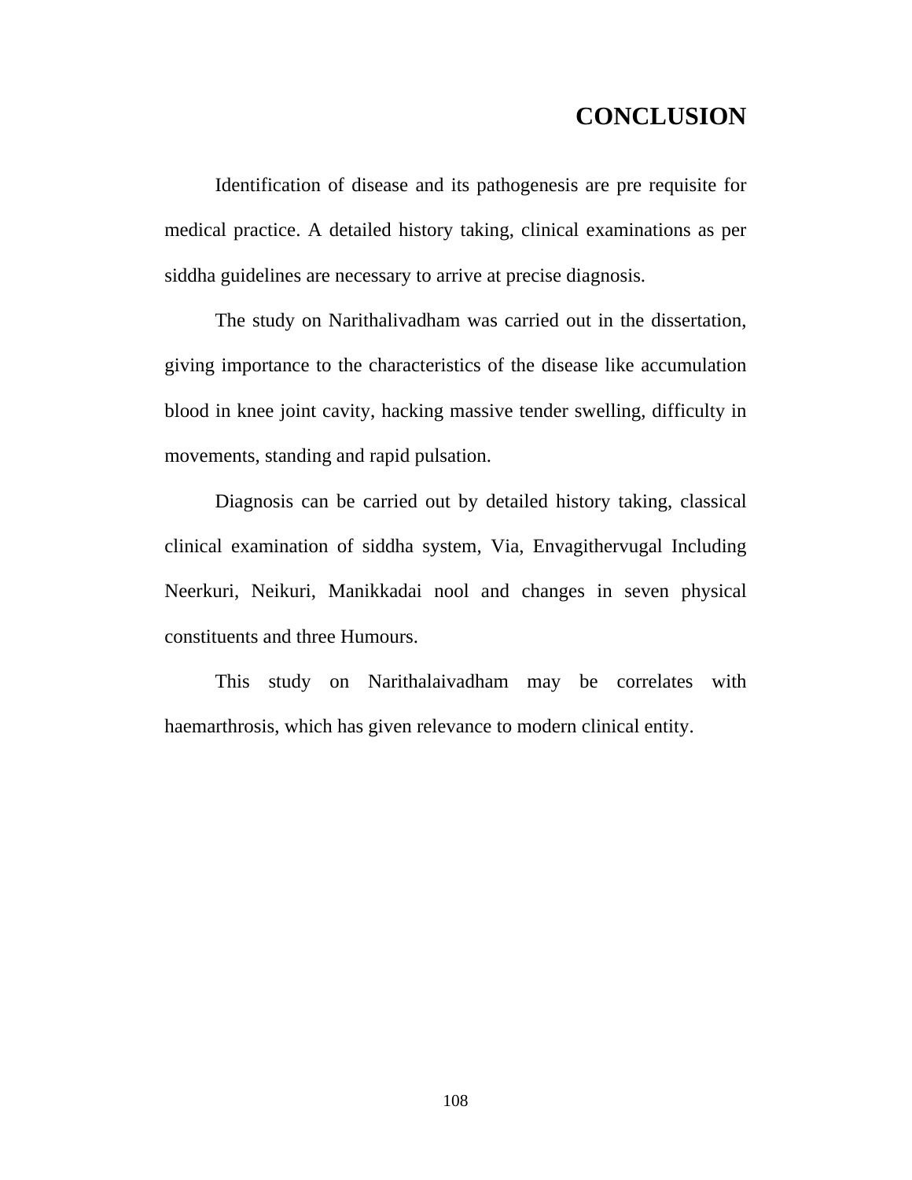# CONCLUSION

Identification of disease and its pathogenesis are pre requisite for medical practice. A detailed history taking, clinical examinations as per siddha guidelines are necessary to arrive at precise diagnosis.

The study on Narithalivadham was carried out in the dissertation, giving importance to the characteristics of the disease like accumulation blood in knee joint cavity, hacking massive tender swelling, difficulty in movements, standing and rapid pulsation.

Diagnosis can be carried out by detailed history taking, classical clinical examination of siddha system, Via, Envagithervugal Including Neerkuri, Neikuri, Manikkadai nool and changes in seven physical constituents and three Humours.

This study on Narithalaivadham may be correlates with haemarthrosis, which has given relevance to modern clinical entity.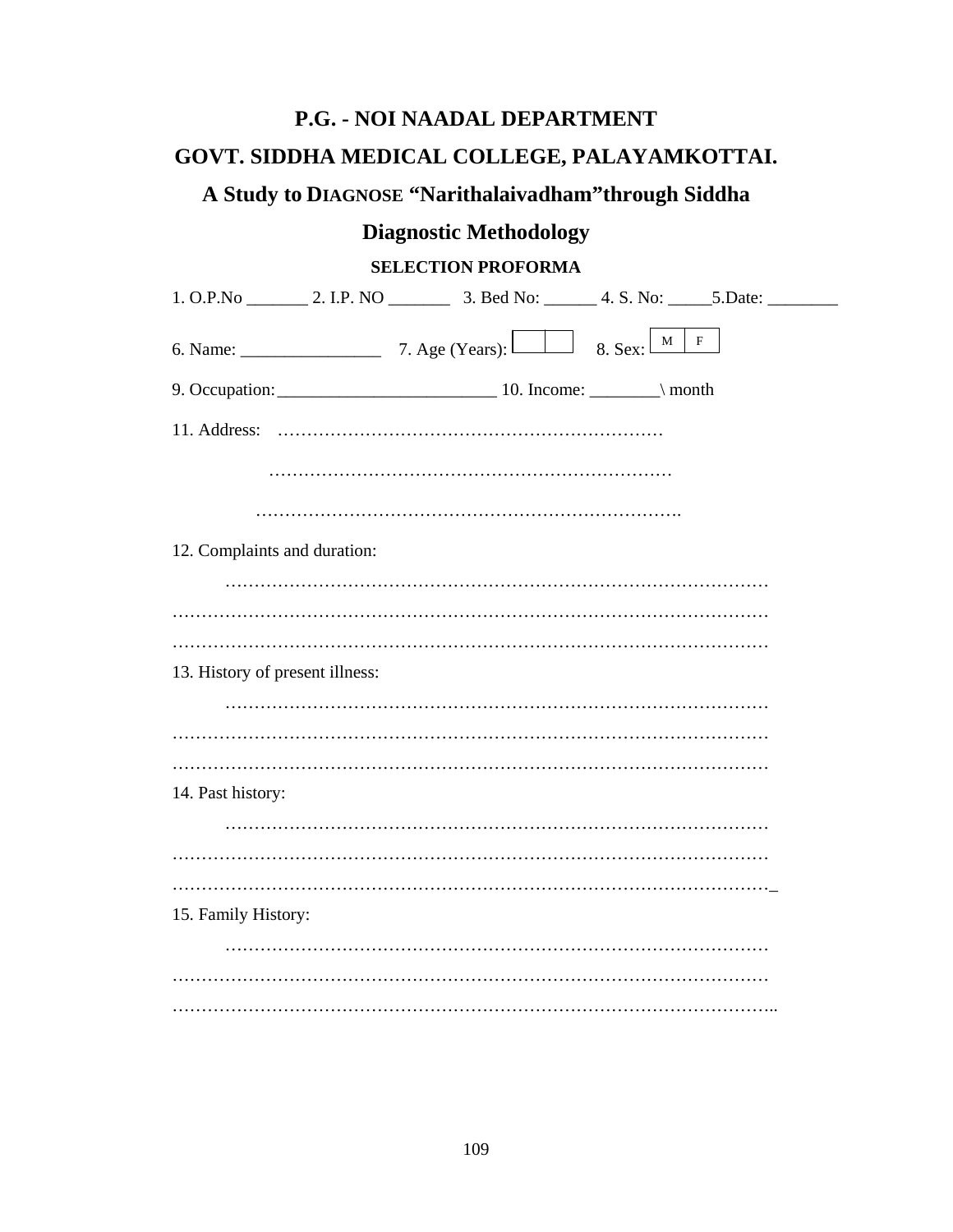# P.G. - NOI NAADAL DEPARTMENT

# GOVT. SIDDHA MEDICAL COLLEGE, PALAYAMKOTTAI.

## A Study to DIAGNOSE "Narithalaivadham"through Siddha Diagnostic Methodology

### SELECTION PROFORMA

1. O.P.No _______ 2. I.P. NO _______ 3. Bed No: ______ 4. S. No: _____5.Date: ________

6. Name: ________________ 7. Age (Years): [ | ] 8. Sex: [ M | F ]

9. Occupation:________________________ 10. Income: ________\ month

11. Address: …………………………………………………………

…………………………………………………………

…………………………………………………………….

12. Complaints and duration:

…………………………………………………………………………………

…………………………………………………………………………………

…………………………………………………………………………………

13. History of present illness:

…………………………………………………………………………………

…………………………………………………………………………………

…………………………………………………………………………………

14. Past history:

…………………………………………………………………………………

…………………………………………………………………………………

…………………………………………………………………………………_

15. Family History:

…………………………………………………………………………………

…………………………………………………………………………………

…………………………………………………………………………………..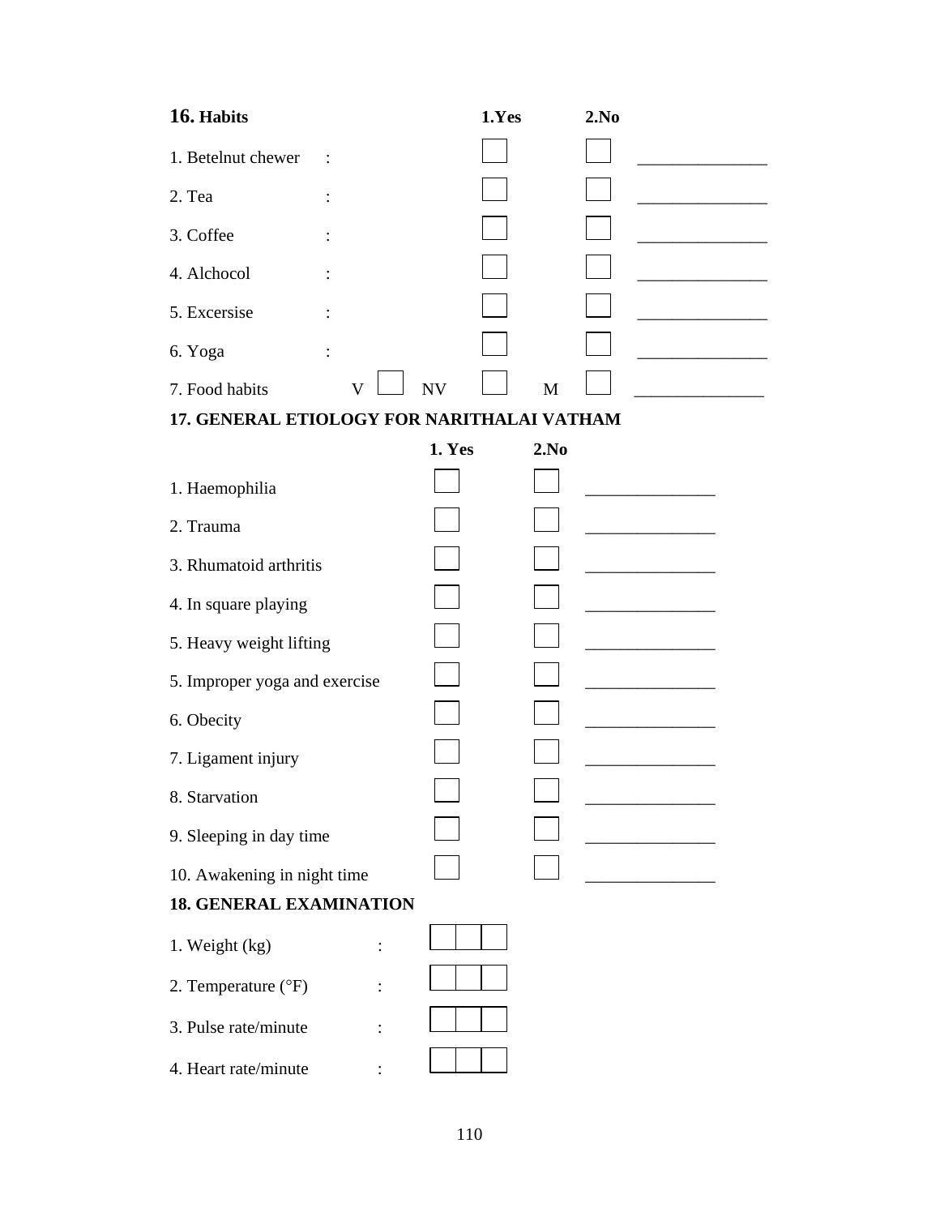**16. Habits**

| | | 1.Yes | 2.No | |
|---|---|---|---|---|
| 1. Betelnut chewer | : | ☐ | ☐ | _______________ |
| 2. Tea | : | ☐ | ☐ | _______________ |
| 3. Coffee | : | ☐ | ☐ | _______________ |
| 4. Alchocol | : | ☐ | ☐ | _______________ |
| 5. Excersise | : | ☐ | ☐ | _______________ |
| 6. Yoga | : | ☐ | ☐ | _______________ |

7. Food habits V ☐ NV ☐ M ☐ _______________

**17. GENERAL ETIOLOGY FOR NARITHALAI VATHAM**

| | 1. Yes | 2.No | |
|---|---|---|---|
| 1. Haemophilia | ☐ | ☐ | _______________ |
| 2. Trauma | ☐ | ☐ | _______________ |
| 3. Rhumatoid arthritis | ☐ | ☐ | _______________ |
| 4. In square playing | ☐ | ☐ | _______________ |
| 5. Heavy weight lifting | ☐ | ☐ | _______________ |
| 5. Improper yoga and exercise | ☐ | ☐ | _______________ |
| 6. Obecity | ☐ | ☐ | _______________ |
| 7. Ligament injury | ☐ | ☐ | _______________ |
| 8. Starvation | ☐ | ☐ | _______________ |
| 9. Sleeping in day time | ☐ | ☐ | _______________ |
| 10. Awakening in night time | ☐ | ☐ | _______________ |

**18. GENERAL EXAMINATION**

1. Weight (kg) : ☐☐☐
2. Temperature (°F) : ☐☐☐
3. Pulse rate/minute : ☐☐☐
4. Heart rate/minute : ☐☐☐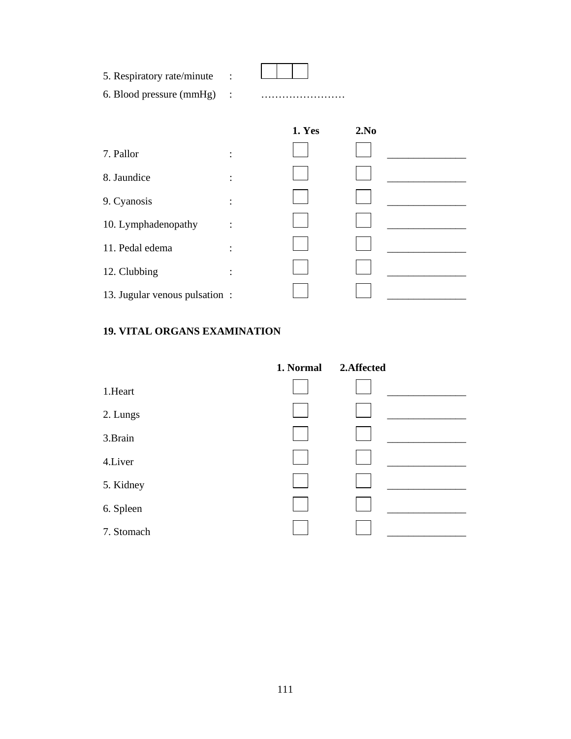5. Respiratory rate/minute : [ ][ ][ ]

6. Blood pressure (mmHg) : ……………………

| | 1. Yes | 2.No | |
|---|---|---|---|
| 7. Pallor : | ☐ | ☐ | _______________ |
| 8. Jaundice : | ☐ | ☐ | _______________ |
| 9. Cyanosis : | ☐ | ☐ | _______________ |
| 10. Lymphadenopathy : | ☐ | ☐ | _______________ |
| 11. Pedal edema : | ☐ | ☐ | _______________ |
| 12. Clubbing : | ☐ | ☐ | _______________ |
| 13. Jugular venous pulsation : | ☐ | ☐ | _______________ |

**19. VITAL ORGANS EXAMINATION**

| | 1. Normal | 2.Affected | |
|---|---|---|---|
| 1.Heart | ☐ | ☐ | _______________ |
| 2. Lungs | ☐ | ☐ | _______________ |
| 3.Brain | ☐ | ☐ | _______________ |
| 4.Liver | ☐ | ☐ | _______________ |
| 5. Kidney | ☐ | ☐ | _______________ |
| 6. Spleen | ☐ | ☐ | _______________ |
| 7. Stomach | ☐ | ☐ | _______________ |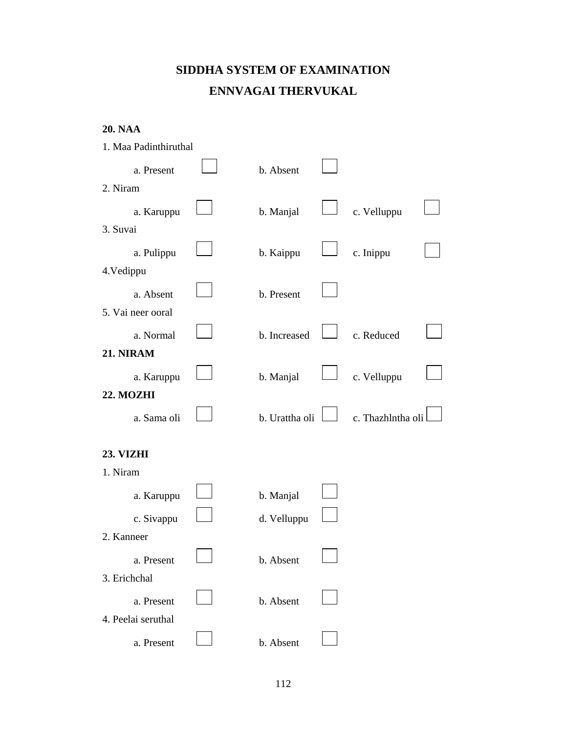# SIDDHA SYSTEM OF EXAMINATION

## ENNVAGAI THERVUKAL

**20. NAA**

1. Maa Padinthiruthal

   a. Present ☐ b. Absent ☐

2. Niram

   a. Karuppu ☐ b. Manjal ☐ c. Velluppu ☐

3. Suvai

   a. Pulippu ☐ b. Kaippu ☐ c. Inippu ☐

4. Vedippu

   a. Absent ☐ b. Present ☐

5. Vai neer ooral

   a. Normal ☐ b. Increased ☐ c. Reduced ☐

**21. NIRAM**

a. Karuppu ☐ b. Manjal ☐ c. Velluppu ☐

**22. MOZHI**

a. Sama oli ☐ b. Urattha oli ☐ c. Thazhlntha oli ☐

**23. VIZHI**

1. Niram

   a. Karuppu ☐ b. Manjal ☐

   c. Sivappu ☐ d. Velluppu ☐

2. Kanneer

   a. Present ☐ b. Absent ☐

3. Erichchal

   a. Present ☐ b. Absent ☐

4. Peelai seruthal

   a. Present ☐ b. Absent ☐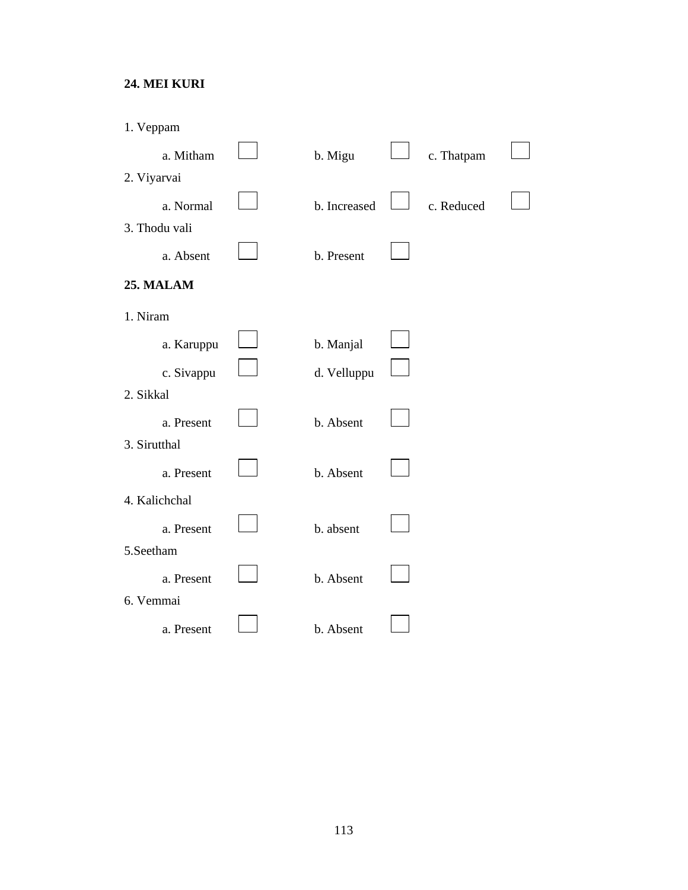**24. MEI KURI**

1. Veppam

   a. Mitham ☐ b. Migu ☐ c. Thatpam ☐

2. Viyarvai

   a. Normal ☐ b. Increased ☐ c. Reduced ☐

3. Thodu vali

   a. Absent ☐ b. Present ☐

**25. MALAM**

1. Niram

   a. Karuppu ☐ b. Manjal ☐

   c. Sivappu ☐ d. Velluppu ☐

2. Sikkal

   a. Present ☐ b. Absent ☐

3. Sirutthal

   a. Present ☐ b. Absent ☐

4. Kalichchal

   a. Present ☐ b. absent ☐

5.Seetham

   a. Present ☐ b. Absent ☐

6. Vemmai

   a. Present ☐ b. Absent ☐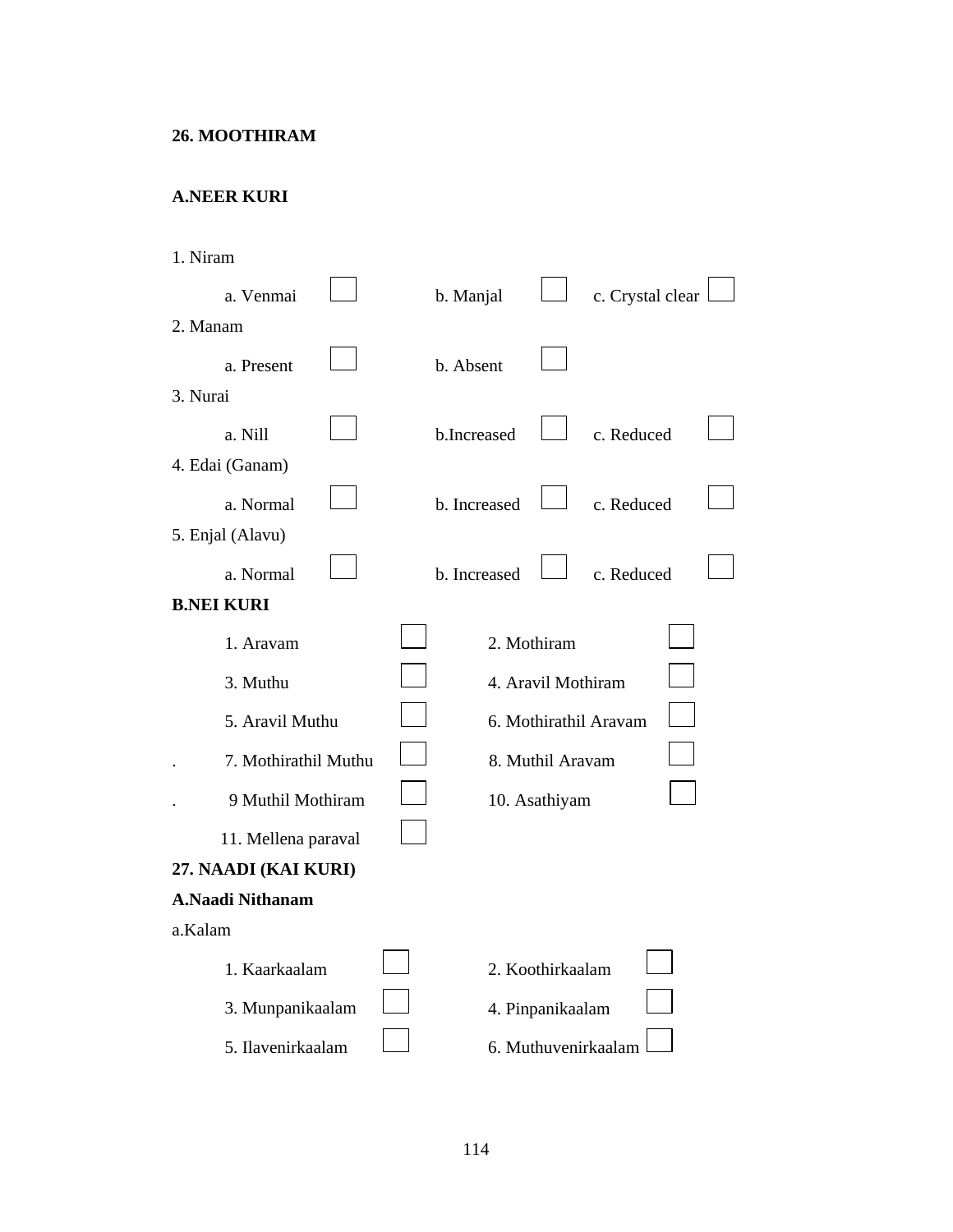**26. MOOTHIRAM**

**A.NEER KURI**

1. Niram

   a. Venmai ☐ b. Manjal ☐ c. Crystal clear ☐

2. Manam

   a. Present ☐ b. Absent ☐

3. Nurai

   a. Nill ☐ b.Increased ☐ c. Reduced ☐

4. Edai (Ganam)

   a. Normal ☐ b. Increased ☐ c. Reduced ☐

5. Enjal (Alavu)

   a. Normal ☐ b. Increased ☐ c. Reduced ☐

**B.NEI KURI**

| | |
|---|---|
| 1. Aravam ☐ | 2. Mothiram ☐ |
| 3. Muthu ☐ | 4. Aravil Mothiram ☐ |
| 5. Aravil Muthu ☐ | 6. Mothirathil Aravam ☐ |
| 7. Mothirathil Muthu ☐ | 8. Muthil Aravam ☐ |
| 9 Muthil Mothiram ☐ | 10. Asathiyam ☐ |
| 11. Mellena paraval ☐ | |

**27. NAADI (KAI KURI)**

**A.Naadi Nithanam**

a.Kalam

| | |
|---|---|
| 1. Kaarkaalam ☐ | 2. Koothirkaalam ☐ |
| 3. Munpanikaalam ☐ | 4. Pinpanikaalam ☐ |
| 5. Ilavenirkaalam ☐ | 6. Muthuvenirkaalam ☐ |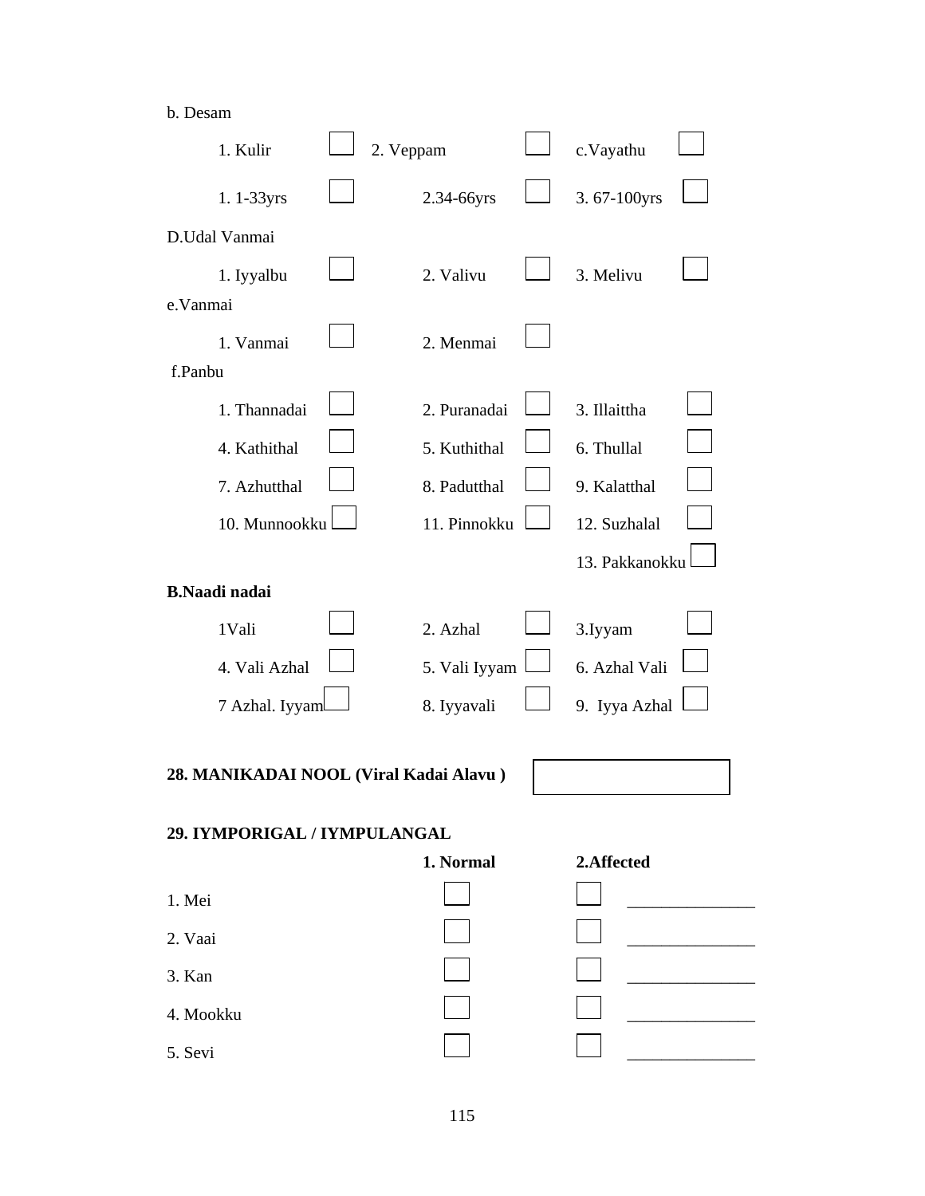b. Desam

1. Kulir ☐ 2. Veppam ☐ c.Vayathu ☐

1. 1-33yrs ☐ 2.34-66yrs ☐ 3. 67-100yrs ☐

D.Udal Vanmai

1. Iyyalbu ☐ 2. Valivu ☐ 3. Melivu ☐

e.Vanmai

1. Vanmai ☐ 2. Menmai ☐

f.Panbu

1. Thannadai ☐ 2. Puranadai ☐ 3. Illaittha ☐

4. Kathithal ☐ 5. Kuthithal ☐ 6. Thullal ☐

7. Azhutthal ☐ 8. Padutthal ☐ 9. Kalatthal ☐

10. Munnookku ☐ 11. Pinnokku ☐ 12. Suzhalal ☐

13. Pakkanokku ☐

**B.Naadi nadai**

1Vali ☐ 2. Azhal ☐ 3.Iyyam ☐

4. Vali Azhal ☐ 5. Vali Iyyam ☐ 6. Azhal Vali ☐

7 Azhal. Iyyam ☐ 8. Iyyavali ☐ 9. Iyya Azhal ☐

**28. MANIKADAI NOOL (Viral Kadai Alavu )** ☐

**29. IYMPORIGAL / IYMPULANGAL**

| | **1. Normal** | **2.Affected** | |
|---|---|---|---|
| 1. Mei | ☐ | ☐ | ______________ |
| 2. Vaai | ☐ | ☐ | ______________ |
| 3. Kan | ☐ | ☐ | ______________ |
| 4. Mookku | ☐ | ☐ | ______________ |
| 5. Sevi | ☐ | ☐ | ______________ |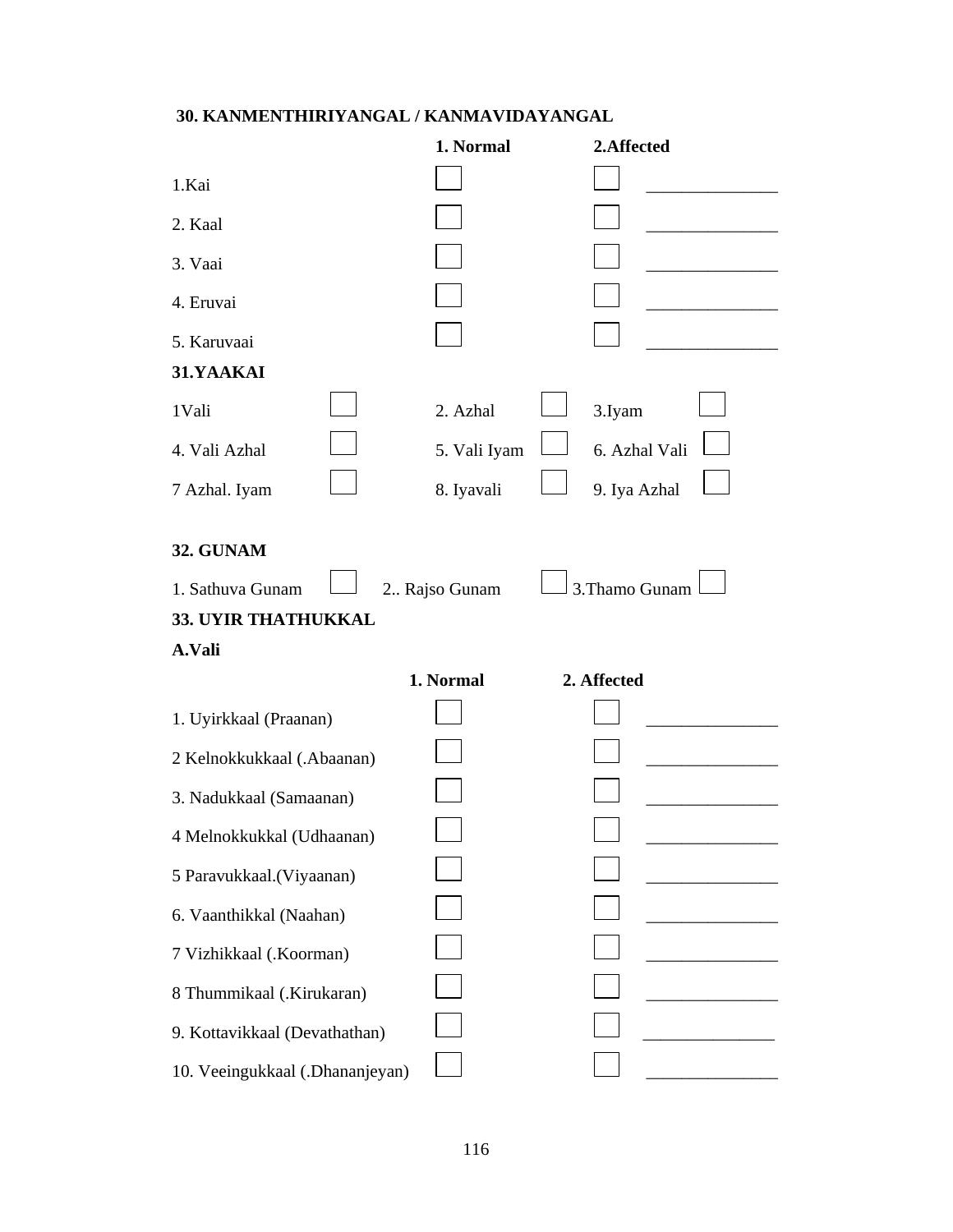**30. KANMENTHIRIYANGAL / KANMAVIDAYANGAL**

| | 1. Normal | 2.Affected | |
|---|---|---|---|
| 1.Kai | ☐ | ☐ | _______________ |
| 2. Kaal | ☐ | ☐ | _______________ |
| 3. Vaai | ☐ | ☐ | _______________ |
| 4. Eruvai | ☐ | ☐ | _______________ |
| 5. Karuvaai | ☐ | ☐ | _______________ |

**31.YAAKAI**

| | | | | | |
|---|---|---|---|---|---|
| 1Vali | ☐ | 2. Azhal | ☐ | 3.Iyam | ☐ |
| 4. Vali Azhal | ☐ | 5. Vali Iyam | ☐ | 6. Azhal Vali | ☐ |
| 7 Azhal. Iyam | ☐ | 8. Iyavali | ☐ | 9. Iya Azhal | ☐ |

**32. GUNAM**

1. Sathuva Gunam ☐ 2.. Rajso Gunam ☐ 3.Thamo Gunam ☐

**33. UYIR THATHUKKAL**

**A.Vali**

| | 1. Normal | 2. Affected | |
|---|---|---|---|
| 1. Uyirkkaal (Praanan) | ☐ | ☐ | _______________ |
| 2 Kelnokkukkaal (.Abaanan) | ☐ | ☐ | _______________ |
| 3. Nadukkaal (Samaanan) | ☐ | ☐ | _______________ |
| 4 Melnokkukkal (Udhaanan) | ☐ | ☐ | _______________ |
| 5 Paravukkaal.(Viyaanan) | ☐ | ☐ | _______________ |
| 6. Vaanthikkal (Naahan) | ☐ | ☐ | _______________ |
| 7 Vizhikkaal (.Koorman) | ☐ | ☐ | _______________ |
| 8 Thummikaal (.Kirukaran) | ☐ | ☐ | _______________ |
| 9. Kottavikkaal (Devathathan) | ☐ | ☐ | _______________ |
| 10. Veeingukkaal (.Dhananjeyan) | ☐ | ☐ | _______________ |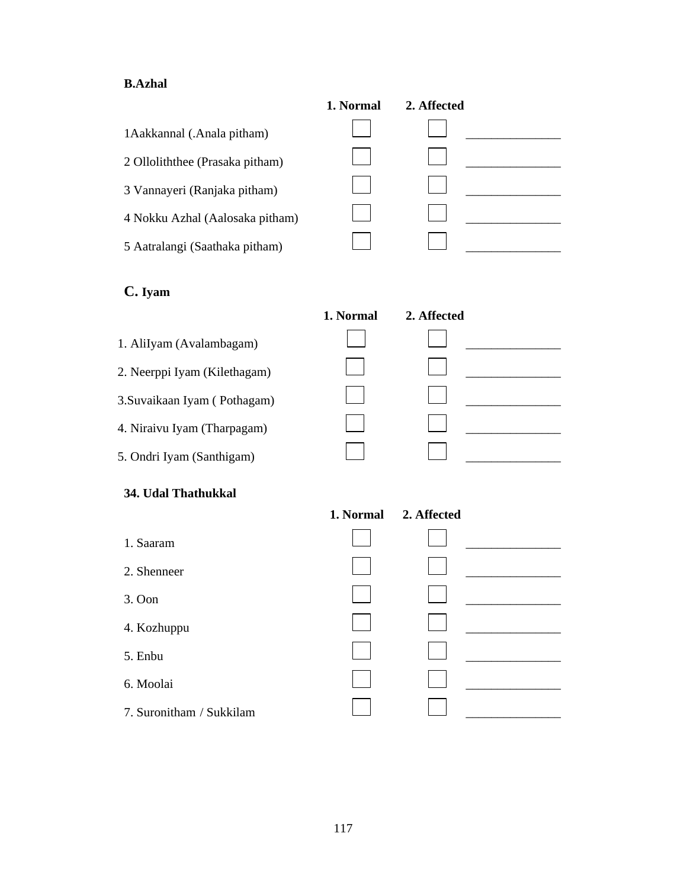**B.Azhal**

| | 1. Normal | 2. Affected | |
|---|---|---|---|
| 1Aakkannal (.Anala pitham) | ☐ | ☐ | _______________ |
| 2 Ollolithhee (Prasaka pitham) | ☐ | ☐ | _______________ |
| 3 Vannayeri (Ranjaka pitham) | ☐ | ☐ | _______________ |
| 4 Nokku Azhal (Aalosaka pitham) | ☐ | ☐ | _______________ |
| 5 Aatralangi (Saathaka pitham) | ☐ | ☐ | _______________ |

**C. Iyam**

| | 1. Normal | 2. Affected | |
|---|---|---|---|
| 1. AliIyam (Avalambagam) | ☐ | ☐ | _______________ |
| 2. Neerppi Iyam (Kilethagam) | ☐ | ☐ | _______________ |
| 3.Suvaikaan Iyam ( Pothagam) | ☐ | ☐ | _______________ |
| 4. Niraivu Iyam (Tharpagam) | ☐ | ☐ | _______________ |
| 5. Ondri Iyam (Santhigam) | ☐ | ☐ | _______________ |

**34. Udal Thathukkal**

| | 1. Normal | 2. Affected | |
|---|---|---|---|
| 1. Saaram | ☐ | ☐ | _______________ |
| 2. Shenneer | ☐ | ☐ | _______________ |
| 3. Oon | ☐ | ☐ | _______________ |
| 4. Kozhuppu | ☐ | ☐ | _______________ |
| 5. Enbu | ☐ | ☐ | _______________ |
| 6. Moolai | ☐ | ☐ | _______________ |
| 7. Suronitham / Sukkilam | ☐ | ☐ | _______________ |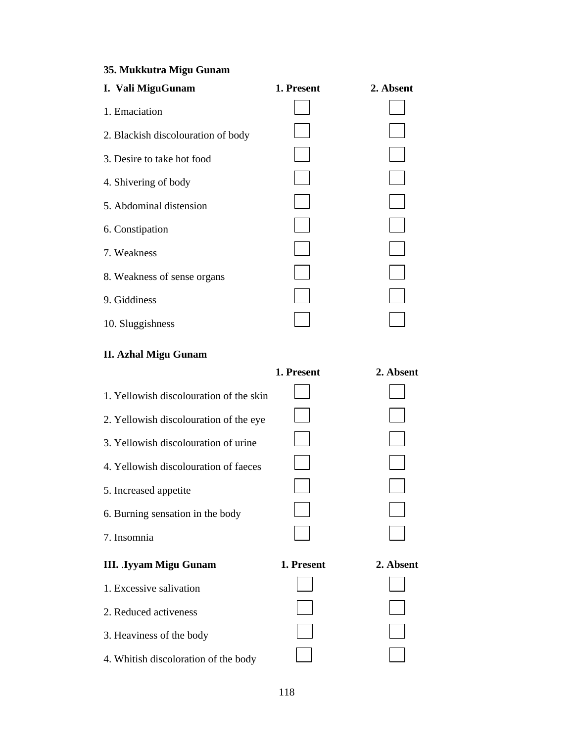**35. Mukkutra Migu Gunam**

| I. Vali MiguGunam | 1. Present | 2. Absent |
|---|---|---|
| 1. Emaciation | ☐ | ☐ |
| 2. Blackish discolouration of body | ☐ | ☐ |
| 3. Desire to take hot food | ☐ | ☐ |
| 4. Shivering of body | ☐ | ☐ |
| 5. Abdominal distension | ☐ | ☐ |
| 6. Constipation | ☐ | ☐ |
| 7. Weakness | ☐ | ☐ |
| 8. Weakness of sense organs | ☐ | ☐ |
| 9. Giddiness | ☐ | ☐ |
| 10. Sluggishness | ☐ | ☐ |

**II. Azhal Migu Gunam**

| | 1. Present | 2. Absent |
|---|---|---|
| 1. Yellowish discolouration of the skin | ☐ | ☐ |
| 2. Yellowish discolouration of the eye | ☐ | ☐ |
| 3. Yellowish discolouration of urine | ☐ | ☐ |
| 4. Yellowish discolouration of faeces | ☐ | ☐ |
| 5. Increased appetite | ☐ | ☐ |
| 6. Burning sensation in the body | ☐ | ☐ |
| 7. Insomnia | ☐ | ☐ |

| III. .Iyyam Migu Gunam | 1. Present | 2. Absent |
|---|---|---|
| 1. Excessive salivation | ☐ | ☐ |
| 2. Reduced activeness | ☐ | ☐ |
| 3. Heaviness of the body | ☐ | ☐ |
| 4. Whitish discoloration of the body | ☐ | ☐ |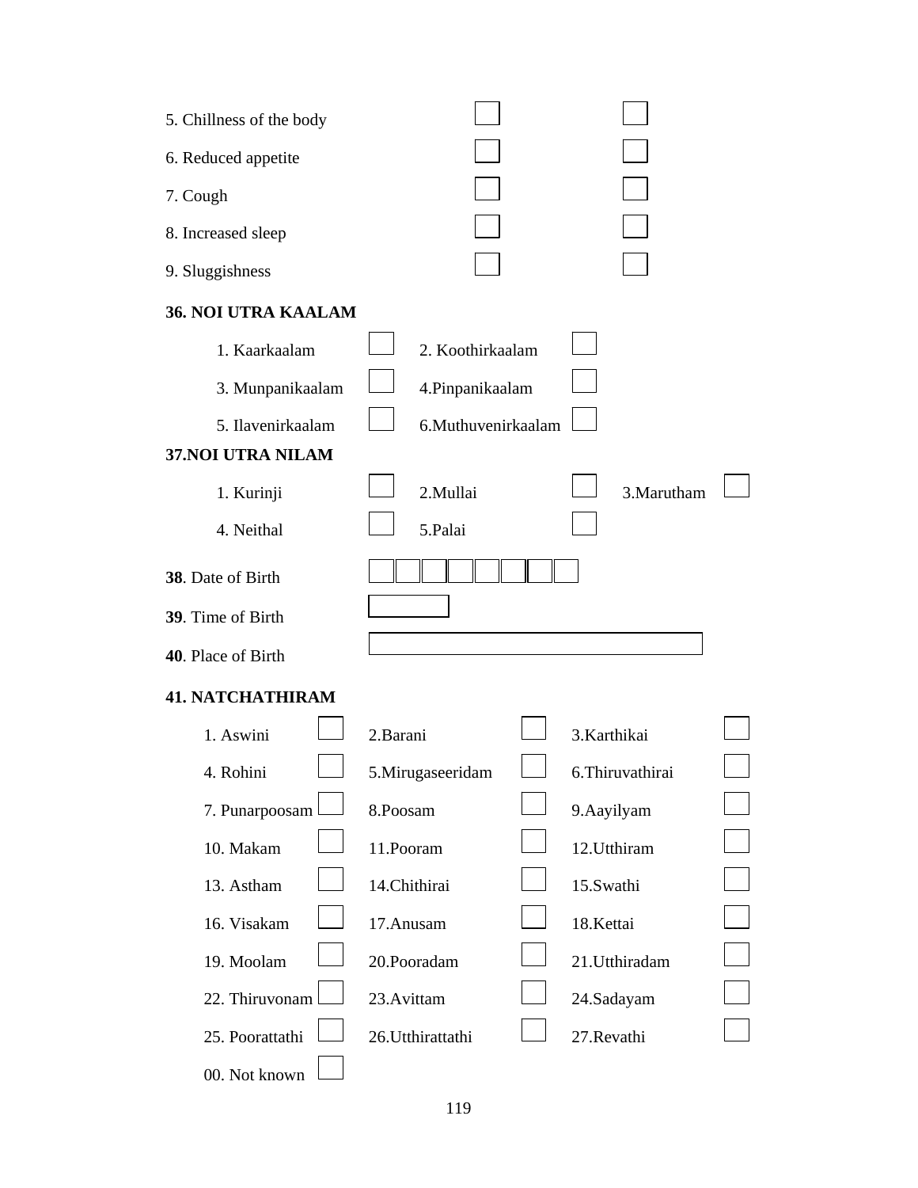| | | |
|---|---|---|
| 5. Chillness of the body | ☐ | ☐ |
| 6. Reduced appetite | ☐ | ☐ |
| 7. Cough | ☐ | ☐ |
| 8. Increased sleep | ☐ | ☐ |
| 9. Sluggishness | ☐ | ☐ |

**36. NOI UTRA KAALAM**

| | | | |
|---|---|---|---|
| 1. Kaarkaalam | ☐ | 2. Koothirkaalam | ☐ |
| 3. Munpanikaalam | ☐ | 4.Pinpanikaalam | ☐ |
| 5. Ilavenirkaalam | ☐ | 6.Muthuvenirkaalam | ☐ |

**37.NOI UTRA NILAM**

| | | | | | |
|---|---|---|---|---|---|
| 1. Kurinji | ☐ | 2.Mullai | ☐ | 3.Marutham | ☐ |
| 4. Neithal | ☐ | 5.Palai | ☐ | | |

**38**. Date of Birth ☐☐☐☐☐☐☐☐

**39**. Time of Birth ☐

**40**. Place of Birth ☐

**41. NATCHATHIRAM**

| | | | | | |
|---|---|---|---|---|---|
| 1. Aswini | ☐ | 2.Barani | ☐ | 3.Karthikai | ☐ |
| 4. Rohini | ☐ | 5.Mirugaseeridam | ☐ | 6.Thiruvathirai | ☐ |
| 7. Punarpoosam | ☐ | 8.Poosam | ☐ | 9.Aayilyam | ☐ |
| 10. Makam | ☐ | 11.Pooram | ☐ | 12.Utthiram | ☐ |
| 13. Astham | ☐ | 14.Chithirai | ☐ | 15.Swathi | ☐ |
| 16. Visakam | ☐ | 17.Anusam | ☐ | 18.Kettai | ☐ |
| 19. Moolam | ☐ | 20.Pooradam | ☐ | 21.Utthiradam | ☐ |
| 22. Thiruvonam | ☐ | 23.Avittam | ☐ | 24.Sadayam | ☐ |
| 25. Poorattathi | ☐ | 26.Utthirattathi | ☐ | 27.Revathi | ☐ |
| 00. Not known | ☐ | | | | |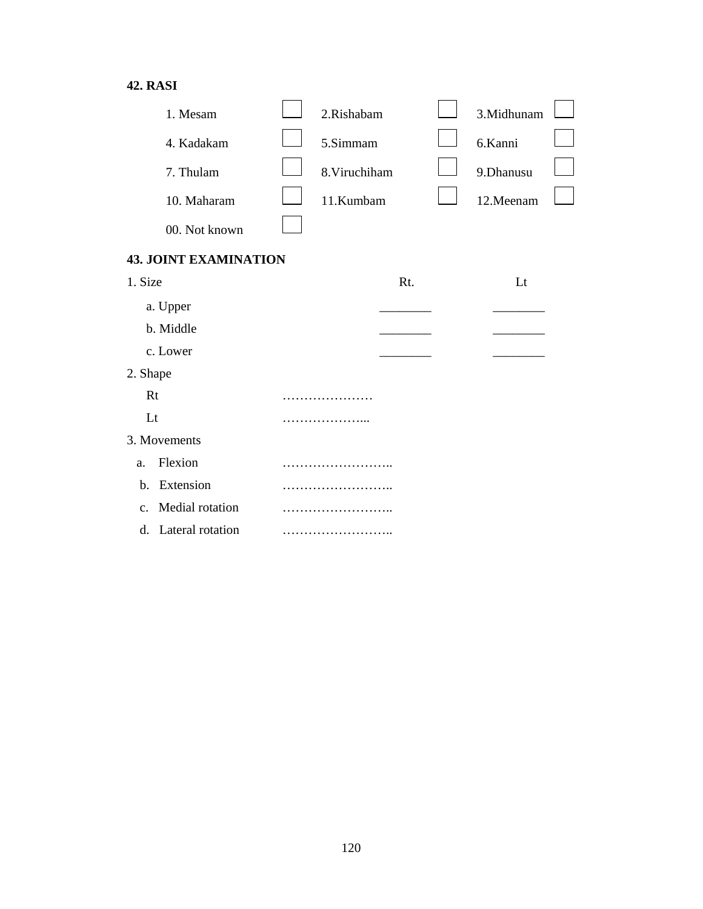**42. RASI**

| | | | | | |
|---|---|---|---|---|---|
| 1. Mesam | ☐ | 2.Rishabam | ☐ | 3.Midhunam | ☐ |
| 4. Kadakam | ☐ | 5.Simmam | ☐ | 6.Kanni | ☐ |
| 7. Thulam | ☐ | 8.Viruchiham | ☐ | 9.Dhanusu | ☐ |
| 10. Maharam | ☐ | 11.Kumbam | ☐ | 12.Meenam | ☐ |
| 00. Not known | ☐ | | | | |

**43. JOINT EXAMINATION**

| 1. Size | Rt. | Lt |
|---|---|---|
| a. Upper | ________ | ________ |
| b. Middle | ________ | ________ |
| c. Lower | ________ | ________ |

2. Shape

Rt …………………

Lt ………………...

3. Movements

a. Flexion ……………………..

b. Extension ……………………..

c. Medial rotation ……………………..

d. Lateral rotation ……………………..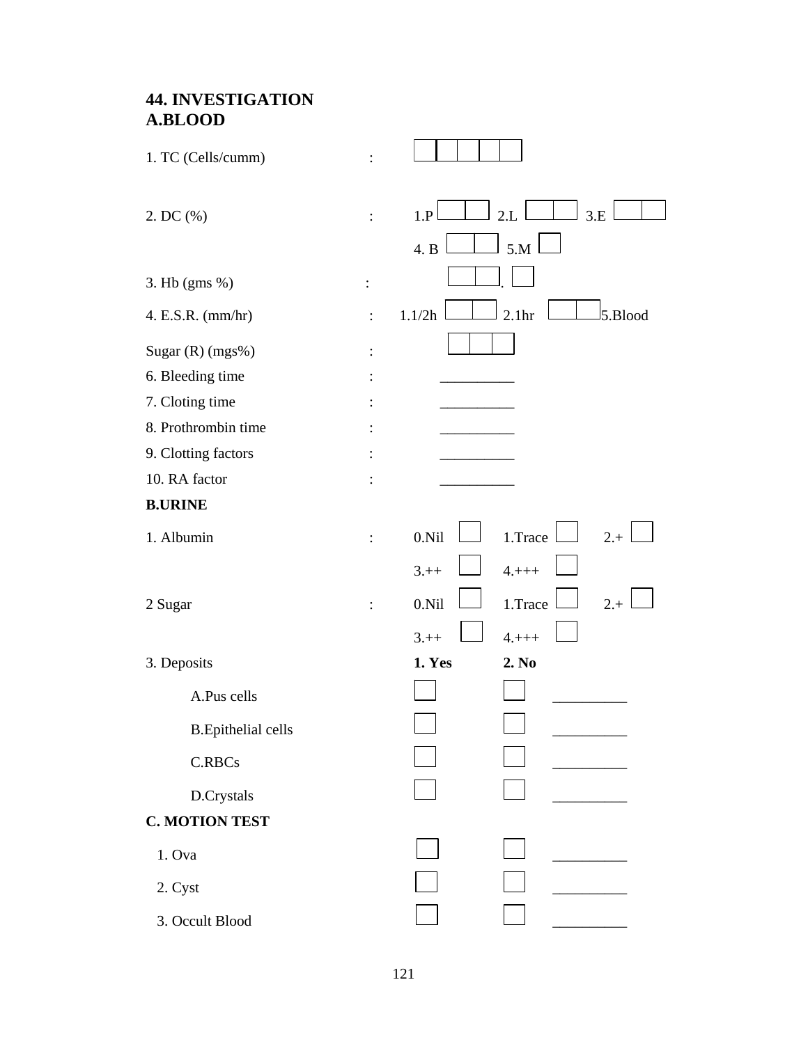## 44. INVESTIGATION

### A.BLOOD

1. TC (Cells/cumm) : ☐☐☐☐☐

2. DC (%) : 1.P ☐☐ 2.L ☐☐ 3.E ☐☐

   4. B ☐☐ 5.M ☐

3. Hb (gms %) : ☐☐ . ☐

4. E.S.R. (mm/hr) : 1.1/2h ☐☐ 2.1hr ☐☐ 5.Blood

Sugar (R) (mgs%) : ☐☐☐

6. Bleeding time : __________
7. Cloting time : __________
8. Prothrombin time : __________
9. Clotting factors : __________
10. RA factor : __________

### B.URINE

1. Albumin : 0.Nil ☐ 1.Trace ☐ 2.+ ☐

   3.++ ☐ 4.+++ ☐

2 Sugar : 0.Nil ☐ 1.Trace ☐ 2.+ ☐

   3.++ ☐ 4.+++ ☐

3. Deposits

| | **1. Yes** | **2. No** | |
|---|---|---|---|
| A.Pus cells | ☐ | ☐ | __________ |
| B.Epithelial cells | ☐ | ☐ | __________ |
| C.RBCs | ☐ | ☐ | __________ |
| D.Crystals | ☐ | ☐ | __________ |

### C. MOTION TEST

| | | | |
|---|---|---|---|
| 1. Ova | ☐ | ☐ | __________ |
| 2. Cyst | ☐ | ☐ | __________ |
| 3. Occult Blood | ☐ | ☐ | __________ |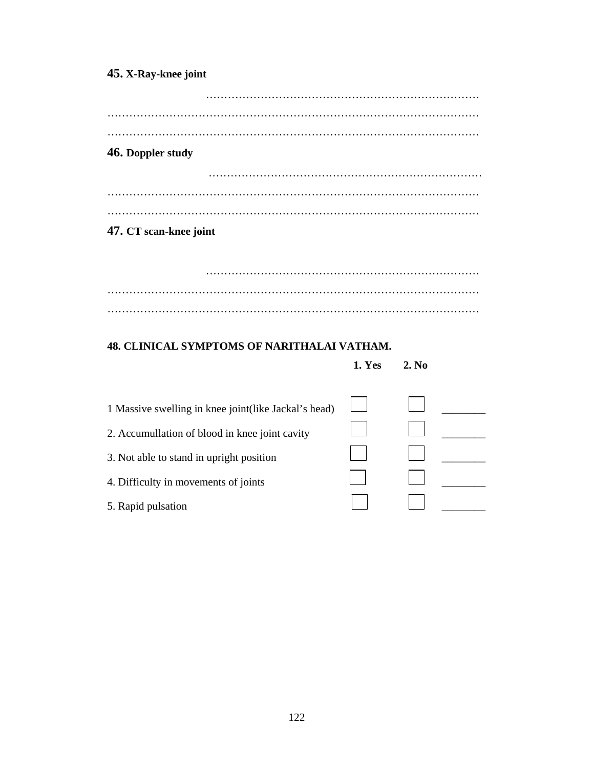**45. X-Ray-knee joint**

…………………………………………………………………
………………………………………………………………………………………
………………………………………………………………………………………

**46. Doppler study**

…………………………………………………………………
………………………………………………………………………………………
………………………………………………………………………………………

**47. CT scan-knee joint**

…………………………………………………………………
………………………………………………………………………………………
………………………………………………………………………………………

**48. CLINICAL SYMPTOMS OF NARITHALAI VATHAM.**

| | **1. Yes** | **2. No** | |
|---|---|---|---|
| 1 Massive swelling in knee joint(like Jackal's head) | ☐ | ☐ | ________ |
| 2. Accumullation of blood in knee joint cavity | ☐ | ☐ | ________ |
| 3. Not able to stand in upright position | ☐ | ☐ | ________ |
| 4. Difficulty in movements of joints | ☐ | ☐ | ________ |
| 5. Rapid pulsation | ☐ | ☐ | ________ |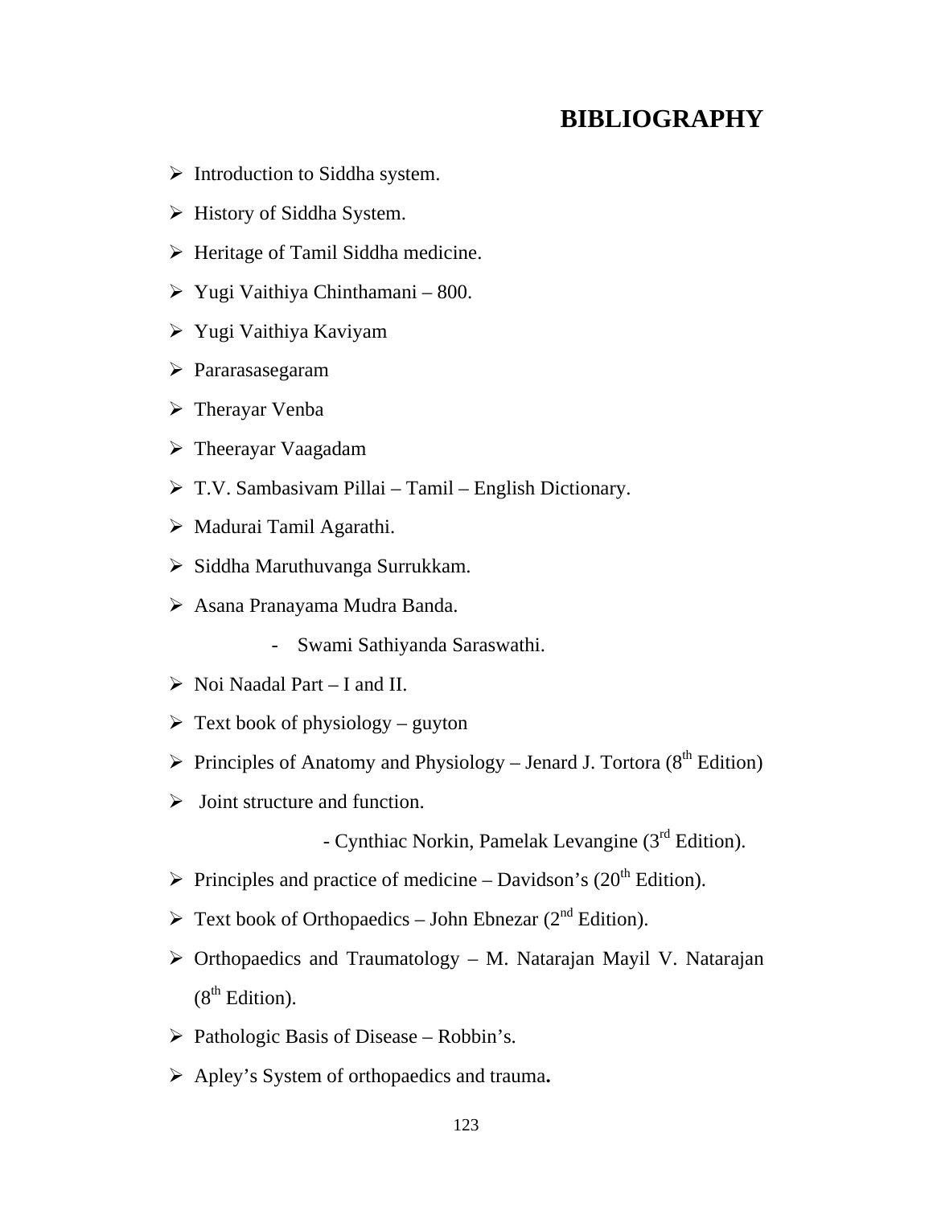# BIBLIOGRAPHY

- Introduction to Siddha system.
- History of Siddha System.
- Heritage of Tamil Siddha medicine.
- Yugi Vaithiya Chinthamani – 800.
- Yugi Vaithiya Kaviyam
- Pararasasegaram
- Therayar Venba
- Theerayar Vaagadam
- T.V. Sambasivam Pillai – Tamil – English Dictionary.
- Madurai Tamil Agarathi.
- Siddha Maruthuvanga Surrukkam.
- Asana Pranayama Mudra Banda.

  - Swami Sathiyanda Saraswathi.
- Noi Naadal Part – I and II.
- Text book of physiology – guyton
- Principles of Anatomy and Physiology – Jenard J. Tortora (8th Edition)
- Joint structure and function.

  - Cynthiac Norkin, Pamelak Levangine (3rd Edition).
- Principles and practice of medicine – Davidson's (20th Edition).
- Text book of Orthopaedics – John Ebnezar (2nd Edition).
- Orthopaedics and Traumatology – M. Natarajan Mayil V. Natarajan (8th Edition).
- Pathologic Basis of Disease – Robbin's.
- Apley's System of orthopaedics and trauma**.**